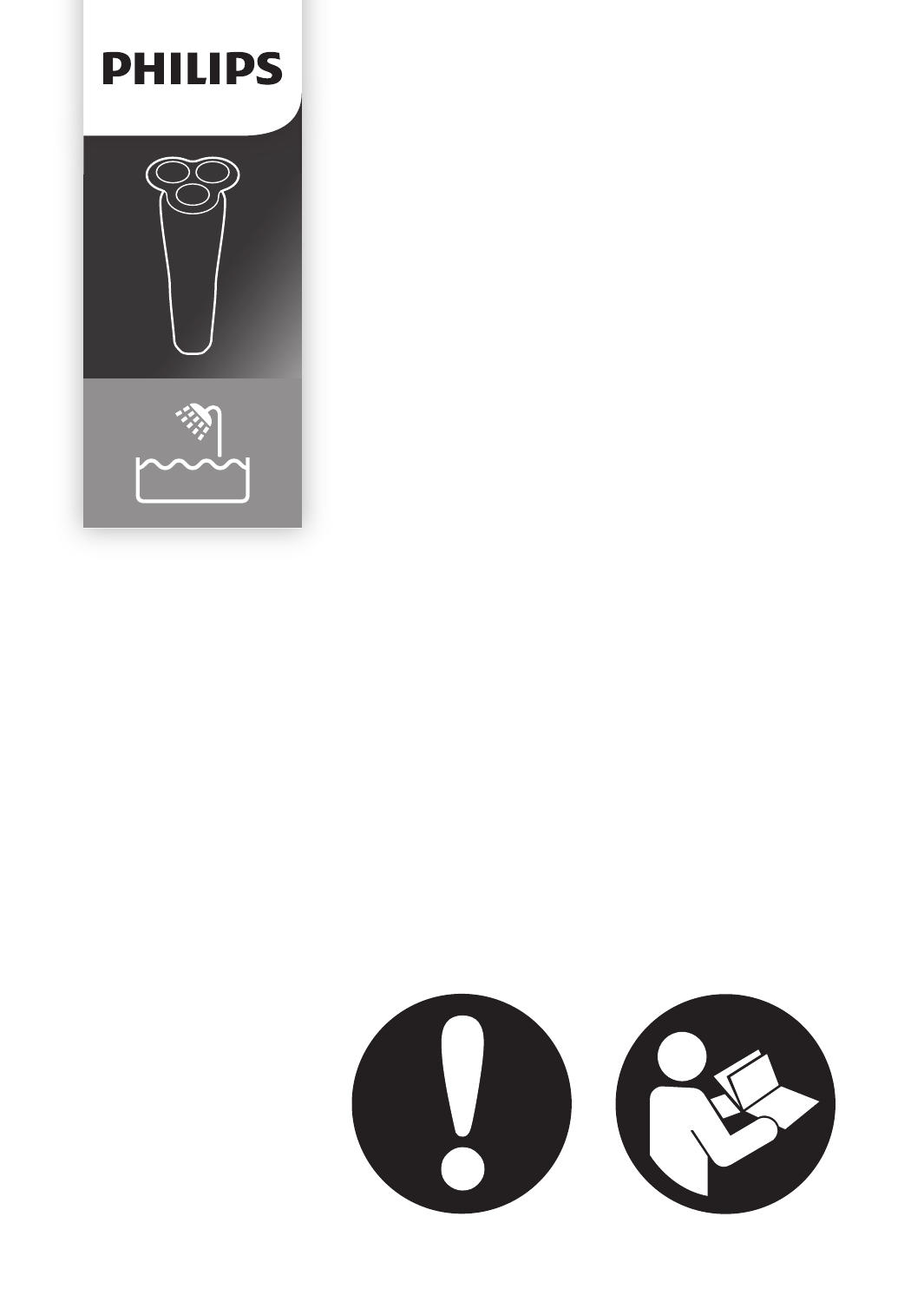PHILIPS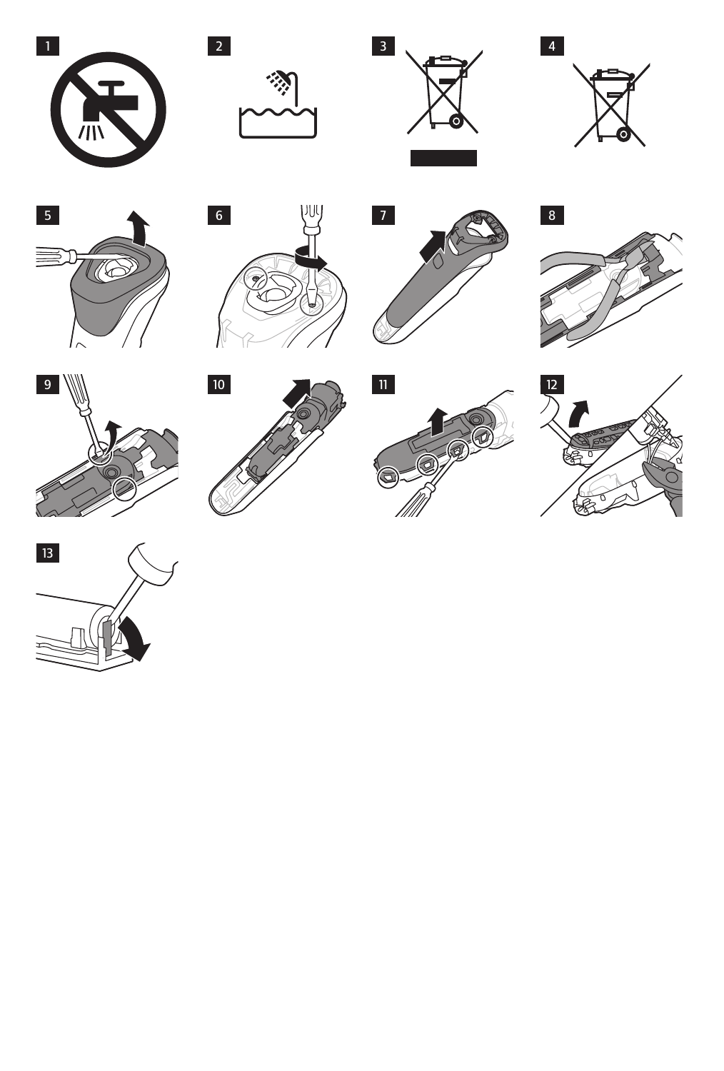1

2

3

4

5

6

7

8

9

10

11

12

13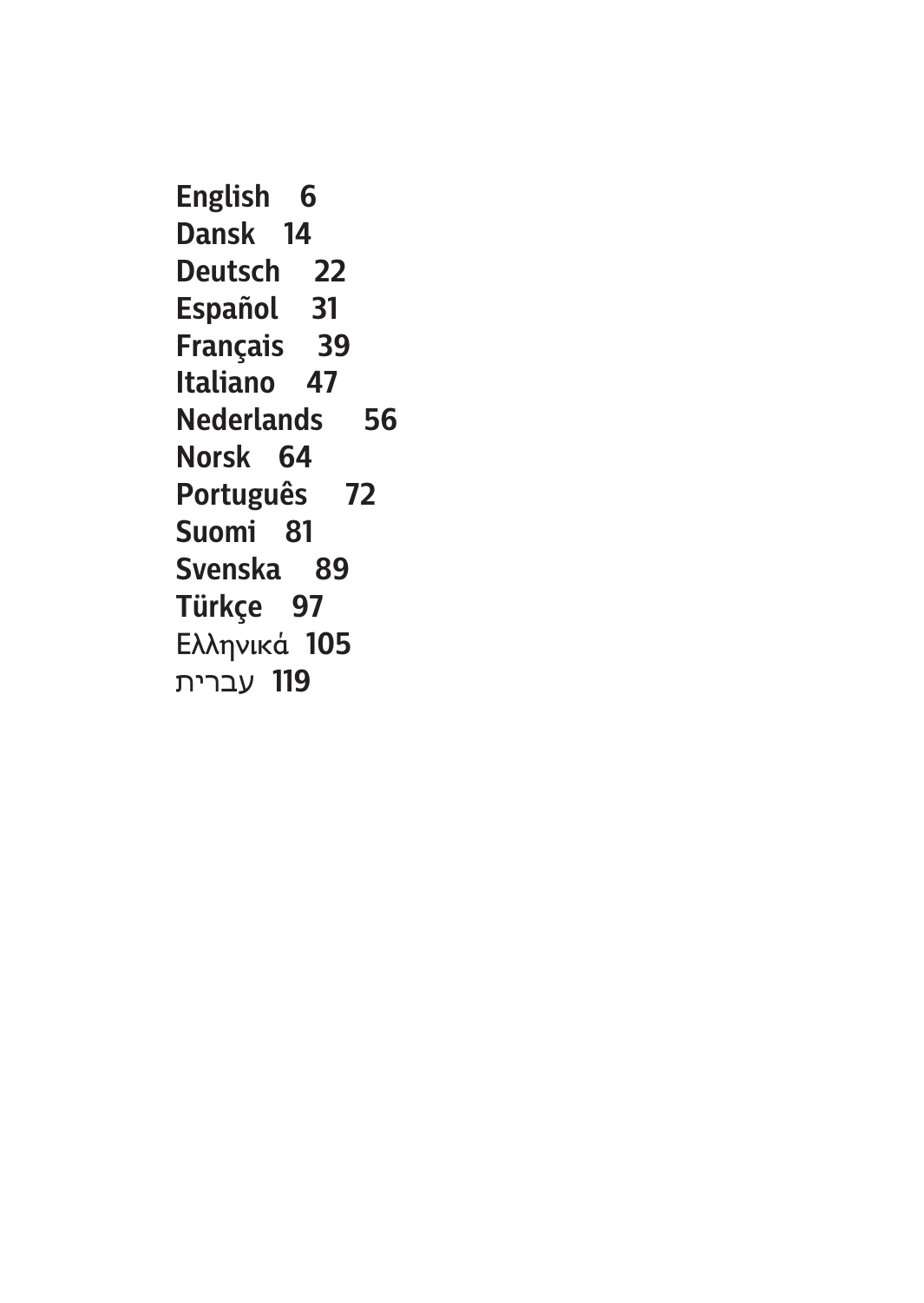**English 6**
**Dansk 14**
**Deutsch 22**
**Español 31**
**Français 39**
**Italiano 47**
**Nederlands 56**
**Norsk 64**
**Português 72**
**Suomi 81**
**Svenska 89**
**Türkçe 97**
Ελληνικά **105**
עברית **119**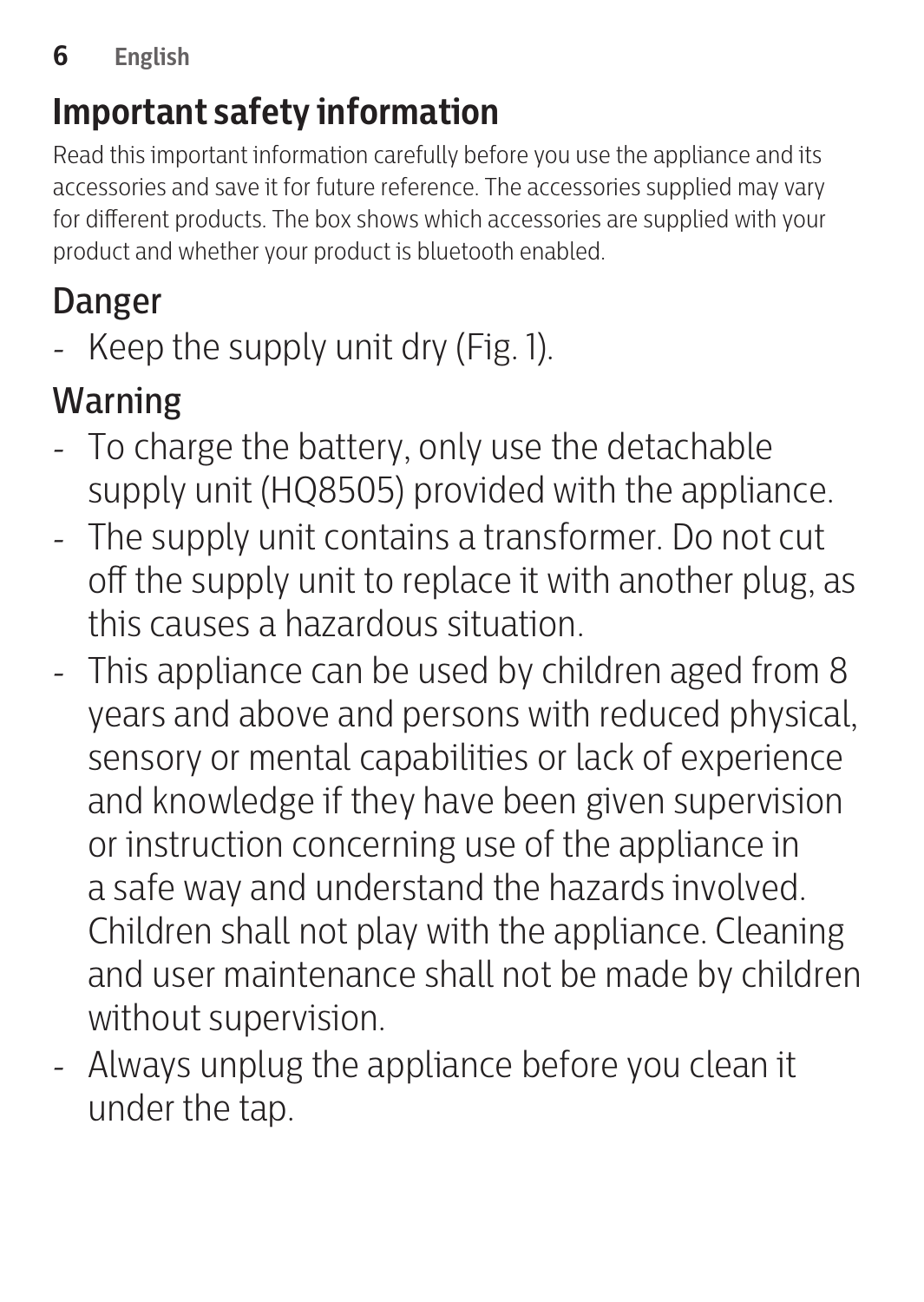# Important safety information

Read this important information carefully before you use the appliance and its accessories and save it for future reference. The accessories supplied may vary for different products. The box shows which accessories are supplied with your product and whether your product is bluetooth enabled.

## Danger

- Keep the supply unit dry (Fig. 1).

## Warning

- To charge the battery, only use the detachable supply unit (HQ8505) provided with the appliance.
- The supply unit contains a transformer. Do not cut off the supply unit to replace it with another plug, as this causes a hazardous situation.
- This appliance can be used by children aged from 8 years and above and persons with reduced physical, sensory or mental capabilities or lack of experience and knowledge if they have been given supervision or instruction concerning use of the appliance in a safe way and understand the hazards involved. Children shall not play with the appliance. Cleaning and user maintenance shall not be made by children without supervision.
- Always unplug the appliance before you clean it under the tap.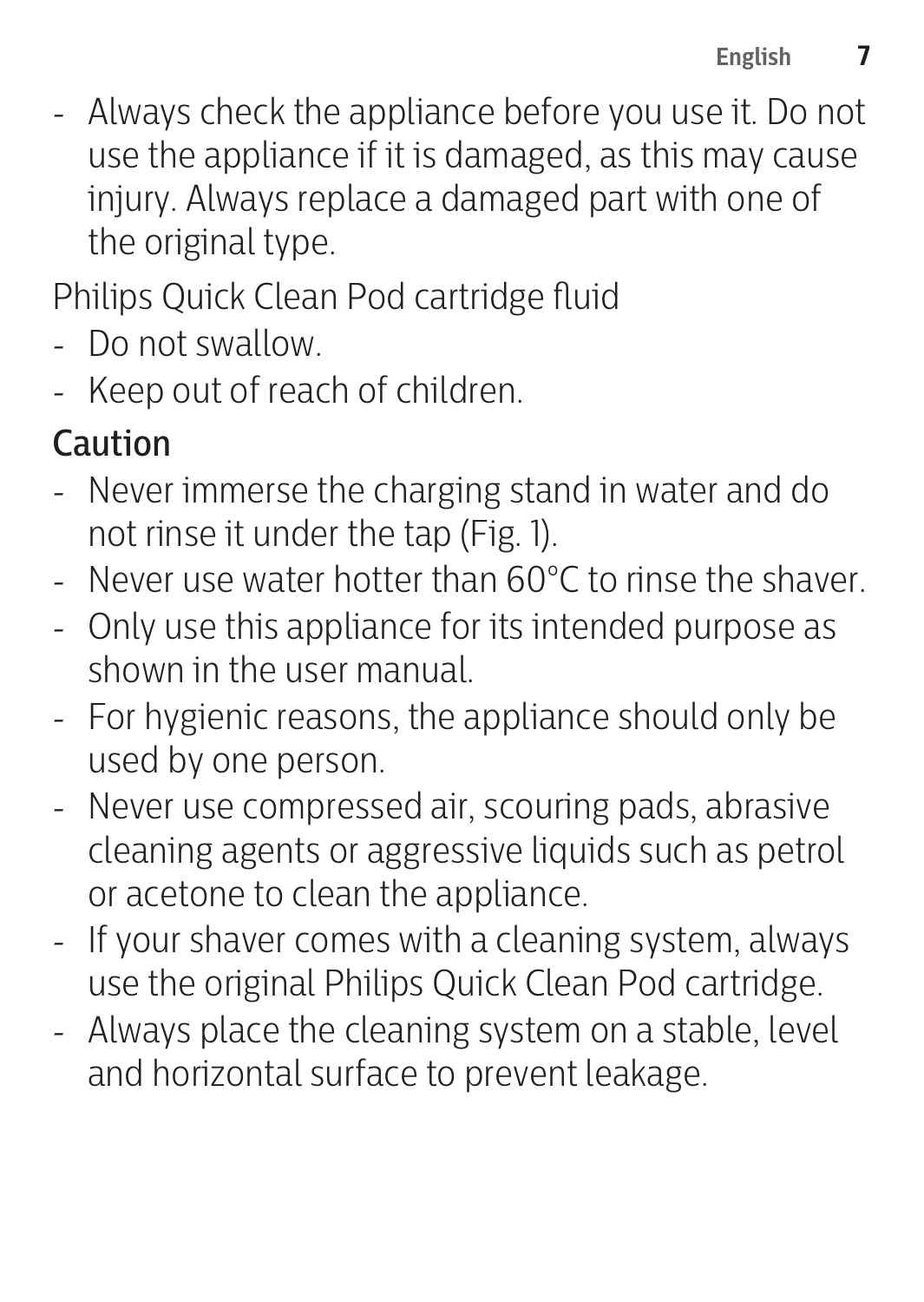- Always check the appliance before you use it. Do not use the appliance if it is damaged, as this may cause injury. Always replace a damaged part with one of the original type.

Philips Quick Clean Pod cartridge fluid

- Do not swallow.
- Keep out of reach of children.

## Caution

- Never immerse the charging stand in water and do not rinse it under the tap (Fig. 1).
- Never use water hotter than 60°C to rinse the shaver.
- Only use this appliance for its intended purpose as shown in the user manual.
- For hygienic reasons, the appliance should only be used by one person.
- Never use compressed air, scouring pads, abrasive cleaning agents or aggressive liquids such as petrol or acetone to clean the appliance.
- If your shaver comes with a cleaning system, always use the original Philips Quick Clean Pod cartridge.
- Always place the cleaning system on a stable, level and horizontal surface to prevent leakage.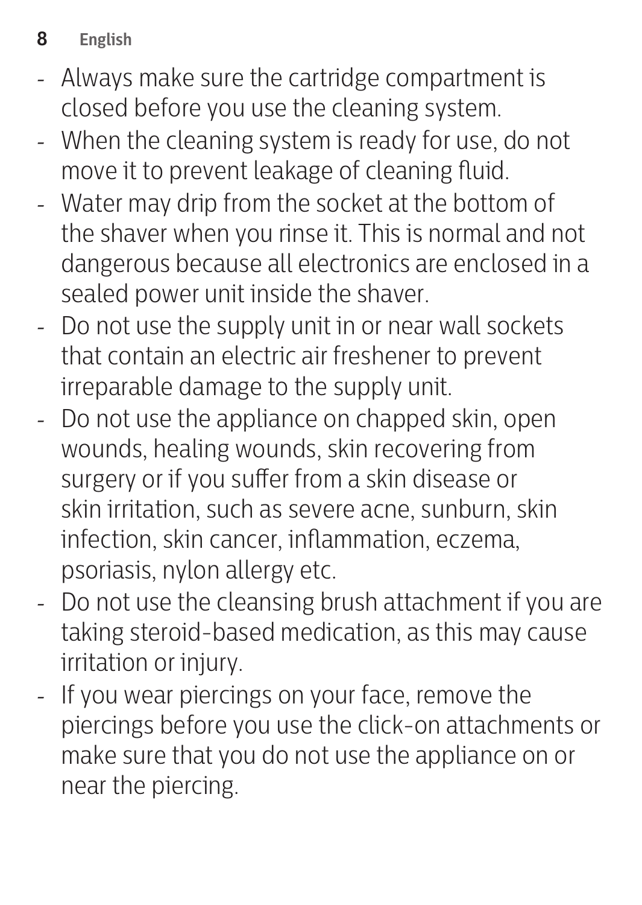- Always make sure the cartridge compartment is closed before you use the cleaning system.
- When the cleaning system is ready for use, do not move it to prevent leakage of cleaning fluid.
- Water may drip from the socket at the bottom of the shaver when you rinse it. This is normal and not dangerous because all electronics are enclosed in a sealed power unit inside the shaver.
- Do not use the supply unit in or near wall sockets that contain an electric air freshener to prevent irreparable damage to the supply unit.
- Do not use the appliance on chapped skin, open wounds, healing wounds, skin recovering from surgery or if you suffer from a skin disease or skin irritation, such as severe acne, sunburn, skin infection, skin cancer, inflammation, eczema, psoriasis, nylon allergy etc.
- Do not use the cleansing brush attachment if you are taking steroid-based medication, as this may cause irritation or injury.
- If you wear piercings on your face, remove the piercings before you use the click-on attachments or make sure that you do not use the appliance on or near the piercing.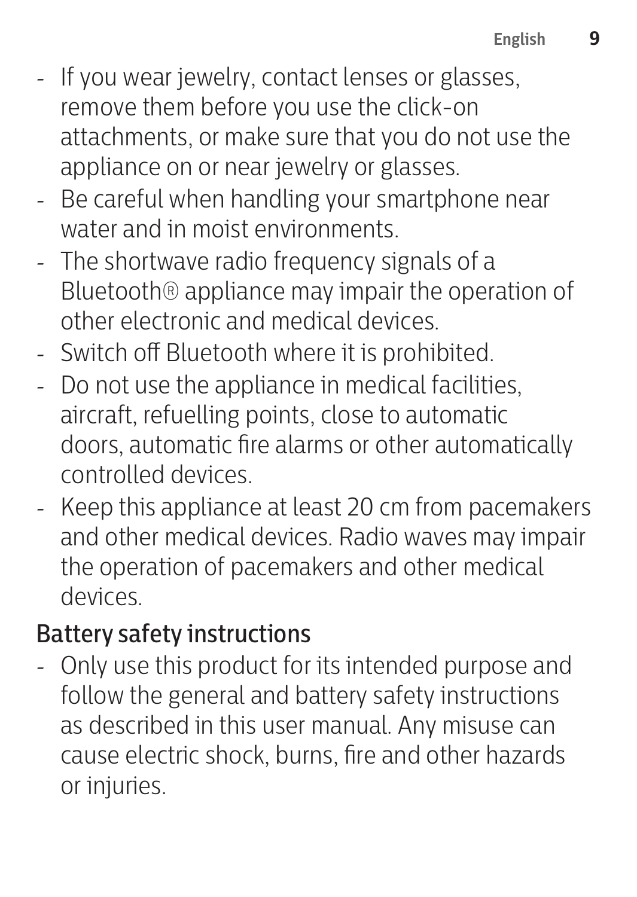- If you wear jewelry, contact lenses or glasses, remove them before you use the click-on attachments, or make sure that you do not use the appliance on or near jewelry or glasses.
- Be careful when handling your smartphone near water and in moist environments.
- The shortwave radio frequency signals of a Bluetooth® appliance may impair the operation of other electronic and medical devices.
- Switch off Bluetooth where it is prohibited.
- Do not use the appliance in medical facilities, aircraft, refuelling points, close to automatic doors, automatic fire alarms or other automatically controlled devices.
- Keep this appliance at least 20 cm from pacemakers and other medical devices. Radio waves may impair the operation of pacemakers and other medical devices.

## Battery safety instructions

- Only use this product for its intended purpose and follow the general and battery safety instructions as described in this user manual. Any misuse can cause electric shock, burns, fire and other hazards or injuries.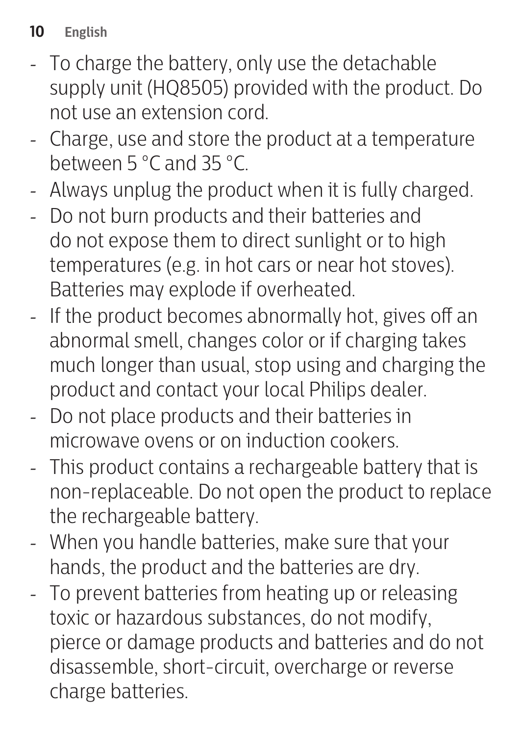- To charge the battery, only use the detachable supply unit (HQ8505) provided with the product. Do not use an extension cord.
- Charge, use and store the product at a temperature between 5 °C and 35 °C.
- Always unplug the product when it is fully charged.
- Do not burn products and their batteries and do not expose them to direct sunlight or to high temperatures (e.g. in hot cars or near hot stoves). Batteries may explode if overheated.
- If the product becomes abnormally hot, gives off an abnormal smell, changes color or if charging takes much longer than usual, stop using and charging the product and contact your local Philips dealer.
- Do not place products and their batteries in microwave ovens or on induction cookers.
- This product contains a rechargeable battery that is non-replaceable. Do not open the product to replace the rechargeable battery.
- When you handle batteries, make sure that your hands, the product and the batteries are dry.
- To prevent batteries from heating up or releasing toxic or hazardous substances, do not modify, pierce or damage products and batteries and do not disassemble, short-circuit, overcharge or reverse charge batteries.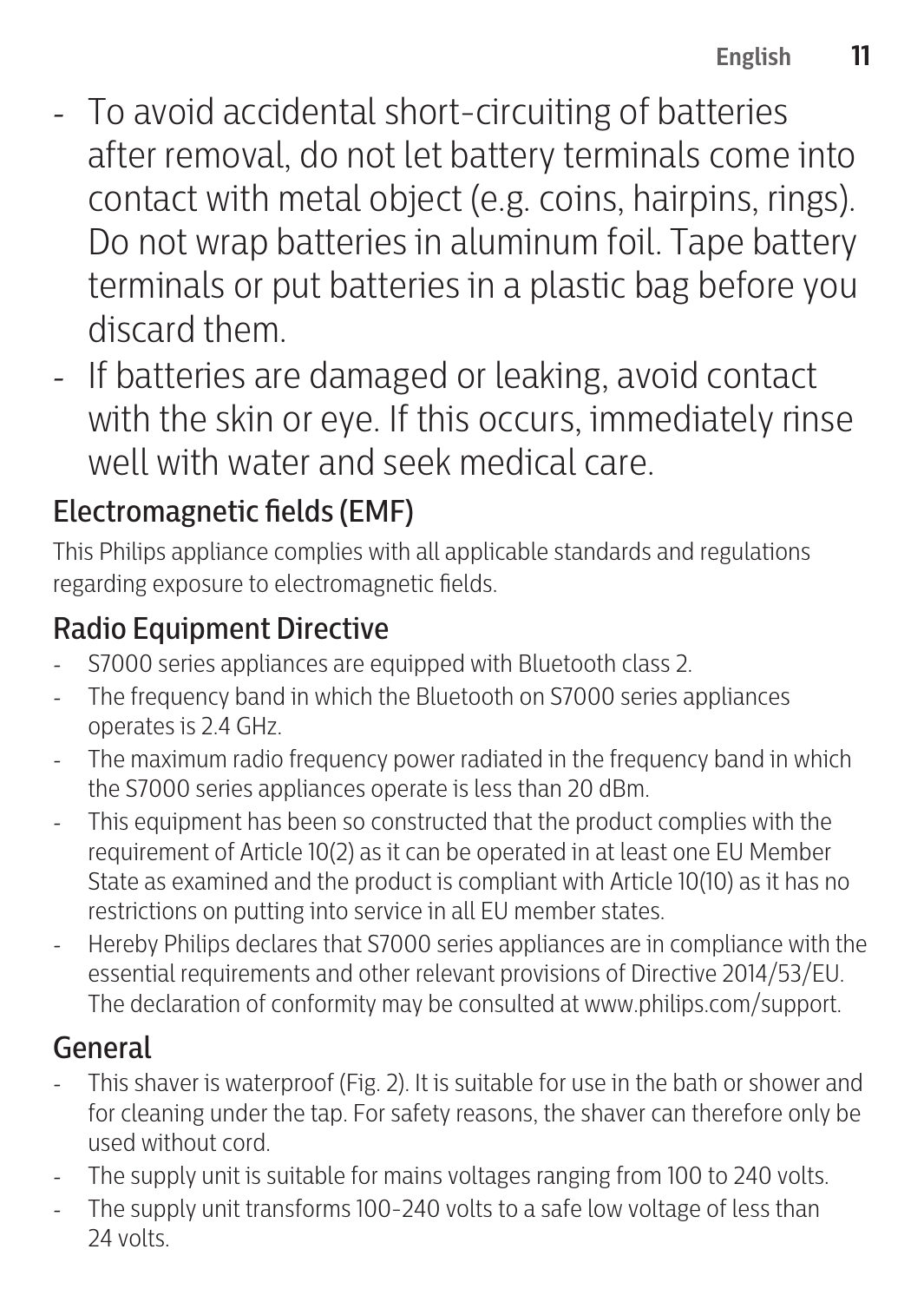- To avoid accidental short-circuiting of batteries after removal, do not let battery terminals come into contact with metal object (e.g. coins, hairpins, rings). Do not wrap batteries in aluminum foil. Tape battery terminals or put batteries in a plastic bag before you discard them.
- If batteries are damaged or leaking, avoid contact with the skin or eye. If this occurs, immediately rinse well with water and seek medical care.

## Electromagnetic fields (EMF)

This Philips appliance complies with all applicable standards and regulations regarding exposure to electromagnetic fields.

## Radio Equipment Directive

- S7000 series appliances are equipped with Bluetooth class 2.
- The frequency band in which the Bluetooth on S7000 series appliances operates is 2.4 GHz.
- The maximum radio frequency power radiated in the frequency band in which the S7000 series appliances operate is less than 20 dBm.
- This equipment has been so constructed that the product complies with the requirement of Article 10(2) as it can be operated in at least one EU Member State as examined and the product is compliant with Article 10(10) as it has no restrictions on putting into service in all EU member states.
- Hereby Philips declares that S7000 series appliances are in compliance with the essential requirements and other relevant provisions of Directive 2014/53/EU. The declaration of conformity may be consulted at www.philips.com/support.

## General

- This shaver is waterproof (Fig. 2). It is suitable for use in the bath or shower and for cleaning under the tap. For safety reasons, the shaver can therefore only be used without cord.
- The supply unit is suitable for mains voltages ranging from 100 to 240 volts.
- The supply unit transforms 100-240 volts to a safe low voltage of less than 24 volts.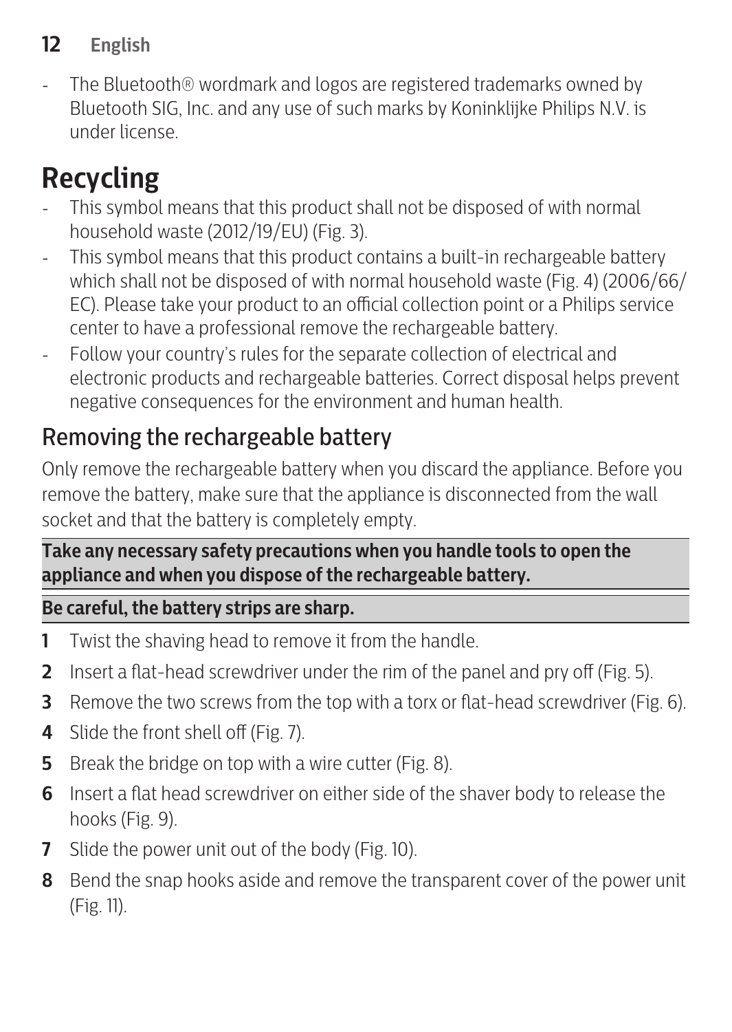- The Bluetooth® wordmark and logos are registered trademarks owned by Bluetooth SIG, Inc. and any use of such marks by Koninklijke Philips N.V. is under license.

# Recycling

- This symbol means that this product shall not be disposed of with normal household waste (2012/19/EU) (Fig. 3).
- This symbol means that this product contains a built-in rechargeable battery which shall not be disposed of with normal household waste (Fig. 4) (2006/66/EC). Please take your product to an official collection point or a Philips service center to have a professional remove the rechargeable battery.
- Follow your country's rules for the separate collection of electrical and electronic products and rechargeable batteries. Correct disposal helps prevent negative consequences for the environment and human health.

## Removing the rechargeable battery

Only remove the rechargeable battery when you discard the appliance. Before you remove the battery, make sure that the appliance is disconnected from the wall socket and that the battery is completely empty.

**Take any necessary safety precautions when you handle tools to open the appliance and when you dispose of the rechargeable battery.**

**Be careful, the battery strips are sharp.**

1. Twist the shaving head to remove it from the handle.
2. Insert a flat-head screwdriver under the rim of the panel and pry off (Fig. 5).
3. Remove the two screws from the top with a torx or flat-head screwdriver (Fig. 6).
4. Slide the front shell off (Fig. 7).
5. Break the bridge on top with a wire cutter (Fig. 8).
6. Insert a flat head screwdriver on either side of the shaver body to release the hooks (Fig. 9).
7. Slide the power unit out of the body (Fig. 10).
8. Bend the snap hooks aside and remove the transparent cover of the power unit (Fig. 11).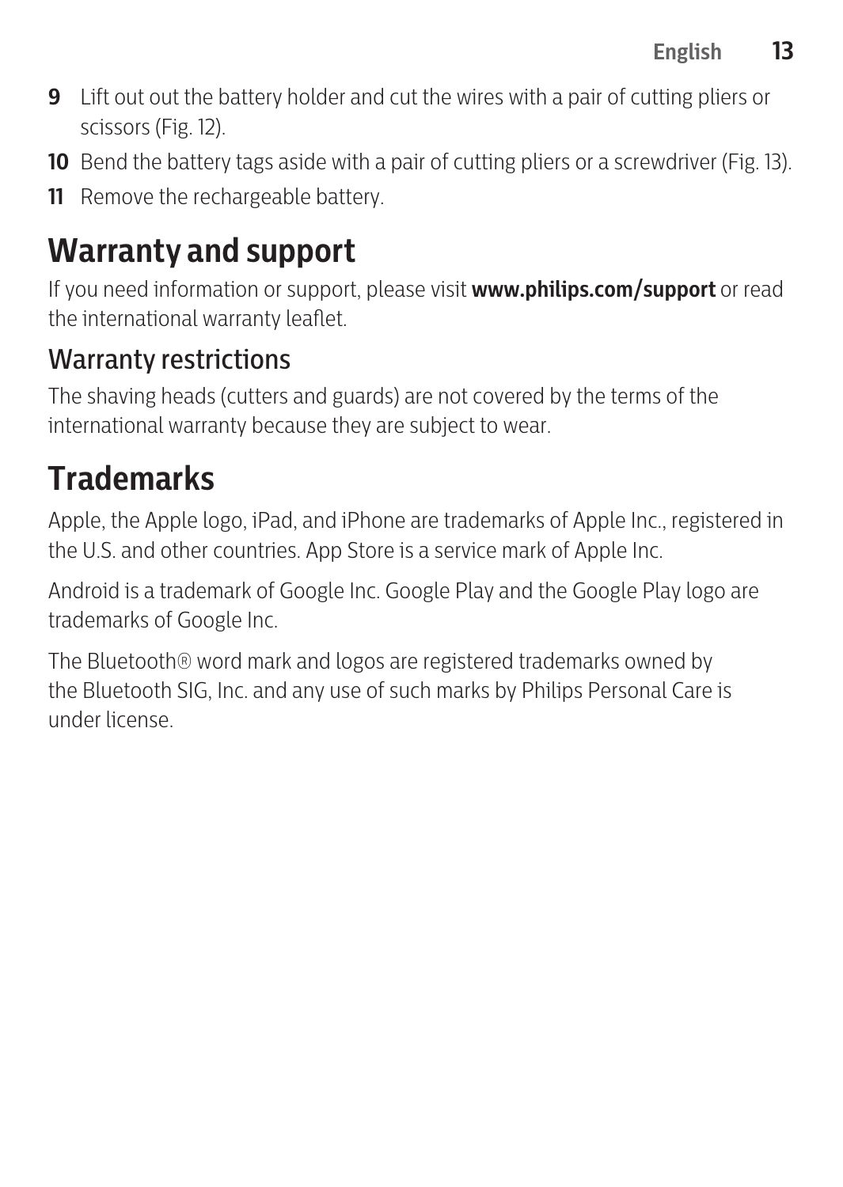9. Lift out out the battery holder and cut the wires with a pair of cutting pliers or scissors (Fig. 12).
10. Bend the battery tags aside with a pair of cutting pliers or a screwdriver (Fig. 13).
11. Remove the rechargeable battery.

# Warranty and support

If you need information or support, please visit **www.philips.com/support** or read the international warranty leaflet.

## Warranty restrictions

The shaving heads (cutters and guards) are not covered by the terms of the international warranty because they are subject to wear.

# Trademarks

Apple, the Apple logo, iPad, and iPhone are trademarks of Apple Inc., registered in the U.S. and other countries. App Store is a service mark of Apple Inc.

Android is a trademark of Google Inc. Google Play and the Google Play logo are trademarks of Google Inc.

The Bluetooth® word mark and logos are registered trademarks owned by the Bluetooth SIG, Inc. and any use of such marks by Philips Personal Care is under license.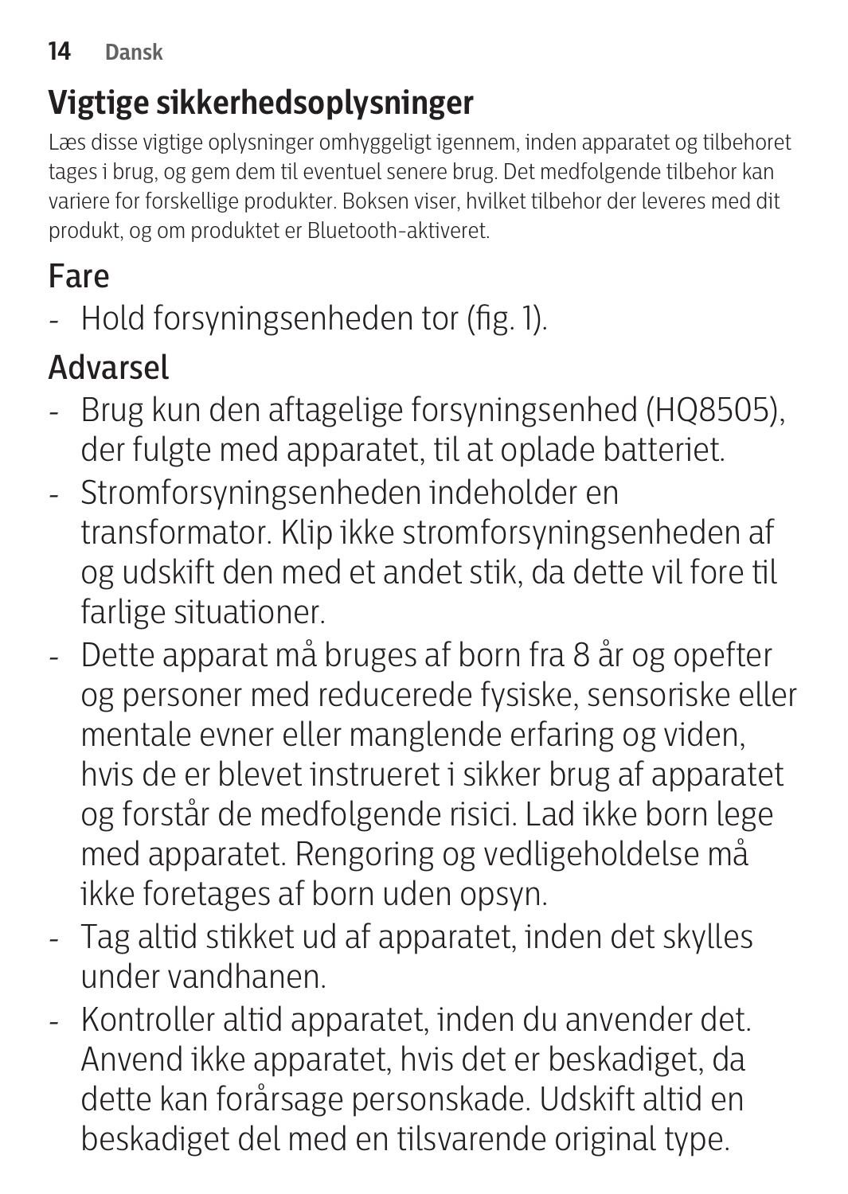# Vigtige sikkerhedsoplysninger

Læs disse vigtige oplysninger omhyggeligt igennem, inden apparatet og tilbehoret tages i brug, og gem dem til eventuel senere brug. Det medfølgende tilbehør kan variere for forskellige produkter. Boksen viser, hvilket tilbehør der leveres med dit produkt, og om produktet er Bluetooth-aktiveret.

## Fare

- Hold forsyningsenheden tør (fig. 1).

## Advarsel

- Brug kun den aftagelige forsyningsenhed (HQ8505), der fulgte med apparatet, til at oplade batteriet.
- Strømforsyningsenheden indeholder en transformator. Klip ikke strømforsyningsenheden af og udskift den med et andet stik, da dette vil føre til farlige situationer.
- Dette apparat må bruges af børn fra 8 år og opefter og personer med reducerede fysiske, sensoriske eller mentale evner eller manglende erfaring og viden, hvis de er blevet instrueret i sikker brug af apparatet og forstår de medfølgende risici. Lad ikke børn lege med apparatet. Rengøring og vedligeholdelse må ikke foretages af børn uden opsyn.
- Tag altid stikket ud af apparatet, inden det skylles under vandhanen.
- Kontroller altid apparatet, inden du anvender det. Anvend ikke apparatet, hvis det er beskadiget, da dette kan forårsage personskade. Udskift altid en beskadiget del med en tilsvarende original type.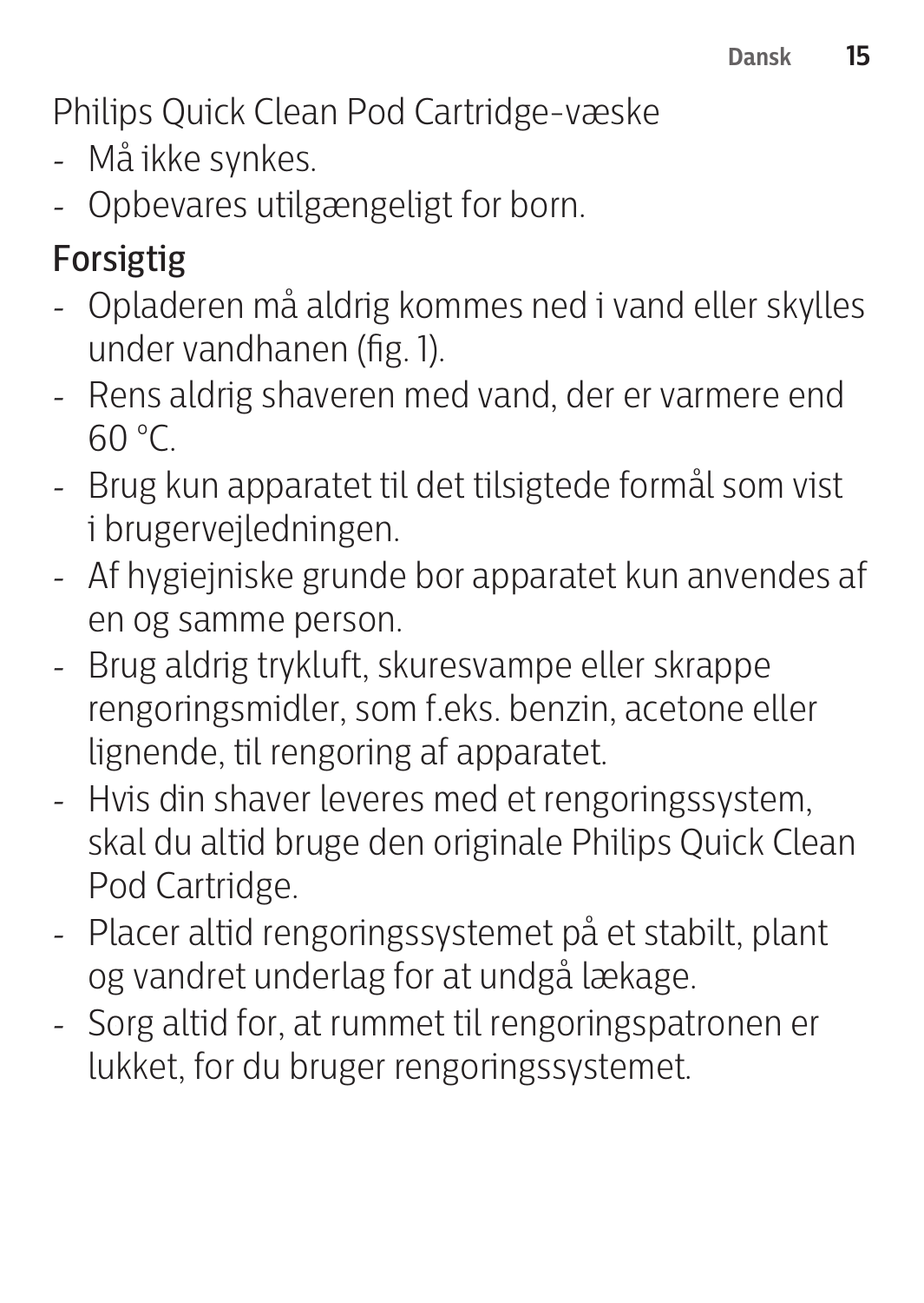Philips Quick Clean Pod Cartridge-væske

- Må ikke synkes.
- Opbevares utilgængeligt for børn.

## Forsigtig

- Opladeren må aldrig kommes ned i vand eller skylles under vandhanen (fig. 1).
- Rens aldrig shaveren med vand, der er varmere end 60 °C.
- Brug kun apparatet til det tilsigtede formål som vist i brugervejledningen.
- Af hygiejniske grunde bør apparatet kun anvendes af en og samme person.
- Brug aldrig trykluft, skuresvampe eller skrappe rengøringsmidler, som f.eks. benzin, acetone eller lignende, til rengøring af apparatet.
- Hvis din shaver leveres med et rengøringssystem, skal du altid bruge den originale Philips Quick Clean Pod Cartridge.
- Placer altid rengøringssystemet på et stabilt, plant og vandret underlag for at undgå lækage.
- Sørg altid for, at rummet til rengøringspatronen er lukket, før du bruger rengøringssystemet.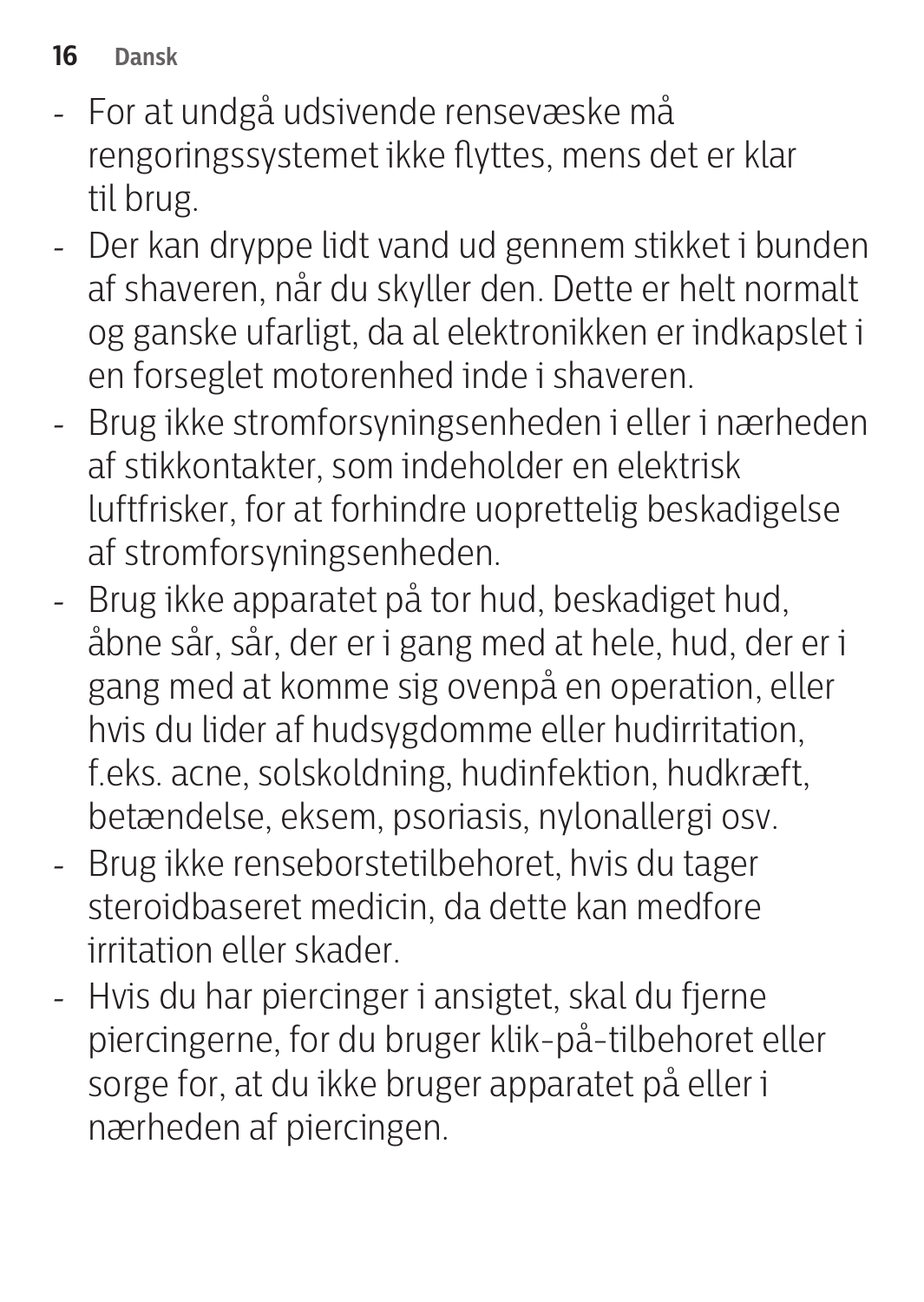- For at undgå udsivende rensevæske må rengoringssystemet ikke flyttes, mens det er klar til brug.
- Der kan dryppe lidt vand ud gennem stikket i bunden af shaveren, når du skyller den. Dette er helt normalt og ganske ufarligt, da al elektronikken er indkapslet i en forseglet motorenhed inde i shaveren.
- Brug ikke stromforsyningsenheden i eller i nærheden af stikkontakter, som indeholder en elektrisk luftfrisker, for at forhindre uoprettelig beskadigelse af stromforsyningsenheden.
- Brug ikke apparatet på tor hud, beskadiget hud, åbne sår, sår, der er i gang med at hele, hud, der er i gang med at komme sig ovenpå en operation, eller hvis du lider af hudsygdomme eller hudirritation, f.eks. acne, solskoldning, hudinfektion, hudkræft, betændelse, eksem, psoriasis, nylonallergi osv.
- Brug ikke renseborstetilbehoret, hvis du tager steroidbaseret medicin, da dette kan medfore irritation eller skader.
- Hvis du har piercinger i ansigtet, skal du fjerne piercingerne, for du bruger klik-på-tilbehoret eller sorge for, at du ikke bruger apparatet på eller i nærheden af piercingen.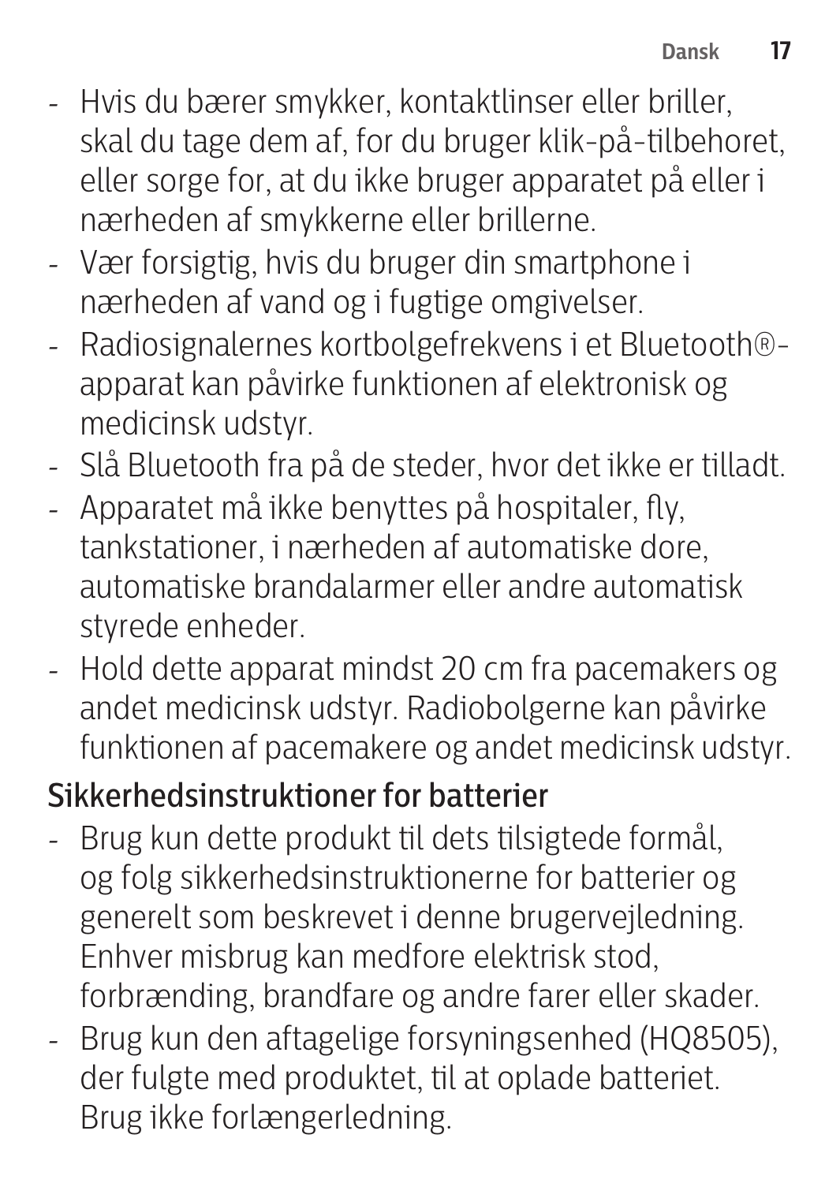- Hvis du bærer smykker, kontaktlinser eller briller, skal du tage dem af, før du bruger klik-på-tilbehøret, eller sørge for, at du ikke bruger apparatet på eller i nærheden af smykkerne eller brillerne.
- Vær forsigtig, hvis du bruger din smartphone i nærheden af vand og i fugtige omgivelser.
- Radiosignalernes kortbølgefrekvens i et Bluetooth®-apparat kan påvirke funktionen af elektronisk og medicinsk udstyr.
- Slå Bluetooth fra på de steder, hvor det ikke er tilladt.
- Apparatet må ikke benyttes på hospitaler, fly, tankstationer, i nærheden af automatiske døre, automatiske brandalarmer eller andre automatisk styrede enheder.
- Hold dette apparat mindst 20 cm fra pacemakers og andet medicinsk udstyr. Radiobølgerne kan påvirke funktionen af pacemakere og andet medicinsk udstyr.

## Sikkerhedsinstruktioner for batterier

- Brug kun dette produkt til dets tilsigtede formål, og følg sikkerhedsinstruktionerne for batterier og generelt som beskrevet i denne brugervejledning. Enhver misbrug kan medføre elektrisk stød, forbrænding, brandfare og andre farer eller skader.
- Brug kun den aftagelige forsyningsenhed (HQ8505), der fulgte med produktet, til at oplade batteriet. Brug ikke forlængerledning.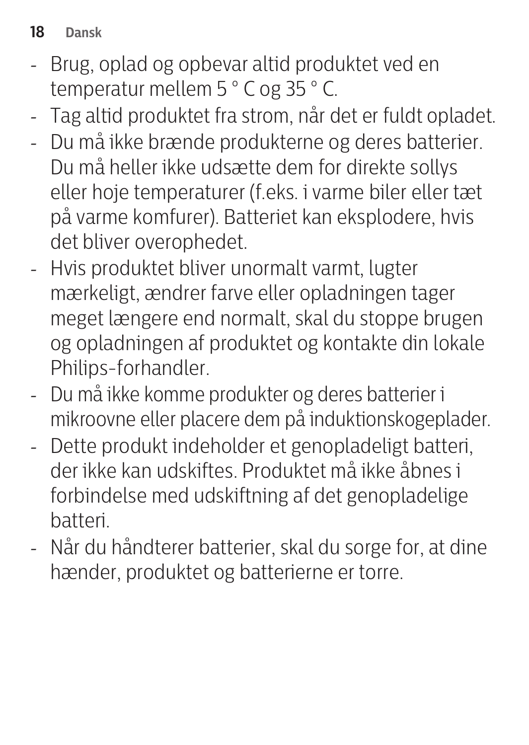- Brug, oplad og opbevar altid produktet ved en temperatur mellem 5 ° C og 35 ° C.
- Tag altid produktet fra strom, når det er fuldt opladet.
- Du må ikke brænde produkterne og deres batterier. Du må heller ikke udsætte dem for direkte sollys eller hoje temperaturer (f.eks. i varme biler eller tæt på varme komfurer). Batteriet kan eksplodere, hvis det bliver overophedet.
- Hvis produktet bliver unormalt varmt, lugter mærkeligt, ændrer farve eller opladningen tager meget længere end normalt, skal du stoppe brugen og opladningen af produktet og kontakte din lokale Philips-forhandler.
- Du må ikke komme produkter og deres batterier i mikroovne eller placere dem på induktionskogeplader.
- Dette produkt indeholder et genopladeligt batteri, der ikke kan udskiftes. Produktet må ikke åbnes i forbindelse med udskiftning af det genopladelige batteri.
- Når du håndterer batterier, skal du sorge for, at dine hænder, produktet og batterierne er torre.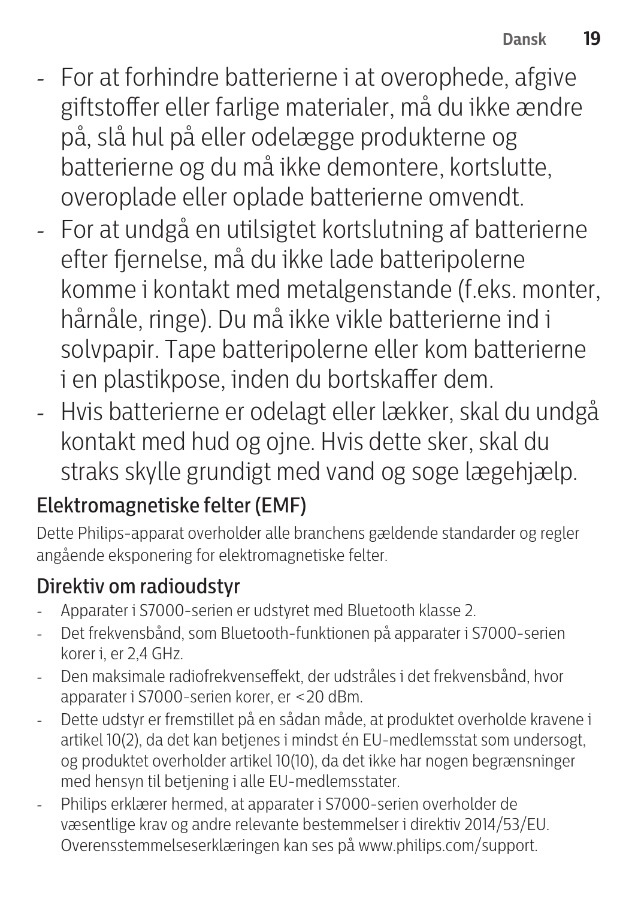- For at forhindre batterierne i at overophede, afgive giftstoffer eller farlige materialer, må du ikke ændre på, slå hul på eller odelægge produkterne og batterierne og du må ikke demontere, kortslutte, overoplade eller oplade batterierne omvendt.
- For at undgå en utilsigtet kortslutning af batterierne efter fjernelse, må du ikke lade batteripolerne komme i kontakt med metalgenstande (f.eks. monter, hårnåle, ringe). Du må ikke vikle batterierne ind i solvpapir. Tape batteripolerne eller kom batterierne i en plastikpose, inden du bortskaffer dem.
- Hvis batterierne er odelagt eller lækker, skal du undgå kontakt med hud og ojne. Hvis dette sker, skal du straks skylle grundigt med vand og soge lægehjælp.

## Elektromagnetiske felter (EMF)

Dette Philips-apparat overholder alle branchens gældende standarder og regler angående eksponering for elektromagnetiske felter.

## Direktiv om radioudstyr

- Apparater i S7000-serien er udstyret med Bluetooth klasse 2.
- Det frekvensbånd, som Bluetooth-funktionen på apparater i S7000-serien korer i, er 2,4 GHz.
- Den maksimale radiofrekvenseffekt, der udstråles i det frekvensbånd, hvor apparater i S7000-serien korer, er <20 dBm.
- Dette udstyr er fremstillet på en sådan måde, at produktet overholde kravene i artikel 10(2), da det kan betjenes i mindst én EU-medlemsstat som undersogt, og produktet overholder artikel 10(10), da det ikke har nogen begrænsninger med hensyn til betjening i alle EU-medlemsstater.
- Philips erklærer hermed, at apparater i S7000-serien overholder de væsentlige krav og andre relevante bestemmelser i direktiv 2014/53/EU. Overensstemmelseserklæringen kan ses på www.philips.com/support.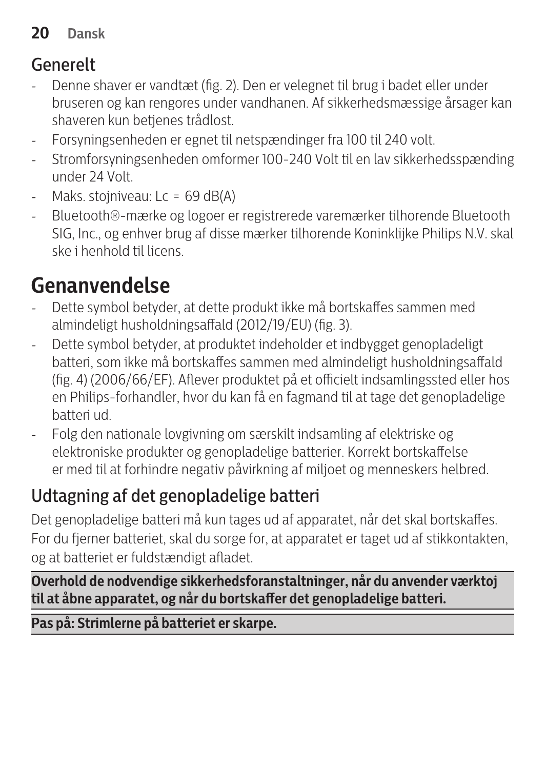## Generelt

- Denne shaver er vandtæt (fig. 2). Den er velegnet til brug i badet eller under bruseren og kan rengores under vandhanen. Af sikkerhedsmæssige årsager kan shaveren kun betjenes trådlost.
- Forsyningsenheden er egnet til netspændinger fra 100 til 240 volt.
- Stromforsyningsenheden omformer 100-240 Volt til en lav sikkerhedsspænding under 24 Volt.
- Maks. stojniveau: Lc = 69 dB(A)
- Bluetooth®-mærke og logoer er registrerede varemærker tilhorende Bluetooth SIG, Inc., og enhver brug af disse mærker tilhorende Koninklijke Philips N.V. skal ske i henhold til licens.

# Genanvendelse

- Dette symbol betyder, at dette produkt ikke må bortskaffes sammen med almindeligt husholdningsaffald (2012/19/EU) (fig. 3).
- Dette symbol betyder, at produktet indeholder et indbygget genopladeligt batteri, som ikke må bortskaffes sammen med almindeligt husholdningsaffald (fig. 4) (2006/66/EF). Aflever produktet på et officielt indsamlingssted eller hos en Philips-forhandler, hvor du kan få en fagmand til at tage det genopladelige batteri ud.
- Folg den nationale lovgivning om særskilt indsamling af elektriske og elektroniske produkter og genopladelige batterier. Korrekt bortskaffelse er med til at forhindre negativ påvirkning af miljoet og menneskers helbred.

## Udtagning af det genopladelige batteri

Det genopladelige batteri må kun tages ud af apparatet, når det skal bortskaffes. For du fjerner batteriet, skal du sorge for, at apparatet er taget ud af stikkontakten, og at batteriet er fuldstændigt afladet.

**Overhold de nodvendige sikkerhedsforanstaltninger, når du anvender værktoj til at åbne apparatet, og når du bortskaffer det genopladelige batteri.**

**Pas på: Strimlerne på batteriet er skarpe.**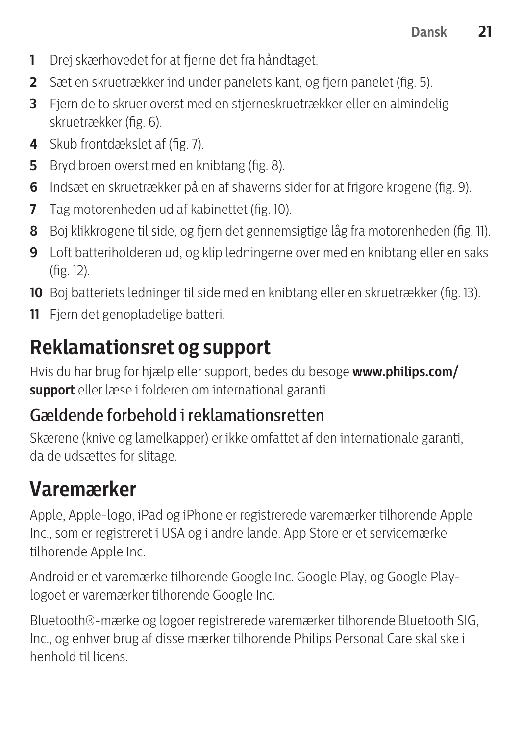1. Drej skærhovedet for at fjerne det fra håndtaget.
2. Sæt en skruetrækker ind under panelets kant, og fjern panelet (fig. 5).
3. Fjern de to skruer overst med en stjerneskruetrækker eller en almindelig skruetrækker (fig. 6).
4. Skub frontdækslet af (fig. 7).
5. Bryd broen overst med en knibtang (fig. 8).
6. Indsæt en skruetrækker på en af shaverns sider for at frigore krogene (fig. 9).
7. Tag motorenheden ud af kabinettet (fig. 10).
8. Boj klikkrogene til side, og fjern det gennemsigtige låg fra motorenheden (fig. 11).
9. Loft batteriholderen ud, og klip ledningerne over med en knibtang eller en saks (fig. 12).
10. Boj batteriets ledninger til side med en knibtang eller en skruetrækker (fig. 13).
11. Fjern det genopladelige batteri.

# Reklamationsret og support

Hvis du har brug for hjælp eller support, bedes du besoge **www.philips.com/support** eller læse i folderen om international garanti.

## Gældende forbehold i reklamationsretten

Skærene (knive og lamelkapper) er ikke omfattet af den internationale garanti, da de udsættes for slitage.

# Varemærker

Apple, Apple-logo, iPad og iPhone er registrerede varemærker tilhorende Apple Inc., som er registreret i USA og i andre lande. App Store er et servicemærke tilhorende Apple Inc.

Android er et varemærke tilhorende Google Inc. Google Play, og Google Play-logoet er varemærker tilhorende Google Inc.

Bluetooth®-mærke og logoer registrerede varemærker tilhorende Bluetooth SIG, Inc., og enhver brug af disse mærker tilhorende Philips Personal Care skal ske i henhold til licens.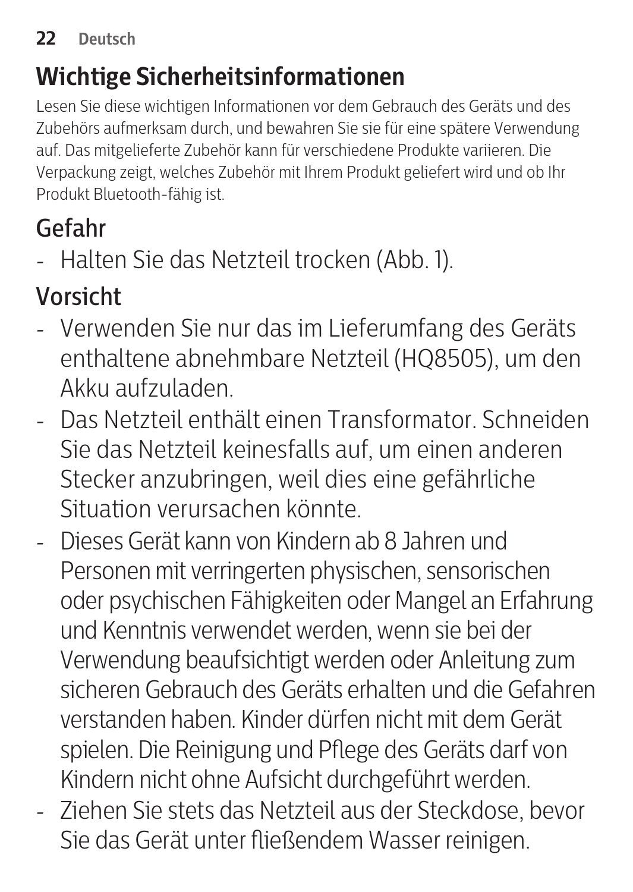## Wichtige Sicherheitsinformationen

Lesen Sie diese wichtigen Informationen vor dem Gebrauch des Geräts und des Zubehörs aufmerksam durch, und bewahren Sie sie für eine spätere Verwendung auf. Das mitgelieferte Zubehör kann für verschiedene Produkte variieren. Die Verpackung zeigt, welches Zubehör mit Ihrem Produkt geliefert wird und ob Ihr Produkt Bluetooth-fähig ist.

### Gefahr

- Halten Sie das Netzteil trocken (Abb. 1).

### Vorsicht

- Verwenden Sie nur das im Lieferumfang des Geräts enthaltene abnehmbare Netzteil (HQ8505), um den Akku aufzuladen.
- Das Netzteil enthält einen Transformator. Schneiden Sie das Netzteil keinesfalls auf, um einen anderen Stecker anzubringen, weil dies eine gefährliche Situation verursachen könnte.
- Dieses Gerät kann von Kindern ab 8 Jahren und Personen mit verringerten physischen, sensorischen oder psychischen Fähigkeiten oder Mangel an Erfahrung und Kenntnis verwendet werden, wenn sie bei der Verwendung beaufsichtigt werden oder Anleitung zum sicheren Gebrauch des Geräts erhalten und die Gefahren verstanden haben. Kinder dürfen nicht mit dem Gerät spielen. Die Reinigung und Pflege des Geräts darf von Kindern nicht ohne Aufsicht durchgeführt werden.
- Ziehen Sie stets das Netzteil aus der Steckdose, bevor Sie das Gerät unter fließendem Wasser reinigen.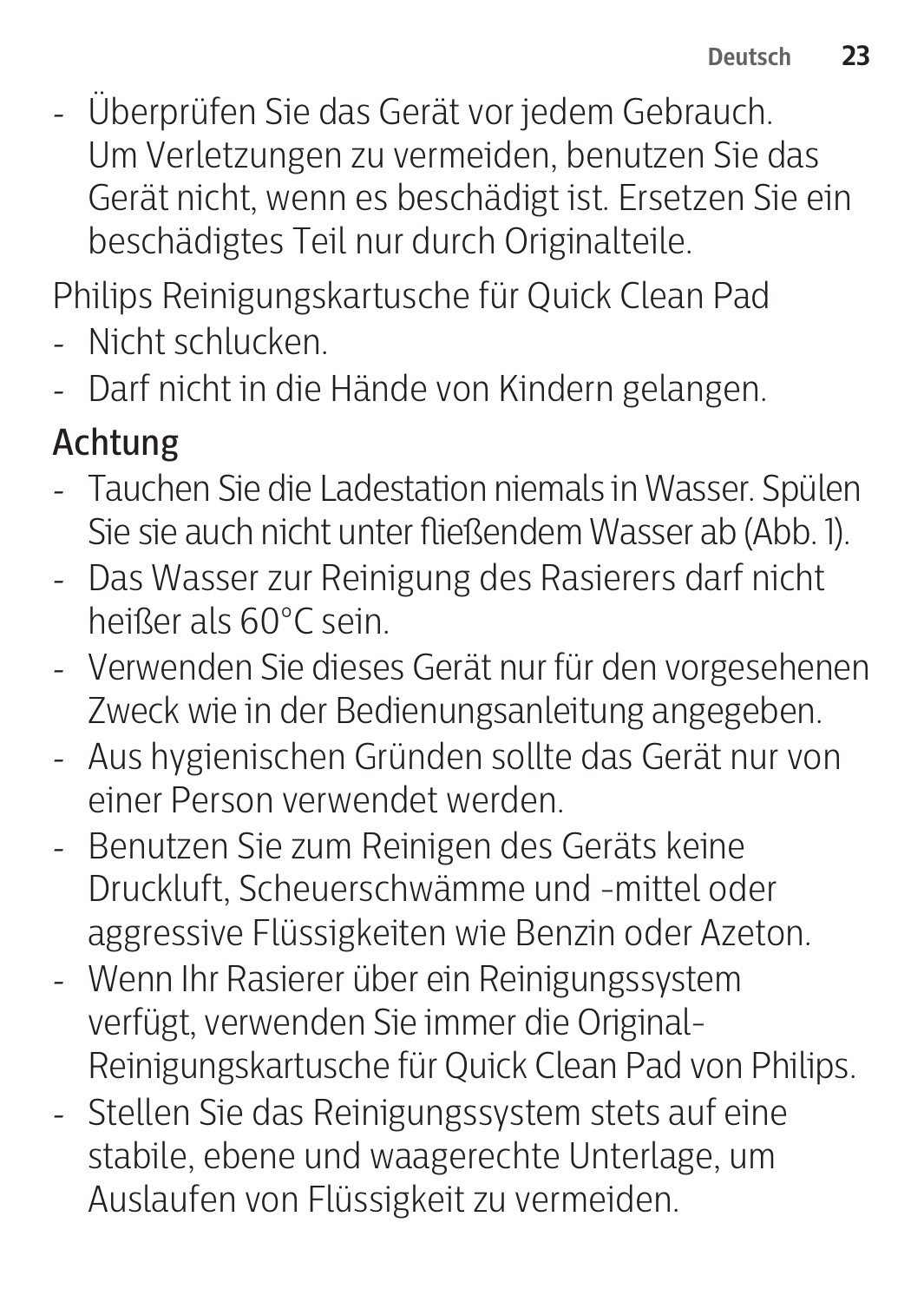- Überprüfen Sie das Gerät vor jedem Gebrauch. Um Verletzungen zu vermeiden, benutzen Sie das Gerät nicht, wenn es beschädigt ist. Ersetzen Sie ein beschädigtes Teil nur durch Originalteile.

Philips Reinigungskartusche für Quick Clean Pad

- Nicht schlucken.
- Darf nicht in die Hände von Kindern gelangen.

## Achtung

- Tauchen Sie die Ladestation niemals in Wasser. Spülen Sie sie auch nicht unter fließendem Wasser ab (Abb. 1).
- Das Wasser zur Reinigung des Rasierers darf nicht heißer als 60°C sein.
- Verwenden Sie dieses Gerät nur für den vorgesehenen Zweck wie in der Bedienungsanleitung angegeben.
- Aus hygienischen Gründen sollte das Gerät nur von einer Person verwendet werden.
- Benutzen Sie zum Reinigen des Geräts keine Druckluft, Scheuerschwämme und -mittel oder aggressive Flüssigkeiten wie Benzin oder Azeton.
- Wenn Ihr Rasierer über ein Reinigungssystem verfügt, verwenden Sie immer die Original-Reinigungskartusche für Quick Clean Pad von Philips.
- Stellen Sie das Reinigungssystem stets auf eine stabile, ebene und waagerechte Unterlage, um Auslaufen von Flüssigkeit zu vermeiden.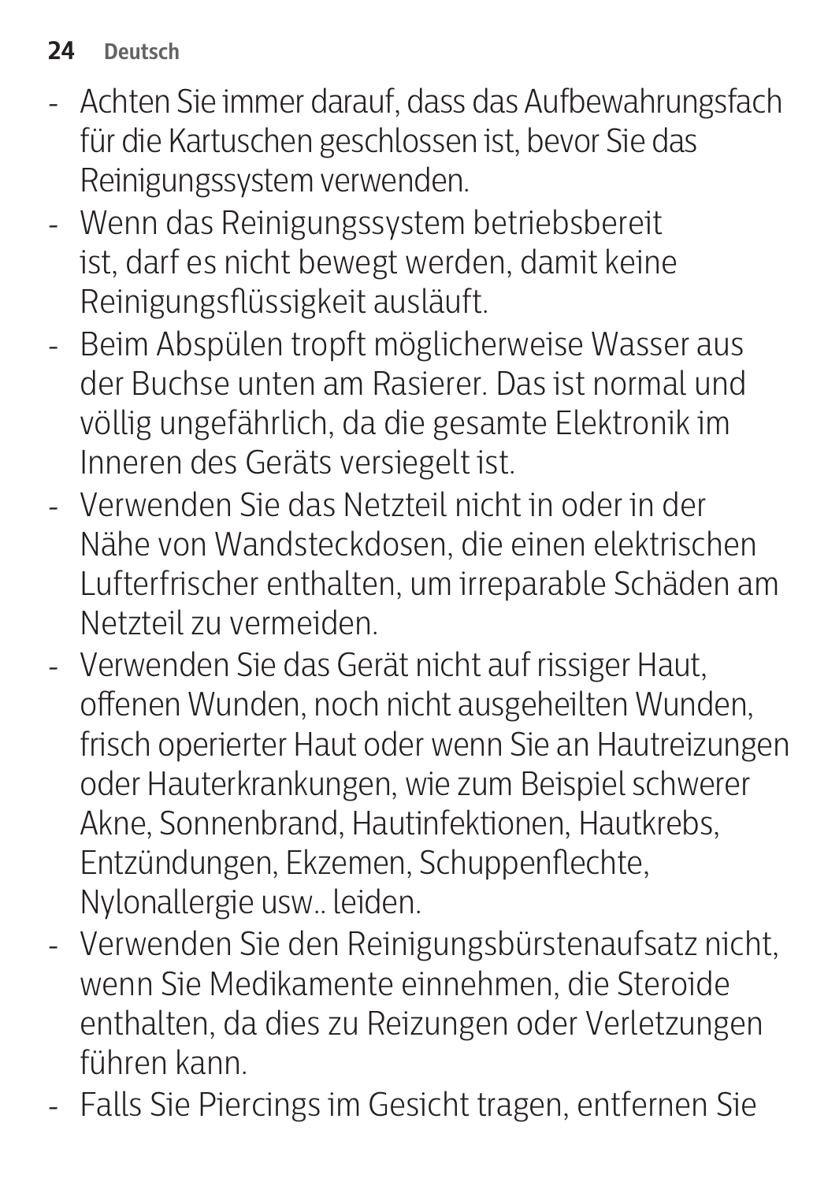- Achten Sie immer darauf, dass das Aufbewahrungsfach für die Kartuschen geschlossen ist, bevor Sie das Reinigungssystem verwenden.
- Wenn das Reinigungssystem betriebsbereit ist, darf es nicht bewegt werden, damit keine Reinigungsflüssigkeit ausläuft.
- Beim Abspülen tropft möglicherweise Wasser aus der Buchse unten am Rasierer. Das ist normal und völlig ungefährlich, da die gesamte Elektronik im Inneren des Geräts versiegelt ist.
- Verwenden Sie das Netzteil nicht in oder in der Nähe von Wandsteckdosen, die einen elektrischen Lufterfrischer enthalten, um irreparable Schäden am Netzteil zu vermeiden.
- Verwenden Sie das Gerät nicht auf rissiger Haut, offenen Wunden, noch nicht ausgeheilten Wunden, frisch operierter Haut oder wenn Sie an Hautreizungen oder Hauterkrankungen, wie zum Beispiel schwerer Akne, Sonnenbrand, Hautinfektionen, Hautkrebs, Entzündungen, Ekzemen, Schuppenflechte, Nylonallergie usw.. leiden.
- Verwenden Sie den Reinigungsbürstenaufsatz nicht, wenn Sie Medikamente einnehmen, die Steroide enthalten, da dies zu Reizungen oder Verletzungen führen kann.
- Falls Sie Piercings im Gesicht tragen, entfernen Sie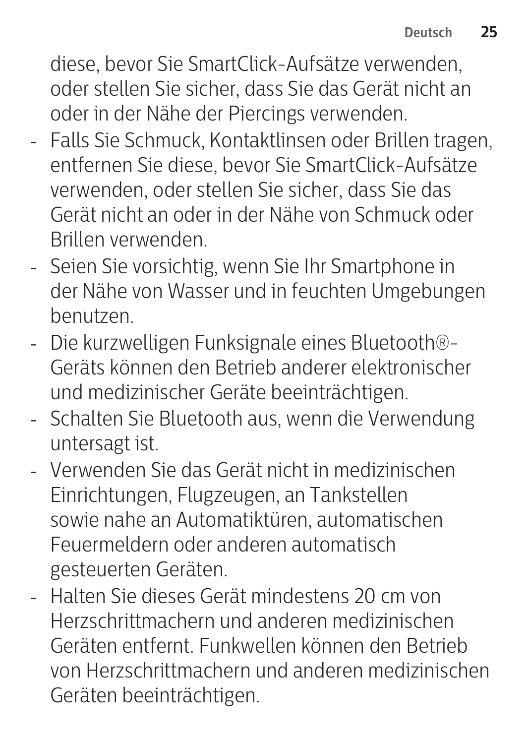diese, bevor Sie SmartClick-Aufsätze verwenden, oder stellen Sie sicher, dass Sie das Gerät nicht an oder in der Nähe der Piercings verwenden.

- Falls Sie Schmuck, Kontaktlinsen oder Brillen tragen, entfernen Sie diese, bevor Sie SmartClick-Aufsätze verwenden, oder stellen Sie sicher, dass Sie das Gerät nicht an oder in der Nähe von Schmuck oder Brillen verwenden.
- Seien Sie vorsichtig, wenn Sie Ihr Smartphone in der Nähe von Wasser und in feuchten Umgebungen benutzen.
- Die kurzwelligen Funksignale eines Bluetooth®-Geräts können den Betrieb anderer elektronischer und medizinischer Geräte beeinträchtigen.
- Schalten Sie Bluetooth aus, wenn die Verwendung untersagt ist.
- Verwenden Sie das Gerät nicht in medizinischen Einrichtungen, Flugzeugen, an Tankstellen sowie nahe an Automatiktüren, automatischen Feuermeldern oder anderen automatisch gesteuerten Geräten.
- Halten Sie dieses Gerät mindestens 20 cm von Herzschrittmachern und anderen medizinischen Geräten entfernt. Funkwellen können den Betrieb von Herzschrittmachern und anderen medizinischen Geräten beeinträchtigen.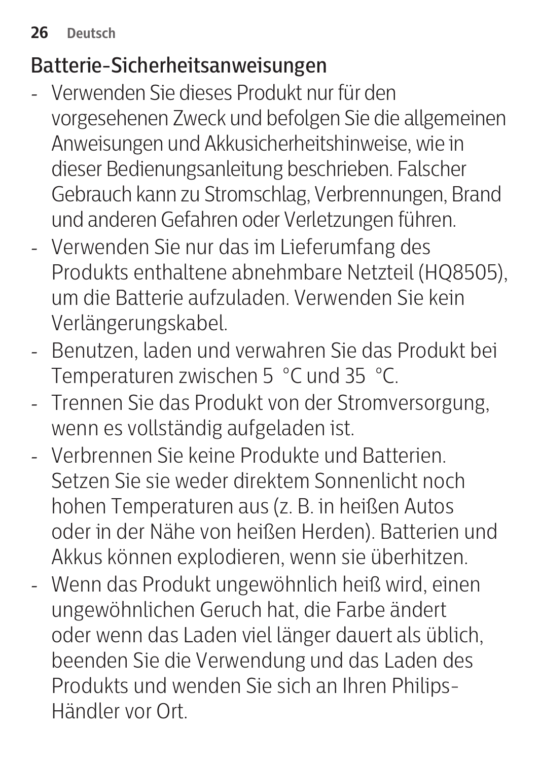## Batterie-Sicherheitsanweisungen

- Verwenden Sie dieses Produkt nur für den vorgesehenen Zweck und befolgen Sie die allgemeinen Anweisungen und Akkusicherheitshinweise, wie in dieser Bedienungsanleitung beschrieben. Falscher Gebrauch kann zu Stromschlag, Verbrennungen, Brand und anderen Gefahren oder Verletzungen führen.
- Verwenden Sie nur das im Lieferumfang des Produkts enthaltene abnehmbare Netzteil (HQ8505), um die Batterie aufzuladen. Verwenden Sie kein Verlängerungskabel.
- Benutzen, laden und verwahren Sie das Produkt bei Temperaturen zwischen 5 °C und 35 °C.
- Trennen Sie das Produkt von der Stromversorgung, wenn es vollständig aufgeladen ist.
- Verbrennen Sie keine Produkte und Batterien. Setzen Sie sie weder direktem Sonnenlicht noch hohen Temperaturen aus (z. B. in heißen Autos oder in der Nähe von heißen Herden). Batterien und Akkus können explodieren, wenn sie überhitzen.
- Wenn das Produkt ungewöhnlich heiß wird, einen ungewöhnlichen Geruch hat, die Farbe ändert oder wenn das Laden viel länger dauert als üblich, beenden Sie die Verwendung und das Laden des Produkts und wenden Sie sich an Ihren Philips-Händler vor Ort.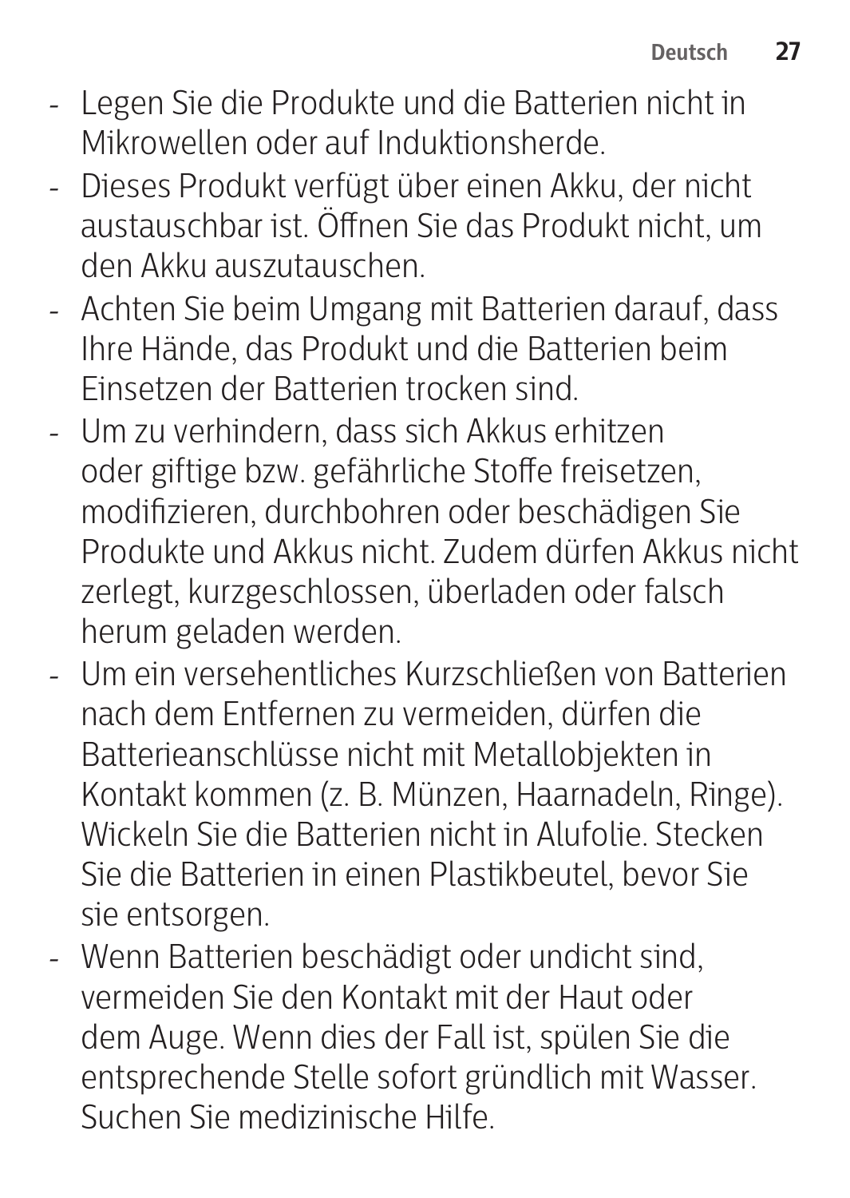- Legen Sie die Produkte und die Batterien nicht in Mikrowellen oder auf Induktionsherde.
- Dieses Produkt verfügt über einen Akku, der nicht austauschbar ist. Öffnen Sie das Produkt nicht, um den Akku auszutauschen.
- Achten Sie beim Umgang mit Batterien darauf, dass Ihre Hände, das Produkt und die Batterien beim Einsetzen der Batterien trocken sind.
- Um zu verhindern, dass sich Akkus erhitzen oder giftige bzw. gefährliche Stoffe freisetzen, modifizieren, durchbohren oder beschädigen Sie Produkte und Akkus nicht. Zudem dürfen Akkus nicht zerlegt, kurzgeschlossen, überladen oder falsch herum geladen werden.
- Um ein versehentliches Kurzschließen von Batterien nach dem Entfernen zu vermeiden, dürfen die Batterieanschlüsse nicht mit Metallobjekten in Kontakt kommen (z. B. Münzen, Haarnadeln, Ringe). Wickeln Sie die Batterien nicht in Alufolie. Stecken Sie die Batterien in einen Plastikbeutel, bevor Sie sie entsorgen.
- Wenn Batterien beschädigt oder undicht sind, vermeiden Sie den Kontakt mit der Haut oder dem Auge. Wenn dies der Fall ist, spülen Sie die entsprechende Stelle sofort gründlich mit Wasser. Suchen Sie medizinische Hilfe.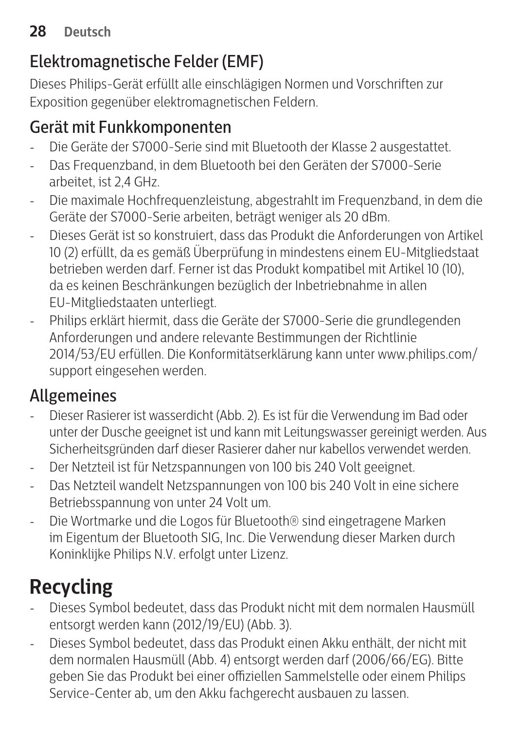## Elektromagnetische Felder (EMF)

Dieses Philips-Gerät erfüllt alle einschlägigen Normen und Vorschriften zur Exposition gegenüber elektromagnetischen Feldern.

## Gerät mit Funkkomponenten

- Die Geräte der S7000-Serie sind mit Bluetooth der Klasse 2 ausgestattet.
- Das Frequenzband, in dem Bluetooth bei den Geräten der S7000-Serie arbeitet, ist 2,4 GHz.
- Die maximale Hochfrequenzleistung, abgestrahlt im Frequenzband, in dem die Geräte der S7000-Serie arbeiten, beträgt weniger als 20 dBm.
- Dieses Gerät ist so konstruiert, dass das Produkt die Anforderungen von Artikel 10 (2) erfüllt, da es gemäß Überprüfung in mindestens einem EU-Mitgliedstaat betrieben werden darf. Ferner ist das Produkt kompatibel mit Artikel 10 (10), da es keinen Beschränkungen bezüglich der Inbetriebnahme in allen EU-Mitgliedstaaten unterliegt.
- Philips erklärt hiermit, dass die Geräte der S7000-Serie die grundlegenden Anforderungen und andere relevante Bestimmungen der Richtlinie 2014/53/EU erfüllen. Die Konformitätserklärung kann unter www.philips.com/support eingesehen werden.

## Allgemeines

- Dieser Rasierer ist wasserdicht (Abb. 2). Es ist für die Verwendung im Bad oder unter der Dusche geeignet ist und kann mit Leitungswasser gereinigt werden. Aus Sicherheitsgründen darf dieser Rasierer daher nur kabellos verwendet werden.
- Der Netzteil ist für Netzspannungen von 100 bis 240 Volt geeignet.
- Das Netzteil wandelt Netzspannungen von 100 bis 240 Volt in eine sichere Betriebsspannung von unter 24 Volt um.
- Die Wortmarke und die Logos für Bluetooth® sind eingetragene Marken im Eigentum der Bluetooth SIG, Inc. Die Verwendung dieser Marken durch Koninklijke Philips N.V. erfolgt unter Lizenz.

# Recycling

- Dieses Symbol bedeutet, dass das Produkt nicht mit dem normalen Hausmüll entsorgt werden kann (2012/19/EU) (Abb. 3).
- Dieses Symbol bedeutet, dass das Produkt einen Akku enthält, der nicht mit dem normalen Hausmüll (Abb. 4) entsorgt werden darf (2006/66/EG). Bitte geben Sie das Produkt bei einer offiziellen Sammelstelle oder einem Philips Service-Center ab, um den Akku fachgerecht ausbauen zu lassen.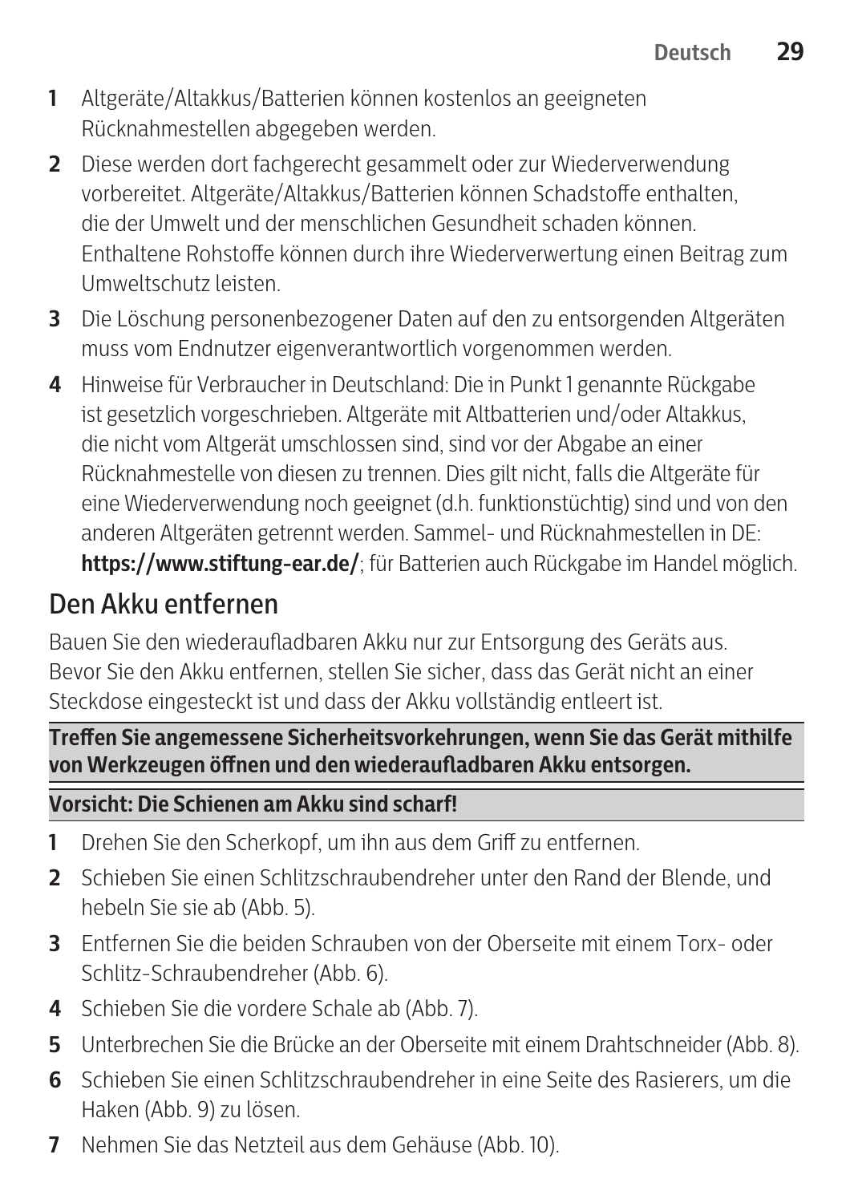1. Altgeräte/Altakkus/Batterien können kostenlos an geeigneten Rücknahmestellen abgegeben werden.
2. Diese werden dort fachgerecht gesammelt oder zur Wiederverwendung vorbereitet. Altgeräte/Altakkus/Batterien können Schadstoffe enthalten, die der Umwelt und der menschlichen Gesundheit schaden können. Enthaltene Rohstoffe können durch ihre Wiederverwertung einen Beitrag zum Umweltschutz leisten.
3. Die Löschung personenbezogener Daten auf den zu entsorgenden Altgeräten muss vom Endnutzer eigenverantwortlich vorgenommen werden.
4. Hinweise für Verbraucher in Deutschland: Die in Punkt 1 genannte Rückgabe ist gesetzlich vorgeschrieben. Altgeräte mit Altbatterien und/oder Altakkus, die nicht vom Altgerät umschlossen sind, sind vor der Abgabe an einer Rücknahmestelle von diesen zu trennen. Dies gilt nicht, falls die Altgeräte für eine Wiederverwendung noch geeignet (d.h. funktionstüchtig) sind und von den anderen Altgeräten getrennt werden. Sammel- und Rücknahmestellen in DE: **https://www.stiftung-ear.de/**; für Batterien auch Rückgabe im Handel möglich.

## Den Akku entfernen

Bauen Sie den wiederaufladbaren Akku nur zur Entsorgung des Geräts aus. Bevor Sie den Akku entfernen, stellen Sie sicher, dass das Gerät nicht an einer Steckdose eingesteckt ist und dass der Akku vollständig entleert ist.

**Treffen Sie angemessene Sicherheitsvorkehrungen, wenn Sie das Gerät mithilfe von Werkzeugen öffnen und den wiederaufladbaren Akku entsorgen.**

**Vorsicht: Die Schienen am Akku sind scharf!**

1. Drehen Sie den Scherkopf, um ihn aus dem Griff zu entfernen.
2. Schieben Sie einen Schlitzschraubendreher unter den Rand der Blende, und hebeln Sie sie ab (Abb. 5).
3. Entfernen Sie die beiden Schrauben von der Oberseite mit einem Torx- oder Schlitz-Schraubendreher (Abb. 6).
4. Schieben Sie die vordere Schale ab (Abb. 7).
5. Unterbrechen Sie die Brücke an der Oberseite mit einem Drahtschneider (Abb. 8).
6. Schieben Sie einen Schlitzschraubendreher in eine Seite des Rasierers, um die Haken (Abb. 9) zu lösen.
7. Nehmen Sie das Netzteil aus dem Gehäuse (Abb. 10).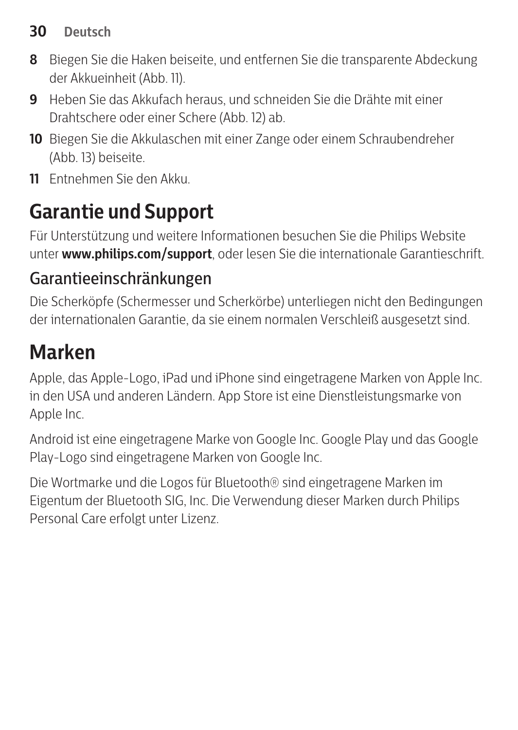8. Biegen Sie die Haken beiseite, und entfernen Sie die transparente Abdeckung der Akkueinheit (Abb. 11).
9. Heben Sie das Akkufach heraus, und schneiden Sie die Drähte mit einer Drahtschere oder einer Schere (Abb. 12) ab.
10. Biegen Sie die Akkulaschen mit einer Zange oder einem Schraubendreher (Abb. 13) beiseite.
11. Entnehmen Sie den Akku.

# Garantie und Support

Für Unterstützung und weitere Informationen besuchen Sie die Philips Website unter **www.philips.com/support**, oder lesen Sie die internationale Garantieschrift.

## Garantieeinschränkungen

Die Scherköpfe (Schermesser und Scherkörbe) unterliegen nicht den Bedingungen der internationalen Garantie, da sie einem normalen Verschleiß ausgesetzt sind.

# Marken

Apple, das Apple-Logo, iPad und iPhone sind eingetragene Marken von Apple Inc. in den USA und anderen Ländern. App Store ist eine Dienstleistungsmarke von Apple Inc.

Android ist eine eingetragene Marke von Google Inc. Google Play und das Google Play-Logo sind eingetragene Marken von Google Inc.

Die Wortmarke und die Logos für Bluetooth® sind eingetragene Marken im Eigentum der Bluetooth SIG, Inc. Die Verwendung dieser Marken durch Philips Personal Care erfolgt unter Lizenz.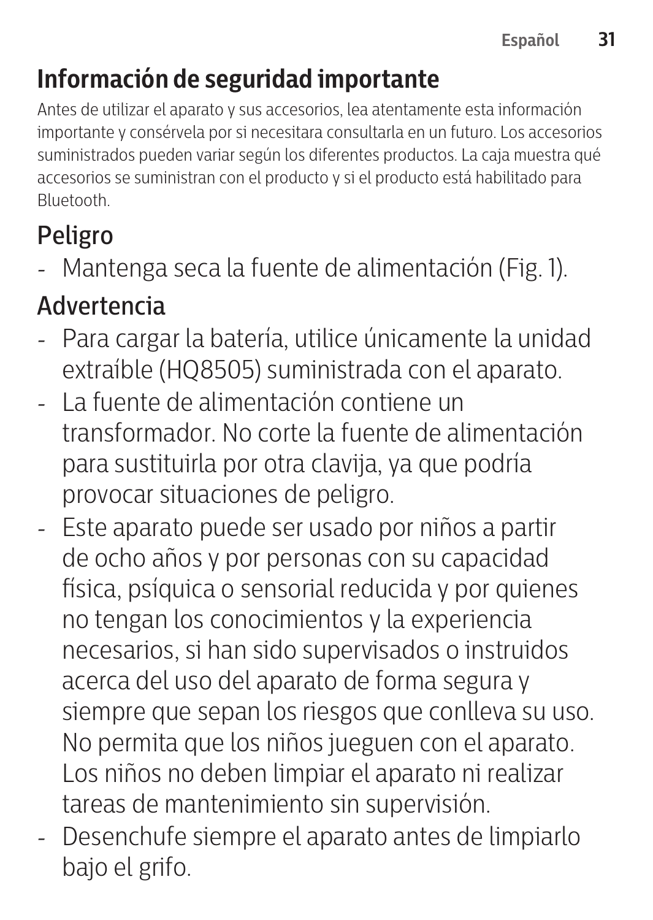## Información de seguridad importante

Antes de utilizar el aparato y sus accesorios, lea atentamente esta información importante y consérvela por si necesitara consultarla en un futuro. Los accesorios suministrados pueden variar según los diferentes productos. La caja muestra qué accesorios se suministran con el producto y si el producto está habilitado para Bluetooth.

### Peligro

- Mantenga seca la fuente de alimentación (Fig. 1).

### Advertencia

- Para cargar la batería, utilice únicamente la unidad extraíble (HQ8505) suministrada con el aparato.
- La fuente de alimentación contiene un transformador. No corte la fuente de alimentación para sustituirla por otra clavija, ya que podría provocar situaciones de peligro.
- Este aparato puede ser usado por niños a partir de ocho años y por personas con su capacidad física, psíquica o sensorial reducida y por quienes no tengan los conocimientos y la experiencia necesarios, si han sido supervisados o instruidos acerca del uso del aparato de forma segura y siempre que sepan los riesgos que conlleva su uso. No permita que los niños jueguen con el aparato. Los niños no deben limpiar el aparato ni realizar tareas de mantenimiento sin supervisión.
- Desenchufe siempre el aparato antes de limpiarlo bajo el grifo.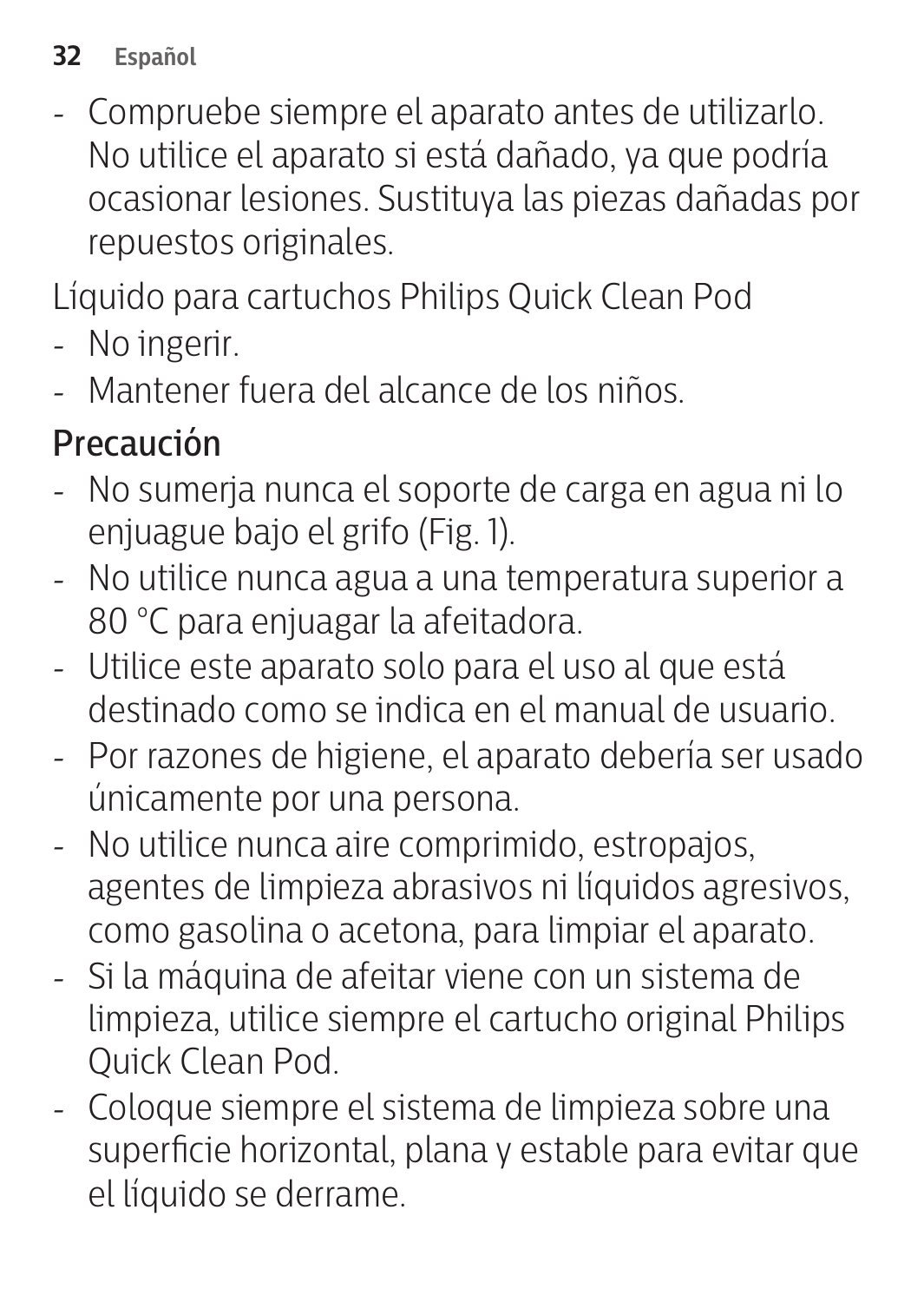- Compruebe siempre el aparato antes de utilizarlo. No utilice el aparato si está dañado, ya que podría ocasionar lesiones. Sustituya las piezas dañadas por repuestos originales.

Líquido para cartuchos Philips Quick Clean Pod

- No ingerir.
- Mantener fuera del alcance de los niños.

## Precaución

- No sumerja nunca el soporte de carga en agua ni lo enjuague bajo el grifo (Fig. 1).
- No utilice nunca agua a una temperatura superior a 80 °C para enjuagar la afeitadora.
- Utilice este aparato solo para el uso al que está destinado como se indica en el manual de usuario.
- Por razones de higiene, el aparato debería ser usado únicamente por una persona.
- No utilice nunca aire comprimido, estropajos, agentes de limpieza abrasivos ni líquidos agresivos, como gasolina o acetona, para limpiar el aparato.
- Si la máquina de afeitar viene con un sistema de limpieza, utilice siempre el cartucho original Philips Quick Clean Pod.
- Coloque siempre el sistema de limpieza sobre una superficie horizontal, plana y estable para evitar que el líquido se derrame.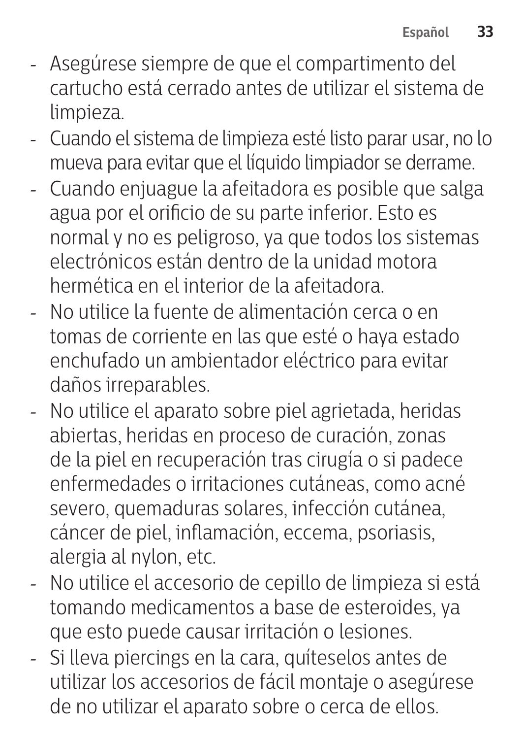- Asegúrese siempre de que el compartimento del cartucho está cerrado antes de utilizar el sistema de limpieza.
- Cuando el sistema de limpieza esté listo parar usar, no lo mueva para evitar que el líquido limpiador se derrame.
- Cuando enjuague la afeitadora es posible que salga agua por el orificio de su parte inferior. Esto es normal y no es peligroso, ya que todos los sistemas electrónicos están dentro de la unidad motora hermética en el interior de la afeitadora.
- No utilice la fuente de alimentación cerca o en tomas de corriente en las que esté o haya estado enchufado un ambientador eléctrico para evitar daños irreparables.
- No utilice el aparato sobre piel agrietada, heridas abiertas, heridas en proceso de curación, zonas de la piel en recuperación tras cirugía o si padece enfermedades o irritaciones cutáneas, como acné severo, quemaduras solares, infección cutánea, cáncer de piel, inflamación, eccema, psoriasis, alergia al nylon, etc.
- No utilice el accesorio de cepillo de limpieza si está tomando medicamentos a base de esteroides, ya que esto puede causar irritación o lesiones.
- Si lleva piercings en la cara, quíteselos antes de utilizar los accesorios de fácil montaje o asegúrese de no utilizar el aparato sobre o cerca de ellos.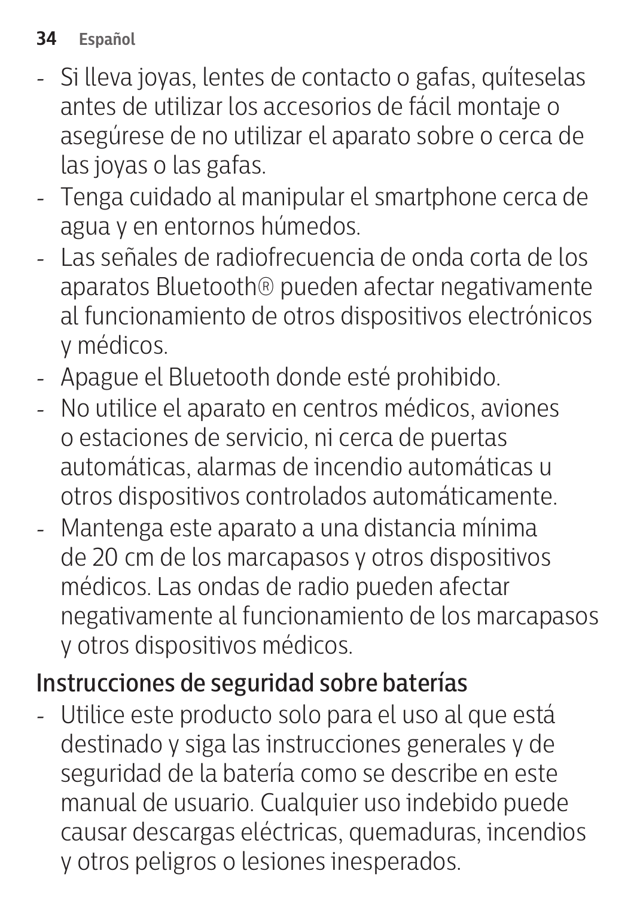- Si lleva joyas, lentes de contacto o gafas, quíteselas antes de utilizar los accesorios de fácil montaje o asegúrese de no utilizar el aparato sobre o cerca de las joyas o las gafas.
- Tenga cuidado al manipular el smartphone cerca de agua y en entornos húmedos.
- Las señales de radiofrecuencia de onda corta de los aparatos Bluetooth® pueden afectar negativamente al funcionamiento de otros dispositivos electrónicos y médicos.
- Apague el Bluetooth donde esté prohibido.
- No utilice el aparato en centros médicos, aviones o estaciones de servicio, ni cerca de puertas automáticas, alarmas de incendio automáticas u otros dispositivos controlados automáticamente.
- Mantenga este aparato a una distancia mínima de 20 cm de los marcapasos y otros dispositivos médicos. Las ondas de radio pueden afectar negativamente al funcionamiento de los marcapasos y otros dispositivos médicos.

## Instrucciones de seguridad sobre baterías

- Utilice este producto solo para el uso al que está destinado y siga las instrucciones generales y de seguridad de la batería como se describe en este manual de usuario. Cualquier uso indebido puede causar descargas eléctricas, quemaduras, incendios y otros peligros o lesiones inesperados.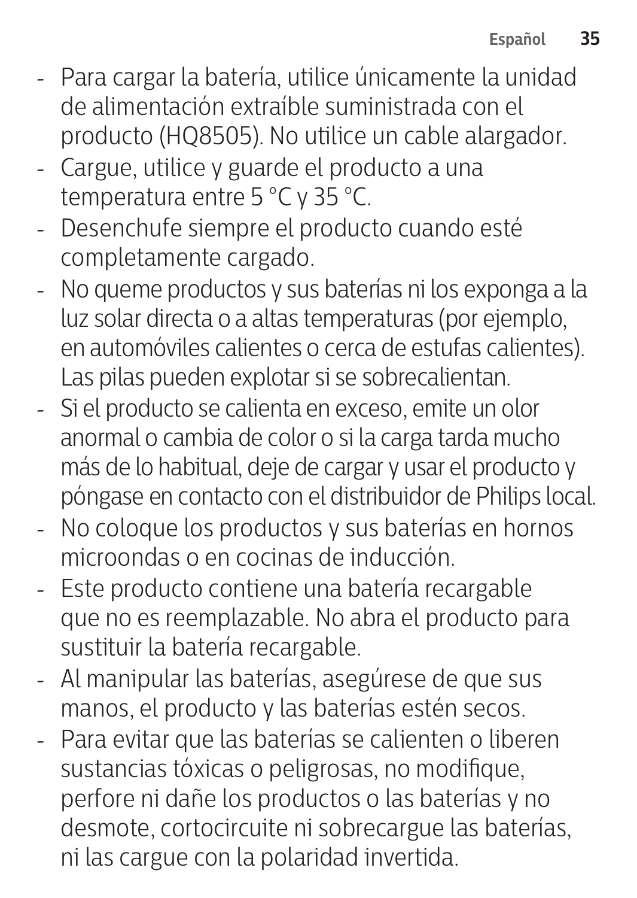- Para cargar la batería, utilice únicamente la unidad de alimentación extraíble suministrada con el producto (HQ8505). No utilice un cable alargador.
- Cargue, utilice y guarde el producto a una temperatura entre 5 °C y 35 °C.
- Desenchufe siempre el producto cuando esté completamente cargado.
- No queme productos y sus baterías ni los exponga a la luz solar directa o a altas temperaturas (por ejemplo, en automóviles calientes o cerca de estufas calientes). Las pilas pueden explotar si se sobrecalientan.
- Si el producto se calienta en exceso, emite un olor anormal o cambia de color o si la carga tarda mucho más de lo habitual, deje de cargar y usar el producto y póngase en contacto con el distribuidor de Philips local.
- No coloque los productos y sus baterías en hornos microondas o en cocinas de inducción.
- Este producto contiene una batería recargable que no es reemplazable. No abra el producto para sustituir la batería recargable.
- Al manipular las baterías, asegúrese de que sus manos, el producto y las baterías estén secos.
- Para evitar que las baterías se calienten o liberen sustancias tóxicas o peligrosas, no modifique, perfore ni dañe los productos o las baterías y no desmote, cortocircuite ni sobrecargue las baterías, ni las cargue con la polaridad invertida.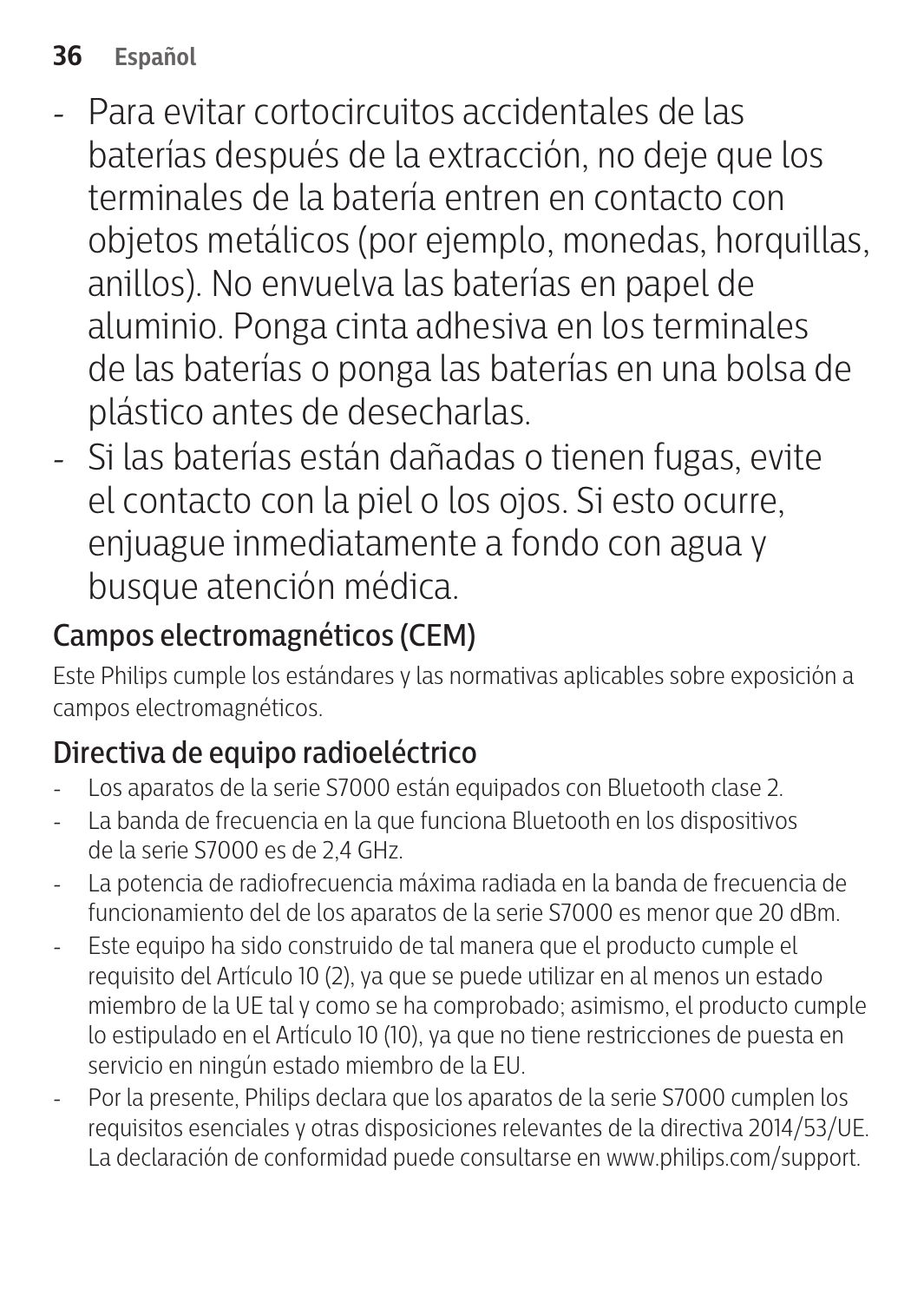- Para evitar cortocircuitos accidentales de las baterías después de la extracción, no deje que los terminales de la batería entren en contacto con objetos metálicos (por ejemplo, monedas, horquillas, anillos). No envuelva las baterías en papel de aluminio. Ponga cinta adhesiva en los terminales de las baterías o ponga las baterías en una bolsa de plástico antes de desecharlas.
- Si las baterías están dañadas o tienen fugas, evite el contacto con la piel o los ojos. Si esto ocurre, enjuague inmediatamente a fondo con agua y busque atención médica.

## Campos electromagnéticos (CEM)

Este Philips cumple los estándares y las normativas aplicables sobre exposición a campos electromagnéticos.

## Directiva de equipo radioeléctrico

- Los aparatos de la serie S7000 están equipados con Bluetooth clase 2.
- La banda de frecuencia en la que funciona Bluetooth en los dispositivos de la serie S7000 es de 2,4 GHz.
- La potencia de radiofrecuencia máxima radiada en la banda de frecuencia de funcionamiento del de los aparatos de la serie S7000 es menor que 20 dBm.
- Este equipo ha sido construido de tal manera que el producto cumple el requisito del Artículo 10 (2), ya que se puede utilizar en al menos un estado miembro de la UE tal y como se ha comprobado; asimismo, el producto cumple lo estipulado en el Artículo 10 (10), ya que no tiene restricciones de puesta en servicio en ningún estado miembro de la EU.
- Por la presente, Philips declara que los aparatos de la serie S7000 cumplen los requisitos esenciales y otras disposiciones relevantes de la directiva 2014/53/UE. La declaración de conformidad puede consultarse en www.philips.com/support.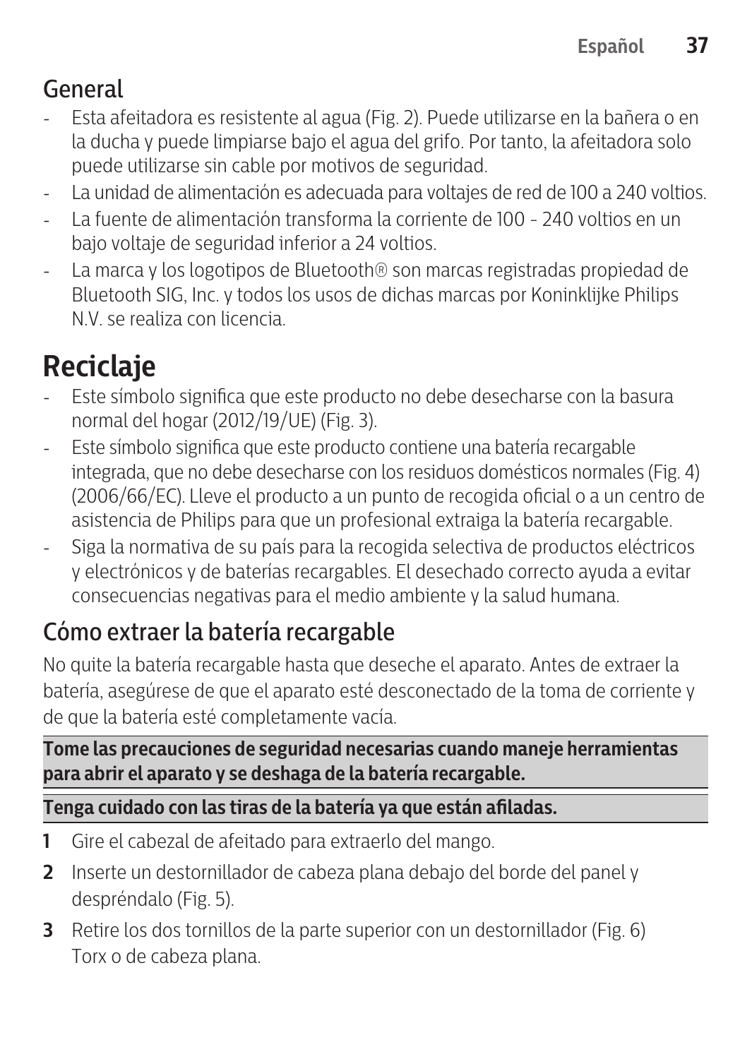## General

- Esta afeitadora es resistente al agua (Fig. 2). Puede utilizarse en la bañera o en la ducha y puede limpiarse bajo el agua del grifo. Por tanto, la afeitadora solo puede utilizarse sin cable por motivos de seguridad.
- La unidad de alimentación es adecuada para voltajes de red de 100 a 240 voltios.
- La fuente de alimentación transforma la corriente de 100 - 240 voltios en un bajo voltaje de seguridad inferior a 24 voltios.
- La marca y los logotipos de Bluetooth® son marcas registradas propiedad de Bluetooth SIG, Inc. y todos los usos de dichas marcas por Koninklijke Philips N.V. se realiza con licencia.

# Reciclaje

- Este símbolo significa que este producto no debe desecharse con la basura normal del hogar (2012/19/UE) (Fig. 3).
- Este símbolo significa que este producto contiene una batería recargable integrada, que no debe desecharse con los residuos domésticos normales (Fig. 4) (2006/66/EC). Lleve el producto a un punto de recogida oficial o a un centro de asistencia de Philips para que un profesional extraiga la batería recargable.
- Siga la normativa de su país para la recogida selectiva de productos eléctricos y electrónicos y de baterías recargables. El desechado correcto ayuda a evitar consecuencias negativas para el medio ambiente y la salud humana.

## Cómo extraer la batería recargable

No quite la batería recargable hasta que deseche el aparato. Antes de extraer la batería, asegúrese de que el aparato esté desconectado de la toma de corriente y de que la batería esté completamente vacía.

**Tome las precauciones de seguridad necesarias cuando maneje herramientas para abrir el aparato y se deshaga de la batería recargable.**

**Tenga cuidado con las tiras de la batería ya que están afiladas.**

1. Gire el cabezal de afeitado para extraerlo del mango.
2. Inserte un destornillador de cabeza plana debajo del borde del panel y despréndalo (Fig. 5).
3. Retire los dos tornillos de la parte superior con un destornillador (Fig. 6) Torx o de cabeza plana.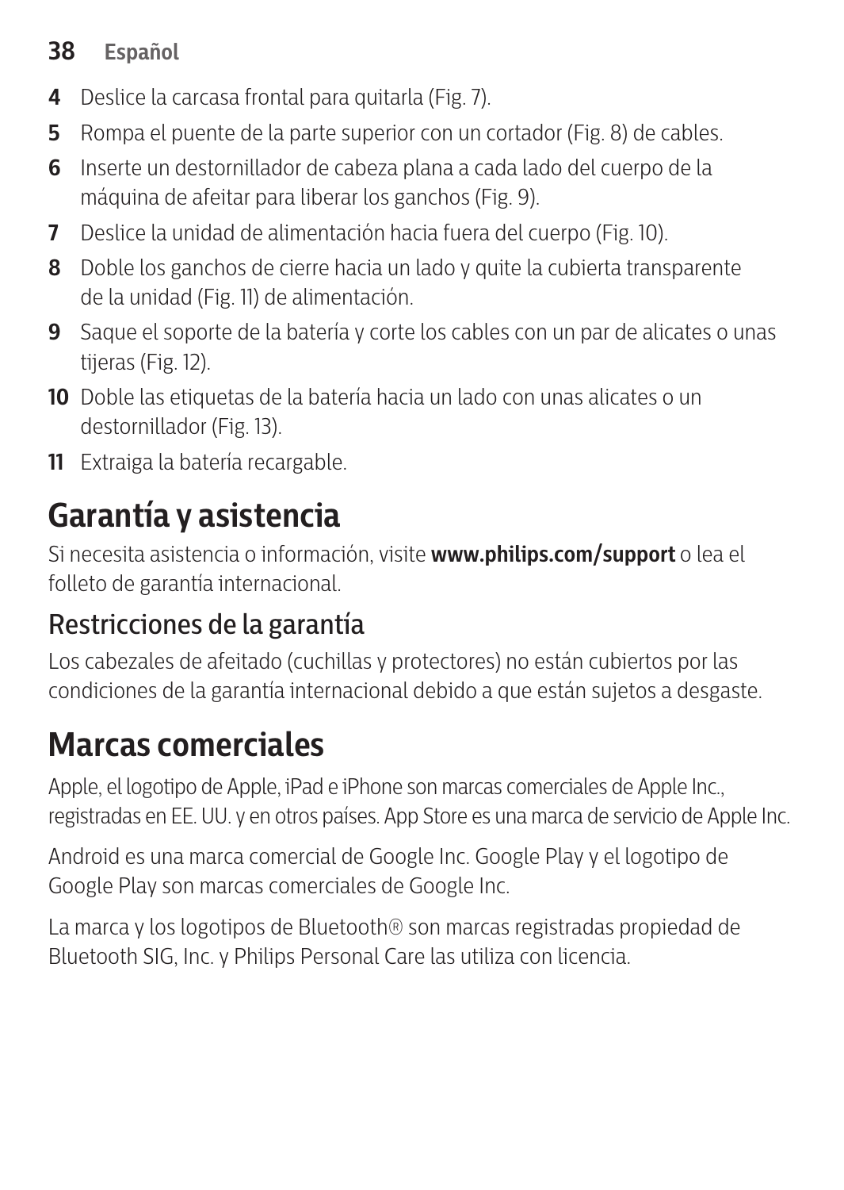4. Deslice la carcasa frontal para quitarla (Fig. 7).
5. Rompa el puente de la parte superior con un cortador (Fig. 8) de cables.
6. Inserte un destornillador de cabeza plana a cada lado del cuerpo de la máquina de afeitar para liberar los ganchos (Fig. 9).
7. Deslice la unidad de alimentación hacia fuera del cuerpo (Fig. 10).
8. Doble los ganchos de cierre hacia un lado y quite la cubierta transparente de la unidad (Fig. 11) de alimentación.
9. Saque el soporte de la batería y corte los cables con un par de alicates o unas tijeras (Fig. 12).
10. Doble las etiquetas de la batería hacia un lado con unas alicates o un destornillador (Fig. 13).
11. Extraiga la batería recargable.

# Garantía y asistencia

Si necesita asistencia o información, visite **www.philips.com/support** o lea el folleto de garantía internacional.

## Restricciones de la garantía

Los cabezales de afeitado (cuchillas y protectores) no están cubiertos por las condiciones de la garantía internacional debido a que están sujetos a desgaste.

# Marcas comerciales

Apple, el logotipo de Apple, iPad e iPhone son marcas comerciales de Apple Inc., registradas en EE. UU. y en otros países. App Store es una marca de servicio de Apple Inc.

Android es una marca comercial de Google Inc. Google Play y el logotipo de Google Play son marcas comerciales de Google Inc.

La marca y los logotipos de Bluetooth® son marcas registradas propiedad de Bluetooth SIG, Inc. y Philips Personal Care las utiliza con licencia.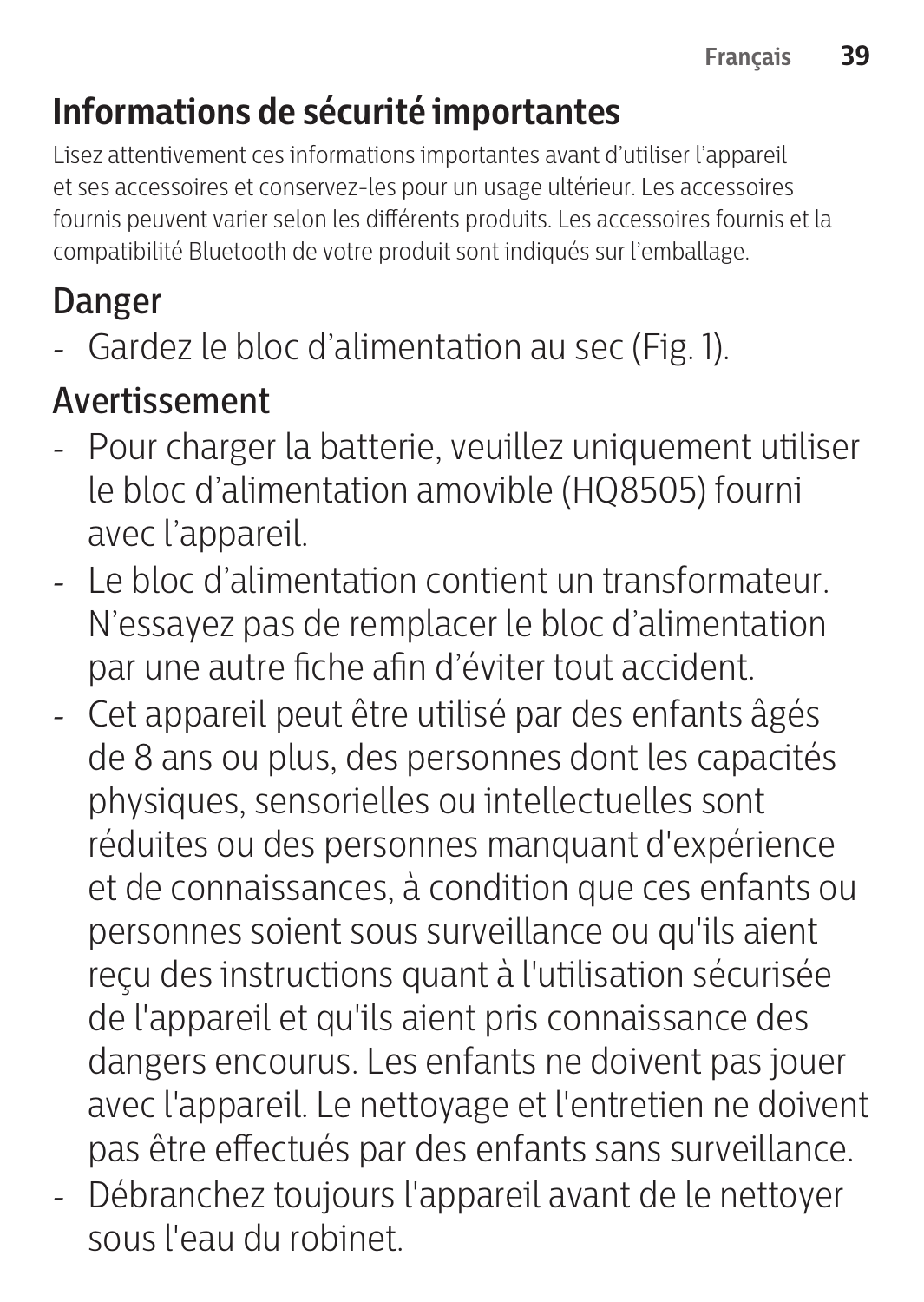# Informations de sécurité importantes

Lisez attentivement ces informations importantes avant d’utiliser l’appareil et ses accessoires et conservez-les pour un usage ultérieur. Les accessoires fournis peuvent varier selon les différents produits. Les accessoires fournis et la compatibilité Bluetooth de votre produit sont indiqués sur l’emballage.

## Danger

- Gardez le bloc d’alimentation au sec (Fig. 1).

## Avertissement

- Pour charger la batterie, veuillez uniquement utiliser le bloc d’alimentation amovible (HQ8505) fourni avec l’appareil.
- Le bloc d’alimentation contient un transformateur. N’essayez pas de remplacer le bloc d’alimentation par une autre fiche afin d’éviter tout accident.
- Cet appareil peut être utilisé par des enfants âgés de 8 ans ou plus, des personnes dont les capacités physiques, sensorielles ou intellectuelles sont réduites ou des personnes manquant d'expérience et de connaissances, à condition que ces enfants ou personnes soient sous surveillance ou qu'ils aient reçu des instructions quant à l'utilisation sécurisée de l'appareil et qu'ils aient pris connaissance des dangers encourus. Les enfants ne doivent pas jouer avec l'appareil. Le nettoyage et l'entretien ne doivent pas être effectués par des enfants sans surveillance.
- Débranchez toujours l'appareil avant de le nettoyer sous l'eau du robinet.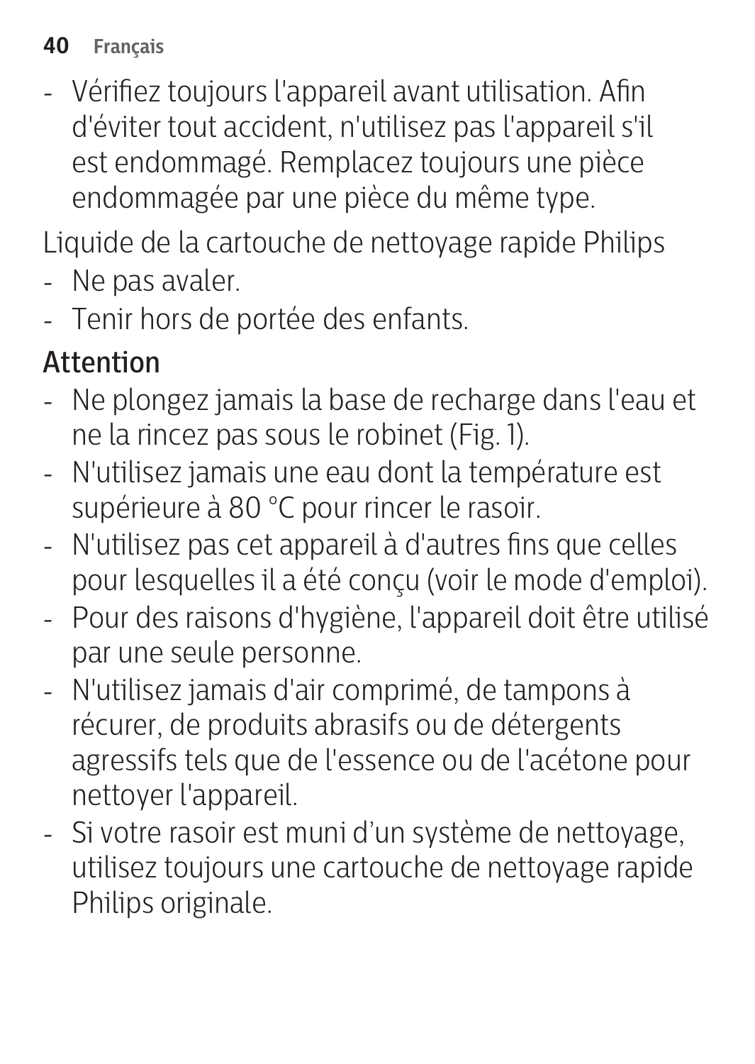- Vérifiez toujours l'appareil avant utilisation. Afin d'éviter tout accident, n'utilisez pas l'appareil s'il est endommagé. Remplacez toujours une pièce endommagée par une pièce du même type.

Liquide de la cartouche de nettoyage rapide Philips

- Ne pas avaler.
- Tenir hors de portée des enfants.

## Attention

- Ne plongez jamais la base de recharge dans l'eau et ne la rincez pas sous le robinet (Fig. 1).
- N'utilisez jamais une eau dont la température est supérieure à 80 °C pour rincer le rasoir.
- N'utilisez pas cet appareil à d'autres fins que celles pour lesquelles il a été conçu (voir le mode d'emploi).
- Pour des raisons d'hygiène, l'appareil doit être utilisé par une seule personne.
- N'utilisez jamais d'air comprimé, de tampons à récurer, de produits abrasifs ou de détergents agressifs tels que de l'essence ou de l'acétone pour nettoyer l'appareil.
- Si votre rasoir est muni d’un système de nettoyage, utilisez toujours une cartouche de nettoyage rapide Philips originale.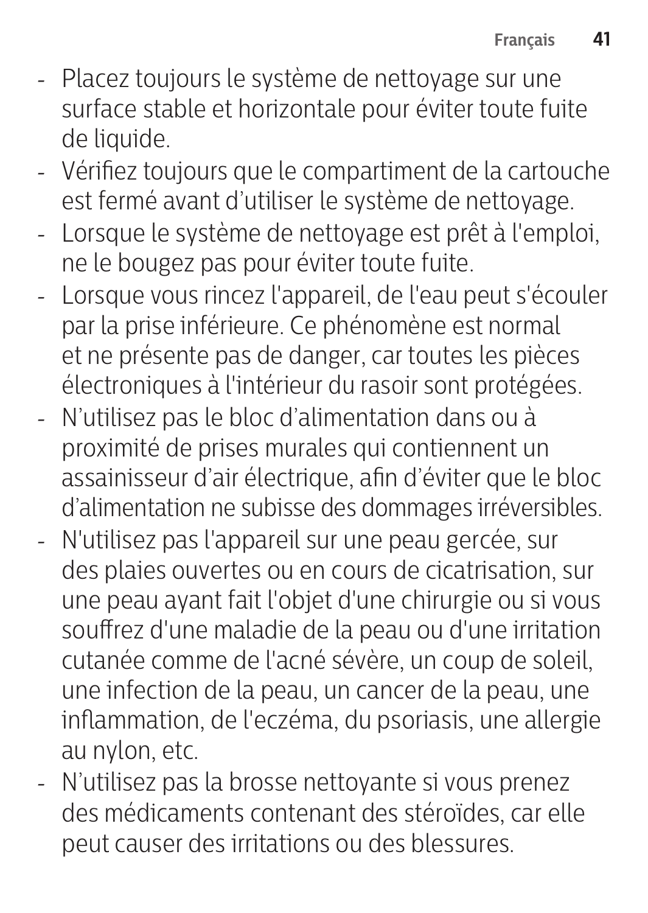- Placez toujours le système de nettoyage sur une surface stable et horizontale pour éviter toute fuite de liquide.
- Vérifiez toujours que le compartiment de la cartouche est fermé avant d’utiliser le système de nettoyage.
- Lorsque le système de nettoyage est prêt à l'emploi, ne le bougez pas pour éviter toute fuite.
- Lorsque vous rincez l'appareil, de l'eau peut s'écouler par la prise inférieure. Ce phénomène est normal et ne présente pas de danger, car toutes les pièces électroniques à l'intérieur du rasoir sont protégées.
- N’utilisez pas le bloc d’alimentation dans ou à proximité de prises murales qui contiennent un assainisseur d’air électrique, afin d’éviter que le bloc d’alimentation ne subisse des dommages irréversibles.
- N'utilisez pas l'appareil sur une peau gercée, sur des plaies ouvertes ou en cours de cicatrisation, sur une peau ayant fait l'objet d'une chirurgie ou si vous souffrez d'une maladie de la peau ou d'une irritation cutanée comme de l'acné sévère, un coup de soleil, une infection de la peau, un cancer de la peau, une inflammation, de l'eczéma, du psoriasis, une allergie au nylon, etc.
- N’utilisez pas la brosse nettoyante si vous prenez des médicaments contenant des stéroïdes, car elle peut causer des irritations ou des blessures.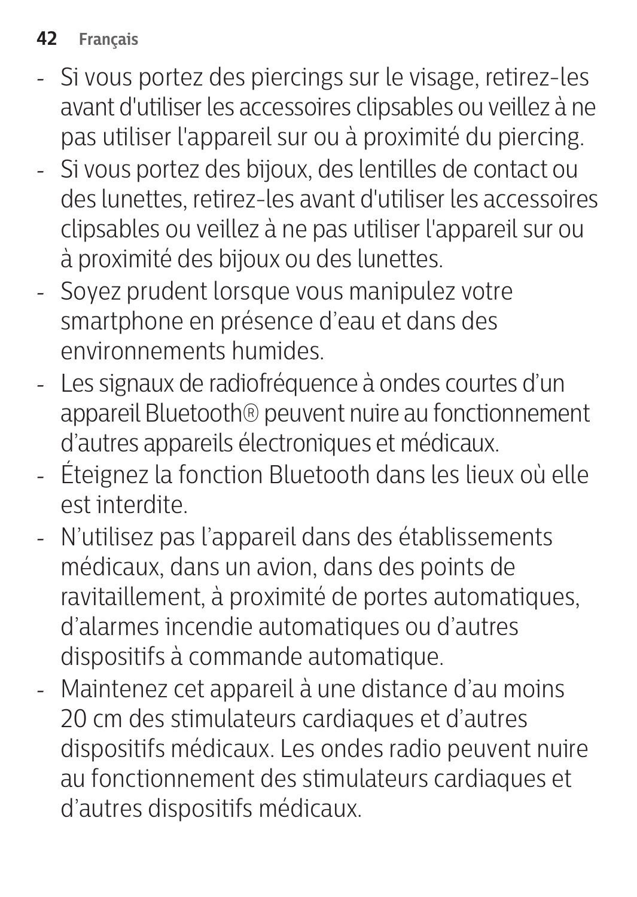- Si vous portez des piercings sur le visage, retirez-les avant d'utiliser les accessoires clipsables ou veillez à ne pas utiliser l'appareil sur ou à proximité du piercing.
- Si vous portez des bijoux, des lentilles de contact ou des lunettes, retirez-les avant d'utiliser les accessoires clipsables ou veillez à ne pas utiliser l'appareil sur ou à proximité des bijoux ou des lunettes.
- Soyez prudent lorsque vous manipulez votre smartphone en présence d'eau et dans des environnements humides.
- Les signaux de radiofréquence à ondes courtes d'un appareil Bluetooth® peuvent nuire au fonctionnement d'autres appareils électroniques et médicaux.
- Éteignez la fonction Bluetooth dans les lieux où elle est interdite.
- N'utilisez pas l'appareil dans des établissements médicaux, dans un avion, dans des points de ravitaillement, à proximité de portes automatiques, d'alarmes incendie automatiques ou d'autres dispositifs à commande automatique.
- Maintenez cet appareil à une distance d'au moins 20 cm des stimulateurs cardiaques et d'autres dispositifs médicaux. Les ondes radio peuvent nuire au fonctionnement des stimulateurs cardiaques et d'autres dispositifs médicaux.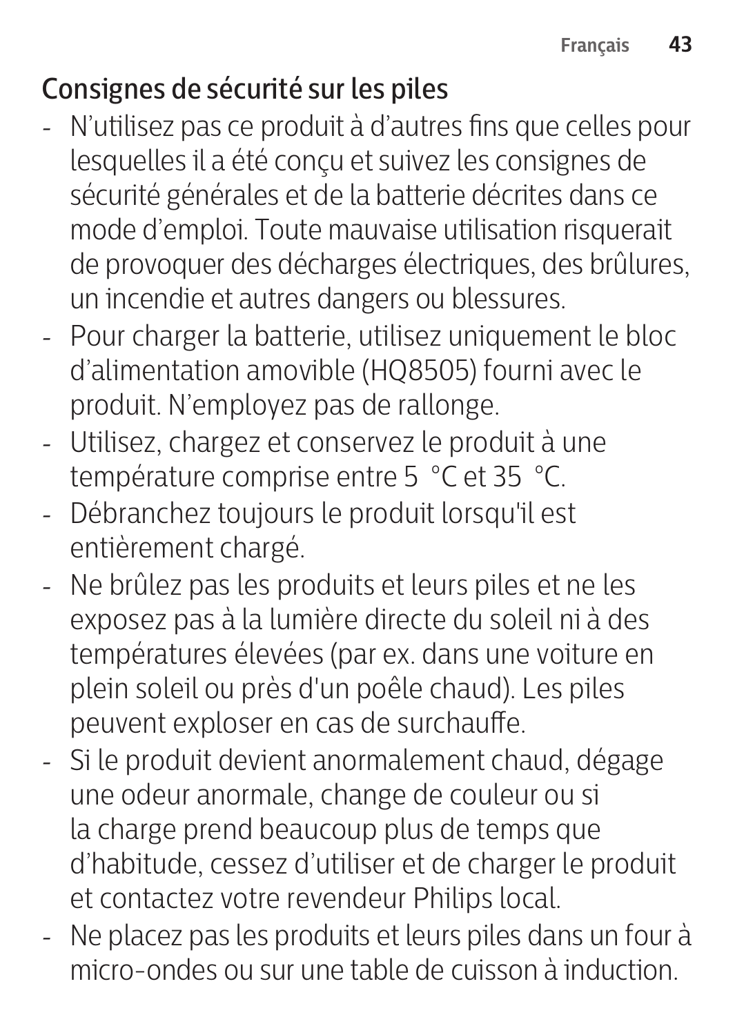## Consignes de sécurité sur les piles

- N’utilisez pas ce produit à d’autres fins que celles pour lesquelles il a été conçu et suivez les consignes de sécurité générales et de la batterie décrites dans ce mode d’emploi. Toute mauvaise utilisation risquerait de provoquer des décharges électriques, des brûlures, un incendie et autres dangers ou blessures.
- Pour charger la batterie, utilisez uniquement le bloc d’alimentation amovible (HQ8505) fourni avec le produit. N’employez pas de rallonge.
- Utilisez, chargez et conservez le produit à une température comprise entre 5 °C et 35 °C.
- Débranchez toujours le produit lorsqu'il est entièrement chargé.
- Ne brûlez pas les produits et leurs piles et ne les exposez pas à la lumière directe du soleil ni à des températures élevées (par ex. dans une voiture en plein soleil ou près d'un poêle chaud). Les piles peuvent exploser en cas de surchauffe.
- Si le produit devient anormalement chaud, dégage une odeur anormale, change de couleur ou si la charge prend beaucoup plus de temps que d’habitude, cessez d’utiliser et de charger le produit et contactez votre revendeur Philips local.
- Ne placez pas les produits et leurs piles dans un four à micro-ondes ou sur une table de cuisson à induction.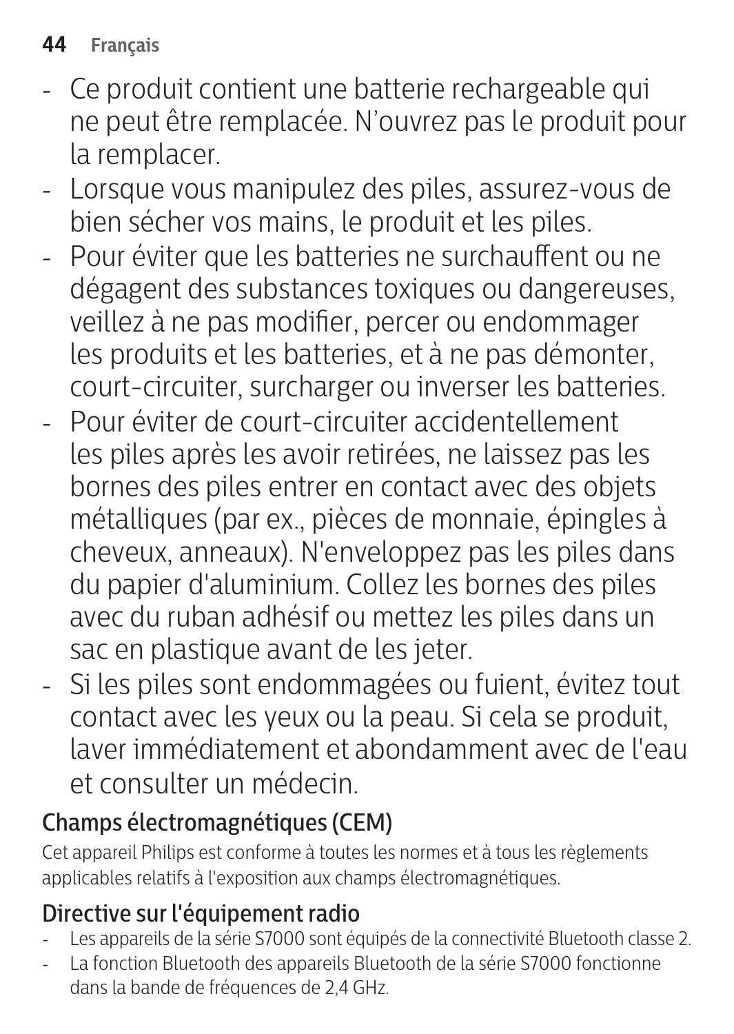- Ce produit contient une batterie rechargeable qui ne peut être remplacée. N'ouvrez pas le produit pour la remplacer.
- Lorsque vous manipulez des piles, assurez-vous de bien sécher vos mains, le produit et les piles.
- Pour éviter que les batteries ne surchauffent ou ne dégagent des substances toxiques ou dangereuses, veillez à ne pas modifier, percer ou endommager les produits et les batteries, et à ne pas démonter, court-circuiter, surcharger ou inverser les batteries.
- Pour éviter de court-circuiter accidentellement les piles après les avoir retirées, ne laissez pas les bornes des piles entrer en contact avec des objets métalliques (par ex., pièces de monnaie, épingles à cheveux, anneaux). N'enveloppez pas les piles dans du papier d'aluminium. Collez les bornes des piles avec du ruban adhésif ou mettez les piles dans un sac en plastique avant de les jeter.
- Si les piles sont endommagées ou fuient, évitez tout contact avec les yeux ou la peau. Si cela se produit, laver immédiatement et abondamment avec de l'eau et consulter un médecin.

## Champs électromagnétiques (CEM)

Cet appareil Philips est conforme à toutes les normes et à tous les règlements applicables relatifs à l'exposition aux champs électromagnétiques.

## Directive sur l'équipement radio

- Les appareils de la série S7000 sont équipés de la connectivité Bluetooth classe 2.
- La fonction Bluetooth des appareils Bluetooth de la série S7000 fonctionne dans la bande de fréquences de 2,4 GHz.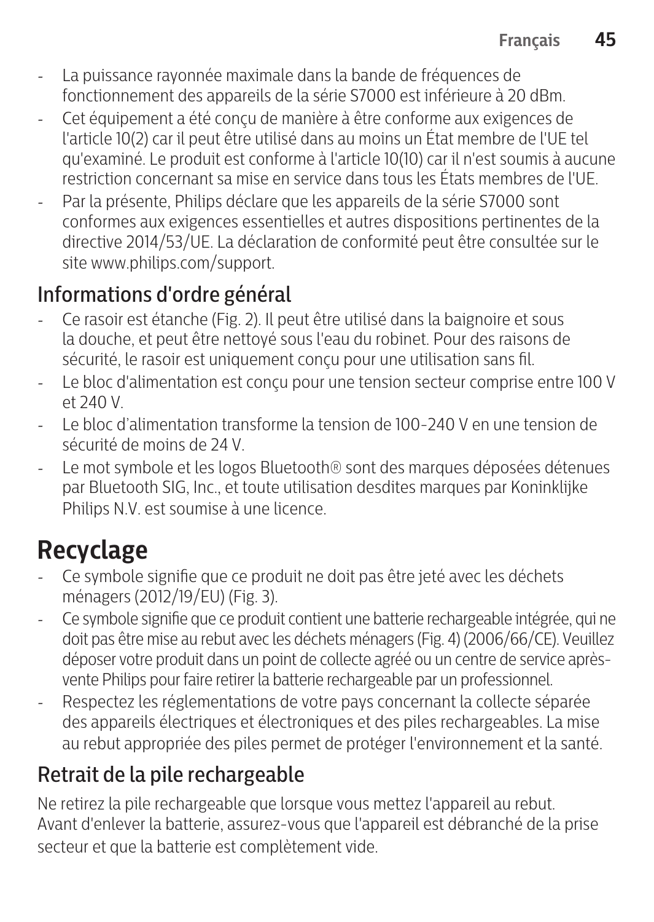- La puissance rayonnée maximale dans la bande de fréquences de fonctionnement des appareils de la série S7000 est inférieure à 20 dBm.
- Cet équipement a été conçu de manière à être conforme aux exigences de l'article 10(2) car il peut être utilisé dans au moins un État membre de l'UE tel qu'examiné. Le produit est conforme à l'article 10(10) car il n'est soumis à aucune restriction concernant sa mise en service dans tous les États membres de l'UE.
- Par la présente, Philips déclare que les appareils de la série S7000 sont conformes aux exigences essentielles et autres dispositions pertinentes de la directive 2014/53/UE. La déclaration de conformité peut être consultée sur le site www.philips.com/support.

## Informations d'ordre général

- Ce rasoir est étanche (Fig. 2). Il peut être utilisé dans la baignoire et sous la douche, et peut être nettoyé sous l'eau du robinet. Pour des raisons de sécurité, le rasoir est uniquement conçu pour une utilisation sans fil.
- Le bloc d'alimentation est conçu pour une tension secteur comprise entre 100 V et 240 V.
- Le bloc d'alimentation transforme la tension de 100-240 V en une tension de sécurité de moins de 24 V.
- Le mot symbole et les logos Bluetooth® sont des marques déposées détenues par Bluetooth SIG, Inc., et toute utilisation desdites marques par Koninklijke Philips N.V. est soumise à une licence.

# Recyclage

- Ce symbole signifie que ce produit ne doit pas être jeté avec les déchets ménagers (2012/19/EU) (Fig. 3).
- Ce symbole signifie que ce produit contient une batterie rechargeable intégrée, qui ne doit pas être mise au rebut avec les déchets ménagers (Fig. 4) (2006/66/CE). Veuillez déposer votre produit dans un point de collecte agréé ou un centre de service après-vente Philips pour faire retirer la batterie rechargeable par un professionnel.
- Respectez les réglementations de votre pays concernant la collecte séparée des appareils électriques et électroniques et des piles rechargeables. La mise au rebut appropriée des piles permet de protéger l'environnement et la santé.

## Retrait de la pile rechargeable

Ne retirez la pile rechargeable que lorsque vous mettez l'appareil au rebut. Avant d'enlever la batterie, assurez-vous que l'appareil est débranché de la prise secteur et que la batterie est complètement vide.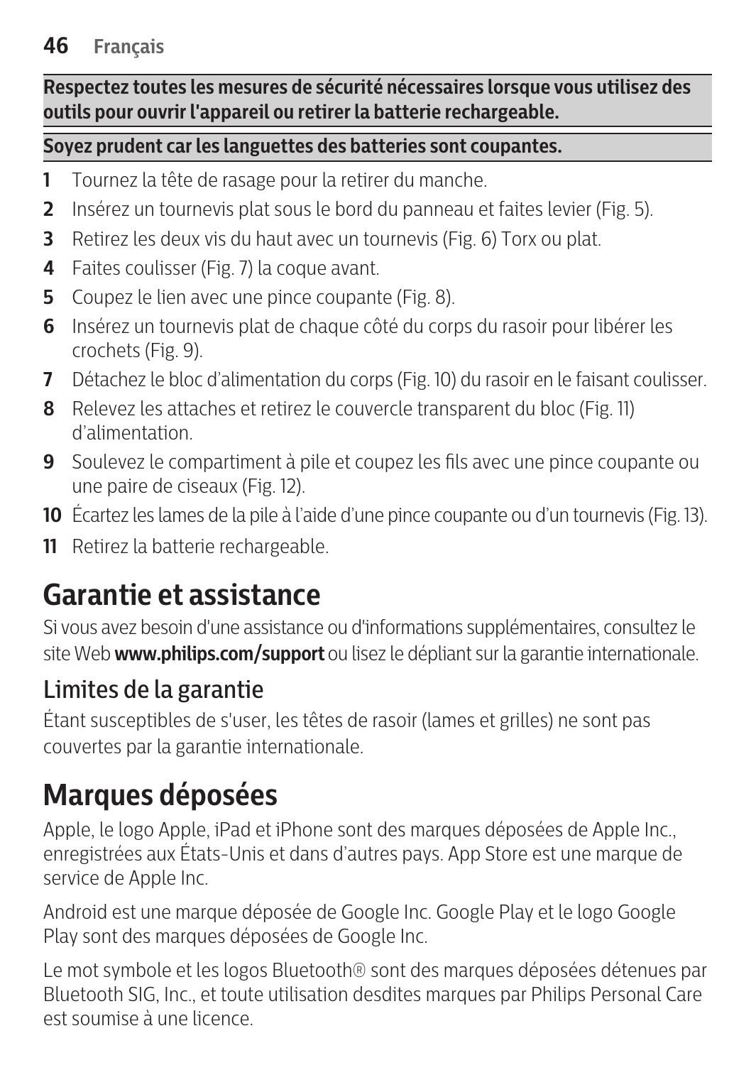**Respectez toutes les mesures de sécurité nécessaires lorsque vous utilisez des outils pour ouvrir l'appareil ou retirer la batterie rechargeable.**

**Soyez prudent car les languettes des batteries sont coupantes.**

1. Tournez la tête de rasage pour la retirer du manche.
2. Insérez un tournevis plat sous le bord du panneau et faites levier (Fig. 5).
3. Retirez les deux vis du haut avec un tournevis (Fig. 6) Torx ou plat.
4. Faites coulisser (Fig. 7) la coque avant.
5. Coupez le lien avec une pince coupante (Fig. 8).
6. Insérez un tournevis plat de chaque côté du corps du rasoir pour libérer les crochets (Fig. 9).
7. Détachez le bloc d'alimentation du corps (Fig. 10) du rasoir en le faisant coulisser.
8. Relevez les attaches et retirez le couvercle transparent du bloc (Fig. 11) d'alimentation.
9. Soulevez le compartiment à pile et coupez les fils avec une pince coupante ou une paire de ciseaux (Fig. 12).
10. Écartez les lames de la pile à l'aide d'une pince coupante ou d'un tournevis (Fig. 13).
11. Retirez la batterie rechargeable.

# Garantie et assistance

Si vous avez besoin d'une assistance ou d'informations supplémentaires, consultez le site Web **www.philips.com/support** ou lisez le dépliant sur la garantie internationale.

## Limites de la garantie

Étant susceptibles de s'user, les têtes de rasoir (lames et grilles) ne sont pas couvertes par la garantie internationale.

# Marques déposées

Apple, le logo Apple, iPad et iPhone sont des marques déposées de Apple Inc., enregistrées aux États-Unis et dans d'autres pays. App Store est une marque de service de Apple Inc.

Android est une marque déposée de Google Inc. Google Play et le logo Google Play sont des marques déposées de Google Inc.

Le mot symbole et les logos Bluetooth® sont des marques déposées détenues par Bluetooth SIG, Inc., et toute utilisation desdites marques par Philips Personal Care est soumise à une licence.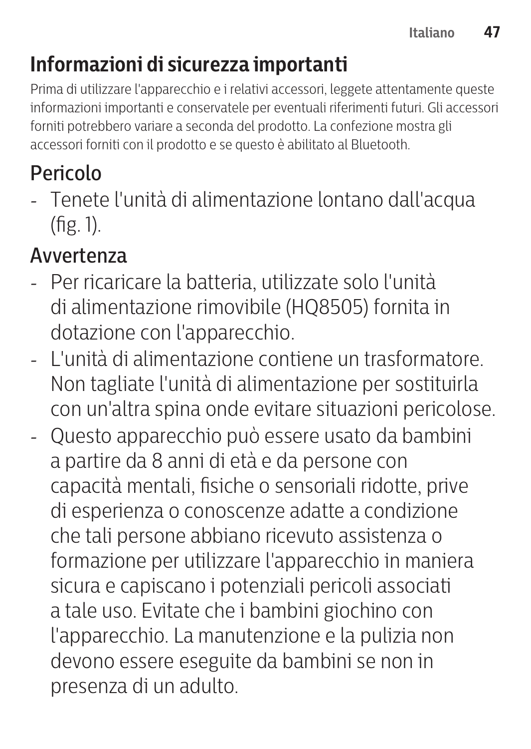# Informazioni di sicurezza importanti

Prima di utilizzare l'apparecchio e i relativi accessori, leggete attentamente queste informazioni importanti e conservatele per eventuali riferimenti futuri. Gli accessori forniti potrebbero variare a seconda del prodotto. La confezione mostra gli accessori forniti con il prodotto e se questo è abilitato al Bluetooth.

## Pericolo

- Tenete l'unità di alimentazione lontano dall'acqua (fig. 1).

## Avvertenza

- Per ricaricare la batteria, utilizzate solo l'unità di alimentazione rimovibile (HQ8505) fornita in dotazione con l'apparecchio.
- L'unità di alimentazione contiene un trasformatore. Non tagliate l'unità di alimentazione per sostituirla con un'altra spina onde evitare situazioni pericolose.
- Questo apparecchio può essere usato da bambini a partire da 8 anni di età e da persone con capacità mentali, fisiche o sensoriali ridotte, prive di esperienza o conoscenze adatte a condizione che tali persone abbiano ricevuto assistenza o formazione per utilizzare l'apparecchio in maniera sicura e capiscano i potenziali pericoli associati a tale uso. Evitate che i bambini giochino con l'apparecchio. La manutenzione e la pulizia non devono essere eseguite da bambini se non in presenza di un adulto.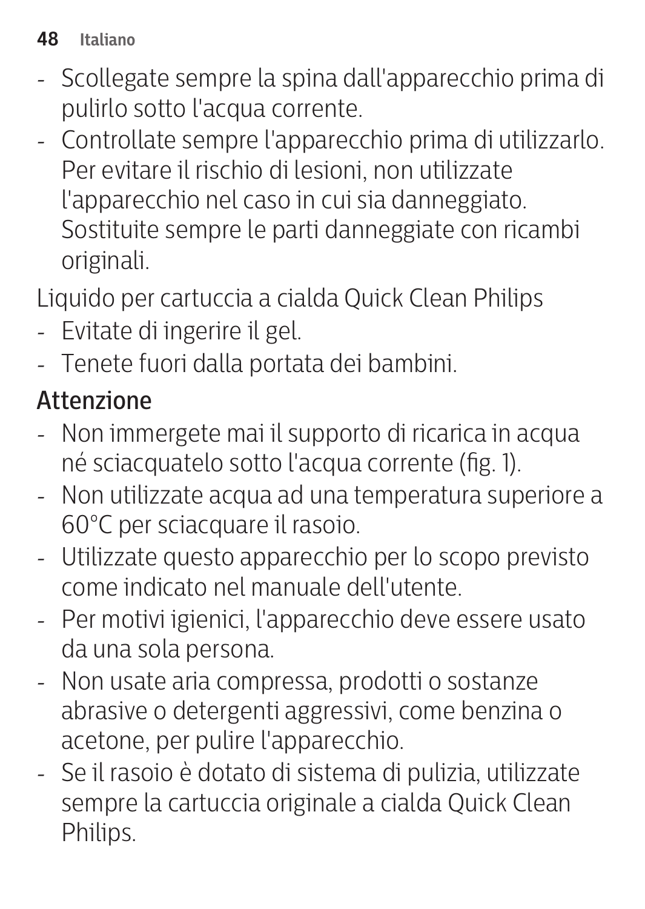- Scollegate sempre la spina dall'apparecchio prima di pulirlo sotto l'acqua corrente.
- Controllate sempre l'apparecchio prima di utilizzarlo. Per evitare il rischio di lesioni, non utilizzate l'apparecchio nel caso in cui sia danneggiato. Sostituite sempre le parti danneggiate con ricambi originali.

Liquido per cartuccia a cialda Quick Clean Philips

- Evitate di ingerire il gel.
- Tenete fuori dalla portata dei bambini.

## Attenzione

- Non immergete mai il supporto di ricarica in acqua né sciacquatelo sotto l'acqua corrente (fig. 1).
- Non utilizzate acqua ad una temperatura superiore a 60°C per sciacquare il rasoio.
- Utilizzate questo apparecchio per lo scopo previsto come indicato nel manuale dell'utente.
- Per motivi igienici, l'apparecchio deve essere usato da una sola persona.
- Non usate aria compressa, prodotti o sostanze abrasive o detergenti aggressivi, come benzina o acetone, per pulire l'apparecchio.
- Se il rasoio è dotato di sistema di pulizia, utilizzate sempre la cartuccia originale a cialda Quick Clean Philips.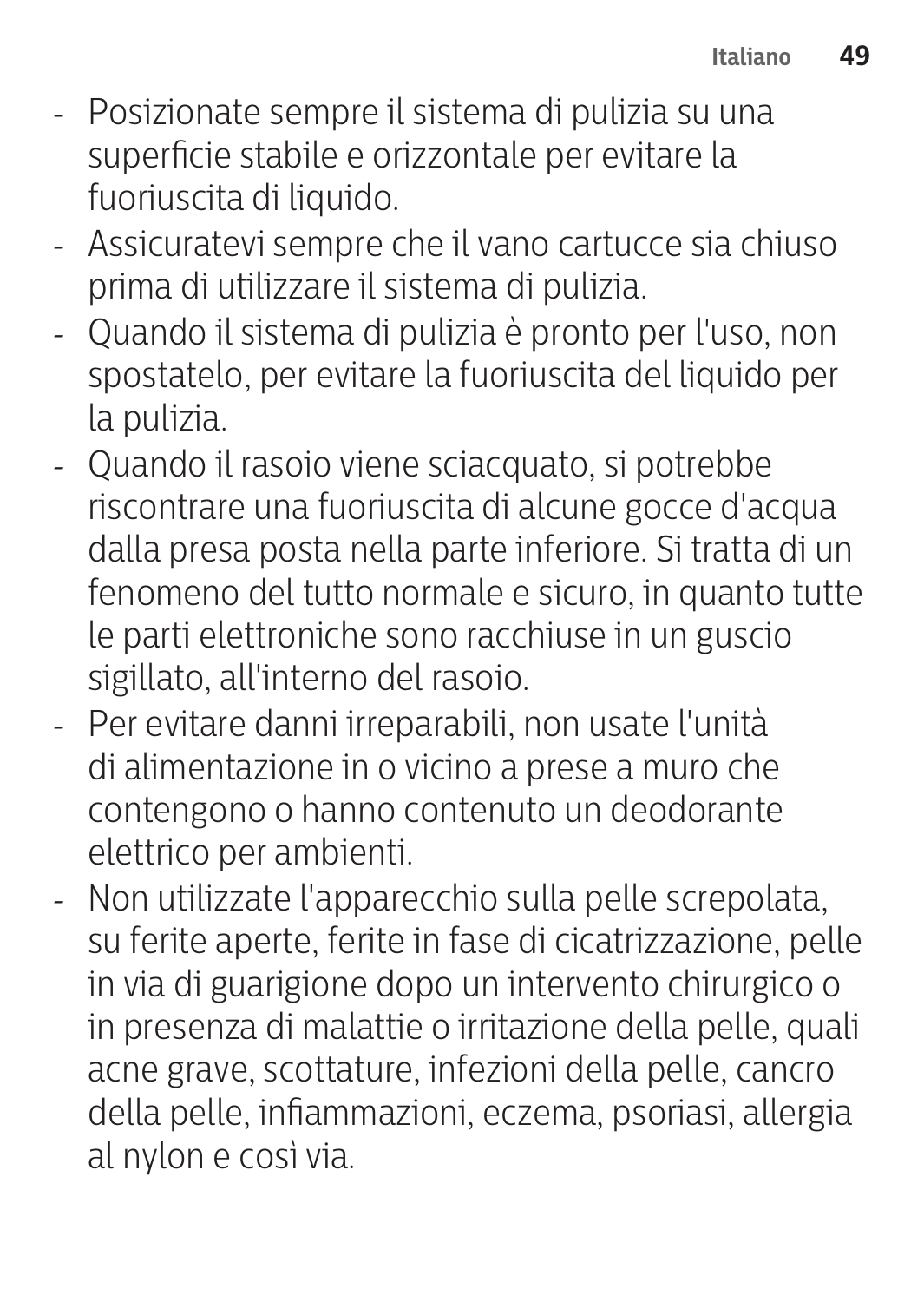- Posizionate sempre il sistema di pulizia su una superficie stabile e orizzontale per evitare la fuoriuscita di liquido.
- Assicuratevi sempre che il vano cartucce sia chiuso prima di utilizzare il sistema di pulizia.
- Quando il sistema di pulizia è pronto per l'uso, non spostatelo, per evitare la fuoriuscita del liquido per la pulizia.
- Quando il rasoio viene sciacquato, si potrebbe riscontrare una fuoriuscita di alcune gocce d'acqua dalla presa posta nella parte inferiore. Si tratta di un fenomeno del tutto normale e sicuro, in quanto tutte le parti elettroniche sono racchiuse in un guscio sigillato, all'interno del rasoio.
- Per evitare danni irreparabili, non usate l'unità di alimentazione in o vicino a prese a muro che contengono o hanno contenuto un deodorante elettrico per ambienti.
- Non utilizzate l'apparecchio sulla pelle screpolata, su ferite aperte, ferite in fase di cicatrizzazione, pelle in via di guarigione dopo un intervento chirurgico o in presenza di malattie o irritazione della pelle, quali acne grave, scottature, infezioni della pelle, cancro della pelle, infiammazioni, eczema, psoriasi, allergia al nylon e così via.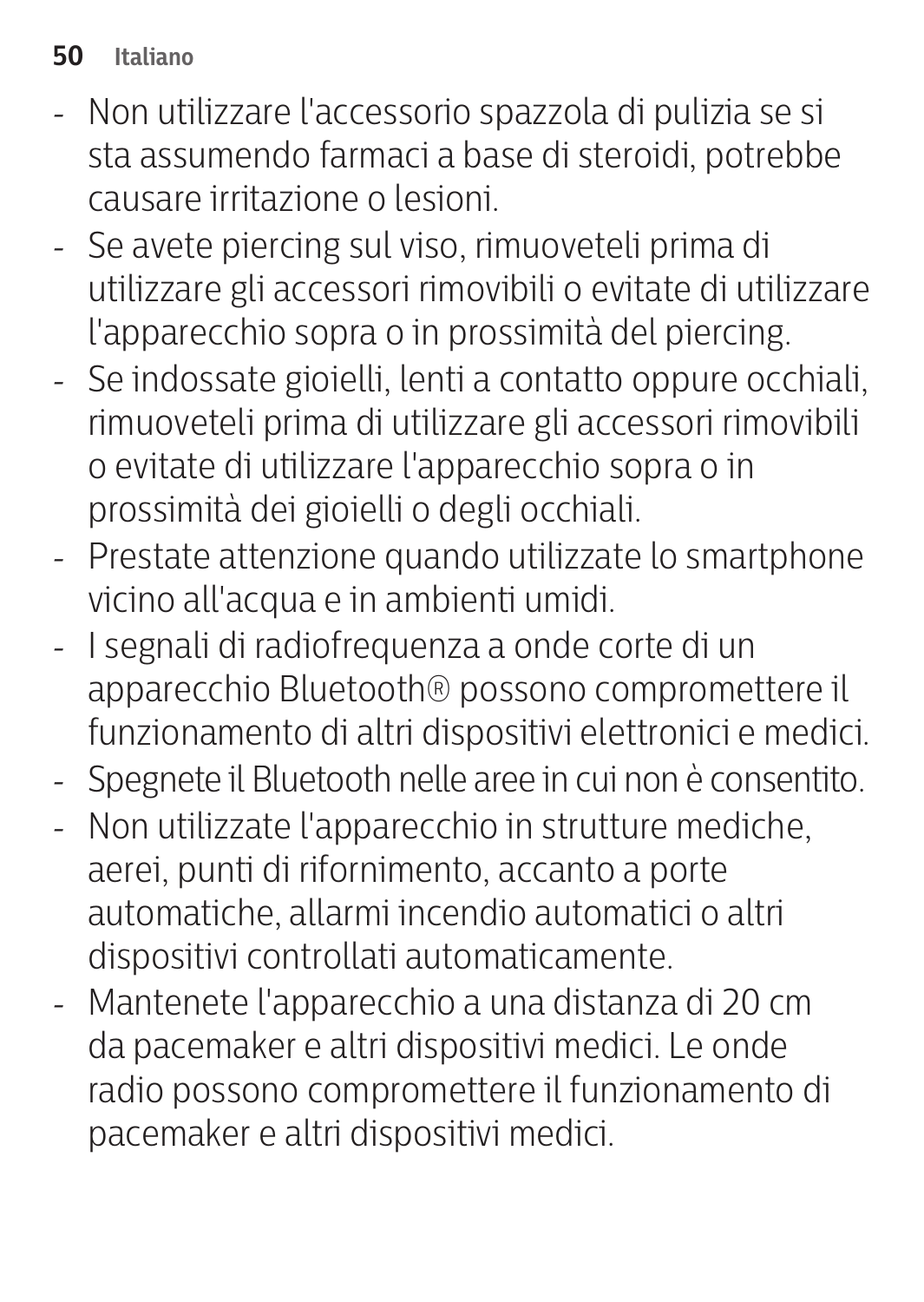- Non utilizzare l'accessorio spazzola di pulizia se si sta assumendo farmaci a base di steroidi, potrebbe causare irritazione o lesioni.
- Se avete piercing sul viso, rimuoveteli prima di utilizzare gli accessori rimovibili o evitate di utilizzare l'apparecchio sopra o in prossimità del piercing.
- Se indossate gioielli, lenti a contatto oppure occhiali, rimuoveteli prima di utilizzare gli accessori rimovibili o evitate di utilizzare l'apparecchio sopra o in prossimità dei gioielli o degli occhiali.
- Prestate attenzione quando utilizzate lo smartphone vicino all'acqua e in ambienti umidi.
- I segnali di radiofrequenza a onde corte di un apparecchio Bluetooth® possono compromettere il funzionamento di altri dispositivi elettronici e medici.
- Spegnete il Bluetooth nelle aree in cui non è consentito.
- Non utilizzate l'apparecchio in strutture mediche, aerei, punti di rifornimento, accanto a porte automatiche, allarmi incendio automatici o altri dispositivi controllati automaticamente.
- Mantenete l'apparecchio a una distanza di 20 cm da pacemaker e altri dispositivi medici. Le onde radio possono compromettere il funzionamento di pacemaker e altri dispositivi medici.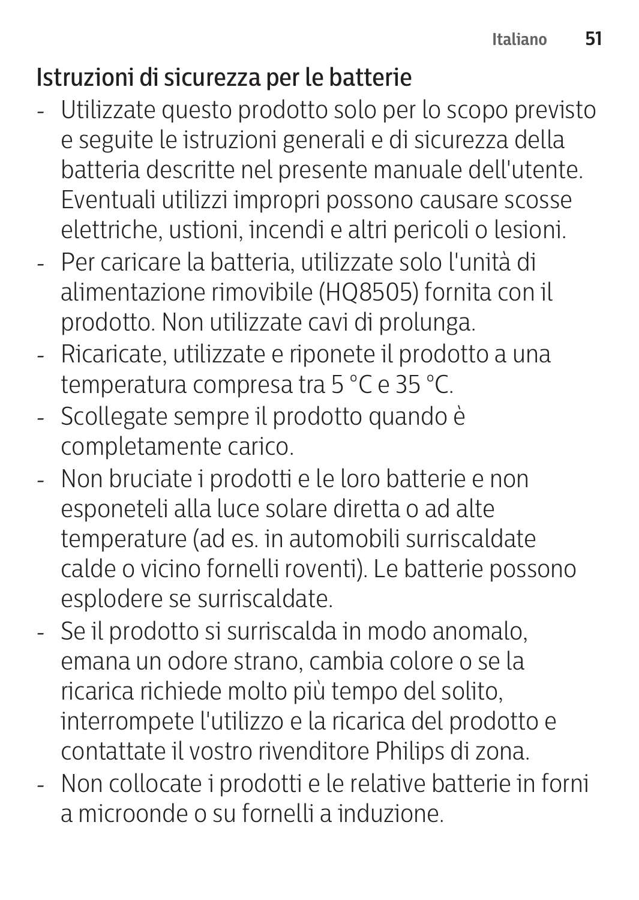## Istruzioni di sicurezza per le batterie

- Utilizzate questo prodotto solo per lo scopo previsto e seguite le istruzioni generali e di sicurezza della batteria descritte nel presente manuale dell'utente. Eventuali utilizzi impropri possono causare scosse elettriche, ustioni, incendi e altri pericoli o lesioni.
- Per caricare la batteria, utilizzate solo l'unità di alimentazione rimovibile (HQ8505) fornita con il prodotto. Non utilizzate cavi di prolunga.
- Ricaricate, utilizzate e riponete il prodotto a una temperatura compresa tra 5 °C e 35 °C.
- Scollegate sempre il prodotto quando è completamente carico.
- Non bruciate i prodotti e le loro batterie e non esponeteli alla luce solare diretta o ad alte temperature (ad es. in automobili surriscaldate calde o vicino fornelli roventi). Le batterie possono esplodere se surriscaldate.
- Se il prodotto si surriscalda in modo anomalo, emana un odore strano, cambia colore o se la ricarica richiede molto più tempo del solito, interrompete l'utilizzo e la ricarica del prodotto e contattate il vostro rivenditore Philips di zona.
- Non collocate i prodotti e le relative batterie in forni a microonde o su fornelli a induzione.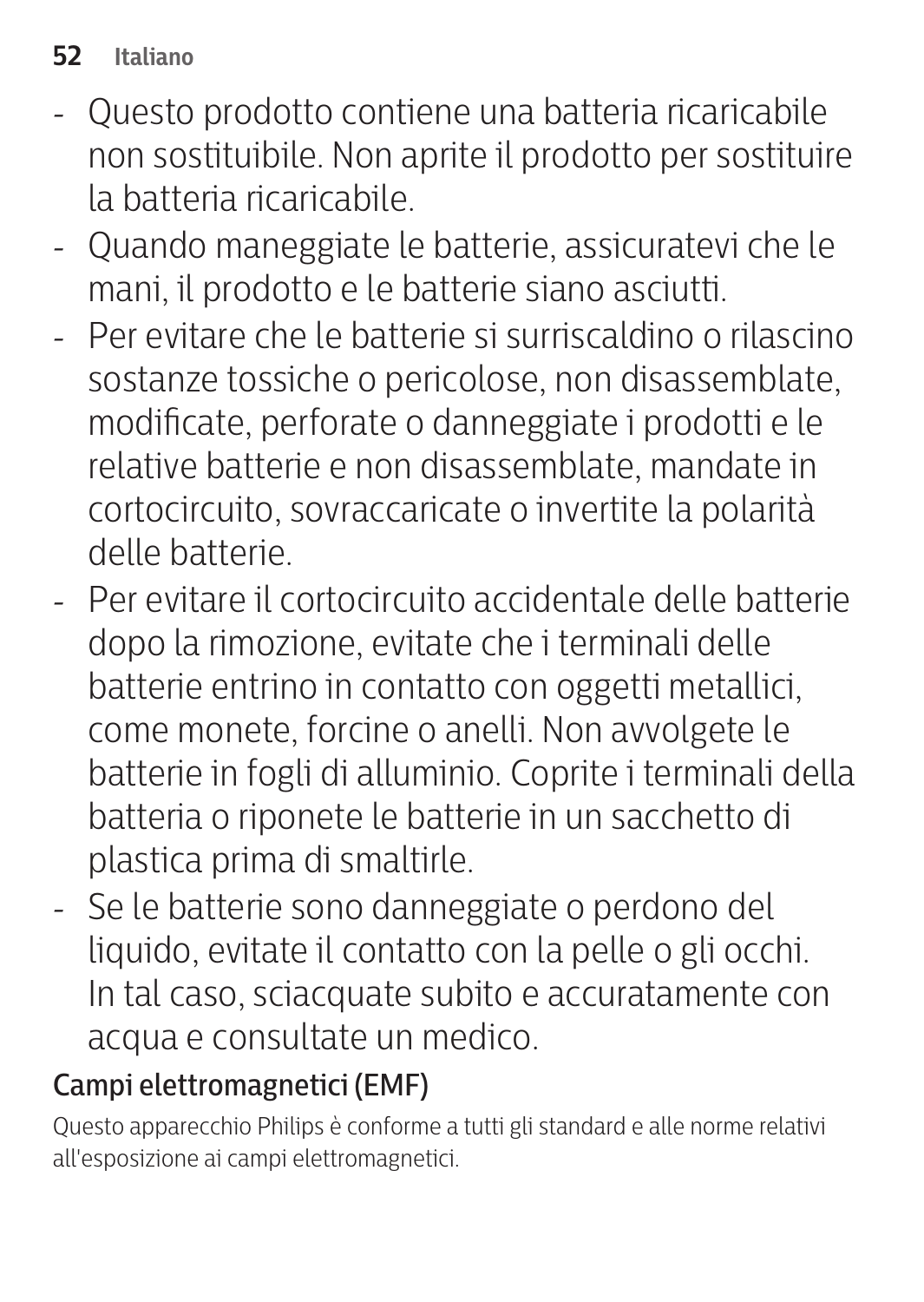- Questo prodotto contiene una batteria ricaricabile non sostituibile. Non aprite il prodotto per sostituire la batteria ricaricabile.
- Quando maneggiate le batterie, assicuratevi che le mani, il prodotto e le batterie siano asciutti.
- Per evitare che le batterie si surriscaldino o rilascino sostanze tossiche o pericolose, non disassemblate, modificate, perforate o danneggiate i prodotti e le relative batterie e non disassemblate, mandate in cortocircuito, sovraccaricate o invertite la polarità delle batterie.
- Per evitare il cortocircuito accidentale delle batterie dopo la rimozione, evitate che i terminali delle batterie entrino in contatto con oggetti metallici, come monete, forcine o anelli. Non avvolgete le batterie in fogli di alluminio. Coprite i terminali della batteria o riponete le batterie in un sacchetto di plastica prima di smaltirle.
- Se le batterie sono danneggiate o perdono del liquido, evitate il contatto con la pelle o gli occhi. In tal caso, sciacquate subito e accuratamente con acqua e consultate un medico.

## Campi elettromagnetici (EMF)

Questo apparecchio Philips è conforme a tutti gli standard e alle norme relativi all'esposizione ai campi elettromagnetici.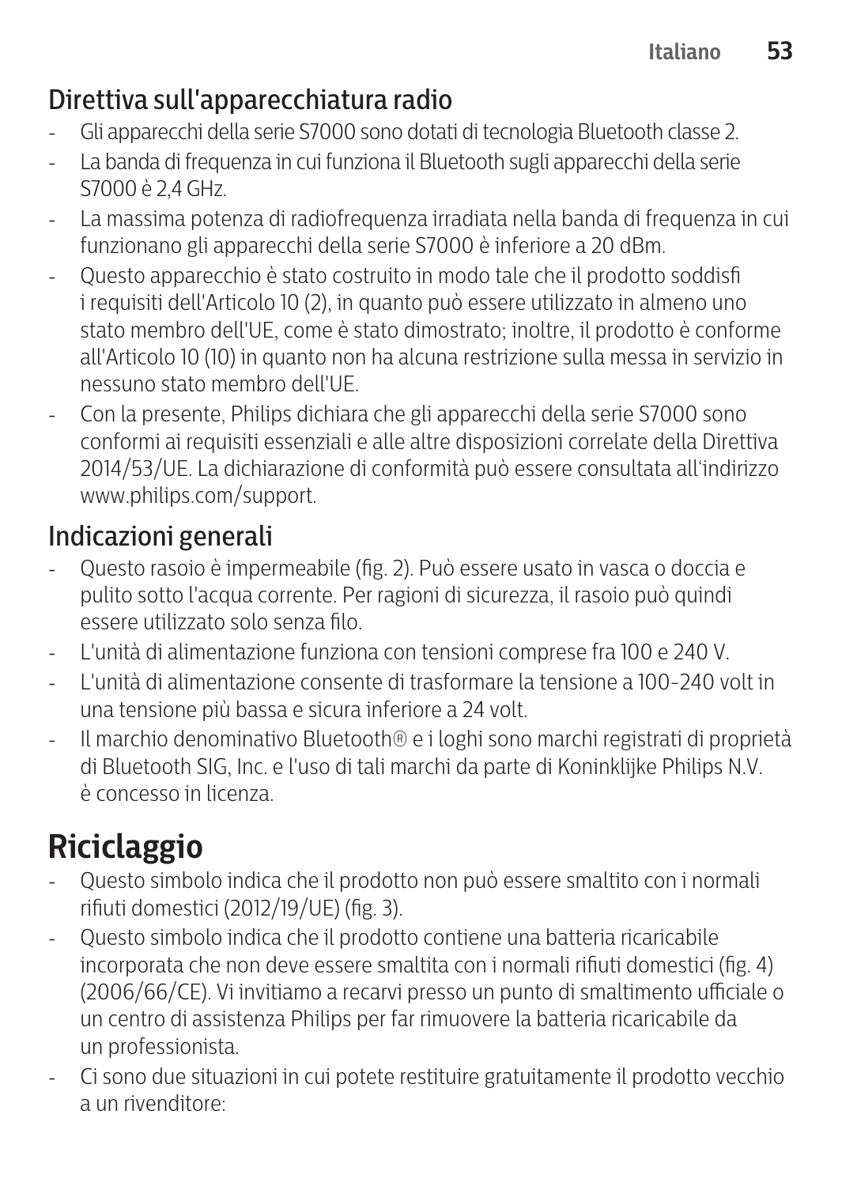## Direttiva sull'apparecchiatura radio

- Gli apparecchi della serie S7000 sono dotati di tecnologia Bluetooth classe 2.
- La banda di frequenza in cui funziona il Bluetooth sugli apparecchi della serie S7000 è 2,4 GHz.
- La massima potenza di radiofrequenza irradiata nella banda di frequenza in cui funzionano gli apparecchi della serie S7000 è inferiore a 20 dBm.
- Questo apparecchio è stato costruito in modo tale che il prodotto soddisfi i requisiti dell'Articolo 10 (2), in quanto può essere utilizzato in almeno uno stato membro dell'UE, come è stato dimostrato; inoltre, il prodotto è conforme all'Articolo 10 (10) in quanto non ha alcuna restrizione sulla messa in servizio in nessuno stato membro dell'UE.
- Con la presente, Philips dichiara che gli apparecchi della serie S7000 sono conformi ai requisiti essenziali e alle altre disposizioni correlate della Direttiva 2014/53/UE. La dichiarazione di conformità può essere consultata all'indirizzo www.philips.com/support.

## Indicazioni generali

- Questo rasoio è impermeabile (fig. 2). Può essere usato in vasca o doccia e pulito sotto l'acqua corrente. Per ragioni di sicurezza, il rasoio può quindi essere utilizzato solo senza filo.
- L'unità di alimentazione funziona con tensioni comprese fra 100 e 240 V.
- L'unità di alimentazione consente di trasformare la tensione a 100-240 volt in una tensione più bassa e sicura inferiore a 24 volt.
- Il marchio denominativo Bluetooth® e i loghi sono marchi registrati di proprietà di Bluetooth SIG, Inc. e l'uso di tali marchi da parte di Koninklijke Philips N.V. è concesso in licenza.

# Riciclaggio

- Questo simbolo indica che il prodotto non può essere smaltito con i normali rifiuti domestici (2012/19/UE) (fig. 3).
- Questo simbolo indica che il prodotto contiene una batteria ricaricabile incorporata che non deve essere smaltita con i normali rifiuti domestici (fig. 4) (2006/66/CE). Vi invitiamo a recarvi presso un punto di smaltimento ufficiale o un centro di assistenza Philips per far rimuovere la batteria ricaricabile da un professionista.
- Ci sono due situazioni in cui potete restituire gratuitamente il prodotto vecchio a un rivenditore: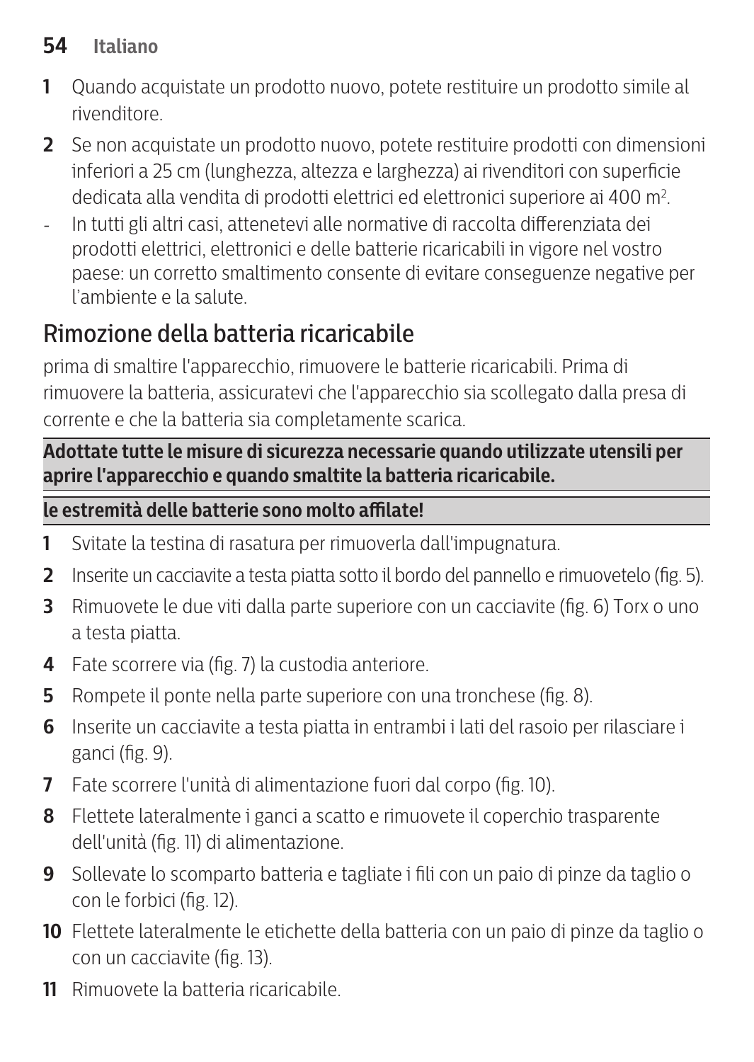1. Quando acquistate un prodotto nuovo, potete restituire un prodotto simile al rivenditore.
2. Se non acquistate un prodotto nuovo, potete restituire prodotti con dimensioni inferiori a 25 cm (lunghezza, altezza e larghezza) ai rivenditori con superficie dedicata alla vendita di prodotti elettrici ed elettronici superiore ai 400 m$^2$.

- In tutti gli altri casi, attenetevi alle normative di raccolta differenziata dei prodotti elettrici, elettronici e delle batterie ricaricabili in vigore nel vostro paese: un corretto smaltimento consente di evitare conseguenze negative per l'ambiente e la salute.

## Rimozione della batteria ricaricabile

prima di smaltire l'apparecchio, rimuovere le batterie ricaricabili. Prima di rimuovere la batteria, assicuratevi che l'apparecchio sia scollegato dalla presa di corrente e che la batteria sia completamente scarica.

**Adottate tutte le misure di sicurezza necessarie quando utilizzate utensili per aprire l'apparecchio e quando smaltite la batteria ricaricabile.**

**le estremità delle batterie sono molto affilate!**

1. Svitate la testina di rasatura per rimuoverla dall'impugnatura.
2. Inserite un cacciavite a testa piatta sotto il bordo del pannello e rimuovetelo (fig. 5).
3. Rimuovete le due viti dalla parte superiore con un cacciavite (fig. 6) Torx o uno a testa piatta.
4. Fate scorrere via (fig. 7) la custodia anteriore.
5. Rompete il ponte nella parte superiore con una tronchese (fig. 8).
6. Inserite un cacciavite a testa piatta in entrambi i lati del rasoio per rilasciare i ganci (fig. 9).
7. Fate scorrere l'unità di alimentazione fuori dal corpo (fig. 10).
8. Flettete lateralmente i ganci a scatto e rimuovete il coperchio trasparente dell'unità (fig. 11) di alimentazione.
9. Sollevate lo scomparto batteria e tagliate i fili con un paio di pinze da taglio o con le forbici (fig. 12).
10. Flettete lateralmente le etichette della batteria con un paio di pinze da taglio o con un cacciavite (fig. 13).
11. Rimuovete la batteria ricaricabile.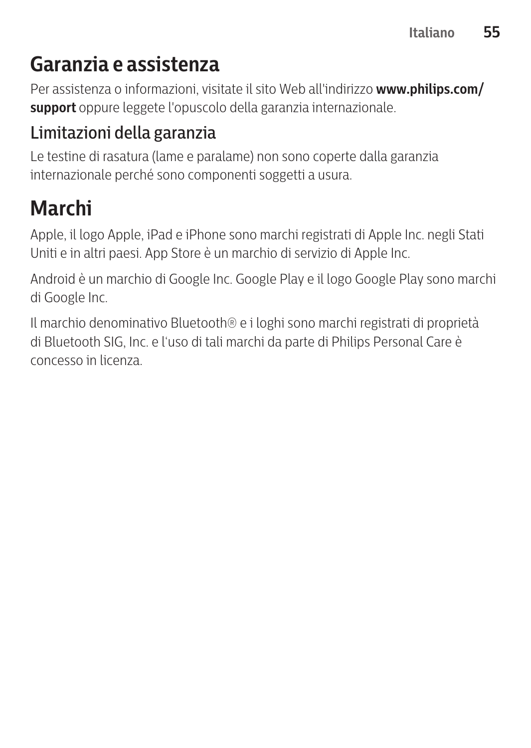# Garanzia e assistenza

Per assistenza o informazioni, visitate il sito Web all'indirizzo **www.philips.com/support** oppure leggete l'opuscolo della garanzia internazionale.

## Limitazioni della garanzia

Le testine di rasatura (lame e paralame) non sono coperte dalla garanzia internazionale perché sono componenti soggetti a usura.

# Marchi

Apple, il logo Apple, iPad e iPhone sono marchi registrati di Apple Inc. negli Stati Uniti e in altri paesi. App Store è un marchio di servizio di Apple Inc.

Android è un marchio di Google Inc. Google Play e il logo Google Play sono marchi di Google Inc.

Il marchio denominativo Bluetooth® e i loghi sono marchi registrati di proprietà di Bluetooth SIG, Inc. e l'uso di tali marchi da parte di Philips Personal Care è concesso in licenza.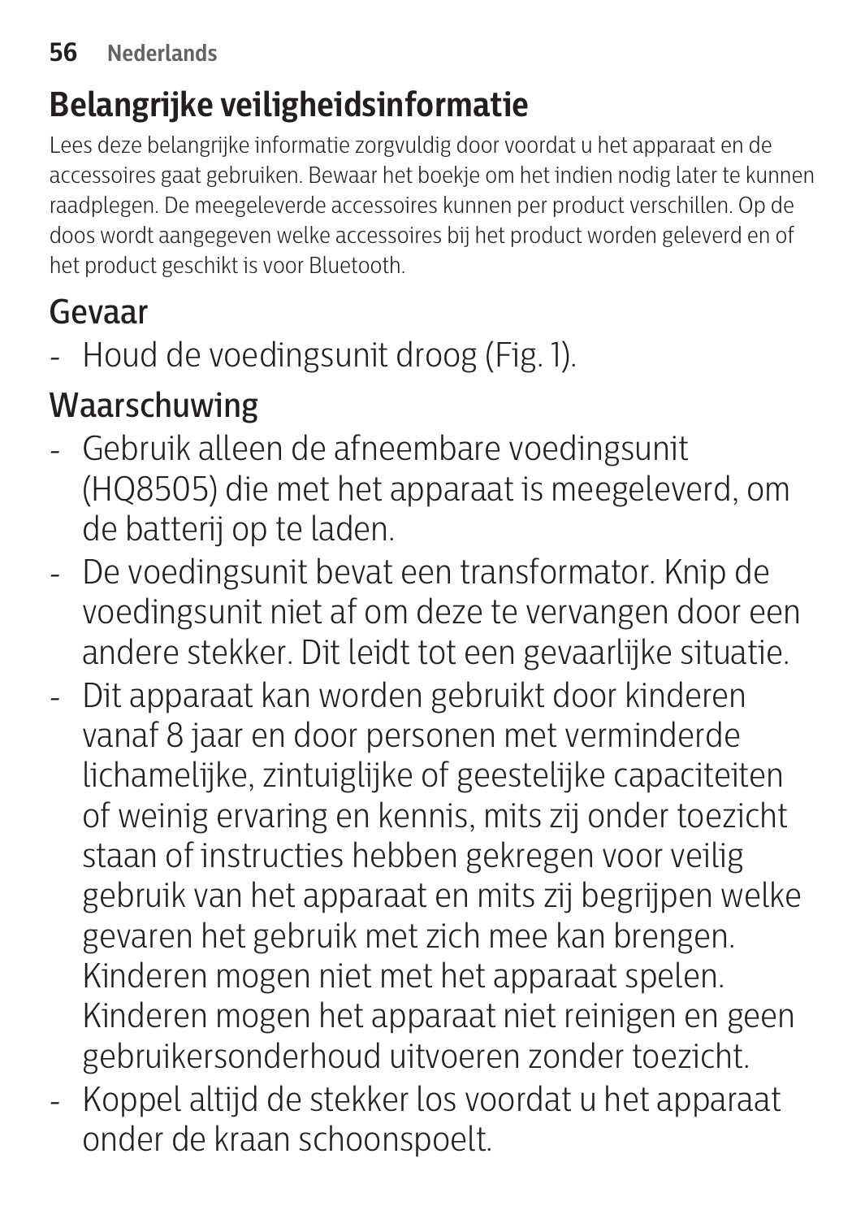# Belangrijke veiligheidsinformatie

Lees deze belangrijke informatie zorgvuldig door voordat u het apparaat en de accessoires gaat gebruiken. Bewaar het boekje om het indien nodig later te kunnen raadplegen. De meegeleverde accessoires kunnen per product verschillen. Op de doos wordt aangegeven welke accessoires bij het product worden geleverd en of het product geschikt is voor Bluetooth.

## Gevaar

- Houd de voedingsunit droog (Fig. 1).

## Waarschuwing

- Gebruik alleen de afneembare voedingsunit (HQ8505) die met het apparaat is meegeleverd, om de batterij op te laden.
- De voedingsunit bevat een transformator. Knip de voedingsunit niet af om deze te vervangen door een andere stekker. Dit leidt tot een gevaarlijke situatie.
- Dit apparaat kan worden gebruikt door kinderen vanaf 8 jaar en door personen met verminderde lichamelijke, zintuiglijke of geestelijke capaciteiten of weinig ervaring en kennis, mits zij onder toezicht staan of instructies hebben gekregen voor veilig gebruik van het apparaat en mits zij begrijpen welke gevaren het gebruik met zich mee kan brengen. Kinderen mogen niet met het apparaat spelen. Kinderen mogen het apparaat niet reinigen en geen gebruikersonderhoud uitvoeren zonder toezicht.
- Koppel altijd de stekker los voordat u het apparaat onder de kraan schoonspoelt.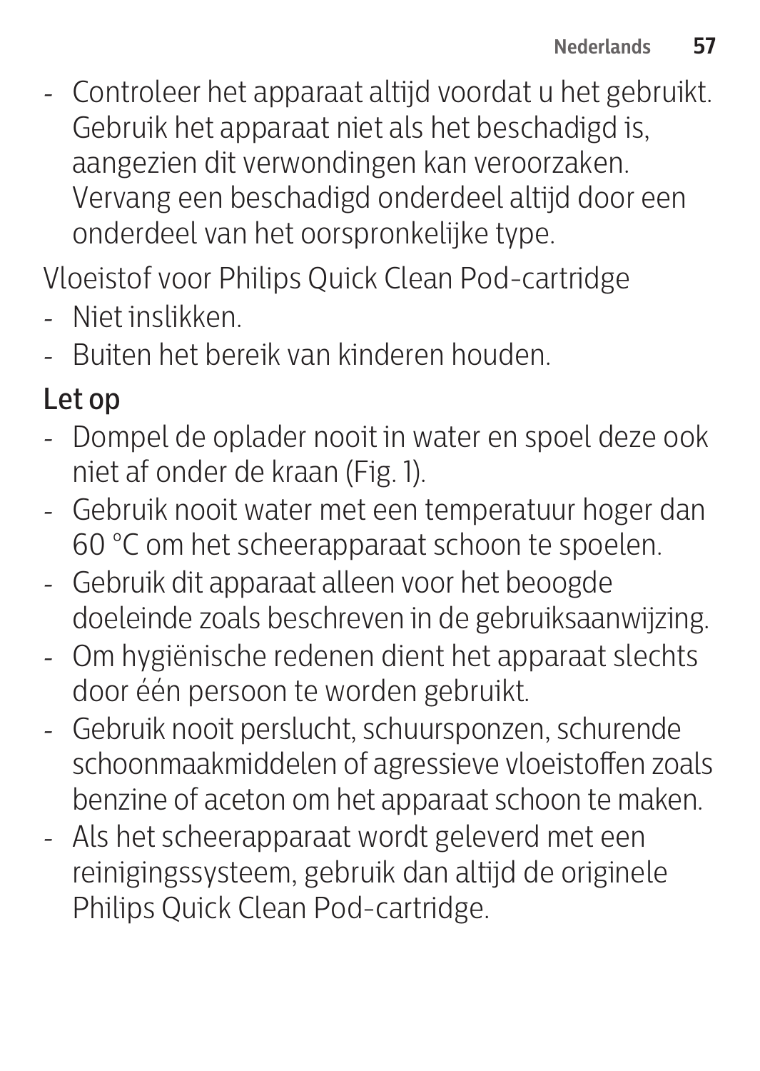- Controleer het apparaat altijd voordat u het gebruikt. Gebruik het apparaat niet als het beschadigd is, aangezien dit verwondingen kan veroorzaken. Vervang een beschadigd onderdeel altijd door een onderdeel van het oorspronkelijke type.

Vloeistof voor Philips Quick Clean Pod-cartridge

- Niet inslikken.
- Buiten het bereik van kinderen houden.

## Let op

- Dompel de oplader nooit in water en spoel deze ook niet af onder de kraan (Fig. 1).
- Gebruik nooit water met een temperatuur hoger dan 60 °C om het scheerapparaat schoon te spoelen.
- Gebruik dit apparaat alleen voor het beoogde doeleinde zoals beschreven in de gebruiksaanwijzing.
- Om hygiënische redenen dient het apparaat slechts door één persoon te worden gebruikt.
- Gebruik nooit perslucht, schuursponzen, schurende schoonmaakmiddelen of agressieve vloeistoffen zoals benzine of aceton om het apparaat schoon te maken.
- Als het scheerapparaat wordt geleverd met een reinigingssysteem, gebruik dan altijd de originele Philips Quick Clean Pod-cartridge.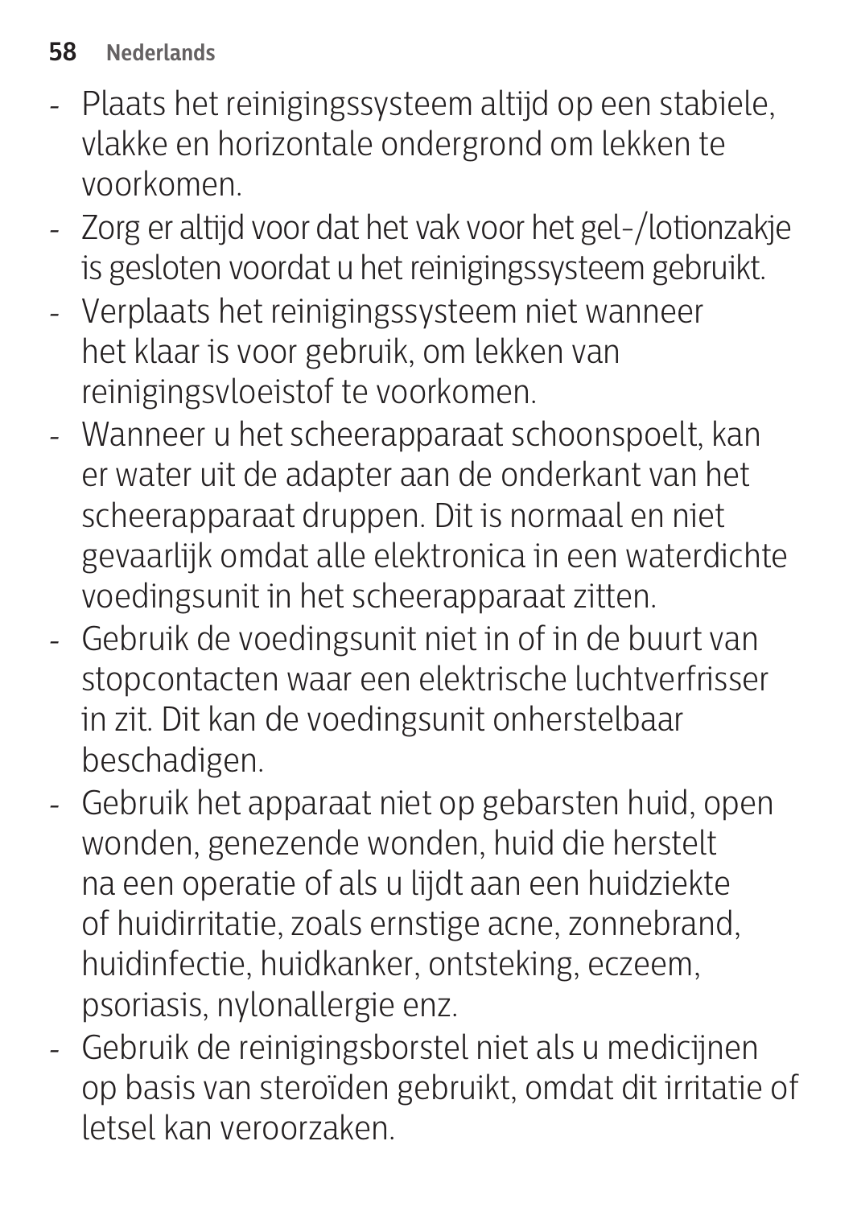- Plaats het reinigingssysteem altijd op een stabiele, vlakke en horizontale ondergrond om lekken te voorkomen.
- Zorg er altijd voor dat het vak voor het gel-/lotionzakje is gesloten voordat u het reinigingssysteem gebruikt.
- Verplaats het reinigingssysteem niet wanneer het klaar is voor gebruik, om lekken van reinigingsvloeistof te voorkomen.
- Wanneer u het scheerapparaat schoonspoelt, kan er water uit de adapter aan de onderkant van het scheerapparaat druppen. Dit is normaal en niet gevaarlijk omdat alle elektronica in een waterdichte voedingsunit in het scheerapparaat zitten.
- Gebruik de voedingsunit niet in of in de buurt van stopcontacten waar een elektrische luchtverfrisser in zit. Dit kan de voedingsunit onherstelbaar beschadigen.
- Gebruik het apparaat niet op gebarsten huid, open wonden, genezende wonden, huid die herstelt na een operatie of als u lijdt aan een huidziekte of huidirritatie, zoals ernstige acne, zonnebrand, huidinfectie, huidkanker, ontsteking, eczeem, psoriasis, nylonallergie enz.
- Gebruik de reinigingsborstel niet als u medicijnen op basis van steroïden gebruikt, omdat dit irritatie of letsel kan veroorzaken.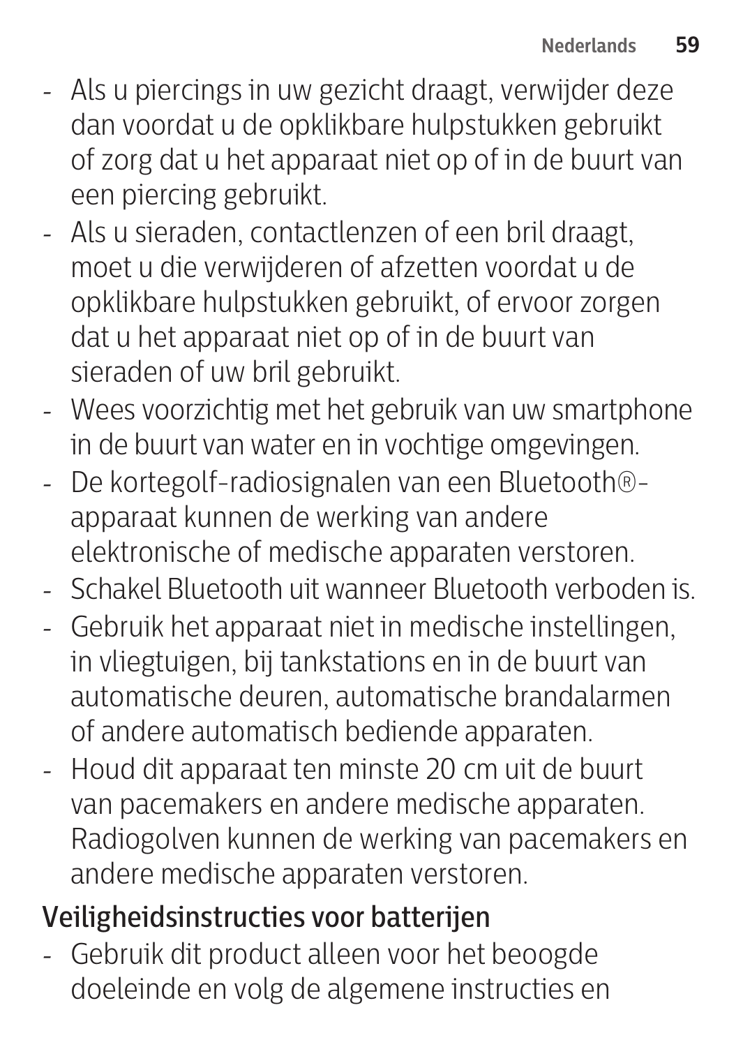- Als u piercings in uw gezicht draagt, verwijder deze dan voordat u de opklikbare hulpstukken gebruikt of zorg dat u het apparaat niet op of in de buurt van een piercing gebruikt.
- Als u sieraden, contactlenzen of een bril draagt, moet u die verwijderen of afzetten voordat u de opklikbare hulpstukken gebruikt, of ervoor zorgen dat u het apparaat niet op of in de buurt van sieraden of uw bril gebruikt.
- Wees voorzichtig met het gebruik van uw smartphone in de buurt van water en in vochtige omgevingen.
- De kortegolf-radiosignalen van een Bluetooth®-apparaat kunnen de werking van andere elektronische of medische apparaten verstoren.
- Schakel Bluetooth uit wanneer Bluetooth verboden is.
- Gebruik het apparaat niet in medische instellingen, in vliegtuigen, bij tankstations en in de buurt van automatische deuren, automatische brandalarmen of andere automatisch bediende apparaten.
- Houd dit apparaat ten minste 20 cm uit de buurt van pacemakers en andere medische apparaten. Radiogolven kunnen de werking van pacemakers en andere medische apparaten verstoren.

## Veiligheidsinstructies voor batterijen

- Gebruik dit product alleen voor het beoogde doeleinde en volg de algemene instructies en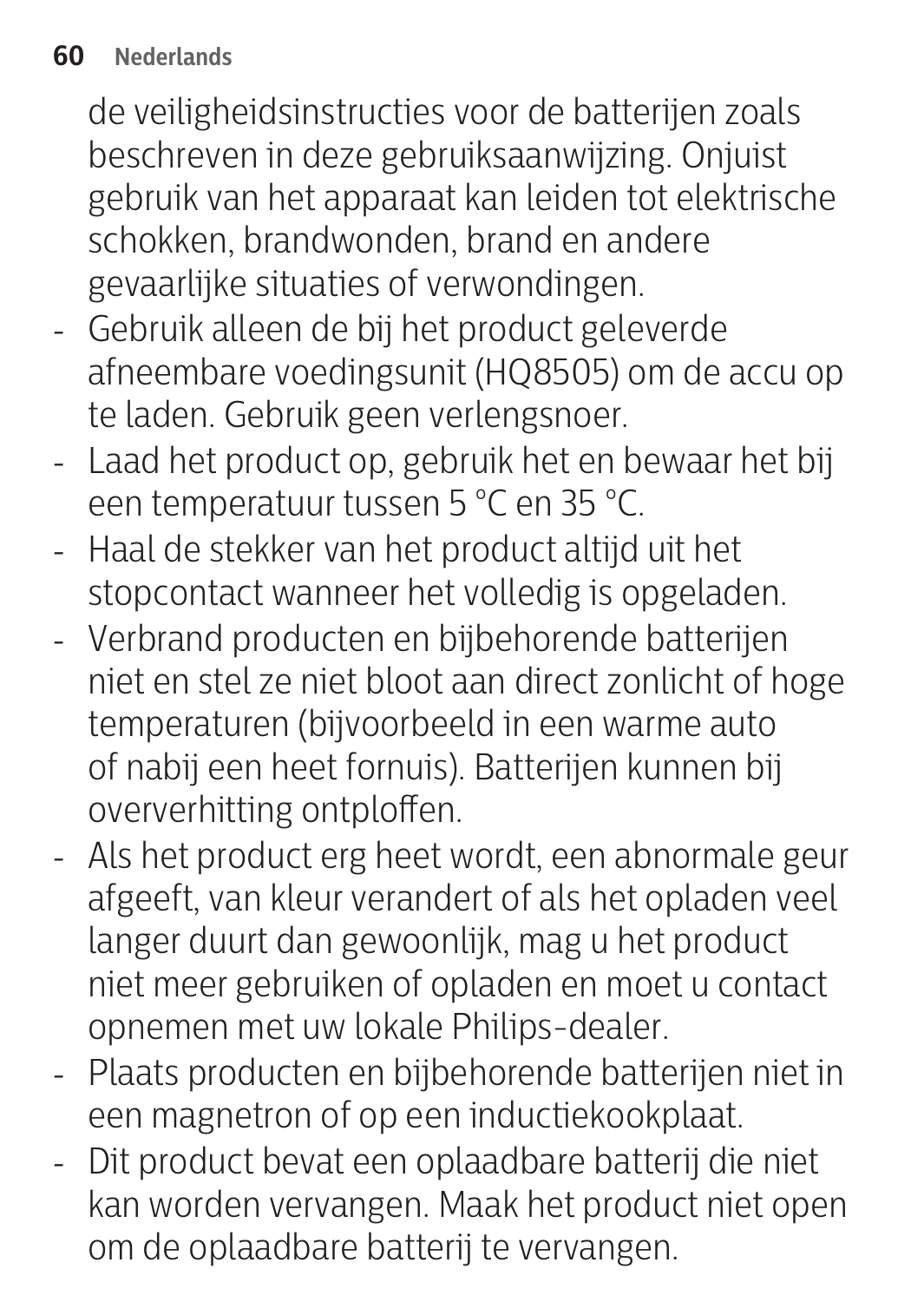de veiligheidsinstructies voor de batterijen zoals beschreven in deze gebruiksaanwijzing. Onjuist gebruik van het apparaat kan leiden tot elektrische schokken, brandwonden, brand en andere gevaarlijke situaties of verwondingen.

- Gebruik alleen de bij het product geleverde afneembare voedingsunit (HQ8505) om de accu op te laden. Gebruik geen verlengsnoer.
- Laad het product op, gebruik het en bewaar het bij een temperatuur tussen 5 °C en 35 °C.
- Haal de stekker van het product altijd uit het stopcontact wanneer het volledig is opgeladen.
- Verbrand producten en bijbehorende batterijen niet en stel ze niet bloot aan direct zonlicht of hoge temperaturen (bijvoorbeeld in een warme auto of nabij een heet fornuis). Batterijen kunnen bij oververhitting ontploffen.
- Als het product erg heet wordt, een abnormale geur afgeeft, van kleur verandert of als het opladen veel langer duurt dan gewoonlijk, mag u het product niet meer gebruiken of opladen en moet u contact opnemen met uw lokale Philips-dealer.
- Plaats producten en bijbehorende batterijen niet in een magnetron of op een inductiekookplaat.
- Dit product bevat een oplaadbare batterij die niet kan worden vervangen. Maak het product niet open om de oplaadbare batterij te vervangen.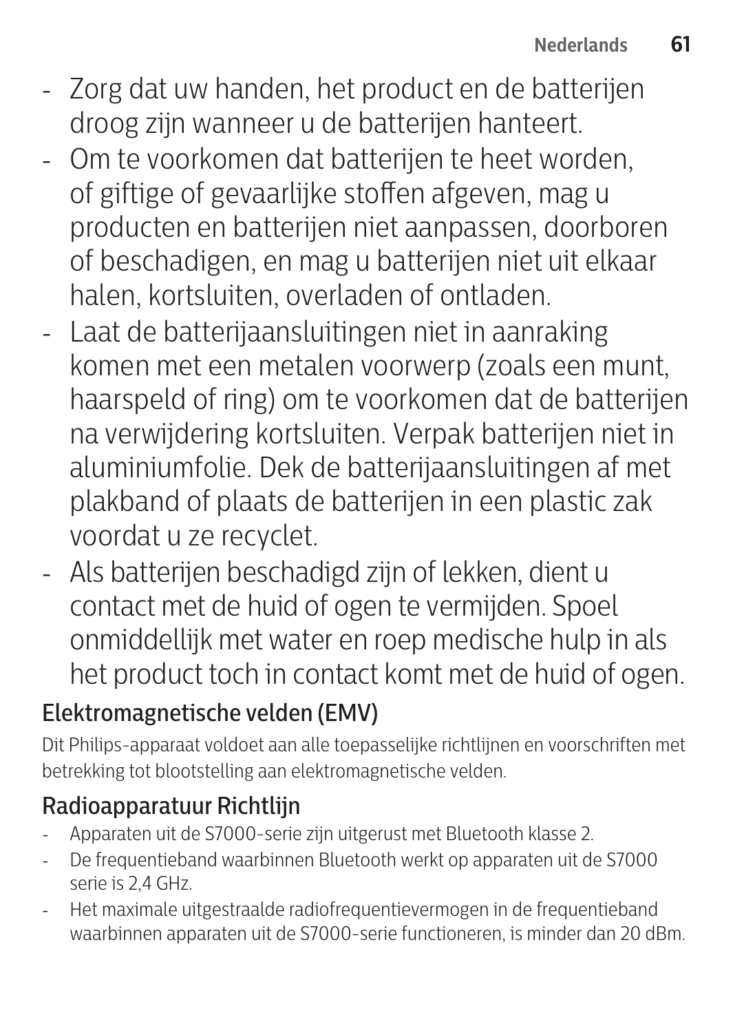- Zorg dat uw handen, het product en de batterijen droog zijn wanneer u de batterijen hanteert.
- Om te voorkomen dat batterijen te heet worden, of giftige of gevaarlijke stoffen afgeven, mag u producten en batterijen niet aanpassen, doorboren of beschadigen, en mag u batterijen niet uit elkaar halen, kortsluiten, overladen of ontladen.
- Laat de batterijaansluitingen niet in aanraking komen met een metalen voorwerp (zoals een munt, haarspeld of ring) om te voorkomen dat de batterijen na verwijdering kortsluiten. Verpak batterijen niet in aluminiumfolie. Dek de batterijaansluitingen af met plakband of plaats de batterijen in een plastic zak voordat u ze recyclet.
- Als batterijen beschadigd zijn of lekken, dient u contact met de huid of ogen te vermijden. Spoel onmiddellijk met water en roep medische hulp in als het product toch in contact komt met de huid of ogen.

## Elektromagnetische velden (EMV)

Dit Philips-apparaat voldoet aan alle toepasselijke richtlijnen en voorschriften met betrekking tot blootstelling aan elektromagnetische velden.

## Radioapparatuur Richtlijn

- Apparaten uit de S7000-serie zijn uitgerust met Bluetooth klasse 2.
- De frequentieband waarbinnen Bluetooth werkt op apparaten uit de S7000 serie is 2,4 GHz.
- Het maximale uitgestraalde radiofrequentievermogen in de frequentieband waarbinnen apparaten uit de S7000-serie functioneren, is minder dan 20 dBm.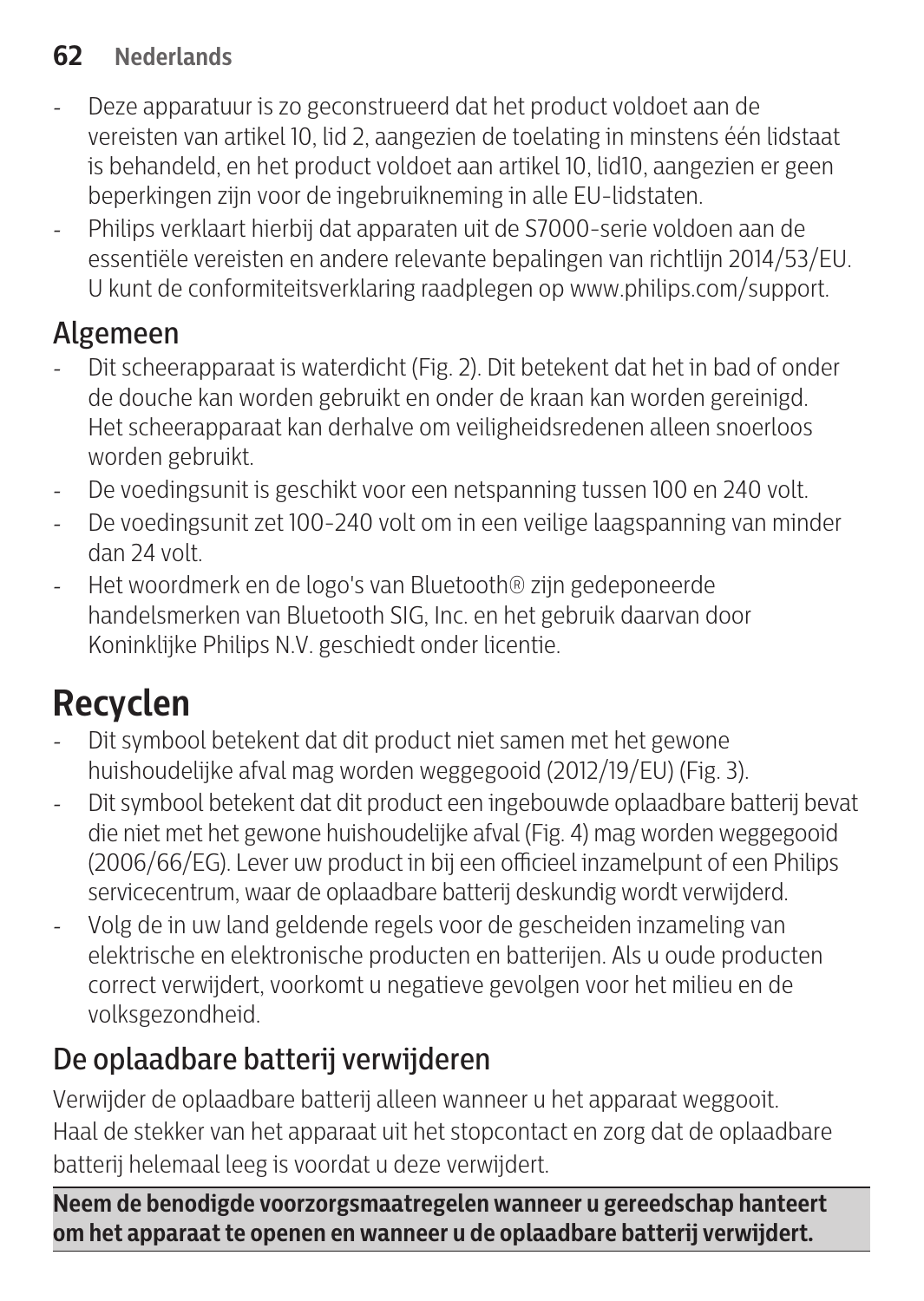- Deze apparatuur is zo geconstrueerd dat het product voldoet aan de vereisten van artikel 10, lid 2, aangezien de toelating in minstens één lidstaat is behandeld, en het product voldoet aan artikel 10, lid10, aangezien er geen beperkingen zijn voor de ingebruikneming in alle EU-lidstaten.
- Philips verklaart hierbij dat apparaten uit de S7000-serie voldoen aan de essentiële vereisten en andere relevante bepalingen van richtlijn 2014/53/EU. U kunt de conformiteitsverklaring raadplegen op www.philips.com/support.

## Algemeen

- Dit scheerapparaat is waterdicht (Fig. 2). Dit betekent dat het in bad of onder de douche kan worden gebruikt en onder de kraan kan worden gereinigd. Het scheerapparaat kan derhalve om veiligheidsredenen alleen snoerloos worden gebruikt.
- De voedingsunit is geschikt voor een netspanning tussen 100 en 240 volt.
- De voedingsunit zet 100-240 volt om in een veilige laagspanning van minder dan 24 volt.
- Het woordmerk en de logo's van Bluetooth® zijn gedeponeerde handelsmerken van Bluetooth SIG, Inc. en het gebruik daarvan door Koninklijke Philips N.V. geschiedt onder licentie.

# Recyclen

- Dit symbool betekent dat dit product niet samen met het gewone huishoudelijke afval mag worden weggegooid (2012/19/EU) (Fig. 3).
- Dit symbool betekent dat dit product een ingebouwde oplaadbare batterij bevat die niet met het gewone huishoudelijke afval (Fig. 4) mag worden weggegooid (2006/66/EG). Lever uw product in bij een officieel inzamelpunt of een Philips servicecentrum, waar de oplaadbare batterij deskundig wordt verwijderd.
- Volg de in uw land geldende regels voor de gescheiden inzameling van elektrische en elektronische producten en batterijen. Als u oude producten correct verwijdert, voorkomt u negatieve gevolgen voor het milieu en de volksgezondheid.

## De oplaadbare batterij verwijderen

Verwijder de oplaadbare batterij alleen wanneer u het apparaat weggooit. Haal de stekker van het apparaat uit het stopcontact en zorg dat de oplaadbare batterij helemaal leeg is voordat u deze verwijdert.

**Neem de benodigde voorzorgsmaatregelen wanneer u gereedschap hanteert om het apparaat te openen en wanneer u de oplaadbare batterij verwijdert.**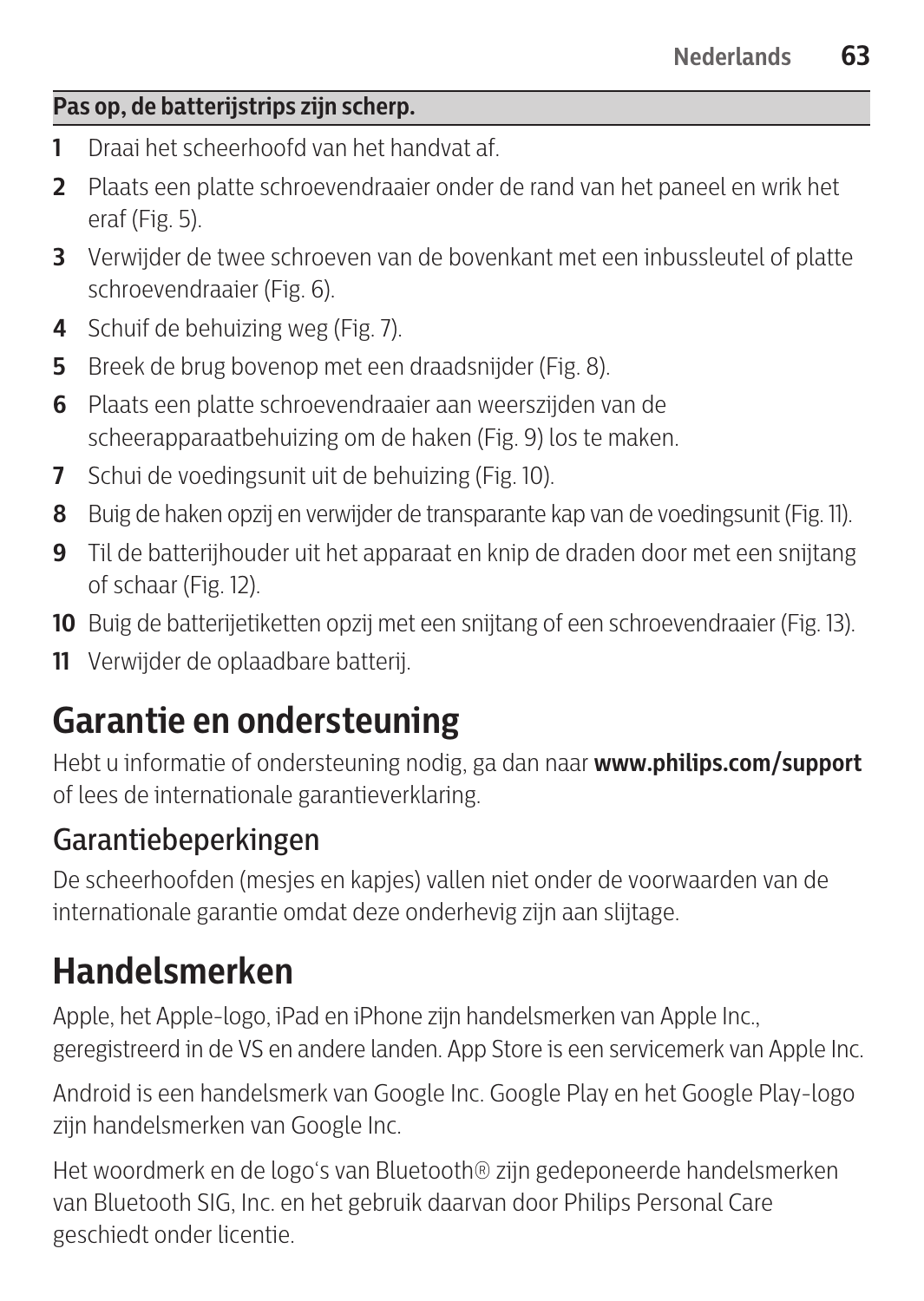**Pas op, de batterijstrips zijn scherp.**

1. Draai het scheerhoofd van het handvat af.
2. Plaats een platte schroevendraaier onder de rand van het paneel en wrik het eraf (Fig. 5).
3. Verwijder de twee schroeven van de bovenkant met een inbussleutel of platte schroevendraaier (Fig. 6).
4. Schuif de behuizing weg (Fig. 7).
5. Breek de brug bovenop met een draadsnijder (Fig. 8).
6. Plaats een platte schroevendraaier aan weerszijden van de scheerapparaatbehuizing om de haken (Fig. 9) los te maken.
7. Schui de voedingsunit uit de behuizing (Fig. 10).
8. Buig de haken opzij en verwijder de transparante kap van de voedingsunit (Fig. 11).
9. Til de batterijhouder uit het apparaat en knip de draden door met een snijtang of schaar (Fig. 12).
10. Buig de batterijetiketten opzij met een snijtang of een schroevendraaier (Fig. 13).
11. Verwijder de oplaadbare batterij.

# Garantie en ondersteuning

Hebt u informatie of ondersteuning nodig, ga dan naar **www.philips.com/support** of lees de internationale garantieverklaring.

## Garantiebeperkingen

De scheerhoofden (mesjes en kapjes) vallen niet onder de voorwaarden van de internationale garantie omdat deze onderhevig zijn aan slijtage.

# Handelsmerken

Apple, het Apple-logo, iPad en iPhone zijn handelsmerken van Apple Inc., geregistreerd in de VS en andere landen. App Store is een servicemerk van Apple Inc.

Android is een handelsmerk van Google Inc. Google Play en het Google Play-logo zijn handelsmerken van Google Inc.

Het woordmerk en de logo's van Bluetooth® zijn gedeponeerde handelsmerken van Bluetooth SIG, Inc. en het gebruik daarvan door Philips Personal Care geschiedt onder licentie.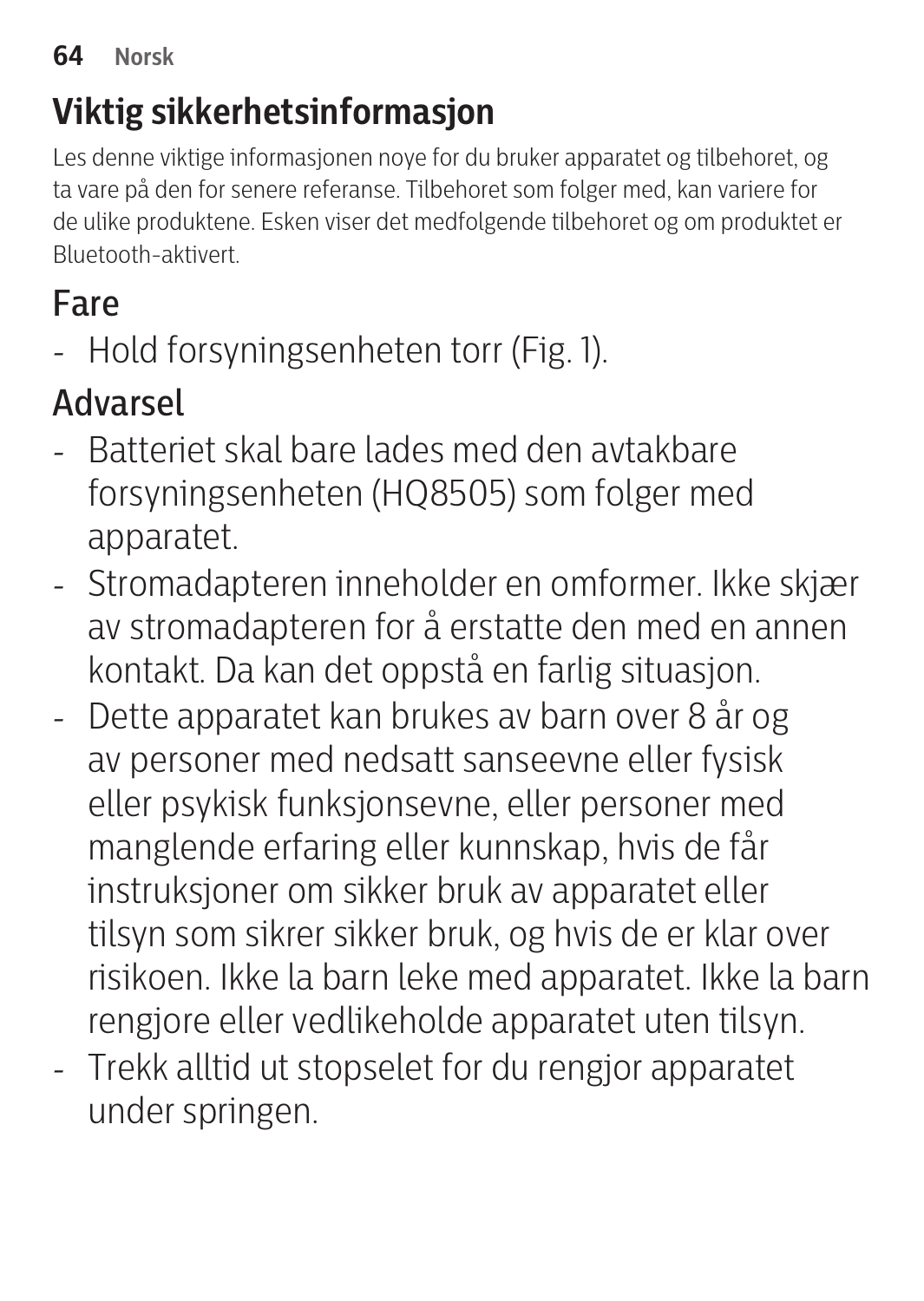## Viktig sikkerhetsinformasjon

Les denne viktige informasjonen noye for du bruker apparatet og tilbehoret, og ta vare på den for senere referanse. Tilbehoret som folger med, kan variere for de ulike produktene. Esken viser det medfolgende tilbehoret og om produktet er Bluetooth-aktivert.

### Fare

- Hold forsyningsenheten torr (Fig. 1).

### Advarsel

- Batteriet skal bare lades med den avtakbare forsyningsenheten (HQ8505) som folger med apparatet.
- Stromadapteren inneholder en omformer. Ikke skjær av stromadapteren for å erstatte den med en annen kontakt. Da kan det oppstå en farlig situasjon.
- Dette apparatet kan brukes av barn over 8 år og av personer med nedsatt sanseevne eller fysisk eller psykisk funksjonsevne, eller personer med manglende erfaring eller kunnskap, hvis de får instruksjoner om sikker bruk av apparatet eller tilsyn som sikrer sikker bruk, og hvis de er klar over risikoen. Ikke la barn leke med apparatet. Ikke la barn rengjore eller vedlikeholde apparatet uten tilsyn.
- Trekk alltid ut stopselet for du rengjor apparatet under springen.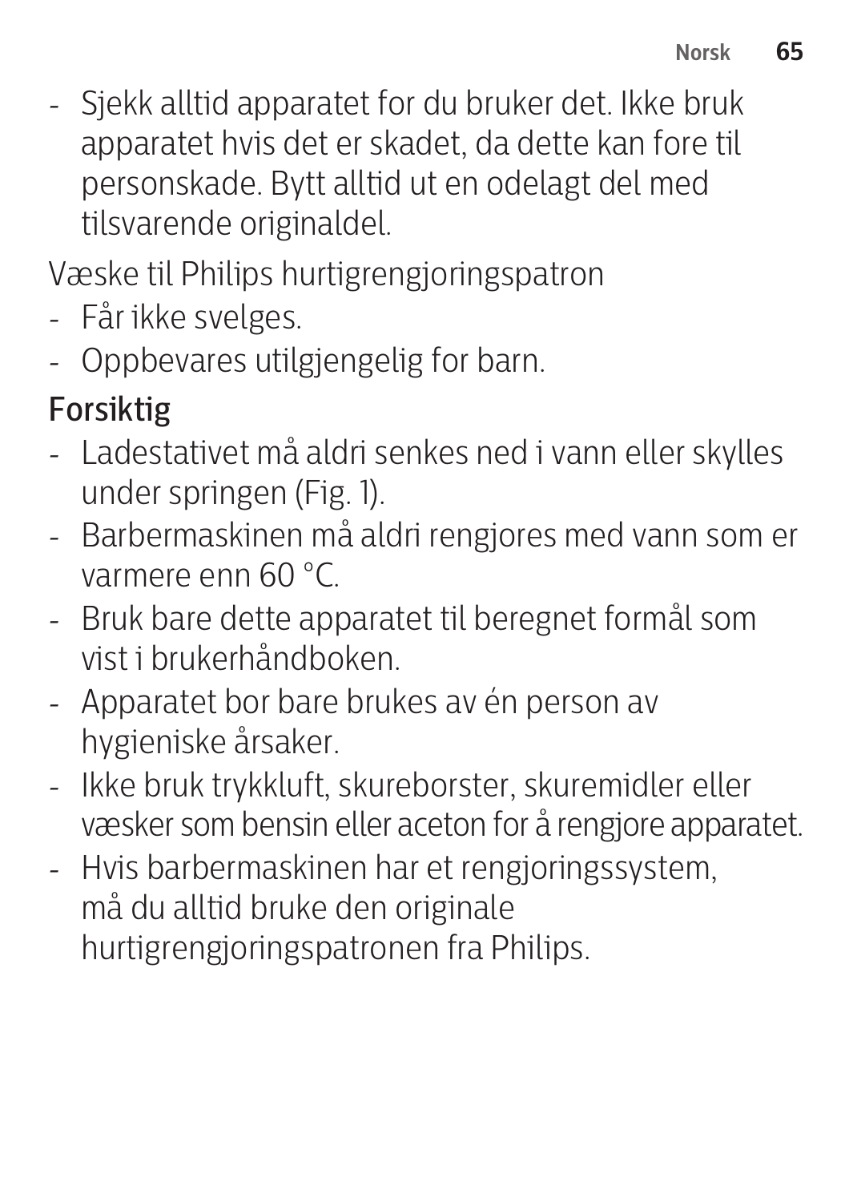- Sjekk alltid apparatet for du bruker det. Ikke bruk apparatet hvis det er skadet, da dette kan fore til personskade. Bytt alltid ut en odelagt del med tilsvarende originaldel.

Væske til Philips hurtigrengjoringspatron

- Får ikke svelges.
- Oppbevares utilgjengelig for barn.

## Forsiktig

- Ladestativet må aldri senkes ned i vann eller skylles under springen (Fig. 1).
- Barbermaskinen må aldri rengjores med vann som er varmere enn 60 °C.
- Bruk bare dette apparatet til beregnet formål som vist i brukerhåndboken.
- Apparatet bor bare brukes av én person av hygieniske årsaker.
- Ikke bruk trykkluft, skureborster, skuremidler eller væsker som bensin eller aceton for å rengjore apparatet.
- Hvis barbermaskinen har et rengjoringssystem, må du alltid bruke den originale hurtigrengjoringspatronen fra Philips.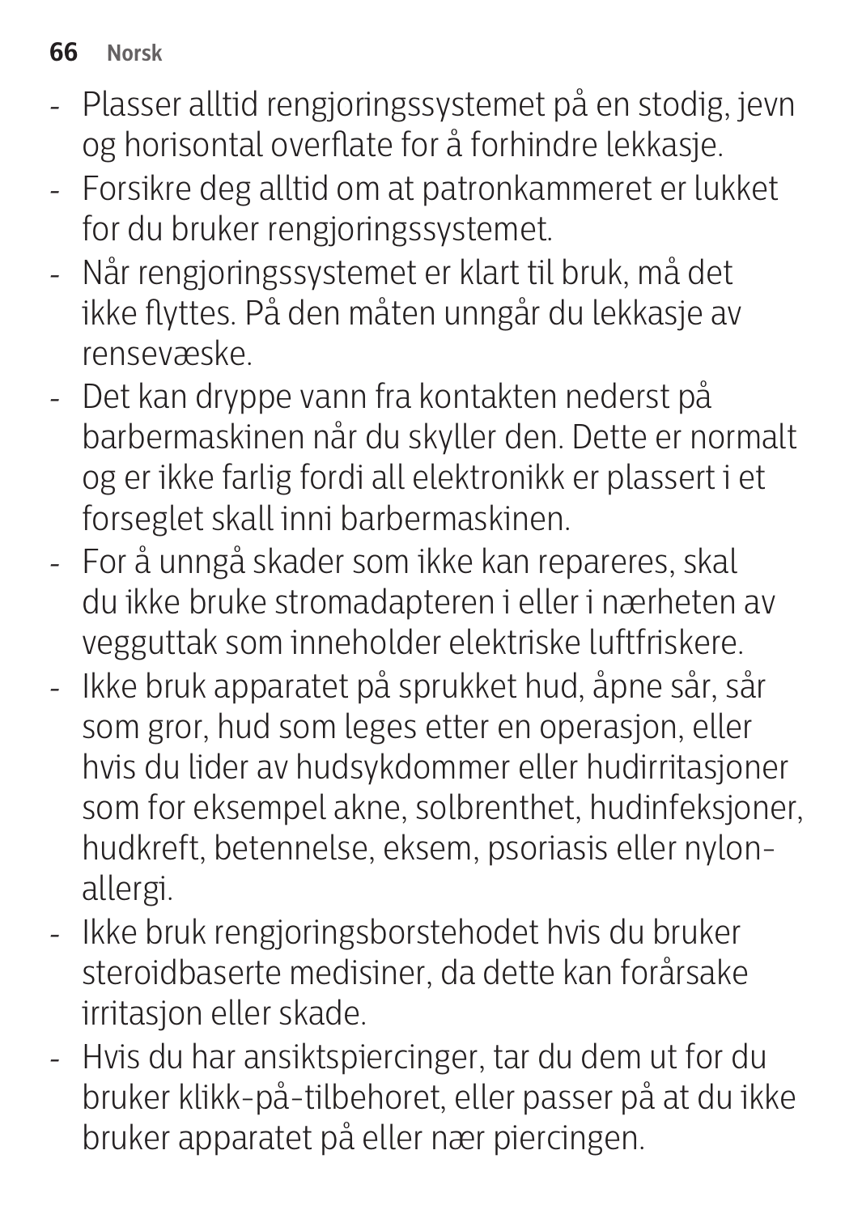- Plasser alltid rengjoringssystemet på en stodig, jevn og horisontal overflate for å forhindre lekkasje.
- Forsikre deg alltid om at patronkammeret er lukket for du bruker rengjoringssystemet.
- Når rengjoringssystemet er klart til bruk, må det ikke flyttes. På den måten unngår du lekkasje av rensevæske.
- Det kan dryppe vann fra kontakten nederst på barbermaskinen når du skyller den. Dette er normalt og er ikke farlig fordi all elektronikk er plassert i et forseglet skall inni barbermaskinen.
- For å unngå skader som ikke kan repareres, skal du ikke bruke stromadapteren i eller i nærheten av vegguttak som inneholder elektriske luftfriskere.
- Ikke bruk apparatet på sprukket hud, åpne sår, sår som gror, hud som leges etter en operasjon, eller hvis du lider av hudsykdommer eller hudirritasjoner som for eksempel akne, solbrenthet, hudinfeksjoner, hudkreft, betennelse, eksem, psoriasis eller nylon-allergi.
- Ikke bruk rengjoringsborstehodet hvis du bruker steroidbaserte medisiner, da dette kan forårsake irritasjon eller skade.
- Hvis du har ansiktspiercinger, tar du dem ut for du bruker klikk-på-tilbehoret, eller passer på at du ikke bruker apparatet på eller nær piercingen.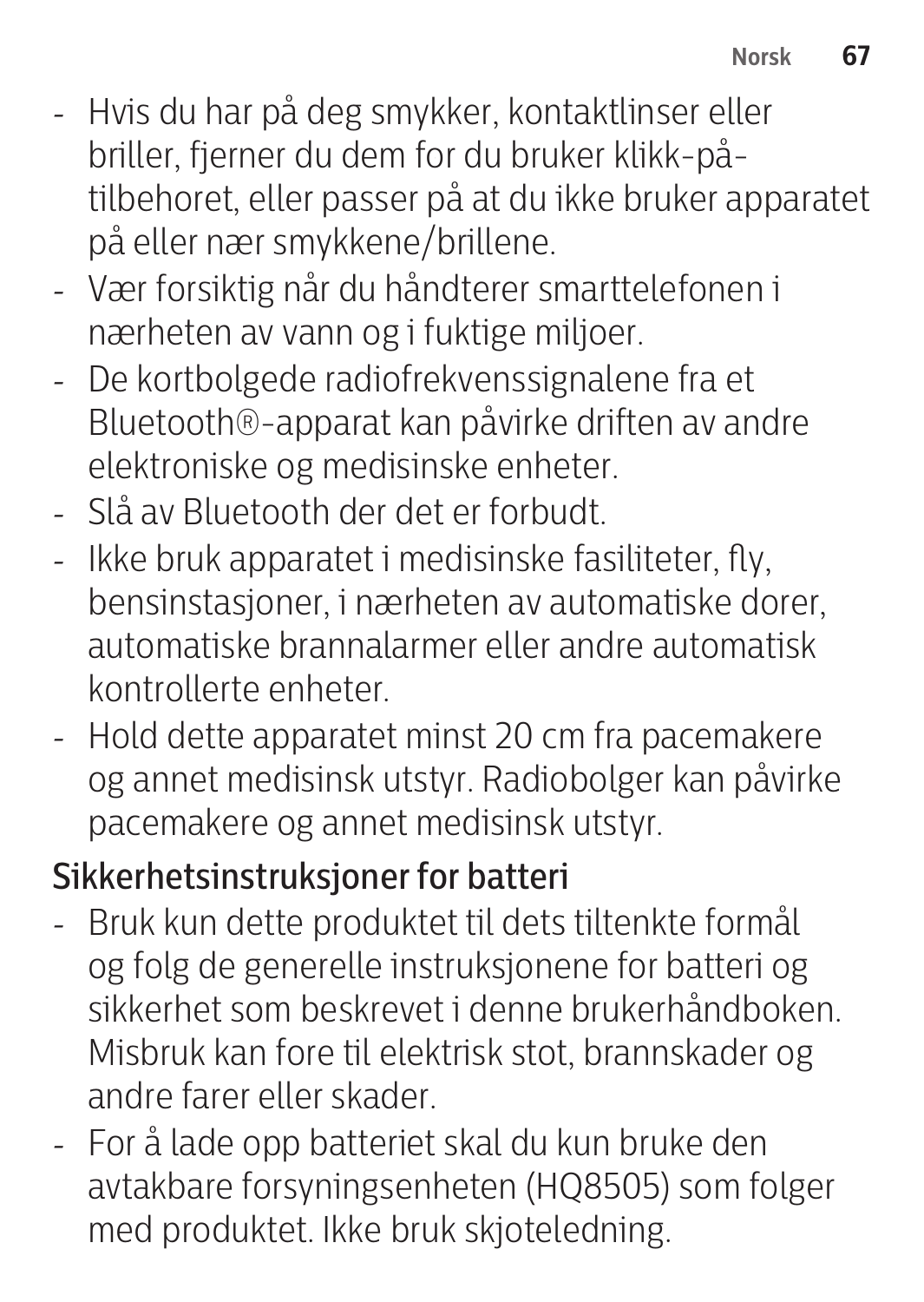- Hvis du har på deg smykker, kontaktlinser eller briller, fjerner du dem for du bruker klikk-på-tilbehoret, eller passer på at du ikke bruker apparatet på eller nær smykkene/brillene.
- Vær forsiktig når du håndterer smarttelefonen i nærheten av vann og i fuktige miljoer.
- De kortbolgede radiofrekvenssignalene fra et Bluetooth®-apparat kan påvirke driften av andre elektroniske og medisinske enheter.
- Slå av Bluetooth der det er forbudt.
- Ikke bruk apparatet i medisinske fasiliteter, fly, bensinstasjoner, i nærheten av automatiske dorer, automatiske brannalarmer eller andre automatisk kontrollerte enheter.
- Hold dette apparatet minst 20 cm fra pacemakere og annet medisinsk utstyr. Radiobolger kan påvirke pacemakere og annet medisinsk utstyr.

## Sikkerhetsinstruksjoner for batteri

- Bruk kun dette produktet til dets tiltenkte formål og folg de generelle instruksjonene for batteri og sikkerhet som beskrevet i denne brukerhåndboken. Misbruk kan fore til elektrisk stot, brannskader og andre farer eller skader.
- For å lade opp batteriet skal du kun bruke den avtakbare forsyningsenheten (HQ8505) som folger med produktet. Ikke bruk skjoteledning.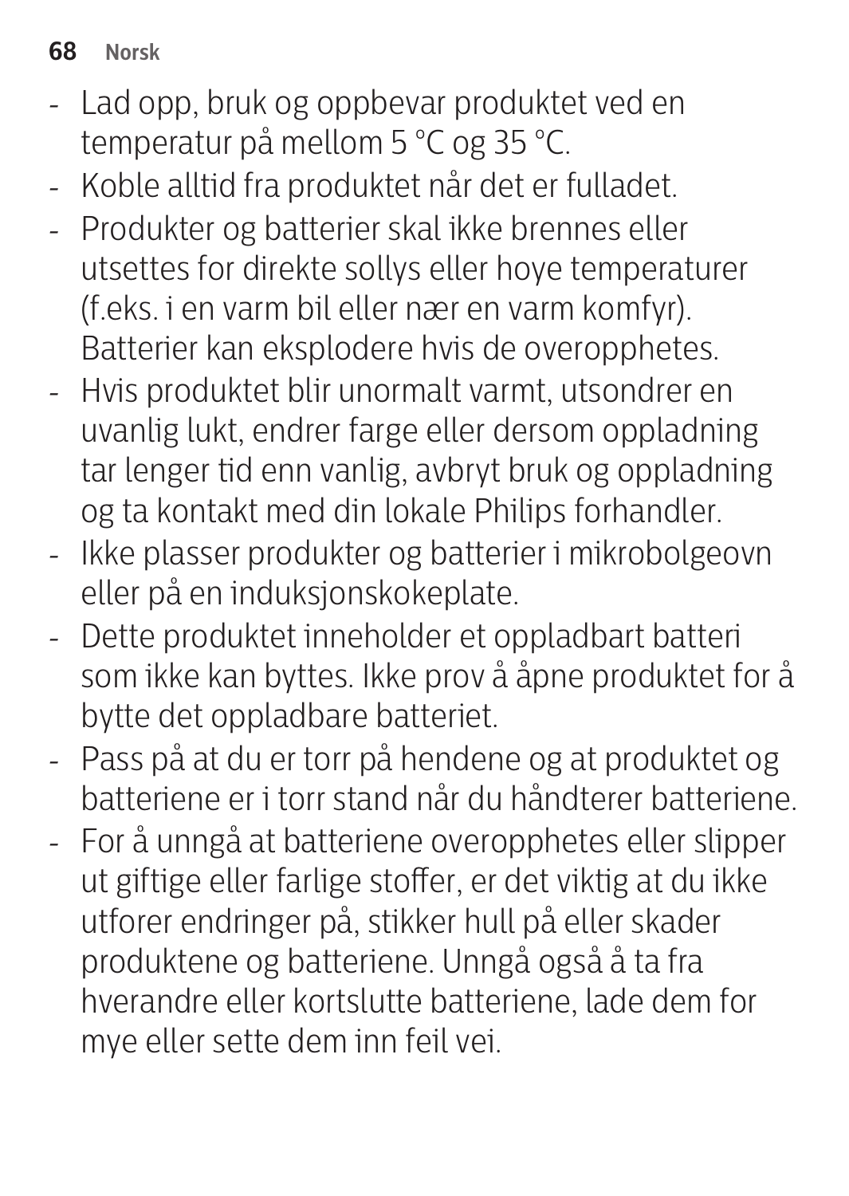- Lad opp, bruk og oppbevar produktet ved en temperatur på mellom 5 °C og 35 °C.
- Koble alltid fra produktet når det er fulladet.
- Produkter og batterier skal ikke brennes eller utsettes for direkte sollys eller hoye temperaturer (f.eks. i en varm bil eller nær en varm komfyr). Batterier kan eksplodere hvis de overopphetes.
- Hvis produktet blir unormalt varmt, utsondrer en uvanlig lukt, endrer farge eller dersom oppladning tar lenger tid enn vanlig, avbryt bruk og oppladning og ta kontakt med din lokale Philips forhandler.
- Ikke plasser produkter og batterier i mikrobolgeovn eller på en induksjonskokeplate.
- Dette produktet inneholder et oppladbart batteri som ikke kan byttes. Ikke prov å åpne produktet for å bytte det oppladbare batteriet.
- Pass på at du er torr på hendene og at produktet og batteriene er i torr stand når du håndterer batteriene.
- For å unngå at batteriene overopphetes eller slipper ut giftige eller farlige stoffer, er det viktig at du ikke utforer endringer på, stikker hull på eller skader produktene og batteriene. Unngå også å ta fra hverandre eller kortslutte batteriene, lade dem for mye eller sette dem inn feil vei.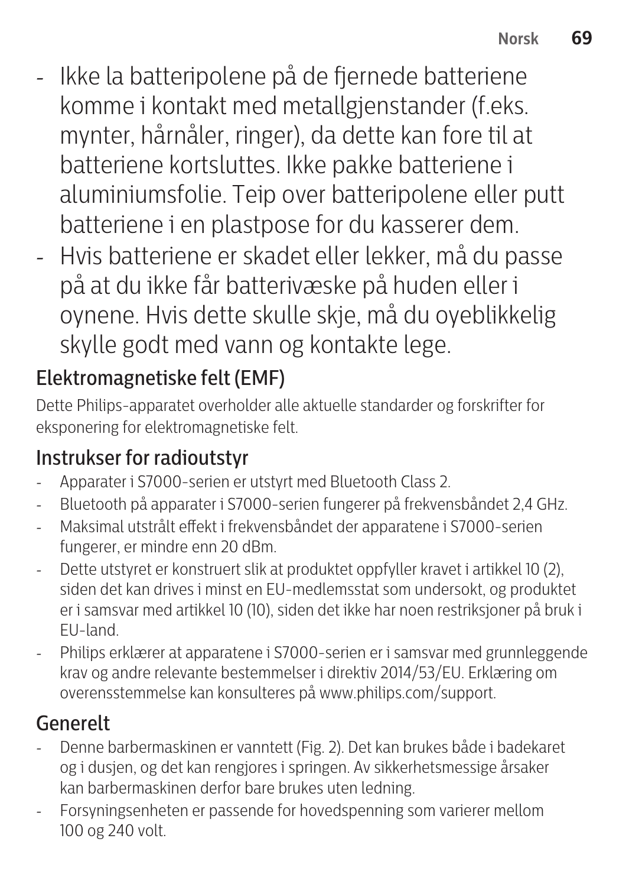- Ikke la batteripolene på de fjernede batteriene komme i kontakt med metallgjenstander (f.eks. mynter, hårnåler, ringer), da dette kan fore til at batteriene kortsluttes. Ikke pakke batteriene i aluminiumsfolie. Teip over batteripolene eller putt batteriene i en plastpose for du kasserer dem.
- Hvis batteriene er skadet eller lekker, må du passe på at du ikke får batterivæske på huden eller i oynene. Hvis dette skulle skje, må du oyeblikkelig skylle godt med vann og kontakte lege.

## Elektromagnetiske felt (EMF)

Dette Philips-apparatet overholder alle aktuelle standarder og forskrifter for eksponering for elektromagnetiske felt.

## Instrukser for radioutstyr

- Apparater i S7000-serien er utstyrt med Bluetooth Class 2.
- Bluetooth på apparater i S7000-serien fungerer på frekvensbåndet 2,4 GHz.
- Maksimal utstrålt effekt i frekvensbåndet der apparatene i S7000-serien fungerer, er mindre enn 20 dBm.
- Dette utstyret er konstruert slik at produktet oppfyller kravet i artikkel 10 (2), siden det kan drives i minst en EU-medlemsstat som undersokt, og produktet er i samsvar med artikkel 10 (10), siden det ikke har noen restriksjoner på bruk i EU-land.
- Philips erklærer at apparatene i S7000-serien er i samsvar med grunnleggende krav og andre relevante bestemmelser i direktiv 2014/53/EU. Erklæring om overensstemmelse kan konsulteres på www.philips.com/support.

## Generelt

- Denne barbermaskinen er vanntett (Fig. 2). Det kan brukes både i badekaret og i dusjen, og det kan rengjores i springen. Av sikkerhetsmessige årsaker kan barbermaskinen derfor bare brukes uten ledning.
- Forsyningsenheten er passende for hovedspenning som varierer mellom 100 og 240 volt.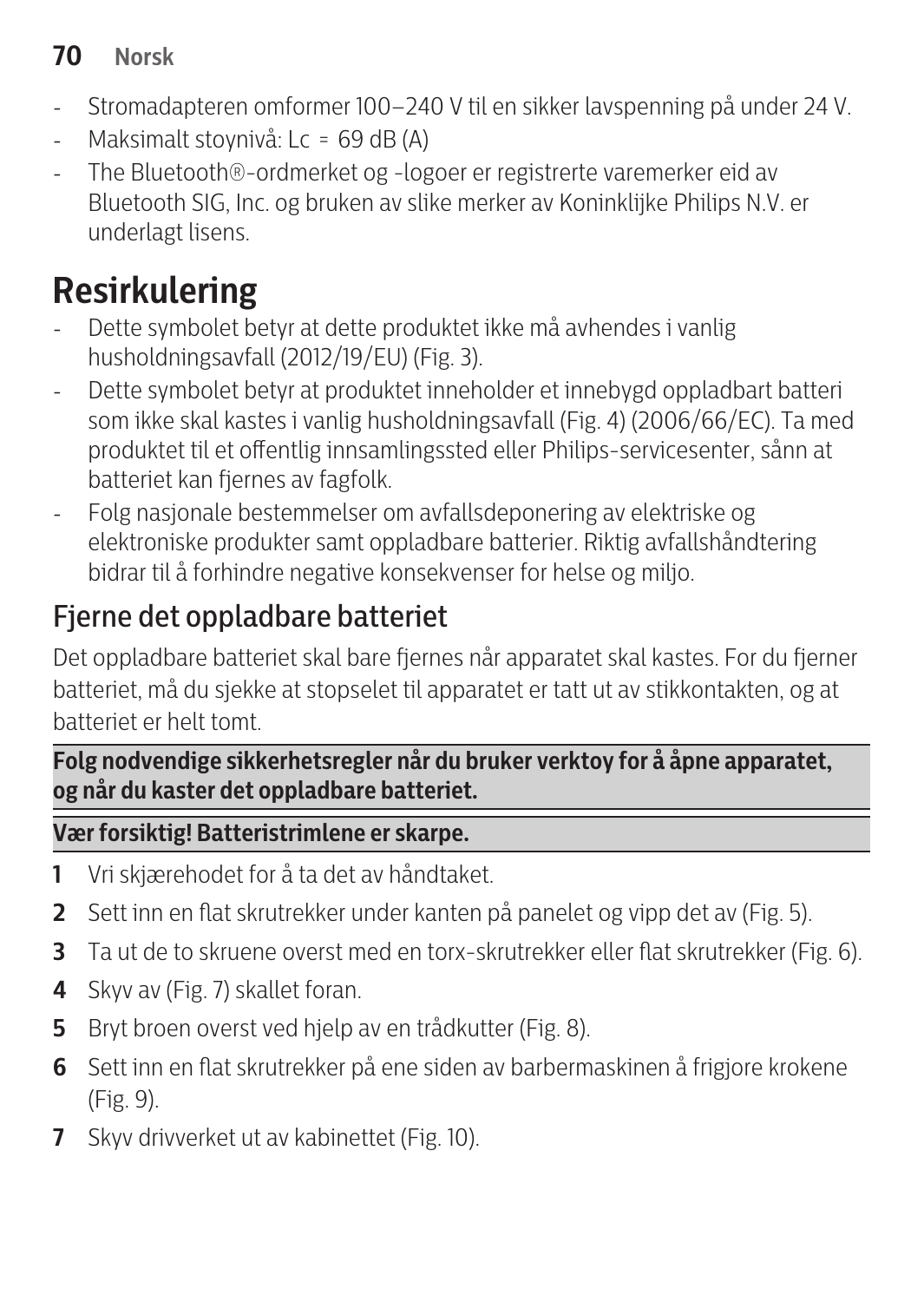- Stromadapteren omformer 100–240 V til en sikker lavspenning på under 24 V.
- Maksimalt stoynivå: Lc = 69 dB (A)
- The Bluetooth®-ordmerket og -logoer er registrerte varemerker eid av Bluetooth SIG, Inc. og bruken av slike merker av Koninklijke Philips N.V. er underlagt lisens.

# Resirkulering

- Dette symbolet betyr at dette produktet ikke må avhendes i vanlig husholdningsavfall (2012/19/EU) (Fig. 3).
- Dette symbolet betyr at produktet inneholder et innebygd oppladbart batteri som ikke skal kastes i vanlig husholdningsavfall (Fig. 4) (2006/66/EC). Ta med produktet til et offentlig innsamlingssted eller Philips-servicesenter, sånn at batteriet kan fjernes av fagfolk.
- Folg nasjonale bestemmelser om avfallsdeponering av elektriske og elektroniske produkter samt oppladbare batterier. Riktig avfallshåndtering bidrar til å forhindre negative konsekvenser for helse og miljo.

## Fjerne det oppladbare batteriet

Det oppladbare batteriet skal bare fjernes når apparatet skal kastes. For du fjerner batteriet, må du sjekke at stopselet til apparatet er tatt ut av stikkontakten, og at batteriet er helt tomt.

**Folg nodvendige sikkerhetsregler når du bruker verktoy for å åpne apparatet, og når du kaster det oppladbare batteriet.**

**Vær forsiktig! Batteristrimlene er skarpe.**

1. Vri skjærehodet for å ta det av håndtaket.
2. Sett inn en flat skrutrekker under kanten på panelet og vipp det av (Fig. 5).
3. Ta ut de to skruene overst med en torx-skrutrekker eller flat skrutrekker (Fig. 6).
4. Skyv av (Fig. 7) skallet foran.
5. Bryt broen overst ved hjelp av en trådkutter (Fig. 8).
6. Sett inn en flat skrutrekker på ene siden av barbermaskinen å frigjore krokene (Fig. 9).
7. Skyv drivverket ut av kabinettet (Fig. 10).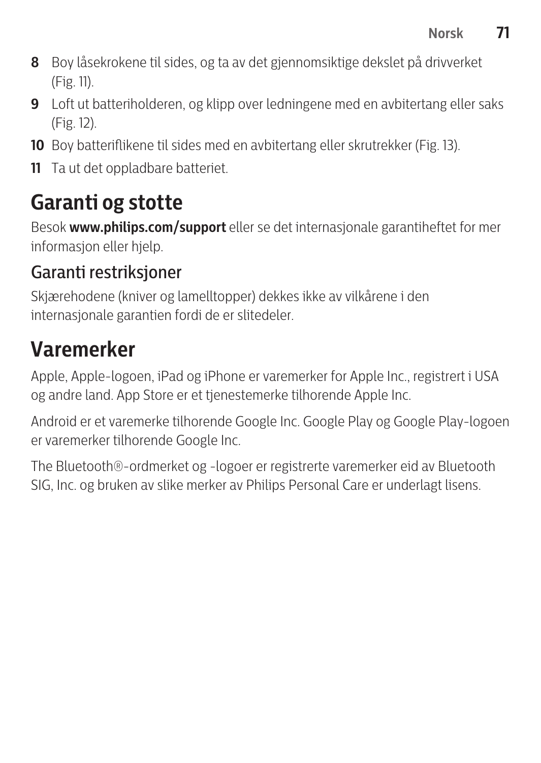8. Boy låsekrokene til sides, og ta av det gjennomsiktige dekslet på drivverket (Fig. 11).
9. Loft ut batteriholderen, og klipp over ledningene med en avbitertang eller saks (Fig. 12).
10. Boy batteriflikene til sides med en avbitertang eller skrutrekker (Fig. 13).
11. Ta ut det oppladbare batteriet.

# Garanti og stotte

Besok **www.philips.com/support** eller se det internasjonale garantiheftet for mer informasjon eller hjelp.

## Garanti restriksjoner

Skjærehodene (kniver og lamelltopper) dekkes ikke av vilkårene i den internasjonale garantien fordi de er slitedeler.

# Varemerker

Apple, Apple-logoen, iPad og iPhone er varemerker for Apple Inc., registrert i USA og andre land. App Store er et tjenestemerke tilhorende Apple Inc.

Android er et varemerke tilhorende Google Inc. Google Play og Google Play-logoen er varemerker tilhorende Google Inc.

The Bluetooth®-ordmerket og -logoer er registrerte varemerker eid av Bluetooth SIG, Inc. og bruken av slike merker av Philips Personal Care er underlagt lisens.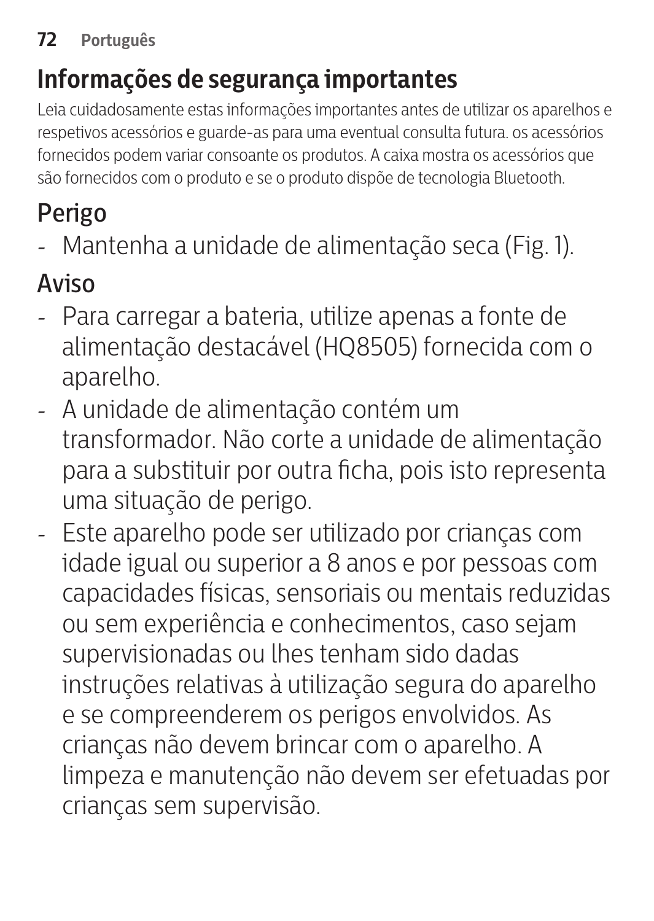# Informações de segurança importantes

Leia cuidadosamente estas informações importantes antes de utilizar os aparelhos e respetivos acessórios e guarde-as para uma eventual consulta futura. os acessórios fornecidos podem variar consoante os produtos. A caixa mostra os acessórios que são fornecidos com o produto e se o produto dispõe de tecnologia Bluetooth.

## Perigo

- Mantenha a unidade de alimentação seca (Fig. 1).

## Aviso

- Para carregar a bateria, utilize apenas a fonte de alimentação destacável (HQ8505) fornecida com o aparelho.
- A unidade de alimentação contém um transformador. Não corte a unidade de alimentação para a substituir por outra ficha, pois isto representa uma situação de perigo.
- Este aparelho pode ser utilizado por crianças com idade igual ou superior a 8 anos e por pessoas com capacidades físicas, sensoriais ou mentais reduzidas ou sem experiência e conhecimentos, caso sejam supervisionadas ou lhes tenham sido dadas instruções relativas à utilização segura do aparelho e se compreenderem os perigos envolvidos. As crianças não devem brincar com o aparelho. A limpeza e manutenção não devem ser efetuadas por crianças sem supervisão.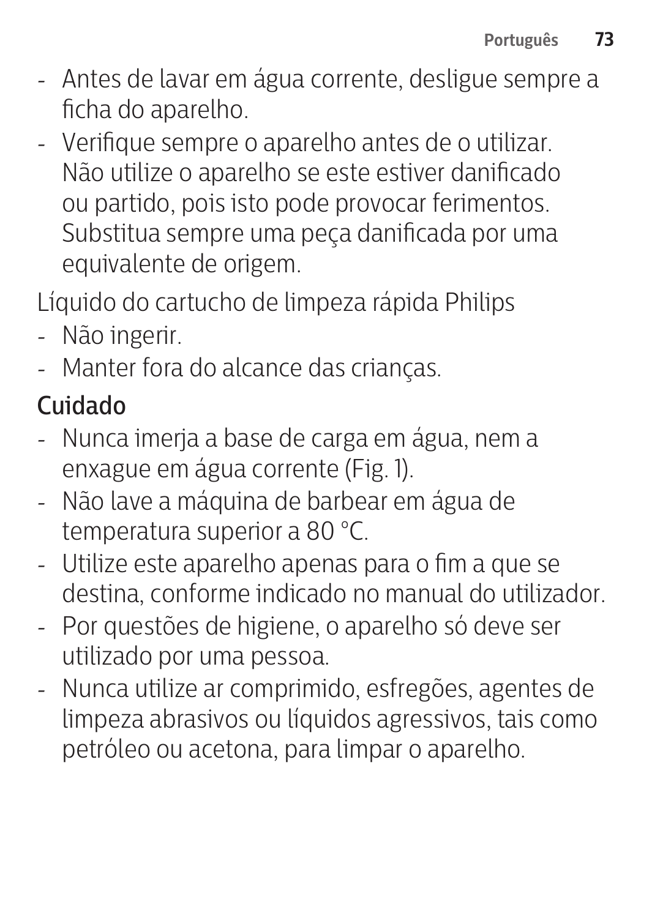- Antes de lavar em água corrente, desligue sempre a ficha do aparelho.
- Verifique sempre o aparelho antes de o utilizar. Não utilize o aparelho se este estiver danificado ou partido, pois isto pode provocar ferimentos. Substitua sempre uma peça danificada por uma equivalente de origem.

Líquido do cartucho de limpeza rápida Philips

- Não ingerir.
- Manter fora do alcance das crianças.

## Cuidado

- Nunca imerja a base de carga em água, nem a enxague em água corrente (Fig. 1).
- Não lave a máquina de barbear em água de temperatura superior a 80 °C.
- Utilize este aparelho apenas para o fim a que se destina, conforme indicado no manual do utilizador.
- Por questões de higiene, o aparelho só deve ser utilizado por uma pessoa.
- Nunca utilize ar comprimido, esfregões, agentes de limpeza abrasivos ou líquidos agressivos, tais como petróleo ou acetona, para limpar o aparelho.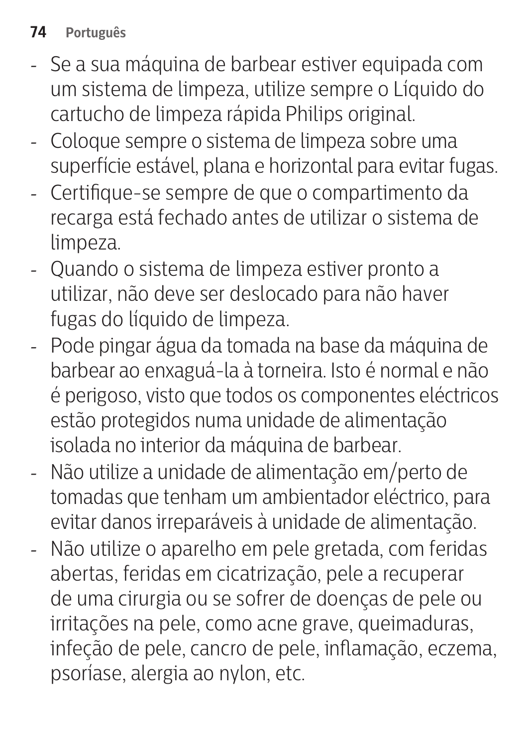- Se a sua máquina de barbear estiver equipada com um sistema de limpeza, utilize sempre o Líquido do cartucho de limpeza rápida Philips original.
- Coloque sempre o sistema de limpeza sobre uma superfície estável, plana e horizontal para evitar fugas.
- Certifique-se sempre de que o compartimento da recarga está fechado antes de utilizar o sistema de limpeza.
- Quando o sistema de limpeza estiver pronto a utilizar, não deve ser deslocado para não haver fugas do líquido de limpeza.
- Pode pingar água da tomada na base da máquina de barbear ao enxaguá-la à torneira. Isto é normal e não é perigoso, visto que todos os componentes eléctricos estão protegidos numa unidade de alimentação isolada no interior da máquina de barbear.
- Não utilize a unidade de alimentação em/perto de tomadas que tenham um ambientador eléctrico, para evitar danos irreparáveis à unidade de alimentação.
- Não utilize o aparelho em pele gretada, com feridas abertas, feridas em cicatrização, pele a recuperar de uma cirurgia ou se sofrer de doenças de pele ou irritações na pele, como acne grave, queimaduras, infeção de pele, cancro de pele, inflamação, eczema, psoríase, alergia ao nylon, etc.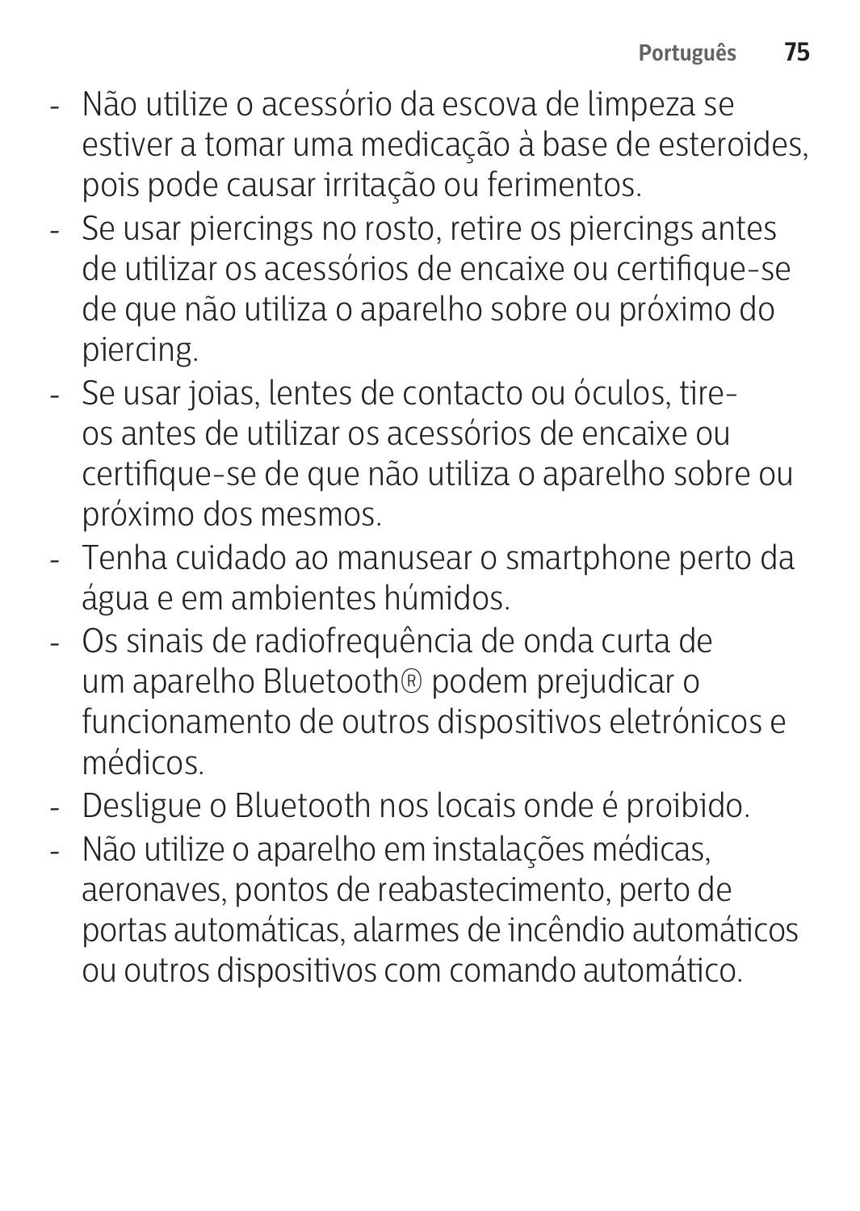- Não utilize o acessório da escova de limpeza se estiver a tomar uma medicação à base de esteroides, pois pode causar irritação ou ferimentos.
- Se usar piercings no rosto, retire os piercings antes de utilizar os acessórios de encaixe ou certifique-se de que não utiliza o aparelho sobre ou próximo do piercing.
- Se usar joias, lentes de contacto ou óculos, tire-os antes de utilizar os acessórios de encaixe ou certifique-se de que não utiliza o aparelho sobre ou próximo dos mesmos.
- Tenha cuidado ao manusear o smartphone perto da água e em ambientes húmidos.
- Os sinais de radiofrequência de onda curta de um aparelho Bluetooth® podem prejudicar o funcionamento de outros dispositivos eletrónicos e médicos.
- Desligue o Bluetooth nos locais onde é proibido.
- Não utilize o aparelho em instalações médicas, aeronaves, pontos de reabastecimento, perto de portas automáticas, alarmes de incêndio automáticos ou outros dispositivos com comando automático.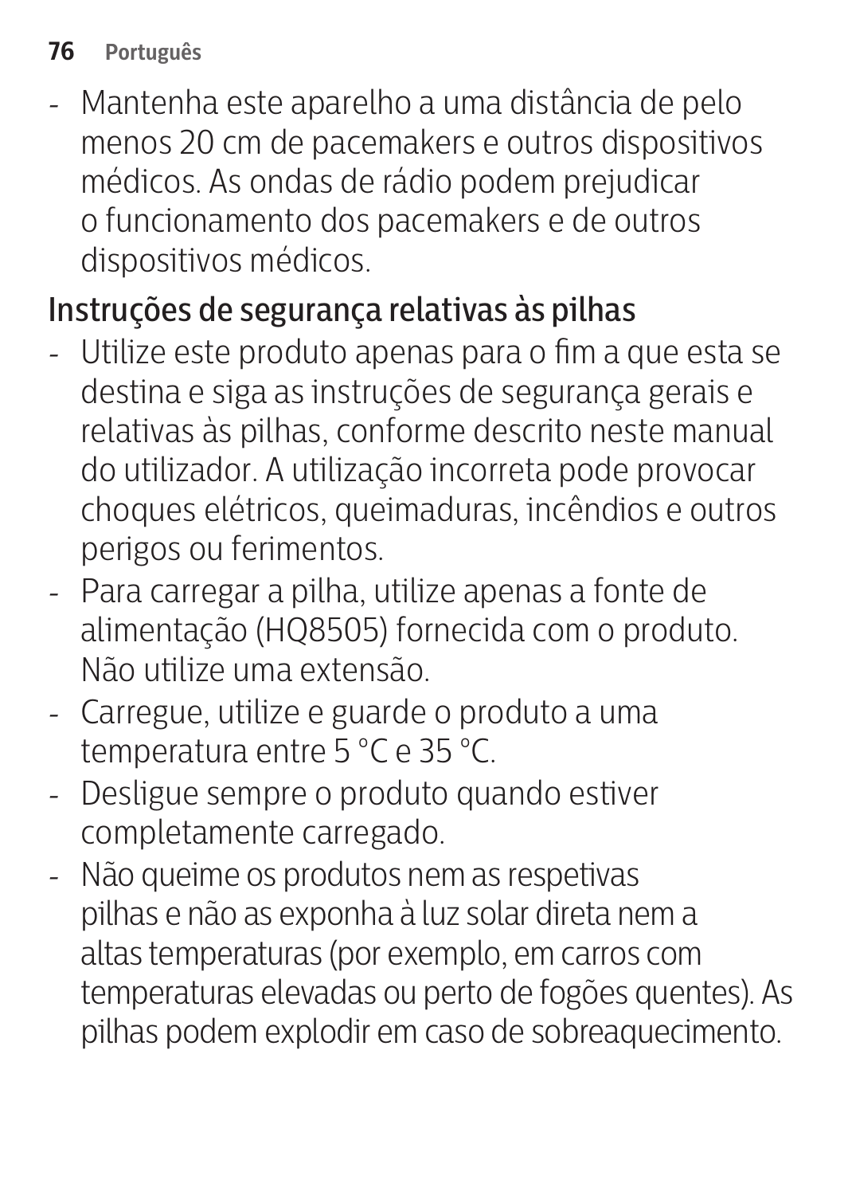- Mantenha este aparelho a uma distância de pelo menos 20 cm de pacemakers e outros dispositivos médicos. As ondas de rádio podem prejudicar o funcionamento dos pacemakers e de outros dispositivos médicos.

## Instruções de segurança relativas às pilhas

- Utilize este produto apenas para o fim a que esta se destina e siga as instruções de segurança gerais e relativas às pilhas, conforme descrito neste manual do utilizador. A utilização incorreta pode provocar choques elétricos, queimaduras, incêndios e outros perigos ou ferimentos.
- Para carregar a pilha, utilize apenas a fonte de alimentação (HQ8505) fornecida com o produto. Não utilize uma extensão.
- Carregue, utilize e guarde o produto a uma temperatura entre 5 °C e 35 °C.
- Desligue sempre o produto quando estiver completamente carregado.
- Não queime os produtos nem as respetivas pilhas e não as exponha à luz solar direta nem a altas temperaturas (por exemplo, em carros com temperaturas elevadas ou perto de fogões quentes). As pilhas podem explodir em caso de sobreaquecimento.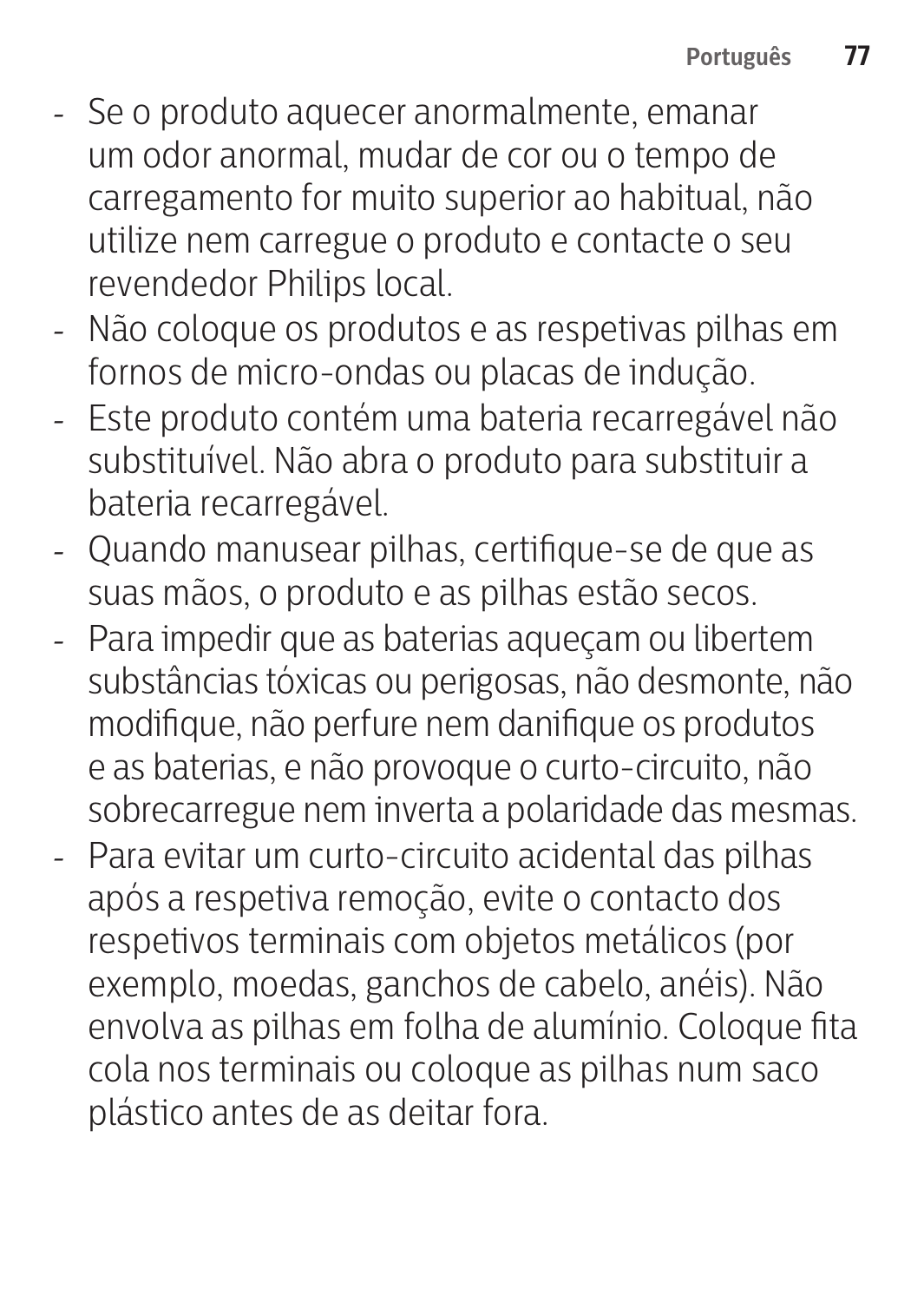- Se o produto aquecer anormalmente, emanar um odor anormal, mudar de cor ou o tempo de carregamento for muito superior ao habitual, não utilize nem carregue o produto e contacte o seu revendedor Philips local.
- Não coloque os produtos e as respetivas pilhas em fornos de micro-ondas ou placas de indução.
- Este produto contém uma bateria recarregável não substituível. Não abra o produto para substituir a bateria recarregável.
- Quando manusear pilhas, certifique-se de que as suas mãos, o produto e as pilhas estão secos.
- Para impedir que as baterias aqueçam ou libertem substâncias tóxicas ou perigosas, não desmonte, não modifique, não perfure nem danifique os produtos e as baterias, e não provoque o curto-circuito, não sobrecarregue nem inverta a polaridade das mesmas.
- Para evitar um curto-circuito acidental das pilhas após a respetiva remoção, evite o contacto dos respetivos terminais com objetos metálicos (por exemplo, moedas, ganchos de cabelo, anéis). Não envolva as pilhas em folha de alumínio. Coloque fita cola nos terminais ou coloque as pilhas num saco plástico antes de as deitar fora.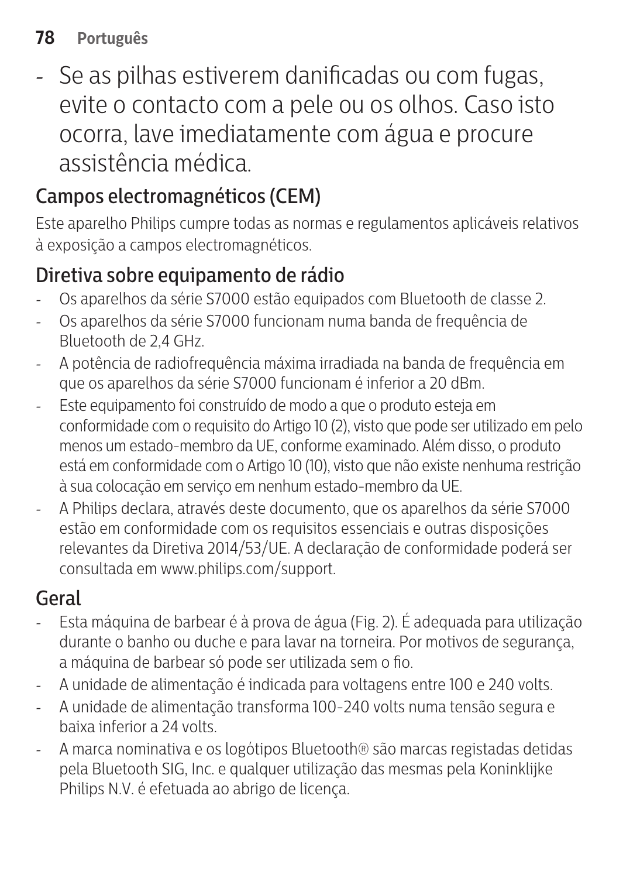- Se as pilhas estiverem danificadas ou com fugas, evite o contacto com a pele ou os olhos. Caso isto ocorra, lave imediatamente com água e procure assistência médica.

## Campos electromagnéticos (CEM)

Este aparelho Philips cumpre todas as normas e regulamentos aplicáveis relativos à exposição a campos electromagnéticos.

## Diretiva sobre equipamento de rádio

- Os aparelhos da série S7000 estão equipados com Bluetooth de classe 2.
- Os aparelhos da série S7000 funcionam numa banda de frequência de Bluetooth de 2,4 GHz.
- A potência de radiofrequência máxima irradiada na banda de frequência em que os aparelhos da série S7000 funcionam é inferior a 20 dBm.
- Este equipamento foi construído de modo a que o produto esteja em conformidade com o requisito do Artigo 10 (2), visto que pode ser utilizado em pelo menos um estado-membro da UE, conforme examinado. Além disso, o produto está em conformidade com o Artigo 10 (10), visto que não existe nenhuma restrição à sua colocação em serviço em nenhum estado-membro da UE.
- A Philips declara, através deste documento, que os aparelhos da série S7000 estão em conformidade com os requisitos essenciais e outras disposições relevantes da Diretiva 2014/53/UE. A declaração de conformidade poderá ser consultada em www.philips.com/support.

## Geral

- Esta máquina de barbear é à prova de água (Fig. 2). É adequada para utilização durante o banho ou duche e para lavar na torneira. Por motivos de segurança, a máquina de barbear só pode ser utilizada sem o fio.
- A unidade de alimentação é indicada para voltagens entre 100 e 240 volts.
- A unidade de alimentação transforma 100-240 volts numa tensão segura e baixa inferior a 24 volts.
- A marca nominativa e os logótipos Bluetooth® são marcas registadas detidas pela Bluetooth SIG, Inc. e qualquer utilização das mesmas pela Koninklijke Philips N.V. é efetuada ao abrigo de licença.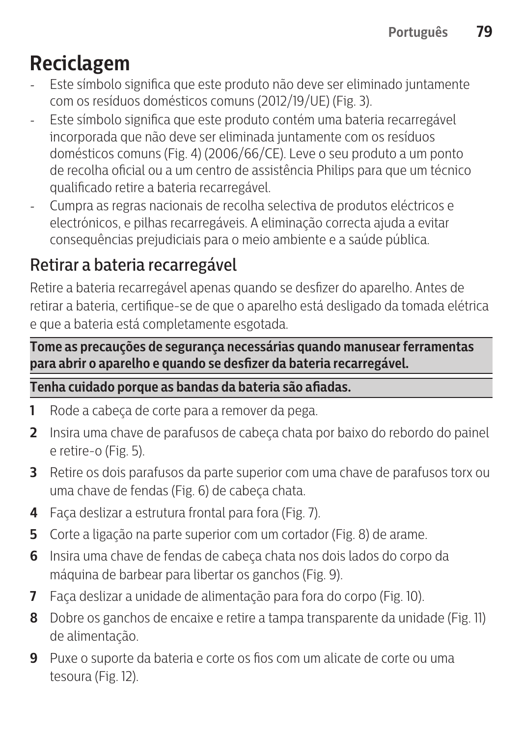# Reciclagem

- Este símbolo significa que este produto não deve ser eliminado juntamente com os resíduos domésticos comuns (2012/19/UE) (Fig. 3).
- Este símbolo significa que este produto contém uma bateria recarregável incorporada que não deve ser eliminada juntamente com os resíduos domésticos comuns (Fig. 4) (2006/66/CE). Leve o seu produto a um ponto de recolha oficial ou a um centro de assistência Philips para que um técnico qualificado retire a bateria recarregável.
- Cumpra as regras nacionais de recolha selectiva de produtos eléctricos e electrónicos, e pilhas recarregáveis. A eliminação correcta ajuda a evitar consequências prejudiciais para o meio ambiente e a saúde pública.

## Retirar a bateria recarregável

Retire a bateria recarregável apenas quando se desfizer do aparelho. Antes de retirar a bateria, certifique-se de que o aparelho está desligado da tomada elétrica e que a bateria está completamente esgotada.

**Tome as precauções de segurança necessárias quando manusear ferramentas para abrir o aparelho e quando se desfizer da bateria recarregável.**

**Tenha cuidado porque as bandas da bateria são afiadas.**

1. Rode a cabeça de corte para a remover da pega.
2. Insira uma chave de parafusos de cabeça chata por baixo do rebordo do painel e retire-o (Fig. 5).
3. Retire os dois parafusos da parte superior com uma chave de parafusos torx ou uma chave de fendas (Fig. 6) de cabeça chata.
4. Faça deslizar a estrutura frontal para fora (Fig. 7).
5. Corte a ligação na parte superior com um cortador (Fig. 8) de arame.
6. Insira uma chave de fendas de cabeça chata nos dois lados do corpo da máquina de barbear para libertar os ganchos (Fig. 9).
7. Faça deslizar a unidade de alimentação para fora do corpo (Fig. 10).
8. Dobre os ganchos de encaixe e retire a tampa transparente da unidade (Fig. 11) de alimentação.
9. Puxe o suporte da bateria e corte os fios com um alicate de corte ou uma tesoura (Fig. 12).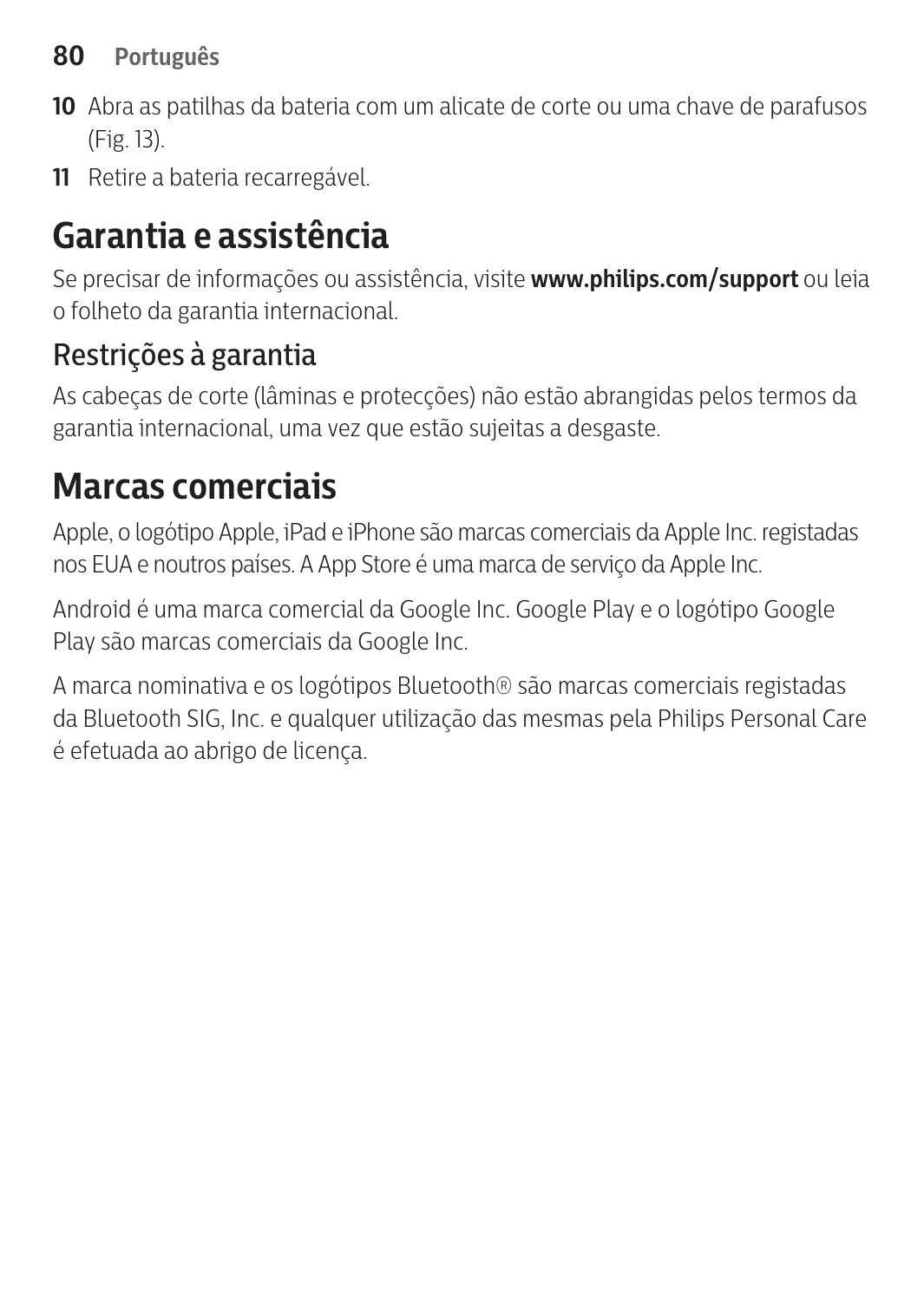10 Abra as patilhas da bateria com um alicate de corte ou uma chave de parafusos (Fig. 13).

11 Retire a bateria recarregável.

## Garantia e assistência

Se precisar de informações ou assistência, visite **www.philips.com/support** ou leia o folheto da garantia internacional.

### Restrições à garantia

As cabeças de corte (lâminas e protecções) não estão abrangidas pelos termos da garantia internacional, uma vez que estão sujeitas a desgaste.

## Marcas comerciais

Apple, o logótipo Apple, iPad e iPhone são marcas comerciais da Apple Inc. registadas nos EUA e noutros países. A App Store é uma marca de serviço da Apple Inc.

Android é uma marca comercial da Google Inc. Google Play e o logótipo Google Play são marcas comerciais da Google Inc.

A marca nominativa e os logótipos Bluetooth® são marcas comerciais registadas da Bluetooth SIG, Inc. e qualquer utilização das mesmas pela Philips Personal Care é efetuada ao abrigo de licença.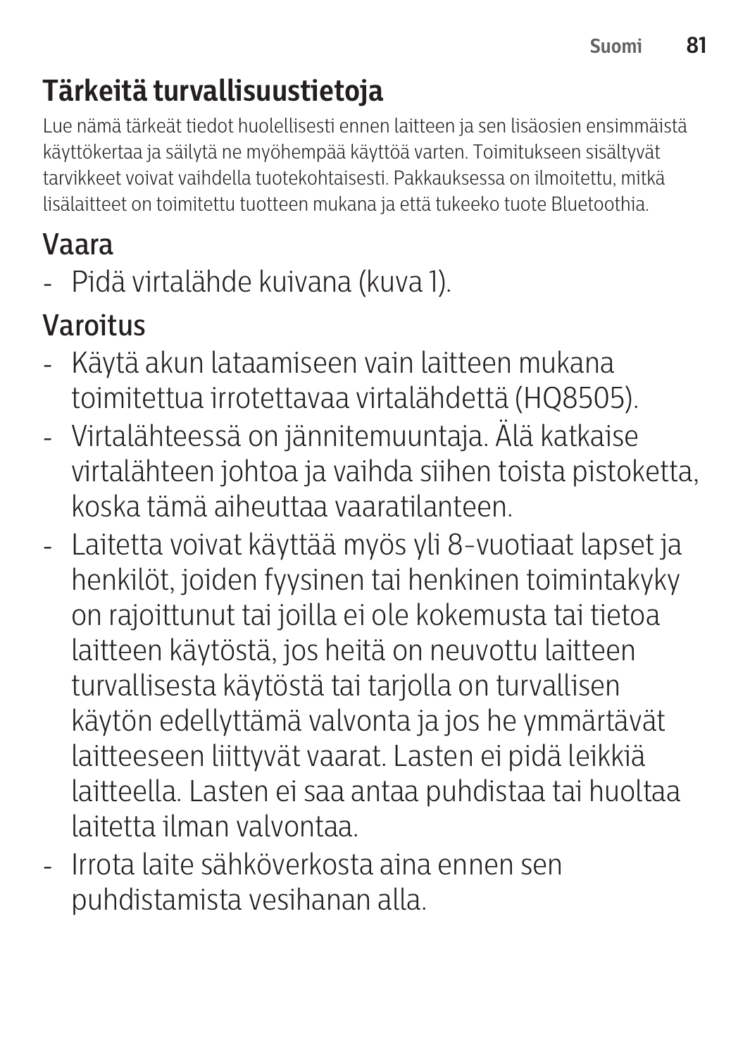## Tärkeitä turvallisuustietoja

Lue nämä tärkeät tiedot huolellisesti ennen laitteen ja sen lisäosien ensimmäistä käyttökertaa ja säilytä ne myöhempää käyttöä varten. Toimitukseen sisältyvät tarvikkeet voivat vaihdella tuotekohtaisesti. Pakkauksessa on ilmoitettu, mitkä lisälaitteet on toimitettu tuotteen mukana ja että tukeeko tuote Bluetoothia.

### Vaara

- Pidä virtalähde kuivana (kuva 1).

### Varoitus

- Käytä akun lataamiseen vain laitteen mukana toimitettua irrotettavaa virtalähdettä (HQ8505).
- Virtalähteessä on jännitemuuntaja. Älä katkaise virtalähteen johtoa ja vaihda siihen toista pistoketta, koska tämä aiheuttaa vaaratilanteen.
- Laitetta voivat käyttää myös yli 8-vuotiaat lapset ja henkilöt, joiden fyysinen tai henkinen toimintakyky on rajoittunut tai joilla ei ole kokemusta tai tietoa laitteen käytöstä, jos heitä on neuvottu laitteen turvallisesta käytöstä tai tarjolla on turvallisen käytön edellyttämä valvonta ja jos he ymmärtävät laitteeseen liittyvät vaarat. Lasten ei pidä leikkiä laitteella. Lasten ei saa antaa puhdistaa tai huoltaa laitetta ilman valvontaa.
- Irrota laite sähköverkosta aina ennen sen puhdistamista vesihanan alla.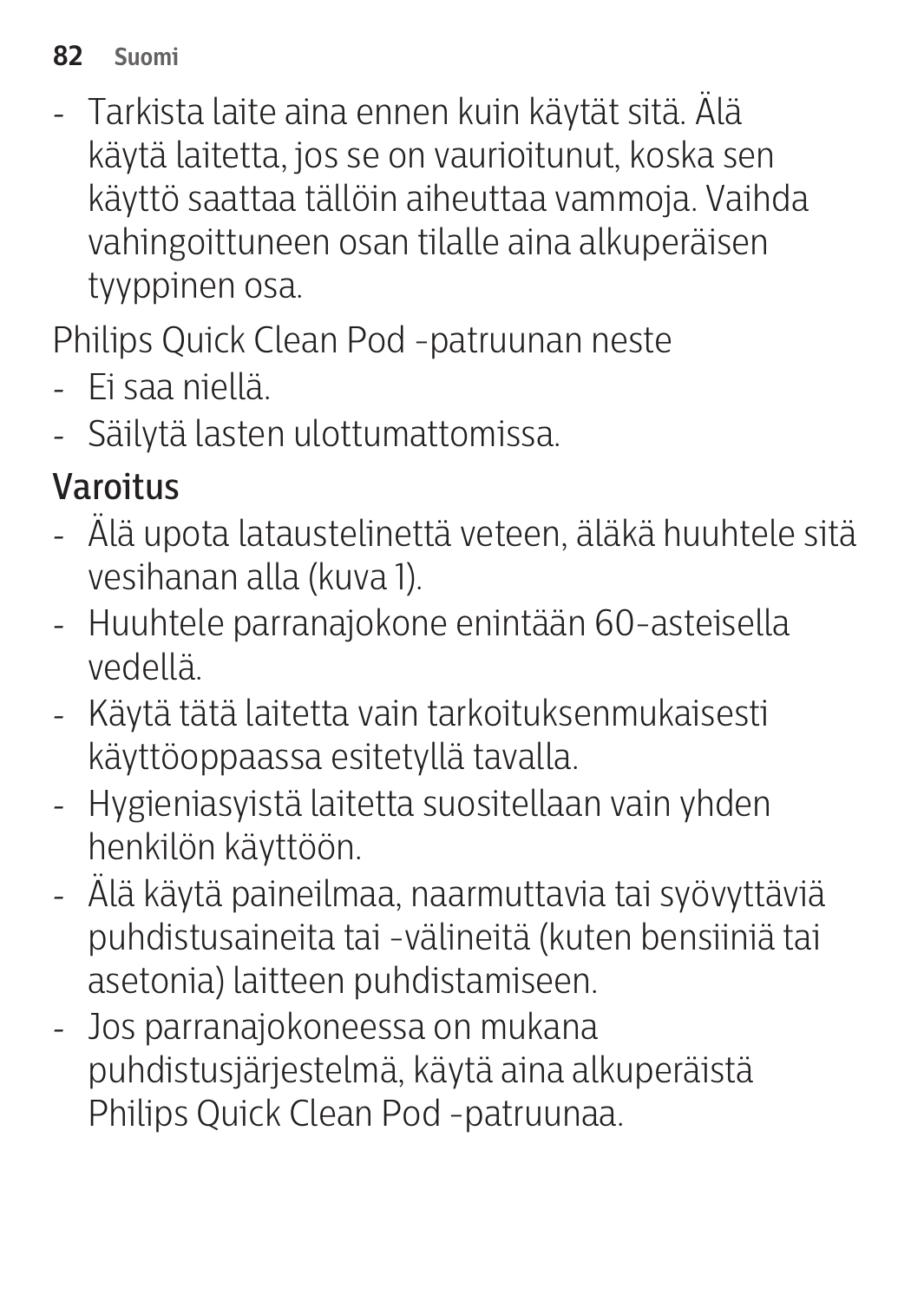- Tarkista laite aina ennen kuin käytät sitä. Älä käytä laitetta, jos se on vaurioitunut, koska sen käyttö saattaa tällöin aiheuttaa vammoja. Vaihda vahingoittuneen osan tilalle aina alkuperäisen tyyppinen osa.

Philips Quick Clean Pod -patruunan neste

- Ei saa niellä.
- Säilytä lasten ulottumattomissa.

## Varoitus

- Älä upota lataustelinettä veteen, äläkä huuhtele sitä vesihanan alla (kuva 1).
- Huuhtele parranajokone enintään 60-asteisella vedellä.
- Käytä tätä laitetta vain tarkoituksenmukaisesti käyttöoppaassa esitetyllä tavalla.
- Hygieniasyistä laitetta suositellaan vain yhden henkilön käyttöön.
- Älä käytä paineilmaa, naarmuttavia tai syövyttäviä puhdistusaineita tai -välineitä (kuten bensiiniä tai asetonia) laitteen puhdistamiseen.
- Jos parranajokoneessa on mukana puhdistusjärjestelmä, käytä aina alkuperäistä Philips Quick Clean Pod -patruunaa.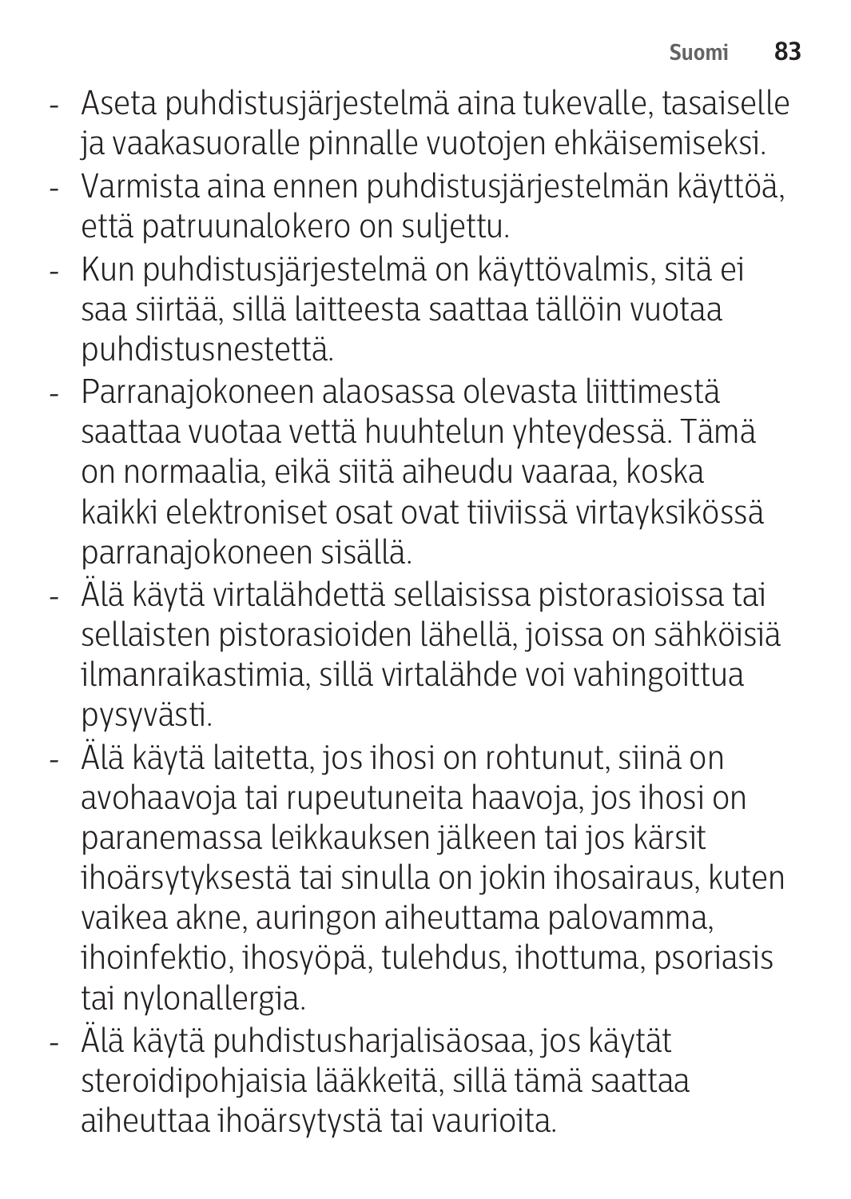- Aseta puhdistusjärjestelmä aina tukevalle, tasaiselle ja vaakasuoralle pinnalle vuotojen ehkäisemiseksi.
- Varmista aina ennen puhdistusjärjestelmän käyttöä, että patruunalokero on suljettu.
- Kun puhdistusjärjestelmä on käyttövalmis, sitä ei saa siirtää, sillä laitteesta saattaa tällöin vuotaa puhdistusnestettä.
- Parranajokoneen alaosassa olevasta liittimestä saattaa vuotaa vettä huuhtelun yhteydessä. Tämä on normaalia, eikä siitä aiheudu vaaraa, koska kaikki elektroniset osat ovat tiiviissä virtayksikössä parranajokoneen sisällä.
- Älä käytä virtalähdettä sellaisissa pistorasioissa tai sellaisten pistorasioiden lähellä, joissa on sähköisiä ilmanraikastimia, sillä virtalähde voi vahingoittua pysyvästi.
- Älä käytä laitetta, jos ihosi on rohtunut, siinä on avohaavoja tai rupeutuneita haavoja, jos ihosi on paranemassa leikkauksen jälkeen tai jos kärsit ihoärsytyksestä tai sinulla on jokin ihosairaus, kuten vaikea akne, auringon aiheuttama palovamma, ihoinfektio, ihosyöpä, tulehdus, ihottuma, psoriasis tai nylonallergia.
- Älä käytä puhdistusharjalisäosaa, jos käytät steroidipohjaisia lääkkeitä, sillä tämä saattaa aiheuttaa ihoärsytystä tai vaurioita.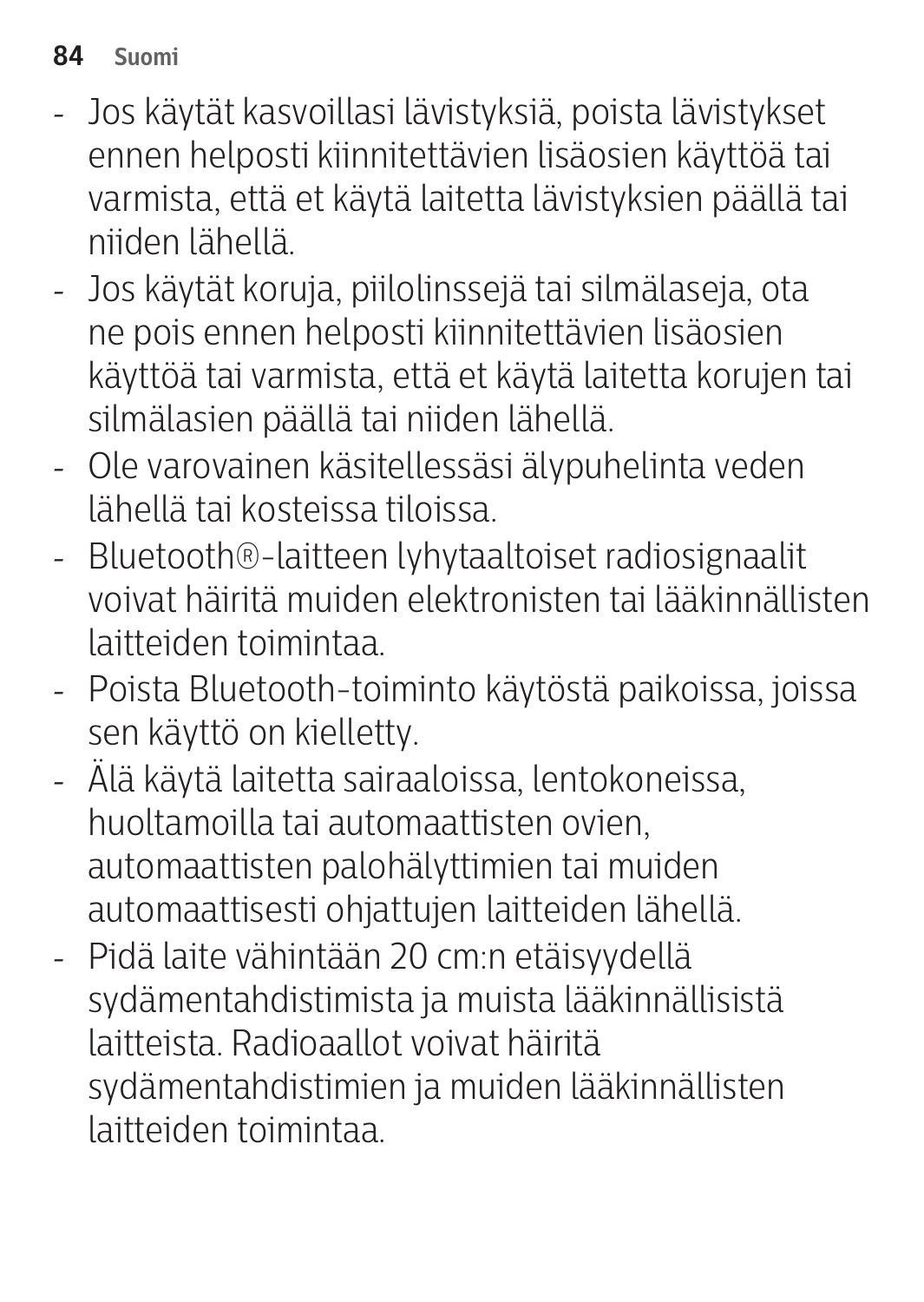- Jos käytät kasvoillasi lävistyksiä, poista lävistykset ennen helposti kiinnitettävien lisäosien käyttöä tai varmista, että et käytä laitetta lävistyksien päällä tai niiden lähellä.
- Jos käytät koruja, piilolinssejä tai silmälaseja, ota ne pois ennen helposti kiinnitettävien lisäosien käyttöä tai varmista, että et käytä laitetta korujen tai silmälasien päällä tai niiden lähellä.
- Ole varovainen käsitellessäsi älypuhelinta veden lähellä tai kosteissa tiloissa.
- Bluetooth®-laitteen lyhytaaltoiset radiosignaalit voivat häiritä muiden elektronisten tai lääkinnällisten laitteiden toimintaa.
- Poista Bluetooth-toiminto käytöstä paikoissa, joissa sen käyttö on kielletty.
- Älä käytä laitetta sairaaloissa, lentokoneissa, huoltamoilla tai automaattisten ovien, automaattisten palohälyttimien tai muiden automaattisesti ohjattujen laitteiden lähellä.
- Pidä laite vähintään 20 cm:n etäisyydellä sydämentahdistimista ja muista lääkinnällisistä laitteista. Radioaallot voivat häiritä sydämentahdistimien ja muiden lääkinnällisten laitteiden toimintaa.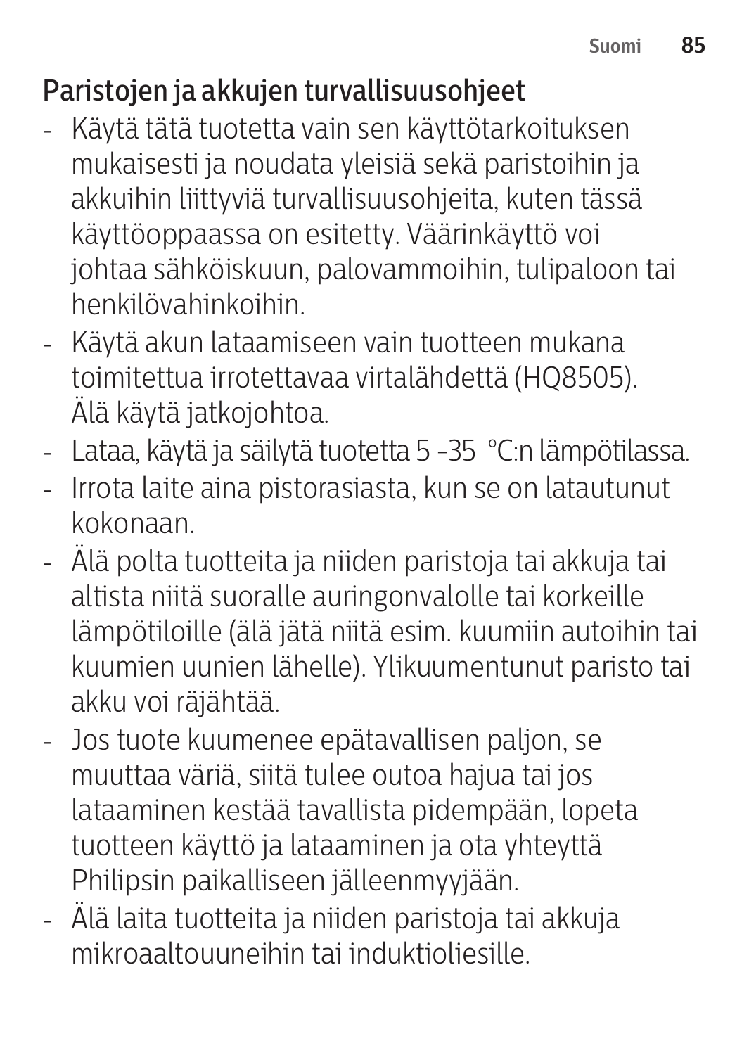## Paristojen ja akkujen turvallisuusohjeet

- Käytä tätä tuotetta vain sen käyttötarkoituksen mukaisesti ja noudata yleisiä sekä paristoihin ja akkuihin liittyviä turvallisuusohjeita, kuten tässä käyttöoppaassa on esitetty. Väärinkäyttö voi johtaa sähköiskuun, palovammoihin, tulipaloon tai henkilövahinkoihin.
- Käytä akun lataamiseen vain tuotteen mukana toimitettua irrotettavaa virtalähdettä (HQ8505). Älä käytä jatkojohtoa.
- Lataa, käytä ja säilytä tuotetta 5 -35  °C:n lämpötilassa.
- Irrota laite aina pistorasiasta, kun se on latautunut kokonaan.
- Älä polta tuotteita ja niiden paristoja tai akkuja tai altista niitä suoralle auringonvalolle tai korkeille lämpötiloille (älä jätä niitä esim. kuumiin autoihin tai kuumien uunien lähelle). Ylikuumentunut paristo tai akku voi räjähtää.
- Jos tuote kuumenee epätavallisen paljon, se muuttaa väriä, siitä tulee outoa hajua tai jos lataaminen kestää tavallista pidempään, lopeta tuotteen käyttö ja lataaminen ja ota yhteyttä Philipsin paikalliseen jälleenmyyjään.
- Älä laita tuotteita ja niiden paristoja tai akkuja mikroaaltouuneihin tai induktioliesille.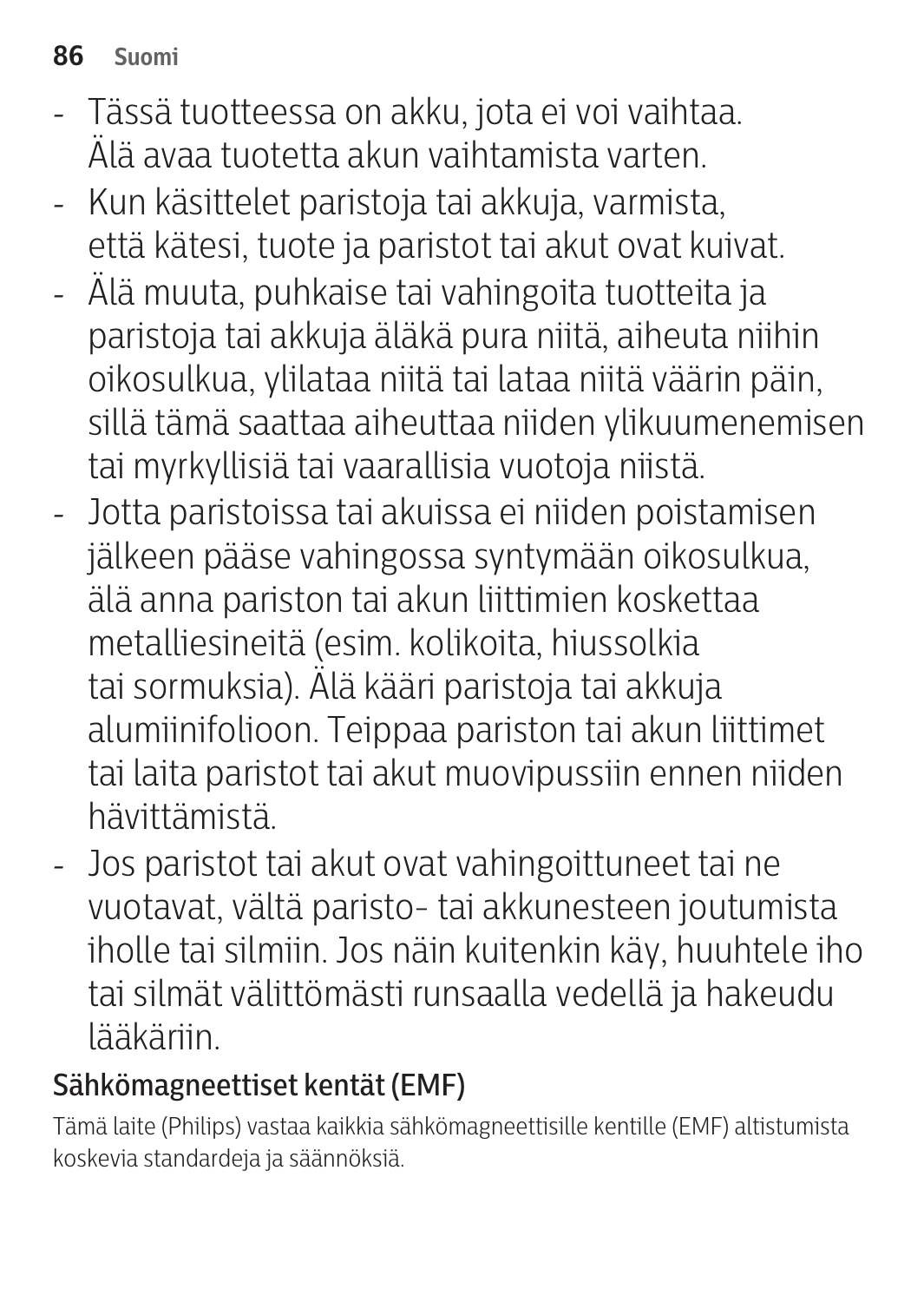- Tässä tuotteessa on akku, jota ei voi vaihtaa. Älä avaa tuotetta akun vaihtamista varten.
- Kun käsittelet paristoja tai akkuja, varmista, että kätesi, tuote ja paristot tai akut ovat kuivat.
- Älä muuta, puhkaise tai vahingoita tuotteita ja paristoja tai akkuja äläkä pura niitä, aiheuta niihin oikosulkua, ylilataa niitä tai lataa niitä väärin päin, sillä tämä saattaa aiheuttaa niiden ylikuumenemisen tai myrkyllisiä tai vaarallisia vuotoja niistä.
- Jotta paristoissa tai akuissa ei niiden poistamisen jälkeen pääse vahingossa syntymään oikosulkua, älä anna pariston tai akun liittimien koskettaa metalliesineitä (esim. kolikoita, hiussolkia tai sormuksia). Älä kääri paristoja tai akkuja alumiinifolioon. Teippaa pariston tai akun liittimet tai laita paristot tai akut muovipussiin ennen niiden hävittämistä.
- Jos paristot tai akut ovat vahingoittuneet tai ne vuotavat, vältä paristo- tai akkunesteen joutumista iholle tai silmiin. Jos näin kuitenkin käy, huuhtele iho tai silmät välittömästi runsaalla vedellä ja hakeudu lääkäriin.

## Sähkömagneettiset kentät (EMF)

Tämä laite (Philips) vastaa kaikkia sähkömagneettisille kentille (EMF) altistumista koskevia standardeja ja säännöksiä.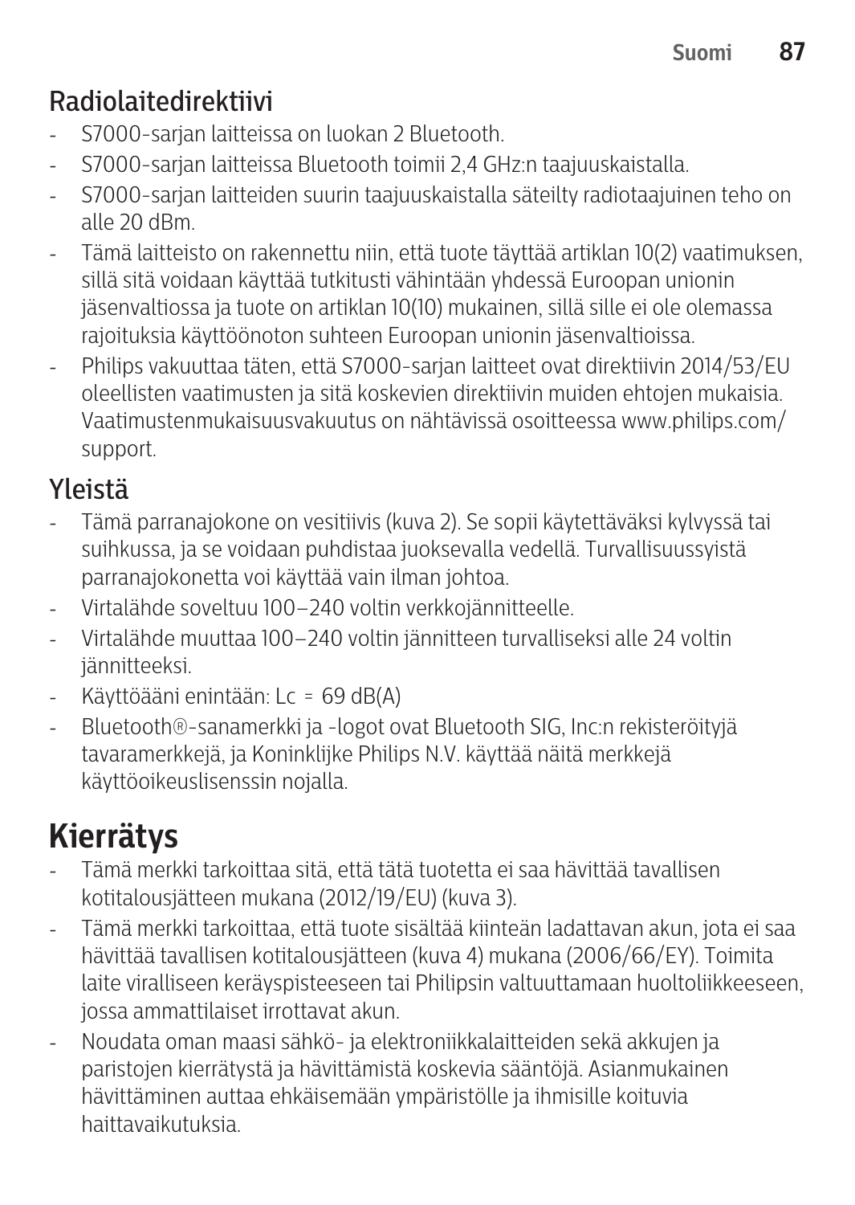## Radiolaitedirektiivi

- S7000-sarjan laitteissa on luokan 2 Bluetooth.
- S7000-sarjan laitteissa Bluetooth toimii 2,4 GHz:n taajuuskaistalla.
- S7000-sarjan laitteiden suurin taajuuskaistalla säteilty radiotaajuinen teho on alle 20 dBm.
- Tämä laitteisto on rakennettu niin, että tuote täyttää artiklan 10(2) vaatimuksen, sillä sitä voidaan käyttää tutkitusti vähintään yhdessä Euroopan unionin jäsenvaltiossa ja tuote on artiklan 10(10) mukainen, sillä sille ei ole olemassa rajoituksia käyttöönoton suhteen Euroopan unionin jäsenvaltioissa.
- Philips vakuuttaa täten, että S7000-sarjan laitteet ovat direktiivin 2014/53/EU oleellisten vaatimusten ja sitä koskevien direktiivin muiden ehtojen mukaisia. Vaatimustenmukaisuusvakuutus on nähtävissä osoitteessa www.philips.com/support.

## Yleistä

- Tämä parranajokone on vesitiivis (kuva 2). Se sopii käytettäväksi kylvyssä tai suihkussa, ja se voidaan puhdistaa juoksevalla vedellä. Turvallisuussyistä parranajokonetta voi käyttää vain ilman johtoa.
- Virtalähde soveltuu 100–240 voltin verkkojännitteelle.
- Virtalähde muuttaa 100–240 voltin jännitteen turvalliseksi alle 24 voltin jännitteeksi.
- Käyttöääni enintään: Lc = 69 dB(A)
- Bluetooth®-sanamerkki ja -logot ovat Bluetooth SIG, Inc:n rekisteröityjä tavaramerkkejä, ja Koninklijke Philips N.V. käyttää näitä merkkejä käyttöoikeuslisenssin nojalla.

# Kierrätys

- Tämä merkki tarkoittaa sitä, että tätä tuotetta ei saa hävittää tavallisen kotitalousjätteen mukana (2012/19/EU) (kuva 3).
- Tämä merkki tarkoittaa, että tuote sisältää kiinteän ladattavan akun, jota ei saa hävittää tavallisen kotitalousjätteen (kuva 4) mukana (2006/66/EY). Toimita laite viralliseen keräyspisteeseen tai Philipsin valtuuttamaan huoltoliikkeeseen, jossa ammattilaiset irrottavat akun.
- Noudata oman maasi sähkö- ja elektroniikkalaitteiden sekä akkujen ja paristojen kierrätystä ja hävittämistä koskevia sääntöjä. Asianmukainen hävittäminen auttaa ehkäisemään ympäristölle ja ihmisille koituvia haittavaikutuksia.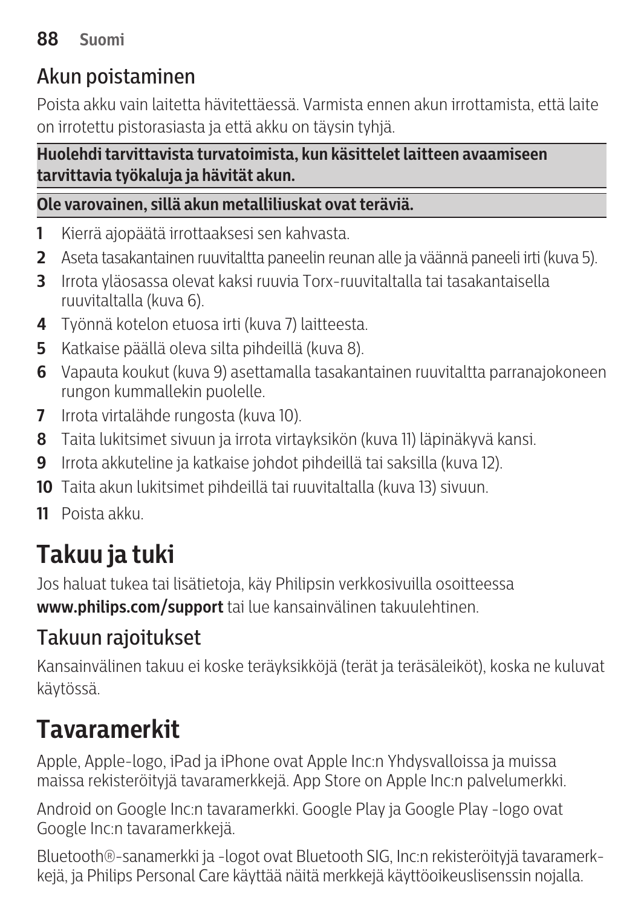## Akun poistaminen

Poista akku vain laitetta hävitettäessä. Varmista ennen akun irrottamista, että laite on irrotettu pistorasiasta ja että akku on täysin tyhjä.

**Huolehdi tarvittavista turvatoimista, kun käsittelet laitteen avaamiseen tarvittavia työkaluja ja hävität akun.**

**Ole varovainen, sillä akun metalliliuskat ovat teräviä.**

1. Kierrä ajopäätä irrottaaksesi sen kahvasta.
2. Aseta tasakantainen ruuvitaltta paneelin reunan alle ja väännä paneeli irti (kuva 5).
3. Irrota yläosassa olevat kaksi ruuvia Torx-ruuvitaltalla tai tasakantaisella ruuvitaltalla (kuva 6).
4. Työnnä kotelon etuosa irti (kuva 7) laitteesta.
5. Katkaise päällä oleva silta pihdeillä (kuva 8).
6. Vapauta koukut (kuva 9) asettamalla tasakantainen ruuvitaltta parranajokoneen rungon kummallekin puolelle.
7. Irrota virtalähde rungosta (kuva 10).
8. Taita lukitsimet sivuun ja irrota virtayksikön (kuva 11) läpinäkyvä kansi.
9. Irrota akkuteline ja katkaise johdot pihdeillä tai saksilla (kuva 12).
10. Taita akun lukitsimet pihdeillä tai ruuvitaltalla (kuva 13) sivuun.
11. Poista akku.

# Takuu ja tuki

Jos haluat tukea tai lisätietoja, käy Philipsin verkkosivuilla osoitteessa **www.philips.com/support** tai lue kansainvälinen takuulehtinen.

## Takuun rajoitukset

Kansainvälinen takuu ei koske teräyksikköjä (terät ja teräsäleiköt), koska ne kuluvat käytössä.

# Tavaramerkit

Apple, Apple-logo, iPad ja iPhone ovat Apple Inc:n Yhdysvalloissa ja muissa maissa rekisteröityjä tavaramerkkejä. App Store on Apple Inc:n palvelumerkki.

Android on Google Inc:n tavaramerkki. Google Play ja Google Play -logo ovat Google Inc:n tavaramerkkejä.

Bluetooth®-sanamerkki ja -logot ovat Bluetooth SIG, Inc:n rekisteröityjä tavaramerkkejä, ja Philips Personal Care käyttää näitä merkkejä käyttöoikeuslisenssin nojalla.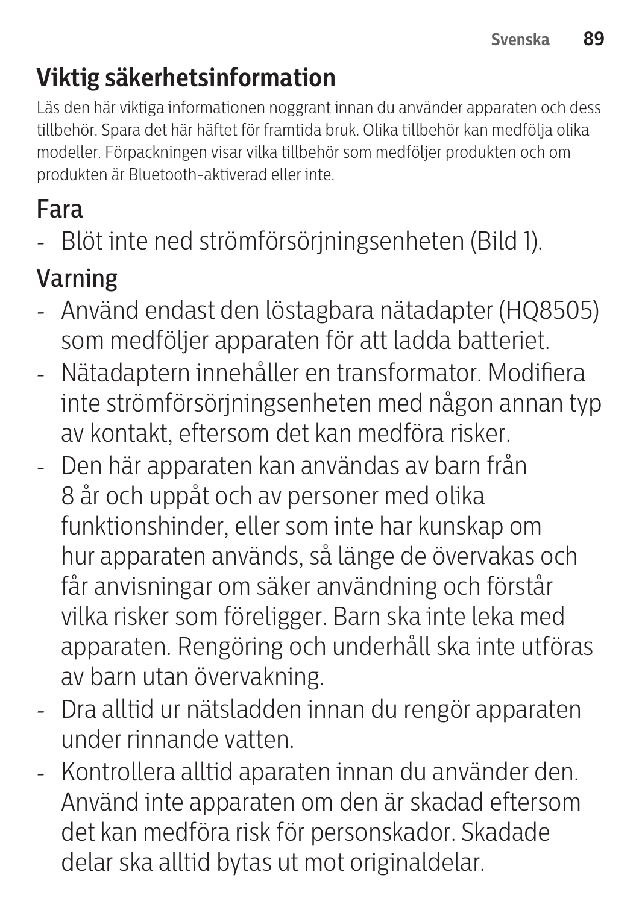## Viktig säkerhetsinformation

Läs den här viktiga informationen noggrant innan du använder apparaten och dess tillbehör. Spara det här häftet för framtida bruk. Olika tillbehör kan medfölja olika modeller. Förpackningen visar vilka tillbehör som medföljer produkten och om produkten är Bluetooth-aktiverad eller inte.

### Fara

- Blöt inte ned strömförsörjningsenheten (Bild 1).

### Varning

- Använd endast den löstagbara nätadapter (HQ8505) som medföljer apparaten för att ladda batteriet.
- Nätadaptern innehåller en transformator. Modifiera inte strömförsörjningsenheten med någon annan typ av kontakt, eftersom det kan medföra risker.
- Den här apparaten kan användas av barn från 8 år och uppåt och av personer med olika funktionshinder, eller som inte har kunskap om hur apparaten används, så länge de övervakas och får anvisningar om säker användning och förstår vilka risker som föreligger. Barn ska inte leka med apparaten. Rengöring och underhåll ska inte utföras av barn utan övervakning.
- Dra alltid ur nätsladden innan du rengör apparaten under rinnande vatten.
- Kontrollera alltid aparaten innan du använder den. Använd inte apparaten om den är skadad eftersom det kan medföra risk för personskador. Skadade delar ska alltid bytas ut mot originaldelar.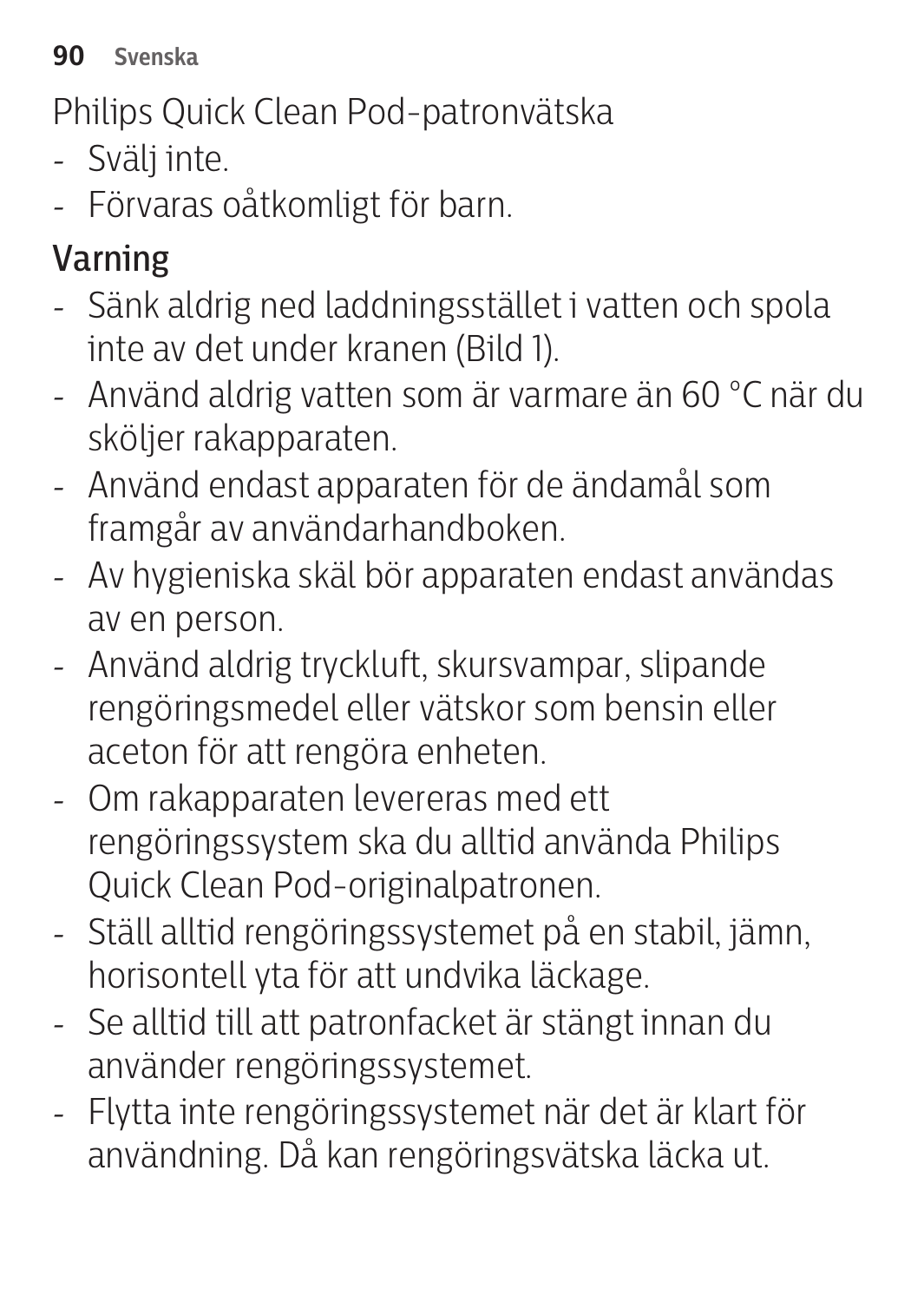Philips Quick Clean Pod-patronvätska

- Svälj inte.
- Förvaras oåtkomligt för barn.

## Varning

- Sänk aldrig ned laddningsstället i vatten och spola inte av det under kranen (Bild 1).
- Använd aldrig vatten som är varmare än 60 °C när du sköljer rakapparaten.
- Använd endast apparaten för de ändamål som framgår av användarhandboken.
- Av hygieniska skäl bör apparaten endast användas av en person.
- Använd aldrig tryckluft, skursvampar, slipande rengöringsmedel eller vätskor som bensin eller aceton för att rengöra enheten.
- Om rakapparaten levereras med ett rengöringssystem ska du alltid använda Philips Quick Clean Pod-originalpatronen.
- Ställ alltid rengöringssystemet på en stabil, jämn, horisontell yta för att undvika läckage.
- Se alltid till att patronfacket är stängt innan du använder rengöringssystemet.
- Flytta inte rengöringssystemet när det är klart för användning. Då kan rengöringsvätska läcka ut.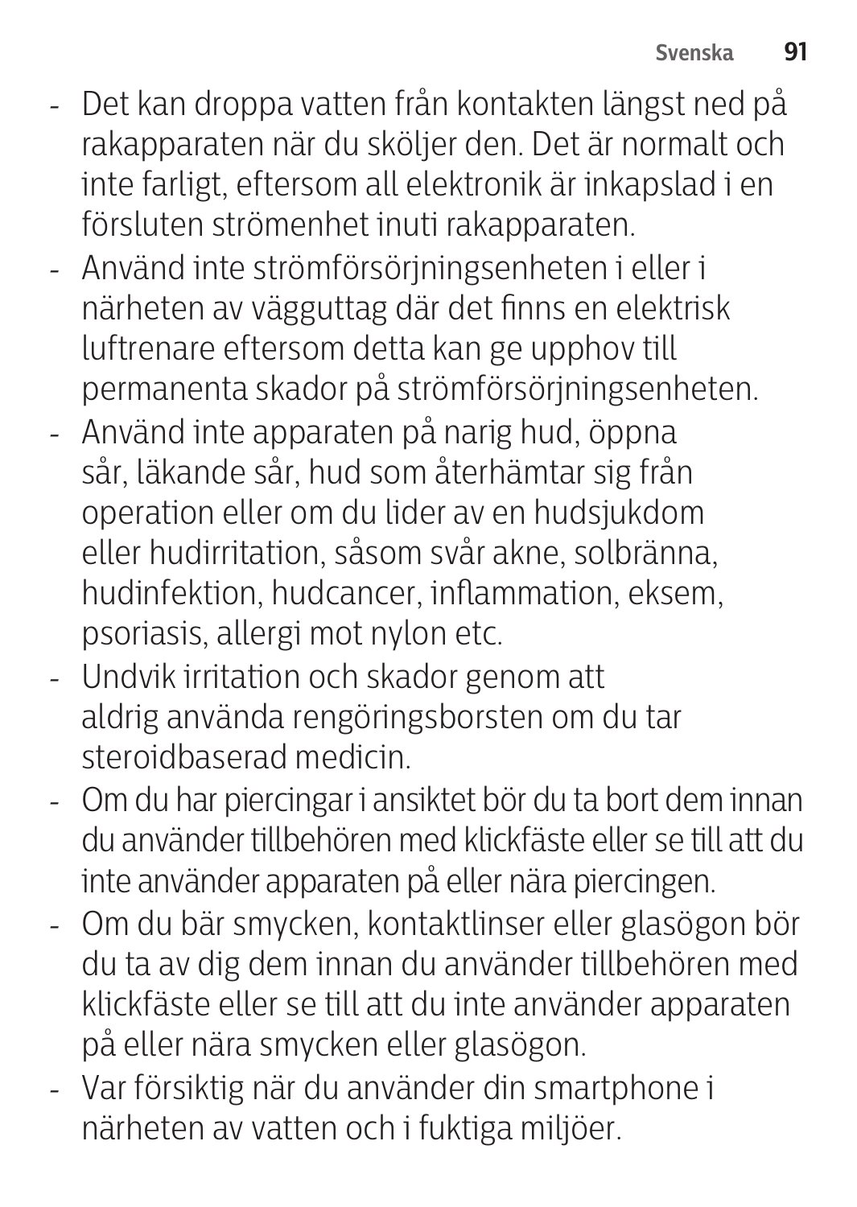- Det kan droppa vatten från kontakten längst ned på rakapparaten när du sköljer den. Det är normalt och inte farligt, eftersom all elektronik är inkapslad i en försluten strömenhet inuti rakapparaten.
- Använd inte strömförsörjningsenheten i eller i närheten av vägguttag där det finns en elektrisk luftrenare eftersom detta kan ge upphov till permanenta skador på strömförsörjningsenheten.
- Använd inte apparaten på narig hud, öppna sår, läkande sår, hud som återhämtar sig från operation eller om du lider av en hudsjukdom eller hudirritation, såsom svår akne, solbränna, hudinfektion, hudcancer, inflammation, eksem, psoriasis, allergi mot nylon etc.
- Undvik irritation och skador genom att aldrig använda rengöringsborsten om du tar steroidbaserad medicin.
- Om du har piercingar i ansiktet bör du ta bort dem innan du använder tillbehören med klickfäste eller se till att du inte använder apparaten på eller nära piercingen.
- Om du bär smycken, kontaktlinser eller glasögon bör du ta av dig dem innan du använder tillbehören med klickfäste eller se till att du inte använder apparaten på eller nära smycken eller glasögon.
- Var försiktig när du använder din smartphone i närheten av vatten och i fuktiga miljöer.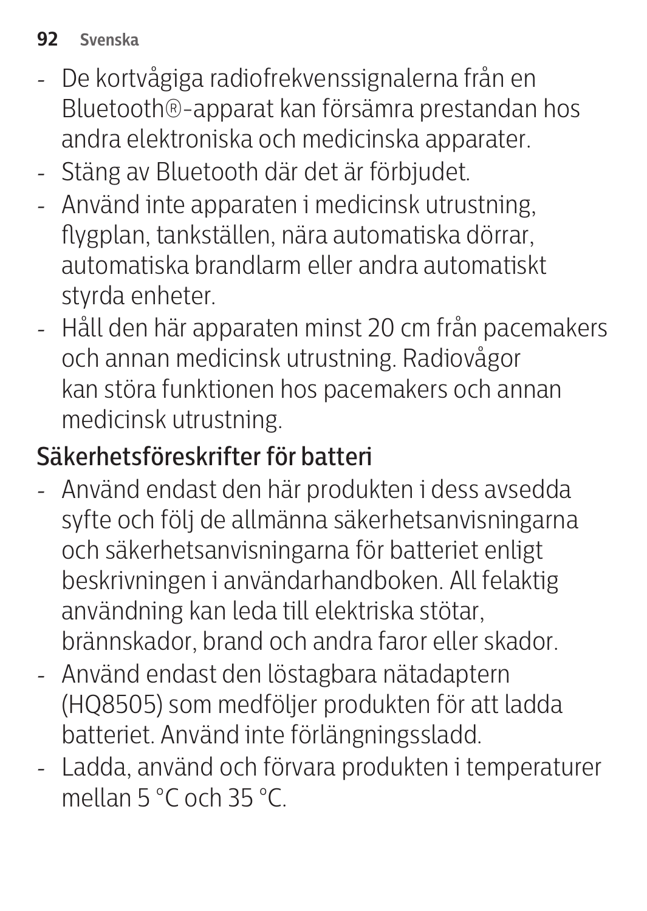- De kortvågiga radiofrekvenssignalerna från en Bluetooth®-apparat kan försämra prestandan hos andra elektroniska och medicinska apparater.
- Stäng av Bluetooth där det är förbjudet.
- Använd inte apparaten i medicinsk utrustning, flygplan, tankställen, nära automatiska dörrar, automatiska brandlarm eller andra automatiskt styrda enheter.
- Håll den här apparaten minst 20 cm från pacemakers och annan medicinsk utrustning. Radiovågor kan störa funktionen hos pacemakers och annan medicinsk utrustning.

## Säkerhetsföreskrifter för batteri

- Använd endast den här produkten i dess avsedda syfte och följ de allmänna säkerhetsanvisningarna och säkerhetsanvisningarna för batteriet enligt beskrivningen i användarhandboken. All felaktig användning kan leda till elektriska stötar, brännskador, brand och andra faror eller skador.
- Använd endast den löstagbara nätadaptern (HQ8505) som medföljer produkten för att ladda batteriet. Använd inte förlängningssladd.
- Ladda, använd och förvara produkten i temperaturer mellan 5 °C och 35 °C.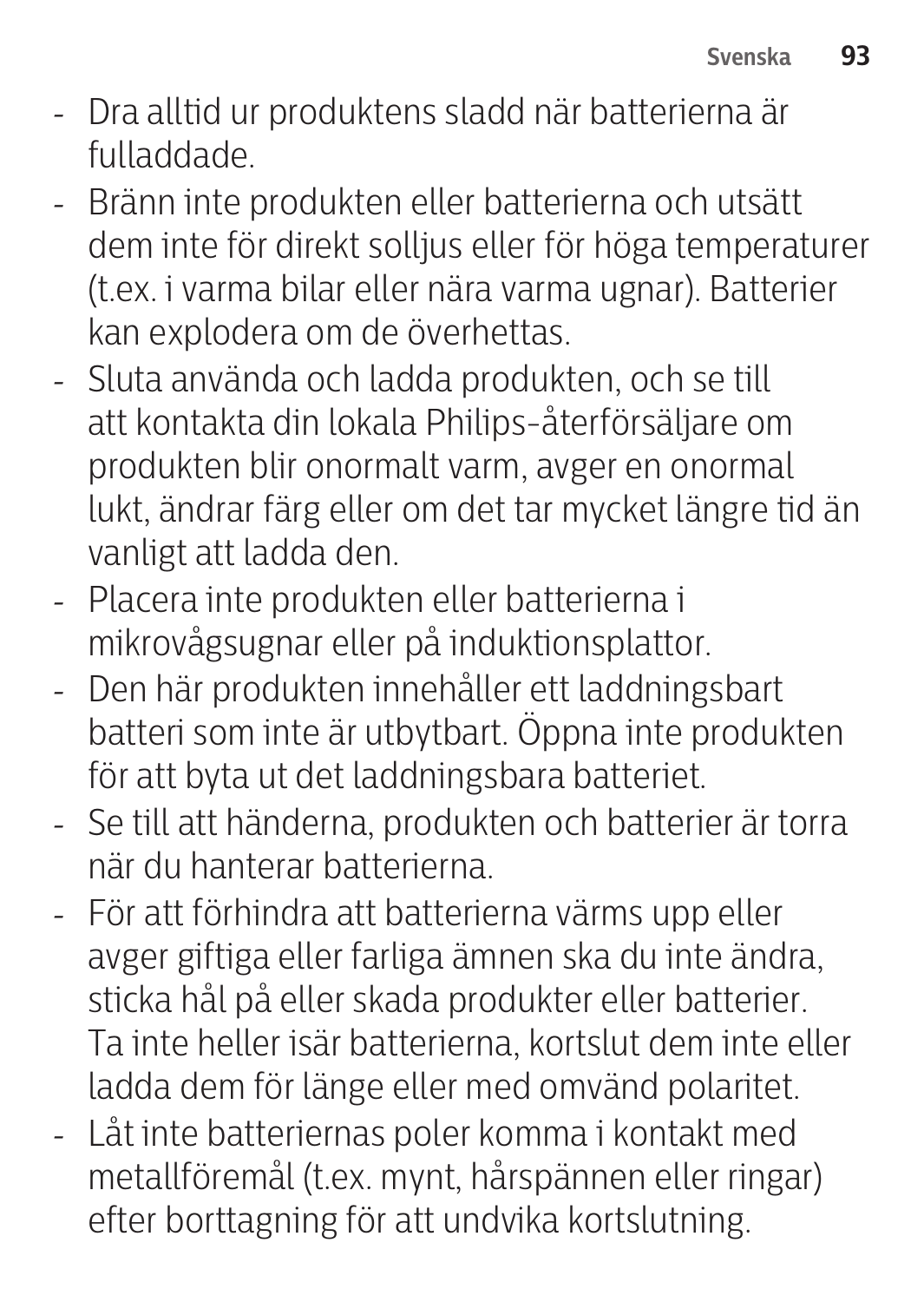- Dra alltid ur produktens sladd när batterierna är fulladdade.
- Bränn inte produkten eller batterierna och utsätt dem inte för direkt solljus eller för höga temperaturer (t.ex. i varma bilar eller nära varma ugnar). Batterier kan explodera om de överhettas.
- Sluta använda och ladda produkten, och se till att kontakta din lokala Philips-återförsäljare om produkten blir onormalt varm, avger en onormal lukt, ändrar färg eller om det tar mycket längre tid än vanligt att ladda den.
- Placera inte produkten eller batterierna i mikrovågsugnar eller på induktionsplattor.
- Den här produkten innehåller ett laddningsbart batteri som inte är utbytbart. Öppna inte produkten för att byta ut det laddningsbara batteriet.
- Se till att händerna, produkten och batterier är torra när du hanterar batterierna.
- För att förhindra att batterierna värms upp eller avger giftiga eller farliga ämnen ska du inte ändra, sticka hål på eller skada produkter eller batterier. Ta inte heller isär batterierna, kortslut dem inte eller ladda dem för länge eller med omvänd polaritet.
- Låt inte batteriernas poler komma i kontakt med metallföremål (t.ex. mynt, hårspännen eller ringar) efter borttagning för att undvika kortslutning.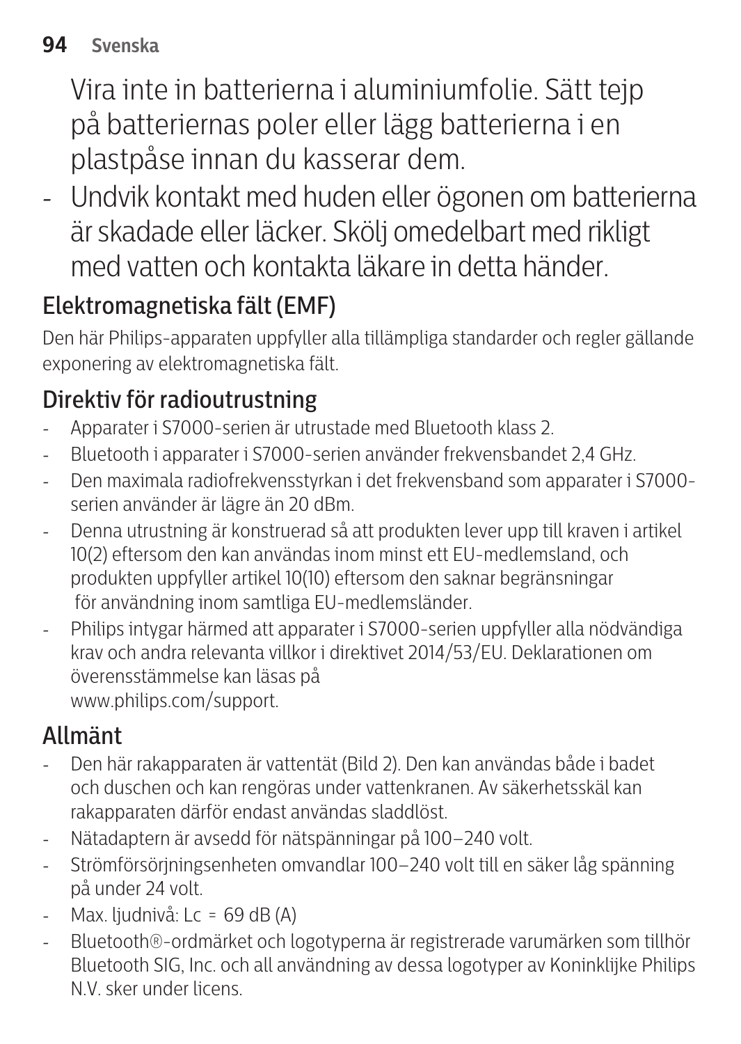Vira inte in batterierna i aluminiumfolie. Sätt tejp på batteriernas poler eller lägg batterierna i en plastpåse innan du kasserar dem.

- Undvik kontakt med huden eller ögonen om batterierna är skadade eller läcker. Skölj omedelbart med rikligt med vatten och kontakta läkare in detta händer.

## Elektromagnetiska fält (EMF)

Den här Philips-apparaten uppfyller alla tillämpliga standarder och regler gällande exponering av elektromagnetiska fält.

## Direktiv för radioutrustning

- Apparater i S7000-serien är utrustade med Bluetooth klass 2.
- Bluetooth i apparater i S7000-serien använder frekvensbandet 2,4 GHz.
- Den maximala radiofrekvensstyrkan i det frekvensband som apparater i S7000-serien använder är lägre än 20 dBm.
- Denna utrustning är konstruerad så att produkten lever upp till kraven i artikel 10(2) eftersom den kan användas inom minst ett EU-medlemsland, och produkten uppfyller artikel 10(10) eftersom den saknar begränsningar för användning inom samtliga EU-medlemsländer.
- Philips intygar härmed att apparater i S7000-serien uppfyller alla nödvändiga krav och andra relevanta villkor i direktivet 2014/53/EU. Deklarationen om överensstämmelse kan läsas på www.philips.com/support.

## Allmänt

- Den här rakapparaten är vattentät (Bild 2). Den kan användas både i badet och duschen och kan rengöras under vattenkranen. Av säkerhetsskäl kan rakapparaten därför endast användas sladdlöst.
- Nätadaptern är avsedd för nätspänningar på 100–240 volt.
- Strömförsörjningsenheten omvandlar 100–240 volt till en säker låg spänning på under 24 volt.
- Max. ljudnivå: Lc = 69 dB (A)
- Bluetooth®-ordmärket och logotyperna är registrerade varumärken som tillhör Bluetooth SIG, Inc. och all användning av dessa logotyper av Koninklijke Philips N.V. sker under licens.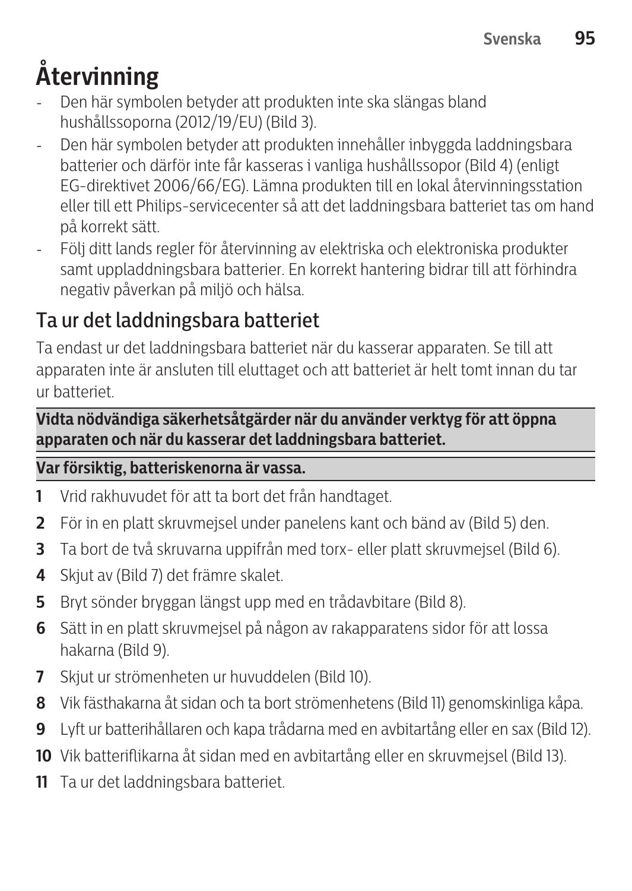# Återvinning

- Den här symbolen betyder att produkten inte ska slängas bland hushållssoporna (2012/19/EU) (Bild 3).
- Den här symbolen betyder att produkten innehåller inbyggda laddningsbara batterier och därför inte får kasseras i vanliga hushållssopor (Bild 4) (enligt EG-direktivet 2006/66/EG). Lämna produkten till en lokal återvinningsstation eller till ett Philips-servicecenter så att det laddningsbara batteriet tas om hand på korrekt sätt.
- Följ ditt lands regler för återvinning av elektriska och elektroniska produkter samt uppladdningsbara batterier. En korrekt hantering bidrar till att förhindra negativ påverkan på miljö och hälsa.

## Ta ur det laddningsbara batteriet

Ta endast ur det laddningsbara batteriet när du kasserar apparaten. Se till att apparaten inte är ansluten till eluttaget och att batteriet är helt tomt innan du tar ur batteriet.

**Vidta nödvändiga säkerhetsåtgärder när du använder verktyg för att öppna apparaten och när du kasserar det laddningsbara batteriet.**

**Var försiktig, batteriskenorna är vassa.**

1. Vrid rakhuvudet för att ta bort det från handtaget.
2. För in en platt skruvmejsel under panelens kant och bänd av (Bild 5) den.
3. Ta bort de två skruvarna uppifrån med torx- eller platt skruvmejsel (Bild 6).
4. Skjut av (Bild 7) det främre skalet.
5. Bryt sönder bryggan längst upp med en trådavbitare (Bild 8).
6. Sätt in en platt skruvmejsel på någon av rakapparatens sidor för att lossa hakarna (Bild 9).
7. Skjut ur strömenheten ur huvuddelen (Bild 10).
8. Vik fästhakarna åt sidan och ta bort strömenhetens (Bild 11) genomskinliga kåpa.
9. Lyft ur batterihållaren och kapa trådarna med en avbitartång eller en sax (Bild 12).
10. Vik batteriflikarna åt sidan med en avbitartång eller en skruvmejsel (Bild 13).
11. Ta ur det laddningsbara batteriet.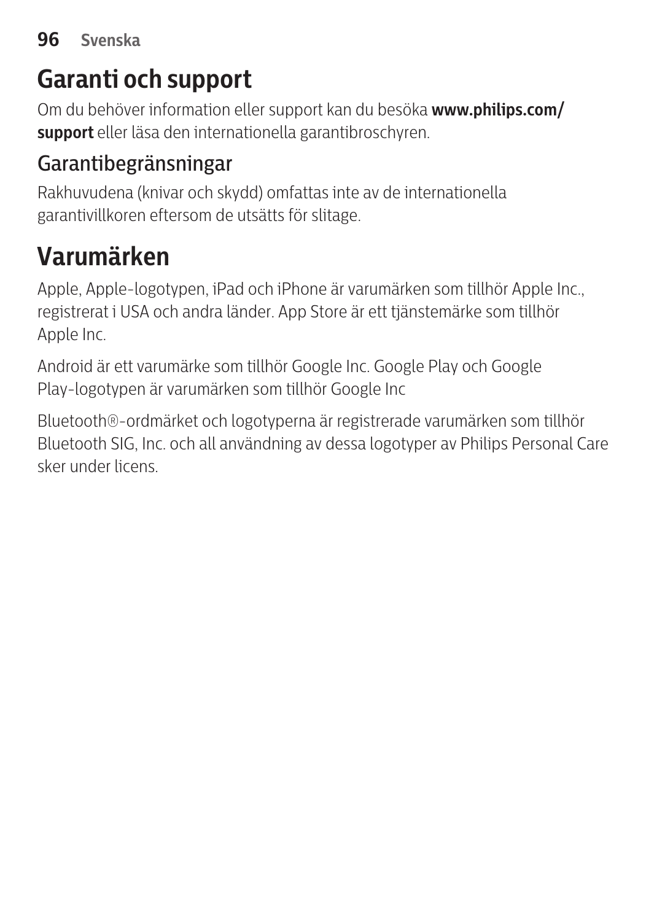# Garanti och support

Om du behöver information eller support kan du besöka **www.philips.com/support** eller läsa den internationella garantibroschyren.

## Garantibegränsningar

Rakhuvudena (knivar och skydd) omfattas inte av de internationella garantivillkoren eftersom de utsätts för slitage.

# Varumärken

Apple, Apple-logotypen, iPad och iPhone är varumärken som tillhör Apple Inc., registrerat i USA och andra länder. App Store är ett tjänstemärke som tillhör Apple Inc.

Android är ett varumärke som tillhör Google Inc. Google Play och Google Play-logotypen är varumärken som tillhör Google Inc

Bluetooth®-ordmärket och logotyperna är registrerade varumärken som tillhör Bluetooth SIG, Inc. och all användning av dessa logotyper av Philips Personal Care sker under licens.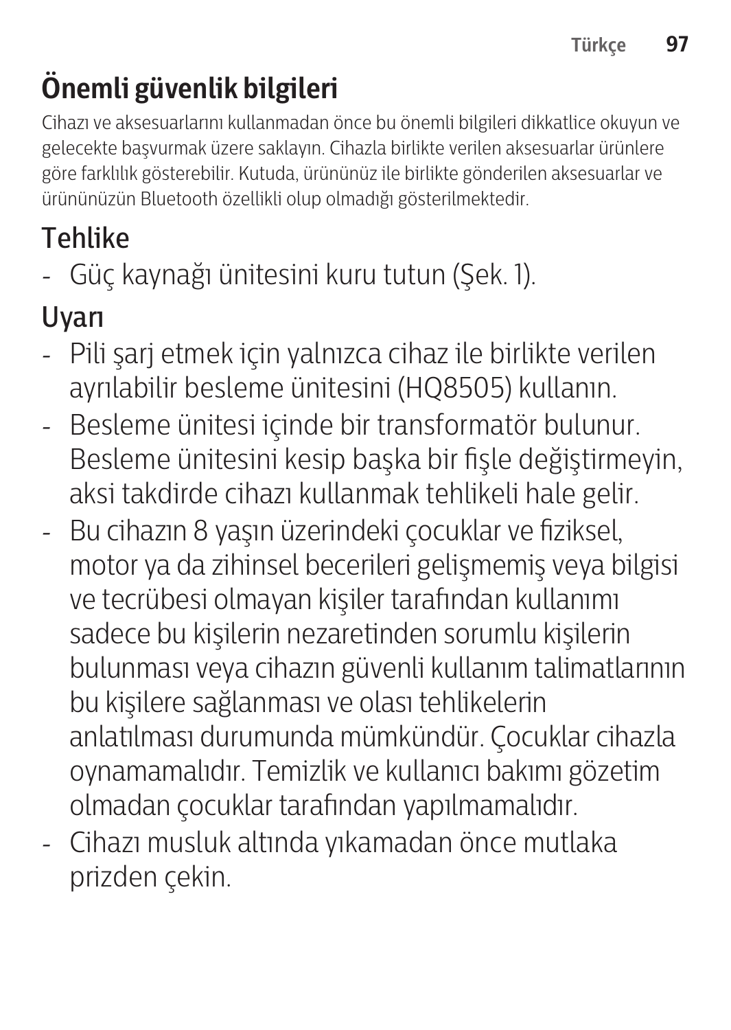# Önemli güvenlik bilgileri

Cihazı ve aksesuarlarını kullanmadan önce bu önemli bilgileri dikkatlice okuyun ve gelecekte başvurmak üzere saklayın. Cihazla birlikte verilen aksesuarlar ürünlere göre farklılık gösterebilir. Kutuda, ürününüz ile birlikte gönderilen aksesuarlar ve ürününüzün Bluetooth özellikli olup olmadığı gösterilmektedir.

## Tehlike

- Güç kaynağı ünitesini kuru tutun (Şek. 1).

## Uyarı

- Pili şarj etmek için yalnızca cihaz ile birlikte verilen ayrılabilir besleme ünitesini (HQ8505) kullanın.
- Besleme ünitesi içinde bir transformatör bulunur. Besleme ünitesini kesip başka bir fişle değiştirmeyin, aksi takdirde cihazı kullanmak tehlikeli hale gelir.
- Bu cihazın 8 yaşın üzerindeki çocuklar ve fiziksel, motor ya da zihinsel becerileri gelişmemiş veya bilgisi ve tecrübesi olmayan kişiler tarafından kullanımı sadece bu kişilerin nezaretinden sorumlu kişilerin bulunması veya cihazın güvenli kullanım talimatlarının bu kişilere sağlanması ve olası tehlikelerin anlatılması durumunda mümkündür. Çocuklar cihazla oynamamalıdır. Temizlik ve kullanıcı bakımı gözetim olmadan çocuklar tarafından yapılmamalıdır.
- Cihazı musluk altında yıkamadan önce mutlaka prizden çekin.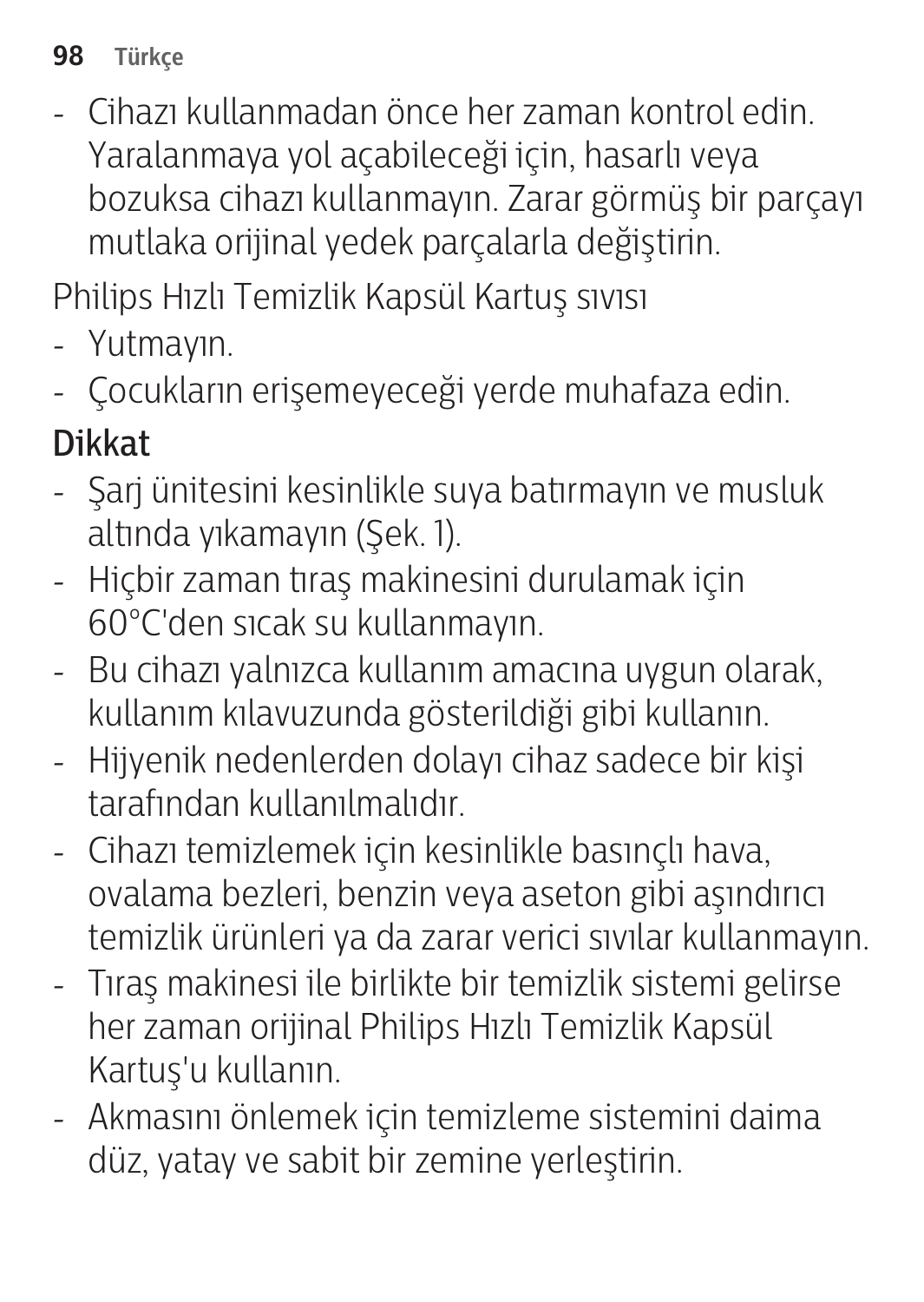- Cihazı kullanmadan önce her zaman kontrol edin. Yaralanmaya yol açabileceği için, hasarlı veya bozuksa cihazı kullanmayın. Zarar görmüş bir parçayı mutlaka orijinal yedek parçalarla değiştirin.

Philips Hızlı Temizlik Kapsül Kartuş sıvısı

- Yutmayın.
- Çocukların erişemeyeceği yerde muhafaza edin.

## Dikkat

- Şarj ünitesini kesinlikle suya batırmayın ve musluk altında yıkamayın (Şek. 1).
- Hiçbir zaman tıraş makinesini durulamak için 60°C'den sıcak su kullanmayın.
- Bu cihazı yalnızca kullanım amacına uygun olarak, kullanım kılavuzunda gösterildiği gibi kullanın.
- Hijyenik nedenlerden dolayı cihaz sadece bir kişi tarafından kullanılmalıdır.
- Cihazı temizlemek için kesinlikle basınçlı hava, ovalama bezleri, benzin veya aseton gibi aşındırıcı temizlik ürünleri ya da zarar verici sıvılar kullanmayın.
- Tıraş makinesi ile birlikte bir temizlik sistemi gelirse her zaman orijinal Philips Hızlı Temizlik Kapsül Kartuş'u kullanın.
- Akmasını önlemek için temizleme sistemini daima düz, yatay ve sabit bir zemine yerleştirin.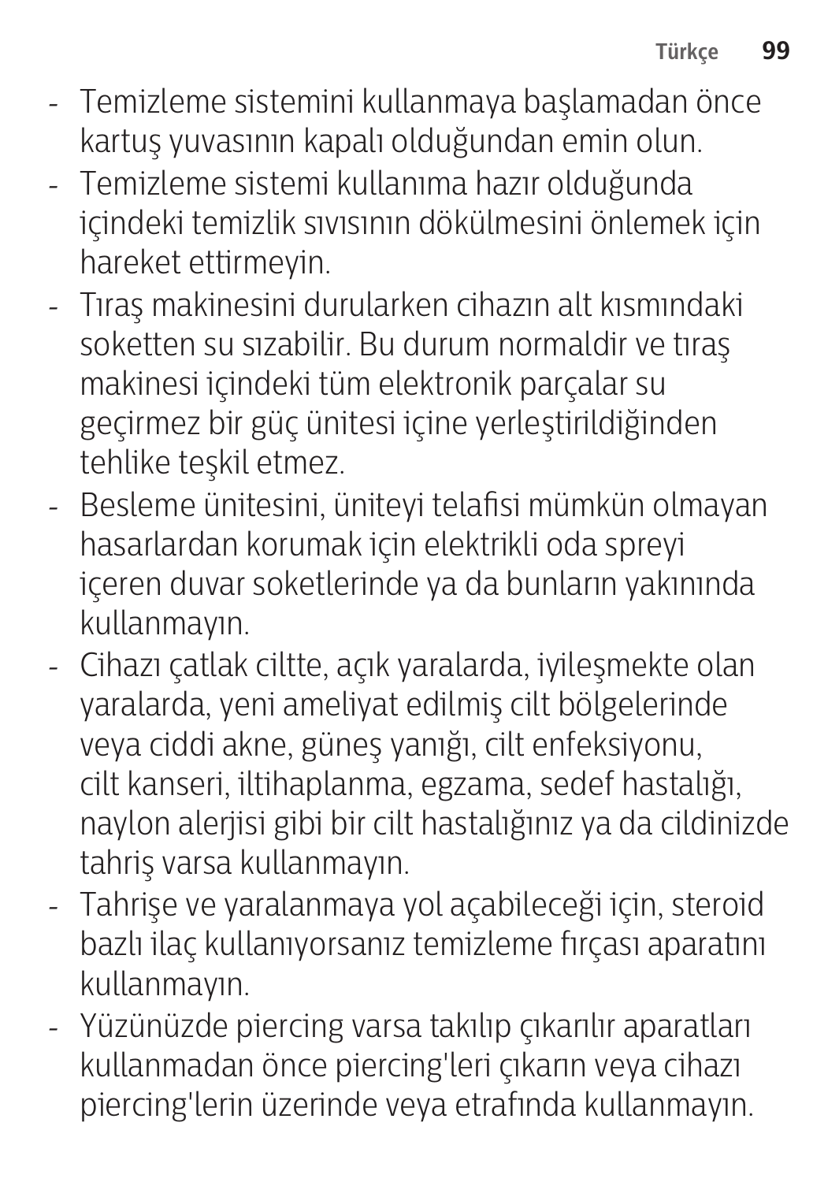- Temizleme sistemini kullanmaya başlamadan önce kartuş yuvasının kapalı olduğundan emin olun.
- Temizleme sistemi kullanıma hazır olduğunda içindeki temizlik sıvısının dökülmesini önlemek için hareket ettirmeyin.
- Tıraş makinesini durularken cihazın alt kısmındaki soketten su sızabilir. Bu durum normaldir ve tıraş makinesi içindeki tüm elektronik parçalar su geçirmez bir güç ünitesi içine yerleştirildiğinden tehlike teşkil etmez.
- Besleme ünitesini, üniteyi telafisi mümkün olmayan hasarlardan korumak için elektrikli oda spreyi içeren duvar soketlerinde ya da bunların yakınında kullanmayın.
- Cihazı çatlak ciltte, açık yaralarda, iyileşmekte olan yaralarda, yeni ameliyat edilmiş cilt bölgelerinde veya ciddi akne, güneş yanığı, cilt enfeksiyonu, cilt kanseri, iltihaplanma, egzama, sedef hastalığı, naylon alerjisi gibi bir cilt hastalığınız ya da cildinizde tahriş varsa kullanmayın.
- Tahrişe ve yaralanmaya yol açabileceği için, steroid bazlı ilaç kullanıyorsanız temizleme fırçası aparatını kullanmayın.
- Yüzünüzde piercing varsa takılıp çıkarılır aparatları kullanmadan önce piercing'leri çıkarın veya cihazı piercing'lerin üzerinde veya etrafında kullanmayın.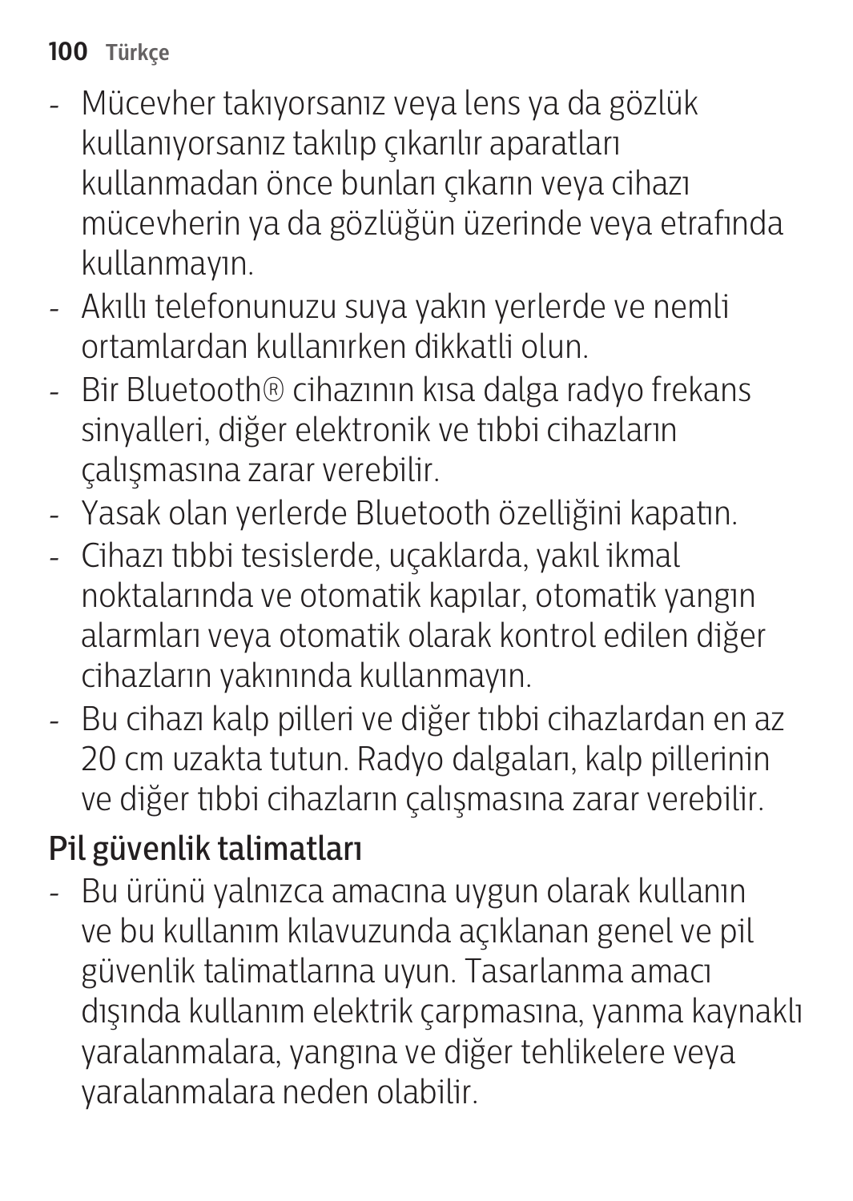- Mücevher takıyorsanız veya lens ya da gözlük kullanıyorsanız takılıp çıkarılır aparatları kullanmadan önce bunları çıkarın veya cihazı mücevherin ya da gözlüğün üzerinde veya etrafında kullanmayın.
- Akıllı telefonunuzu suya yakın yerlerde ve nemli ortamlardan kullanırken dikkatli olun.
- Bir Bluetooth® cihazının kısa dalga radyo frekans sinyalleri, diğer elektronik ve tıbbi cihazların çalışmasına zarar verebilir.
- Yasak olan yerlerde Bluetooth özelliğini kapatın.
- Cihazı tıbbi tesislerde, uçaklarda, yakıl ikmal noktalarında ve otomatik kapılar, otomatik yangın alarmları veya otomatik olarak kontrol edilen diğer cihazların yakınında kullanmayın.
- Bu cihazı kalp pilleri ve diğer tıbbi cihazlardan en az 20 cm uzakta tutun. Radyo dalgaları, kalp pillerinin ve diğer tıbbi cihazların çalışmasına zarar verebilir.

## Pil güvenlik talimatları

- Bu ürünü yalnızca amacına uygun olarak kullanın ve bu kullanım kılavuzunda açıklanan genel ve pil güvenlik talimatlarına uyun. Tasarlanma amacı dışında kullanım elektrik çarpmasına, yanma kaynaklı yaralanmalara, yangına ve diğer tehlikelere veya yaralanmalara neden olabilir.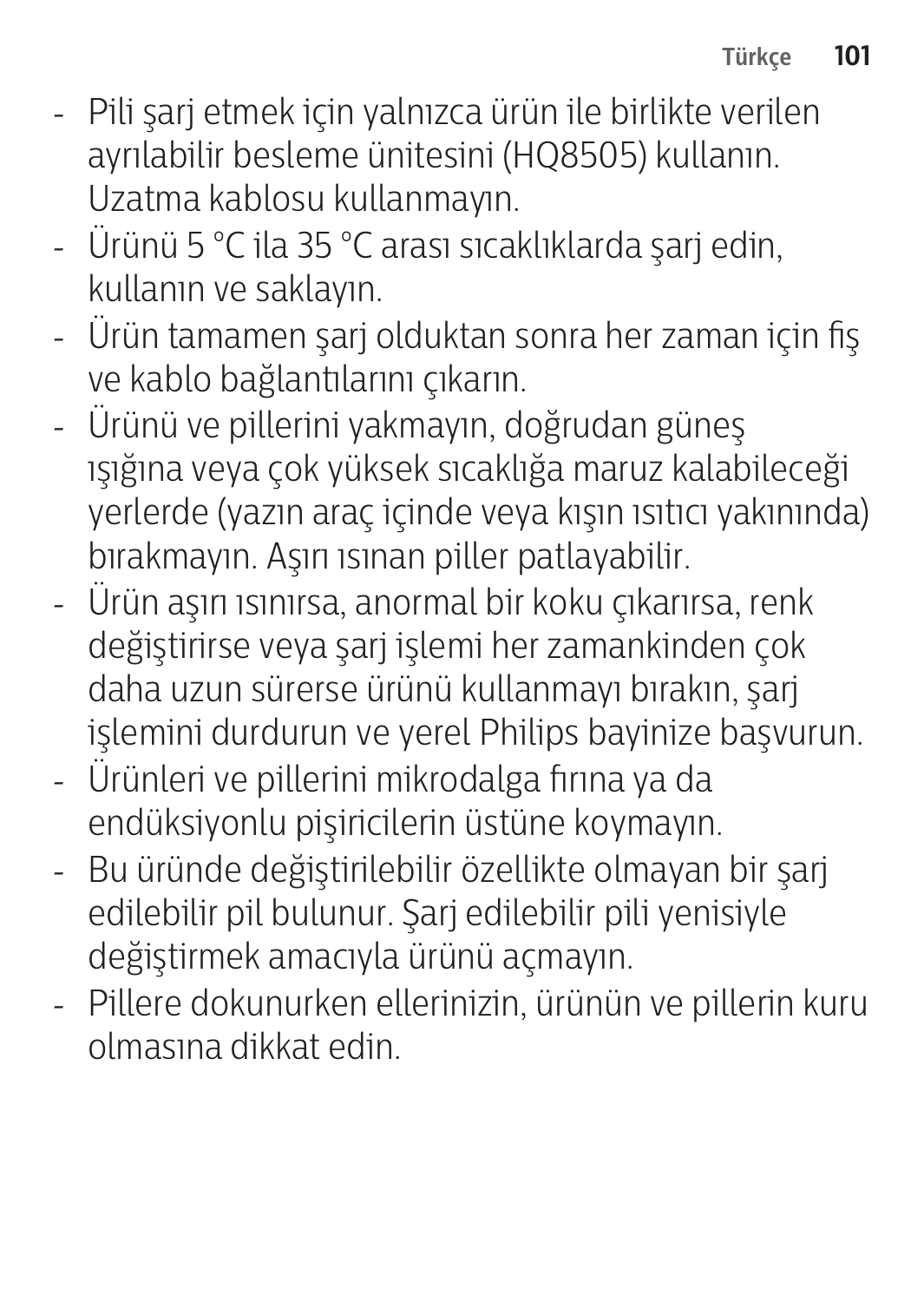- Pili şarj etmek için yalnızca ürün ile birlikte verilen ayrılabilir besleme ünitesini (HQ8505) kullanın. Uzatma kablosu kullanmayın.
- Ürünü 5 °C ila 35 °C arası sıcaklıklarda şarj edin, kullanın ve saklayın.
- Ürün tamamen şarj olduktan sonra her zaman için fiş ve kablo bağlantılarını çıkarın.
- Ürünü ve pillerini yakmayın, doğrudan güneş ışığına veya çok yüksek sıcaklığa maruz kalabileceği yerlerde (yazın araç içinde veya kışın ısıtıcı yakınında) bırakmayın. Aşırı ısınan piller patlayabilir.
- Ürün aşırı ısınırsa, anormal bir koku çıkarırsa, renk değiştirirse veya şarj işlemi her zamankinden çok daha uzun sürerse ürünü kullanmayı bırakın, şarj işlemini durdurun ve yerel Philips bayinize başvurun.
- Ürünleri ve pillerini mikrodalga fırına ya da endüksiyonlu pişiricilerin üstüne koymayın.
- Bu üründe değiştirilebilir özellikte olmayan bir şarj edilebilir pil bulunur. Şarj edilebilir pili yenisiyle değiştirmek amacıyla ürünü açmayın.
- Pillere dokunurken ellerinizin, ürünün ve pillerin kuru olmasına dikkat edin.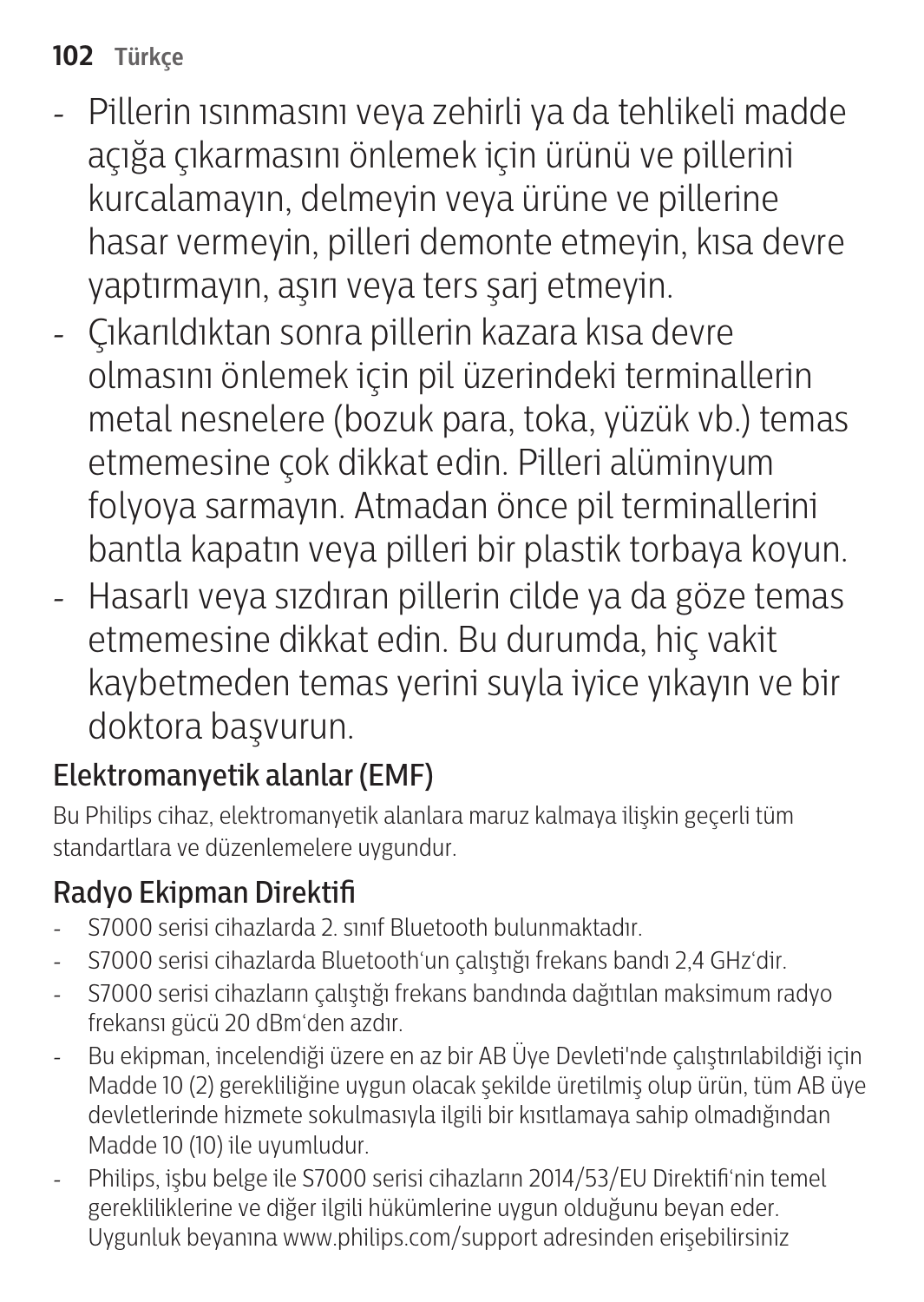- Pillerin ısınmasını veya zehirli ya da tehlikeli madde açığa çıkarmasını önlemek için ürünü ve pillerini kurcalamayın, delmeyin veya ürüne ve pillerine hasar vermeyin, pilleri demonte etmeyin, kısa devre yaptırmayın, aşırı veya ters şarj etmeyin.
- Çıkarıldıktan sonra pillerin kazara kısa devre olmasını önlemek için pil üzerindeki terminallerin metal nesnelere (bozuk para, toka, yüzük vb.) temas etmemesine çok dikkat edin. Pilleri alüminyum folyoya sarmayın. Atmadan önce pil terminallerini bantla kapatın veya pilleri bir plastik torbaya koyun.
- Hasarlı veya sızdıran pillerin cilde ya da göze temas etmemesine dikkat edin. Bu durumda, hiç vakit kaybetmeden temas yerini suyla iyice yıkayın ve bir doktora başvurun.

## Elektromanyetik alanlar (EMF)

Bu Philips cihaz, elektromanyetik alanlara maruz kalmaya ilişkin geçerli tüm standartlara ve düzenlemelere uygundur.

## Radyo Ekipman Direktifi

- S7000 serisi cihazlarda 2. sınıf Bluetooth bulunmaktadır.
- S7000 serisi cihazlarda Bluetooth'un çalıştığı frekans bandı 2,4 GHz'dir.
- S7000 serisi cihazların çalıştığı frekans bandında dağıtılan maksimum radyo frekansı gücü 20 dBm'den azdır.
- Bu ekipman, incelendiği üzere en az bir AB Üye Devleti'nde çalıştırılabildiği için Madde 10 (2) gerekliliğine uygun olacak şekilde üretilmiş olup ürün, tüm AB üye devletlerinde hizmete sokulmasıyla ilgili bir kısıtlamaya sahip olmadığından Madde 10 (10) ile uyumludur.
- Philips, işbu belge ile S7000 serisi cihazların 2014/53/EU Direktifi'nin temel gerekliliklerine ve diğer ilgili hükümlerine uygun olduğunu beyan eder. Uygunluk beyanına www.philips.com/support adresinden erişebilirsiniz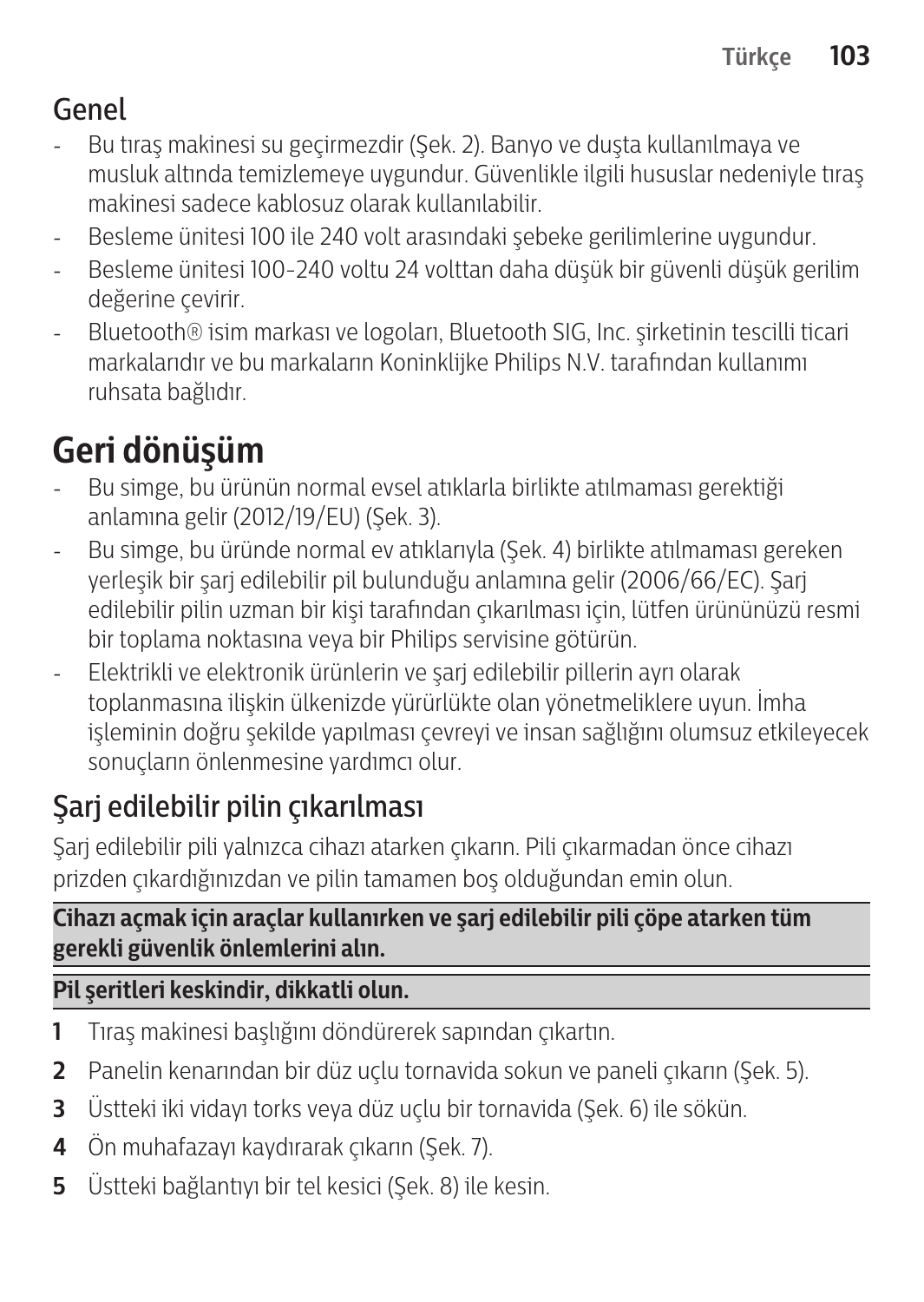## Genel

- Bu tıraş makinesi su geçirmezdir (Şek. 2). Banyo ve duşta kullanılmaya ve musluk altında temizlemeye uygundur. Güvenlikle ilgili hususlar nedeniyle tıraş makinesi sadece kablosuz olarak kullanılabilir.
- Besleme ünitesi 100 ile 240 volt arasındaki şebeke gerilimlerine uygundur.
- Besleme ünitesi 100-240 voltu 24 volttan daha düşük bir güvenli düşük gerilim değerine çevirir.
- Bluetooth® isim markası ve logoları, Bluetooth SIG, Inc. şirketinin tescilli ticari markalarıdır ve bu markaların Koninklijke Philips N.V. tarafından kullanımı ruhsata bağlıdır.

# Geri dönüşüm

- Bu simge, bu ürünün normal evsel atıklarla birlikte atılmaması gerektiği anlamına gelir (2012/19/EU) (Şek. 3).
- Bu simge, bu üründe normal ev atıklarıyla (Şek. 4) birlikte atılmaması gereken yerleşik bir şarj edilebilir pil bulunduğu anlamına gelir (2006/66/EC). Şarj edilebilir pilin uzman bir kişi tarafından çıkarılması için, lütfen ürününüzü resmi bir toplama noktasına veya bir Philips servisine götürün.
- Elektrikli ve elektronik ürünlerin ve şarj edilebilir pillerin ayrı olarak toplanmasına ilişkin ülkenizde yürürlükte olan yönetmeliklere uyun. İmha işleminin doğru şekilde yapılması çevreyi ve insan sağlığını olumsuz etkileyecek sonuçların önlenmesine yardımcı olur.

## Şarj edilebilir pilin çıkarılması

Şarj edilebilir pili yalnızca cihazı atarken çıkarın. Pili çıkarmadan önce cihazı prizden çıkardığınızdan ve pilin tamamen boş olduğundan emin olun.

**Cihazı açmak için araçlar kullanırken ve şarj edilebilir pili çöpe atarken tüm gerekli güvenlik önlemlerini alın.**

**Pil şeritleri keskindir, dikkatli olun.**

1. Tıraş makinesi başlığını döndürerek sapından çıkartın.
2. Panelin kenarından bir düz uçlu tornavida sokun ve paneli çıkarın (Şek. 5).
3. Üstteki iki vidayı torks veya düz uçlu bir tornavida (Şek. 6) ile sökün.
4. Ön muhafazayı kaydırarak çıkarın (Şek. 7).
5. Üstteki bağlantıyı bir tel kesici (Şek. 8) ile kesin.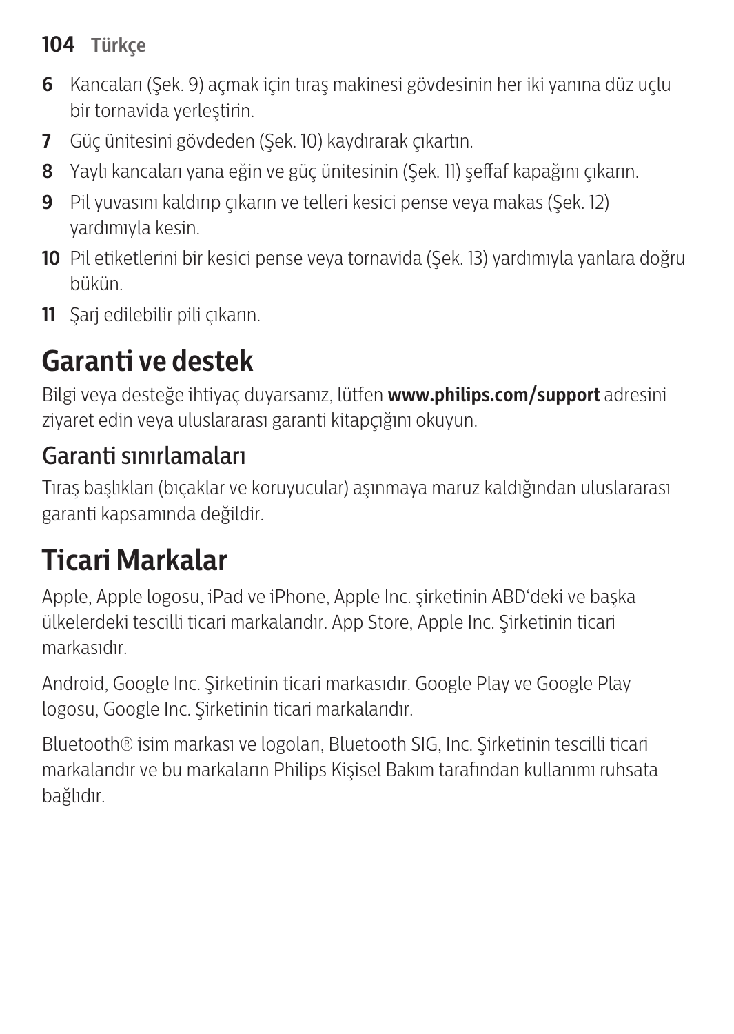6 Kancaları (Şek. 9) açmak için tıraş makinesi gövdesinin her iki yanına düz uçlu bir tornavida yerleştirin.
7 Güç ünitesini gövdeden (Şek. 10) kaydırarak çıkartın.
8 Yaylı kancaları yana eğin ve güç ünitesinin (Şek. 11) şeffaf kapağını çıkarın.
9 Pil yuvasını kaldırıp çıkarın ve telleri kesici pense veya makas (Şek. 12) yardımıyla kesin.
10 Pil etiketlerini bir kesici pense veya tornavida (Şek. 13) yardımıyla yanlara doğru bükün.
11 Şarj edilebilir pili çıkarın.

# Garanti ve destek

Bilgi veya desteğe ihtiyaç duyarsanız, lütfen **www.philips.com/support** adresini ziyaret edin veya uluslararası garanti kitapçığını okuyun.

## Garanti sınırlamaları

Tıraş başlıkları (bıçaklar ve koruyucular) aşınmaya maruz kaldığından uluslararası garanti kapsamında değildir.

# Ticari Markalar

Apple, Apple logosu, iPad ve iPhone, Apple Inc. şirketinin ABD'deki ve başka ülkelerdeki tescilli ticari markalarıdır. App Store, Apple Inc. Şirketinin ticari markasıdır.

Android, Google Inc. Şirketinin ticari markasıdır. Google Play ve Google Play logosu, Google Inc. Şirketinin ticari markalarıdır.

Bluetooth® isim markası ve logoları, Bluetooth SIG, Inc. Şirketinin tescilli ticari markalarıdır ve bu markaların Philips Kişisel Bakım tarafından kullanımı ruhsata bağlıdır.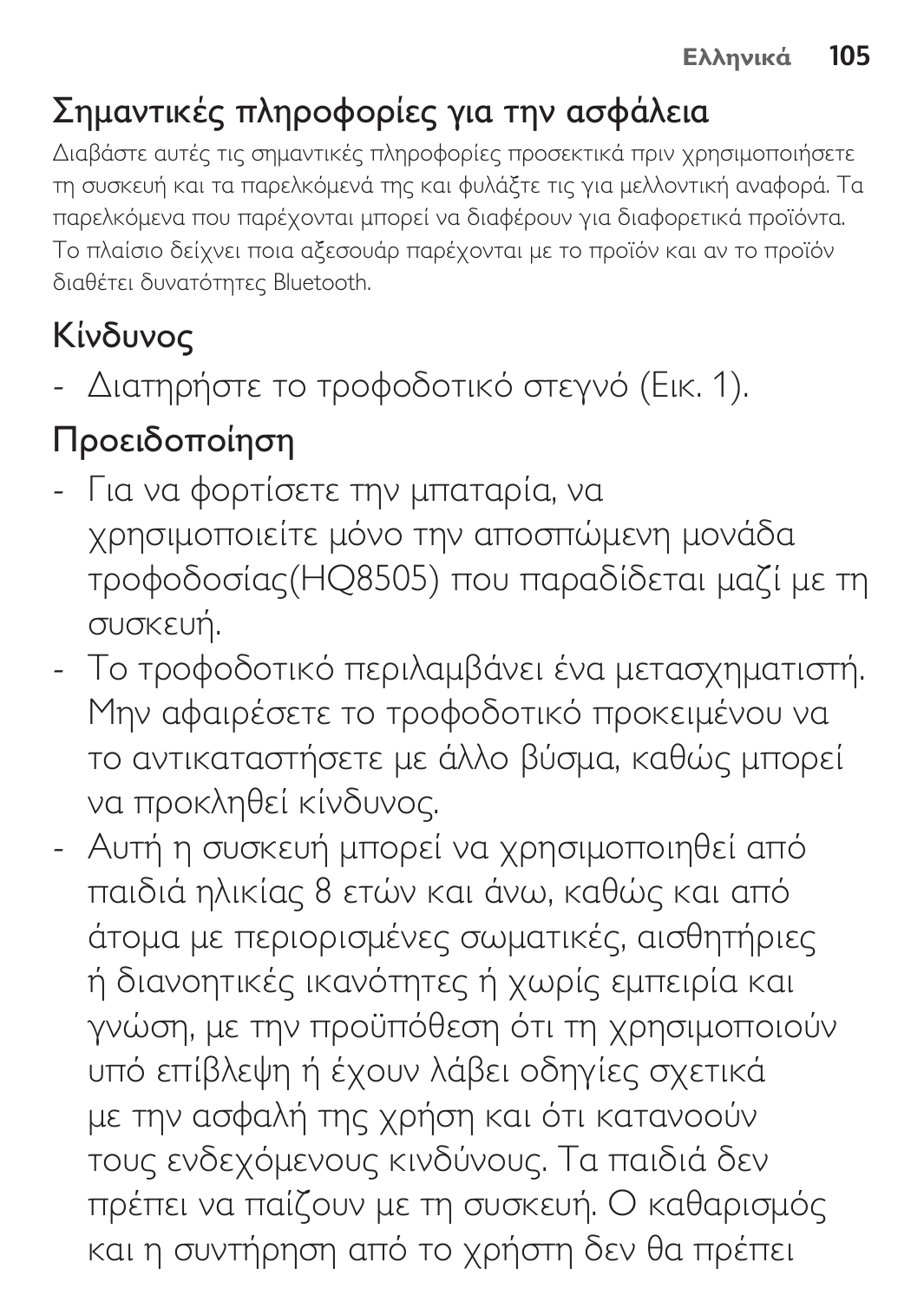## Σημαντικές πληροφορίες για την ασφάλεια

Διαβάστε αυτές τις σημαντικές πληροφορίες προσεκτικά πριν χρησιμοποιήσετε τη συσκευή και τα παρελκόμενά της και φυλάξτε τις για μελλοντική αναφορά. Τα παρελκόμενα που παρέχονται μπορεί να διαφέρουν για διαφορετικά προϊόντα. Το πλαίσιο δείχνει ποια αξεσουάρ παρέχονται με το προϊόν και αν το προϊόν διαθέτει δυνατότητες Bluetooth.

## Κίνδυνος

- Διατηρήστε το τροφοδοτικό στεγνό (Εικ. 1).

## Προειδοποίηση

- Για να φορτίσετε την μπαταρία, να χρησιμοποιείτε μόνο την αποσπώμενη μονάδα τροφοδοσίας(HQ8505) που παραδίδεται μαζί με τη συσκευή.
- Το τροφοδοτικό περιλαμβάνει ένα μετασχηματιστή. Μην αφαιρέσετε το τροφοδοτικό προκειμένου να το αντικαταστήσετε με άλλο βύσμα, καθώς μπορεί να προκληθεί κίνδυνος.
- Αυτή η συσκευή μπορεί να χρησιμοποιηθεί από παιδιά ηλικίας 8 ετών και άνω, καθώς και από άτομα με περιορισμένες σωματικές, αισθητήριες ή διανοητικές ικανότητες ή χωρίς εμπειρία και γνώση, με την προϋπόθεση ότι τη χρησιμοποιούν υπό επίβλεψη ή έχουν λάβει οδηγίες σχετικά με την ασφαλή της χρήση και ότι κατανοούν τους ενδεχόμενους κινδύνους. Τα παιδιά δεν πρέπει να παίζουν με τη συσκευή. Ο καθαρισμός και η συντήρηση από το χρήστη δεν θα πρέπει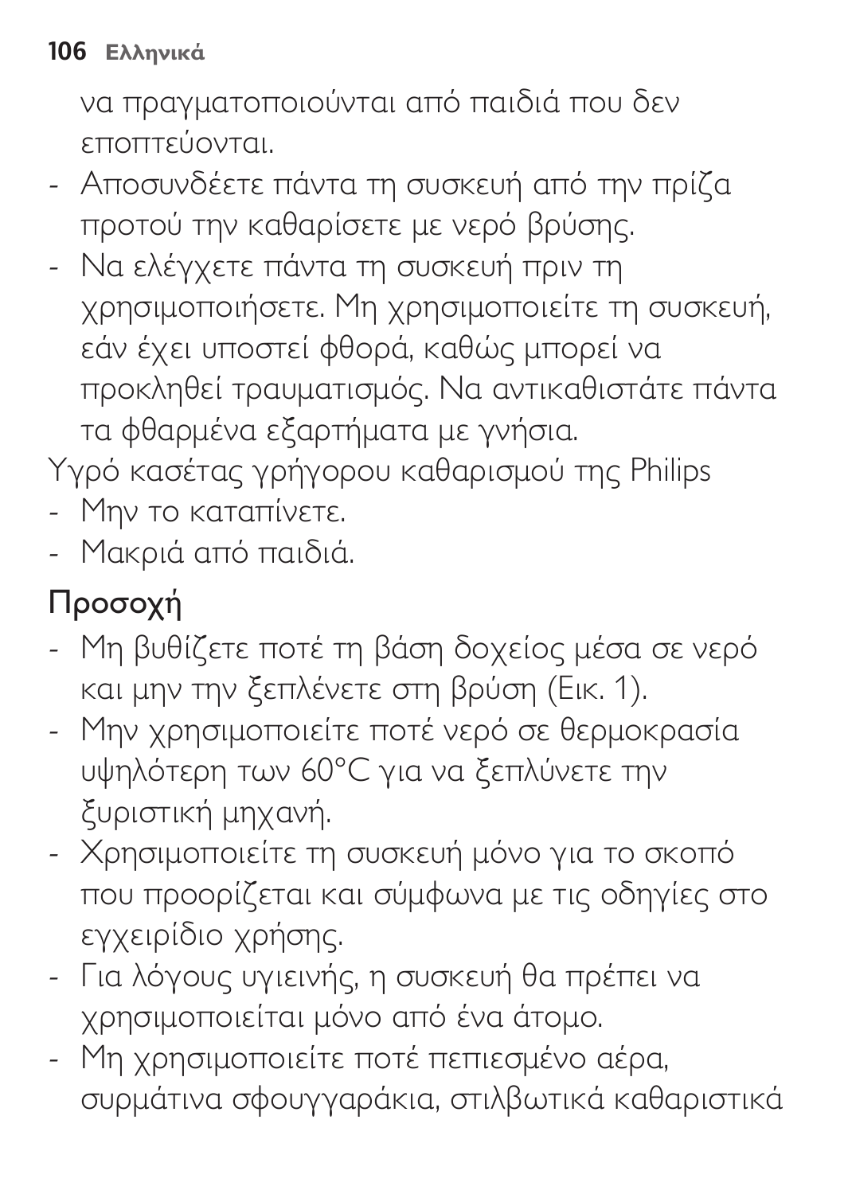να πραγματοποιούνται από παιδιά που δεν εποπτεύονται.

- Αποσυνδέετε πάντα τη συσκευή από την πρίζα προτού την καθαρίσετε με νερό βρύσης.
- Να ελέγχετε πάντα τη συσκευή πριν τη χρησιμοποιήσετε. Μη χρησιμοποιείτε τη συσκευή, εάν έχει υποστεί φθορά, καθώς μπορεί να προκληθεί τραυματισμός. Να αντικαθιστάτε πάντα τα φθαρμένα εξαρτήματα με γνήσια.

Υγρό κασέτας γρήγορου καθαρισμού της Philips

- Μην το καταπίνετε.
- Μακριά από παιδιά.

## Προσοχή

- Μη βυθίζετε ποτέ τη βάση δοχείος μέσα σε νερό και μην την ξεπλένετε στη βρύση (Εικ. 1).
- Μην χρησιμοποιείτε ποτέ νερό σε θερμοκρασία υψηλότερη των 60°C για να ξεπλύνετε την ξυριστική μηχανή.
- Χρησιμοποιείτε τη συσκευή μόνο για το σκοπό που προορίζεται και σύμφωνα με τις οδηγίες στο εγχειρίδιο χρήσης.
- Για λόγους υγιεινής, η συσκευή θα πρέπει να χρησιμοποιείται μόνο από ένα άτομο.
- Μη χρησιμοποιείτε ποτέ πεπιεσμένο αέρα, συρμάτινα σφουγγαράκια, στιλβωτικά καθαριστικά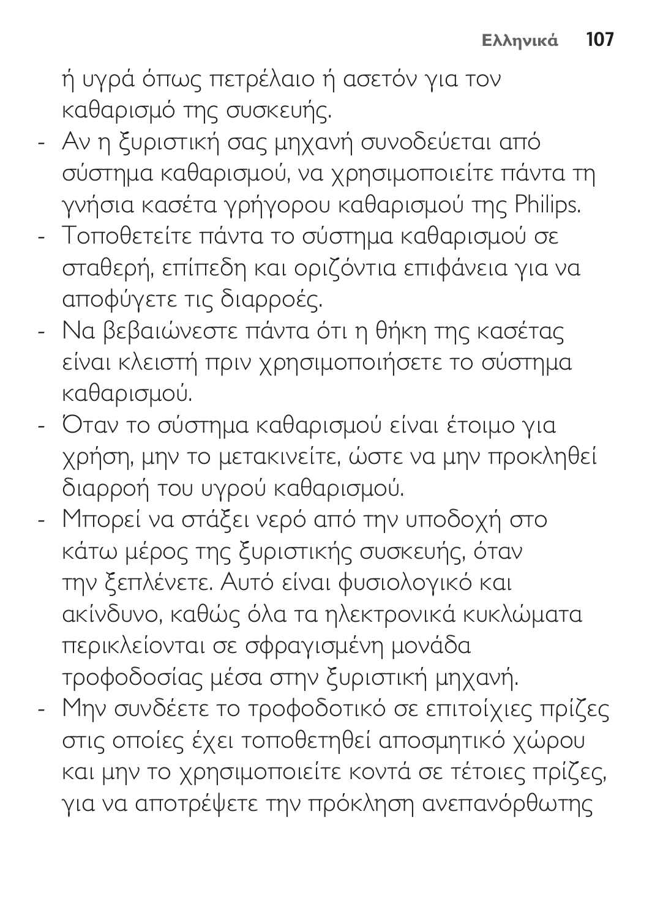ή υγρά όπως πετρέλαιο ή ασετόν για τον καθαρισμό της συσκευής.

- Αν η ξυριστική σας μηχανή συνοδεύεται από σύστημα καθαρισμού, να χρησιμοποιείτε πάντα τη γνήσια κασέτα γρήγορου καθαρισμού της Philips.
- Τοποθετείτε πάντα το σύστημα καθαρισμού σε σταθερή, επίπεδη και οριζόντια επιφάνεια για να αποφύγετε τις διαρροές.
- Να βεβαιώνεστε πάντα ότι η θήκη της κασέτας είναι κλειστή πριν χρησιμοποιήσετε το σύστημα καθαρισμού.
- Όταν το σύστημα καθαρισμού είναι έτοιμο για χρήση, μην το μετακινείτε, ώστε να μην προκληθεί διαρροή του υγρού καθαρισμού.
- Μπορεί να στάξει νερό από την υποδοχή στο κάτω μέρος της ξυριστικής συσκευής, όταν την ξεπλένετε. Αυτό είναι φυσιολογικό και ακίνδυνο, καθώς όλα τα ηλεκτρονικά κυκλώματα περικλείονται σε σφραγισμένη μονάδα τροφοδοσίας μέσα στην ξυριστική μηχανή.
- Μην συνδέετε το τροφοδοτικό σε επιτοίχιες πρίζες στις οποίες έχει τοποθετηθεί αποσμητικό χώρου και μην το χρησιμοποιείτε κοντά σε τέτοιες πρίζες, για να αποτρέψετε την πρόκληση ανεπανόρθωτης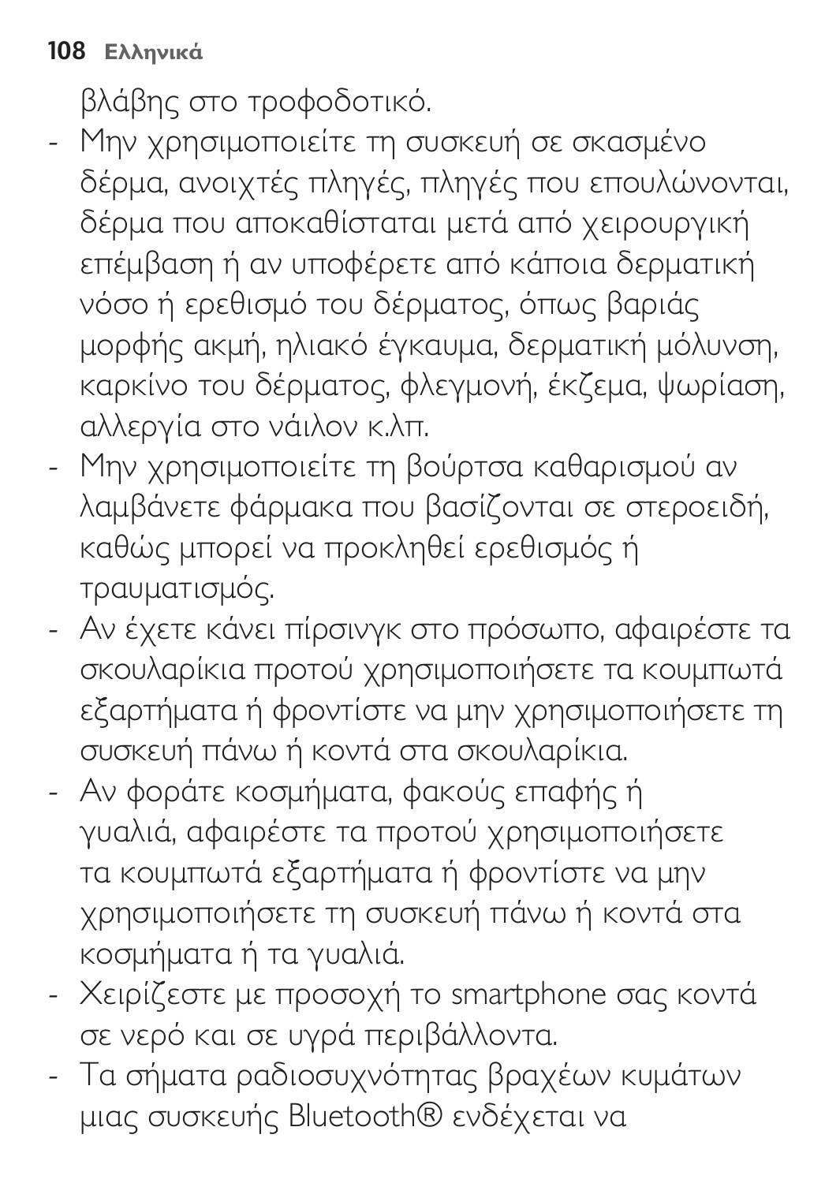βλάβης στο τροφοδοτικό.

- Μην χρησιμοποιείτε τη συσκευή σε σκασμένο δέρμα, ανοιχτές πληγές, πληγές που επουλώνονται, δέρμα που αποκαθίσταται μετά από χειρουργική επέμβαση ή αν υποφέρετε από κάποια δερματική νόσο ή ερεθισμό του δέρματος, όπως βαριάς μορφής ακμή, ηλιακό έγκαυμα, δερματική μόλυνση, καρκίνο του δέρματος, φλεγμονή, έκζεμα, ψωρίαση, αλλεργία στο νάιλον κ.λπ.
- Μην χρησιμοποιείτε τη βούρτσα καθαρισμού αν λαμβάνετε φάρμακα που βασίζονται σε στεροειδή, καθώς μπορεί να προκληθεί ερεθισμός ή τραυματισμός.
- Αν έχετε κάνει πίρσινγκ στο πρόσωπο, αφαιρέστε τα σκουλαρίκια προτού χρησιμοποιήσετε τα κουμπωτά εξαρτήματα ή φροντίστε να μην χρησιμοποιήσετε τη συσκευή πάνω ή κοντά στα σκουλαρίκια.
- Αν φοράτε κοσμήματα, φακούς επαφής ή γυαλιά, αφαιρέστε τα προτού χρησιμοποιήσετε τα κουμπωτά εξαρτήματα ή φροντίστε να μην χρησιμοποιήσετε τη συσκευή πάνω ή κοντά στα κοσμήματα ή τα γυαλιά.
- Χειρίζεστε με προσοχή το smartphone σας κοντά σε νερό και σε υγρά περιβάλλοντα.
- Τα σήματα ραδιοσυχνότητας βραχέων κυμάτων μιας συσκευής Bluetooth® ενδέχεται να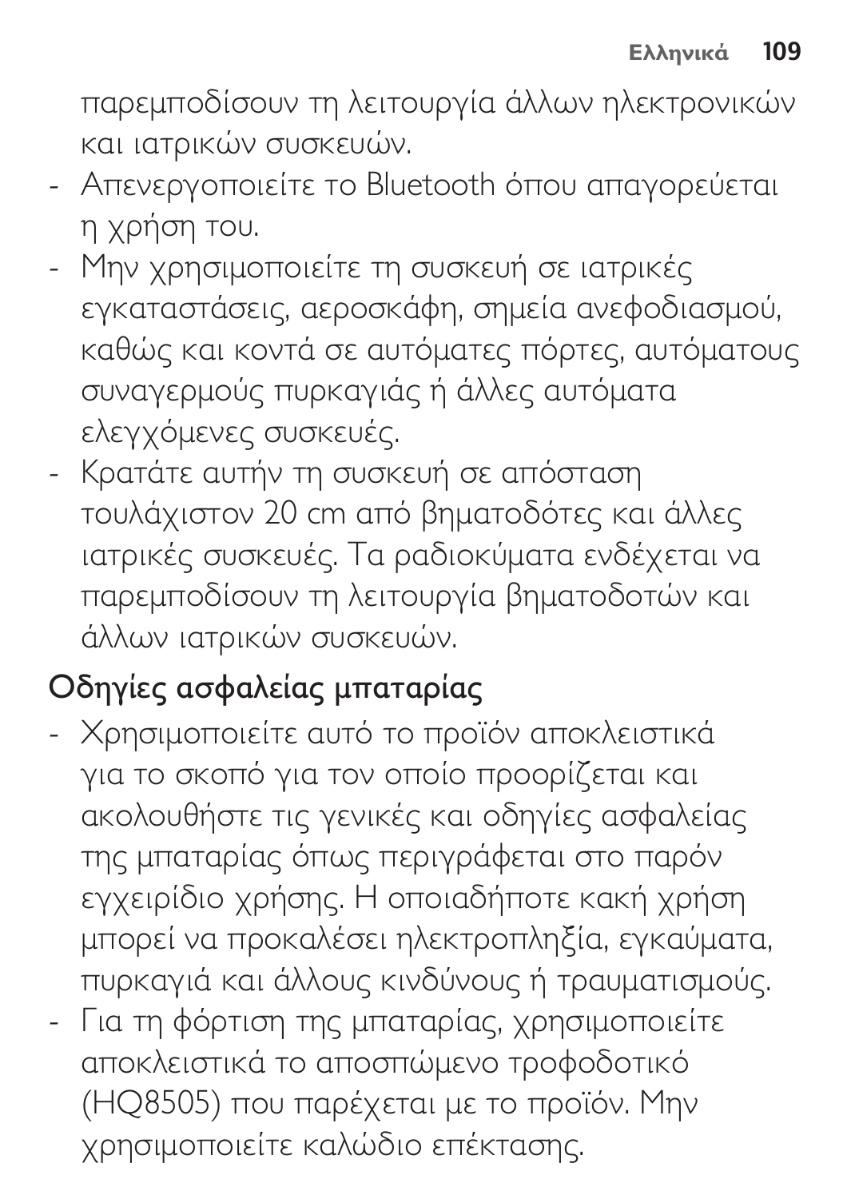παρεμποδίσουν τη λειτουργία άλλων ηλεκτρονικών και ιατρικών συσκευών.

- Απενεργοποιείτε το Bluetooth όπου απαγορεύεται η χρήση του.
- Μην χρησιμοποιείτε τη συσκευή σε ιατρικές εγκαταστάσεις, αεροσκάφη, σημεία ανεφοδιασμού, καθώς και κοντά σε αυτόματες πόρτες, αυτόματους συναγερμούς πυρκαγιάς ή άλλες αυτόματα ελεγχόμενες συσκευές.
- Κρατάτε αυτήν τη συσκευή σε απόσταση τουλάχιστον 20 cm από βηματοδότες και άλλες ιατρικές συσκευές. Τα ραδιοκύματα ενδέχεται να παρεμποδίσουν τη λειτουργία βηματοδοτών και άλλων ιατρικών συσκευών.

## Οδηγίες ασφαλείας μπαταρίας

- Χρησιμοποιείτε αυτό το προϊόν αποκλειστικά για το σκοπό για τον οποίο προορίζεται και ακολουθήστε τις γενικές και οδηγίες ασφαλείας της μπαταρίας όπως περιγράφεται στο παρόν εγχειρίδιο χρήσης. Η οποιαδήποτε κακή χρήση μπορεί να προκαλέσει ηλεκτροπληξία, εγκαύματα, πυρκαγιά και άλλους κινδύνους ή τραυματισμούς.
- Για τη φόρτιση της μπαταρίας, χρησιμοποιείτε αποκλειστικά το αποσπώμενο τροφοδοτικό (HQ8505) που παρέχεται με το προϊόν. Μην χρησιμοποιείτε καλώδιο επέκτασης.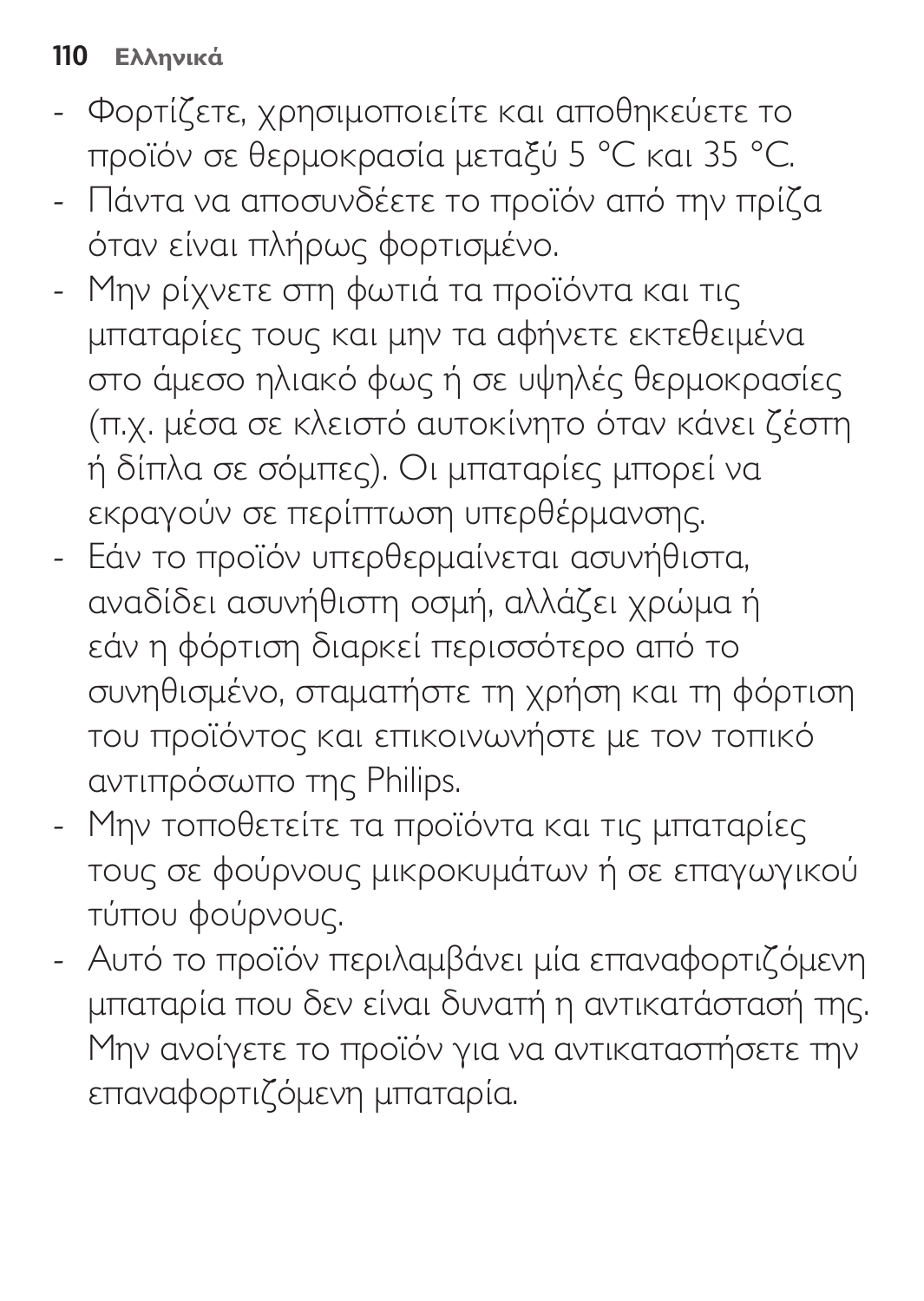- Φορτίζετε, χρησιμοποιείτε και αποθηκεύετε το προϊόν σε θερμοκρασία μεταξύ 5 °C και 35 °C.
- Πάντα να αποσυνδέετε το προϊόν από την πρίζα όταν είναι πλήρως φορτισμένο.
- Μην ρίχνετε στη φωτιά τα προϊόντα και τις μπαταρίες τους και μην τα αφήνετε εκτεθειμένα στο άμεσο ηλιακό φως ή σε υψηλές θερμοκρασίες (π.χ. μέσα σε κλειστό αυτοκίνητο όταν κάνει ζέστη ή δίπλα σε σόμπες). Οι μπαταρίες μπορεί να εκραγούν σε περίπτωση υπερθέρμανσης.
- Εάν το προϊόν υπερθερμαίνεται ασυνήθιστα, αναδίδει ασυνήθιστη οσμή, αλλάζει χρώμα ή εάν η φόρτιση διαρκεί περισσότερο από το συνηθισμένο, σταματήστε τη χρήση και τη φόρτιση του προϊόντος και επικοινωνήστε με τον τοπικό αντιπρόσωπο της Philips.
- Μην τοποθετείτε τα προϊόντα και τις μπαταρίες τους σε φούρνους μικροκυμάτων ή σε επαγωγικού τύπου φούρνους.
- Αυτό το προϊόν περιλαμβάνει μία επαναφορτιζόμενη μπαταρία που δεν είναι δυνατή η αντικατάστασή της. Μην ανοίγετε το προϊόν για να αντικαταστήσετε την επαναφορτιζόμενη μπαταρία.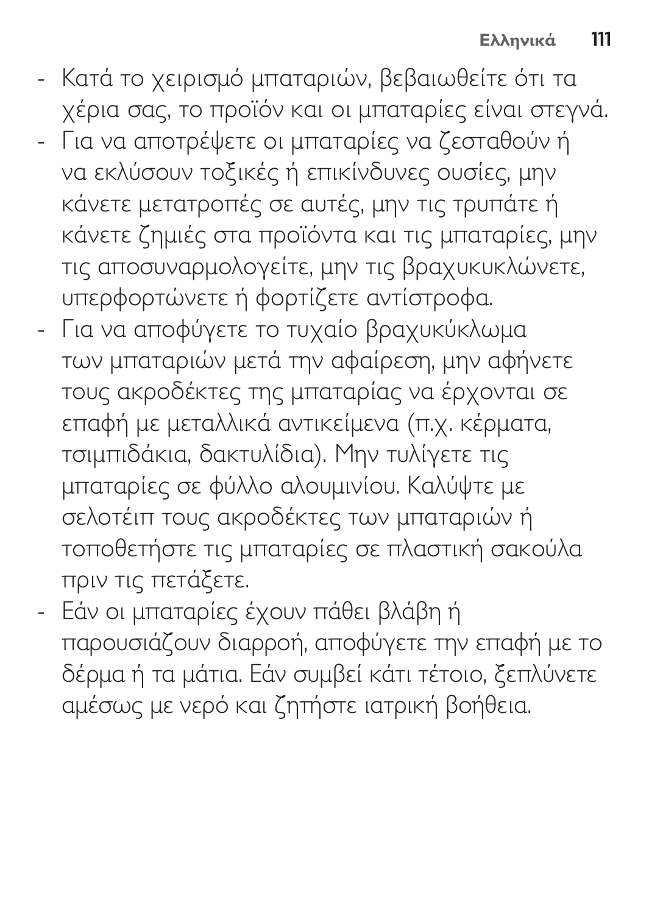- Κατά το χειρισμό μπαταριών, βεβαιωθείτε ότι τα χέρια σας, το προϊόν και οι μπαταρίες είναι στεγνά.
- Για να αποτρέψετε οι μπαταρίες να ζεσταθούν ή να εκλύσουν τοξικές ή επικίνδυνες ουσίες, μην κάνετε μετατροπές σε αυτές, μην τις τρυπάτε ή κάνετε ζημιές στα προϊόντα και τις μπαταρίες, μην τις αποσυναρμολογείτε, μην τις βραχυκυκλώνετε, υπερφορτώνετε ή φορτίζετε αντίστροφα.
- Για να αποφύγετε το τυχαίο βραχυκύκλωμα των μπαταριών μετά την αφαίρεση, μην αφήνετε τους ακροδέκτες της μπαταρίας να έρχονται σε επαφή με μεταλλικά αντικείμενα (π.χ. κέρματα, τσιμπιδάκια, δακτυλίδια). Μην τυλίγετε τις μπαταρίες σε φύλλο αλουμινίου. Καλύψτε με σελοτέιπ τους ακροδέκτες των μπαταριών ή τοποθετήστε τις μπαταρίες σε πλαστική σακούλα πριν τις πετάξετε.
- Εάν οι μπαταρίες έχουν πάθει βλάβη ή παρουσιάζουν διαρροή, αποφύγετε την επαφή με το δέρμα ή τα μάτια. Εάν συμβεί κάτι τέτοιο, ξεπλύνετε αμέσως με νερό και ζητήστε ιατρική βοήθεια.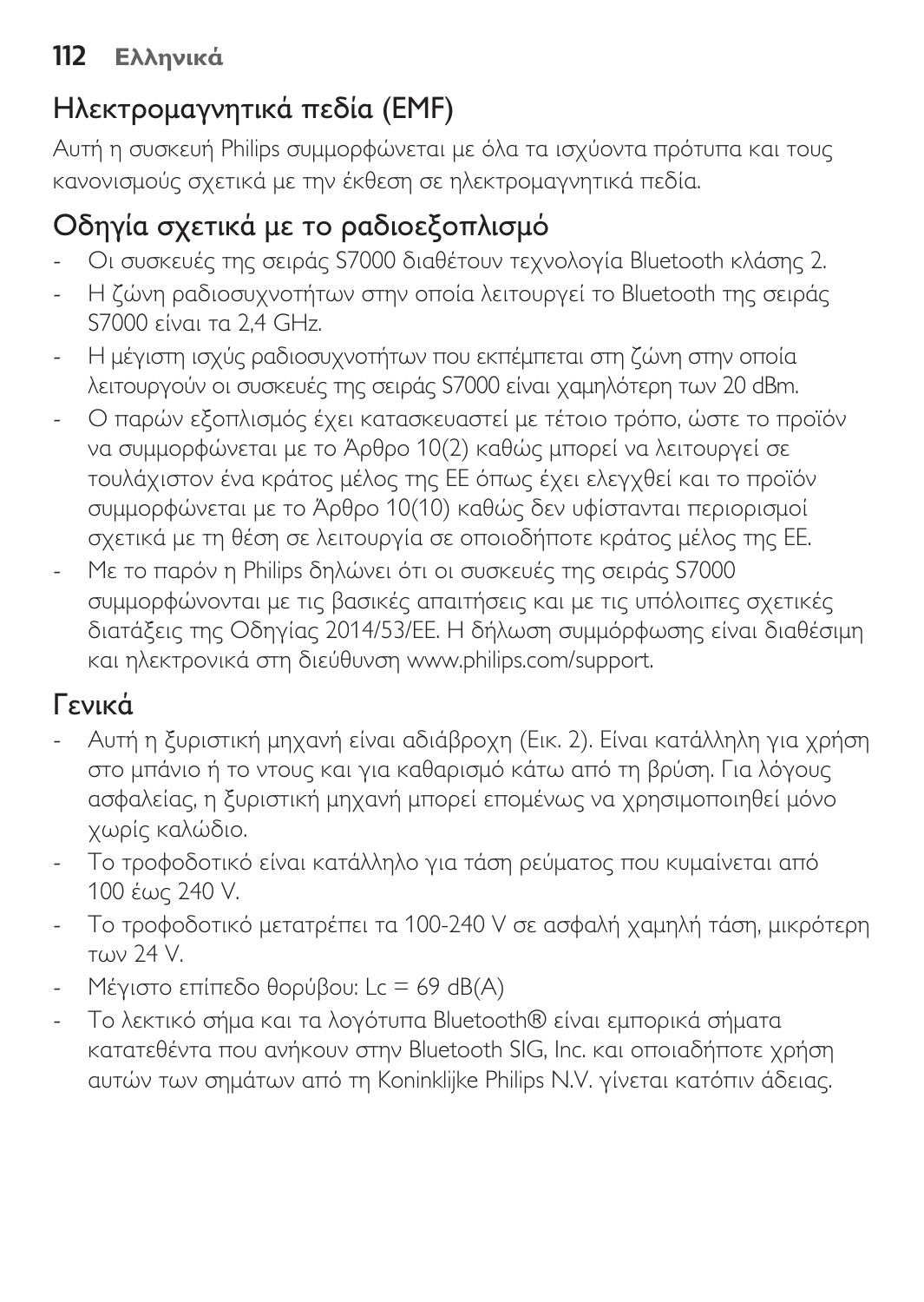## Ηλεκτρομαγνητικά πεδία (EMF)

Αυτή η συσκευή Philips συμμορφώνεται με όλα τα ισχύοντα πρότυπα και τους κανονισμούς σχετικά με την έκθεση σε ηλεκτρομαγνητικά πεδία.

## Οδηγία σχετικά με το ραδιοεξοπλισμό

- Οι συσκευές της σειράς S7000 διαθέτουν τεχνολογία Bluetooth κλάσης 2.
- Η ζώνη ραδιοσυχνοτήτων στην οποία λειτουργεί το Bluetooth της σειράς S7000 είναι τα 2,4 GHz.
- Η μέγιστη ισχύς ραδιοσυχνοτήτων που εκπέμπεται στη ζώνη στην οποία λειτουργούν οι συσκευές της σειράς S7000 είναι χαμηλότερη των 20 dBm.
- Ο παρών εξοπλισμός έχει κατασκευαστεί με τέτοιο τρόπο, ώστε το προϊόν να συμμορφώνεται με το Άρθρο 10(2) καθώς μπορεί να λειτουργεί σε τουλάχιστον ένα κράτος μέλος της ΕΕ όπως έχει ελεγχθεί και το προϊόν συμμορφώνεται με το Άρθρο 10(10) καθώς δεν υφίστανται περιορισμοί σχετικά με τη θέση σε λειτουργία σε οποιοδήποτε κράτος μέλος της ΕΕ.
- Με το παρόν η Philips δηλώνει ότι οι συσκευές της σειράς S7000 συμμορφώνονται με τις βασικές απαιτήσεις και με τις υπόλοιπες σχετικές διατάξεις της Οδηγίας 2014/53/ΕΕ. Η δήλωση συμμόρφωσης είναι διαθέσιμη και ηλεκτρονικά στη διεύθυνση www.philips.com/support.

## Γενικά

- Αυτή η ξυριστική μηχανή είναι αδιάβροχη (Εικ. 2). Είναι κατάλληλη για χρήση στο μπάνιο ή το ντους και για καθαρισμό κάτω από τη βρύση. Για λόγους ασφαλείας, η ξυριστική μηχανή μπορεί επομένως να χρησιμοποιηθεί μόνο χωρίς καλώδιο.
- Το τροφοδοτικό είναι κατάλληλο για τάση ρεύματος που κυμαίνεται από 100 έως 240 V.
- Το τροφοδοτικό μετατρέπει τα 100-240 V σε ασφαλή χαμηλή τάση, μικρότερη των 24 V.
- Μέγιστο επίπεδο θορύβου: Lc = 69 dB(A)
- Το λεκτικό σήμα και τα λογότυπα Bluetooth® είναι εμπορικά σήματα κατατεθέντα που ανήκουν στην Bluetooth SIG, Inc. και οποιαδήποτε χρήση αυτών των σημάτων από τη Koninklijke Philips N.V. γίνεται κατόπιν άδειας.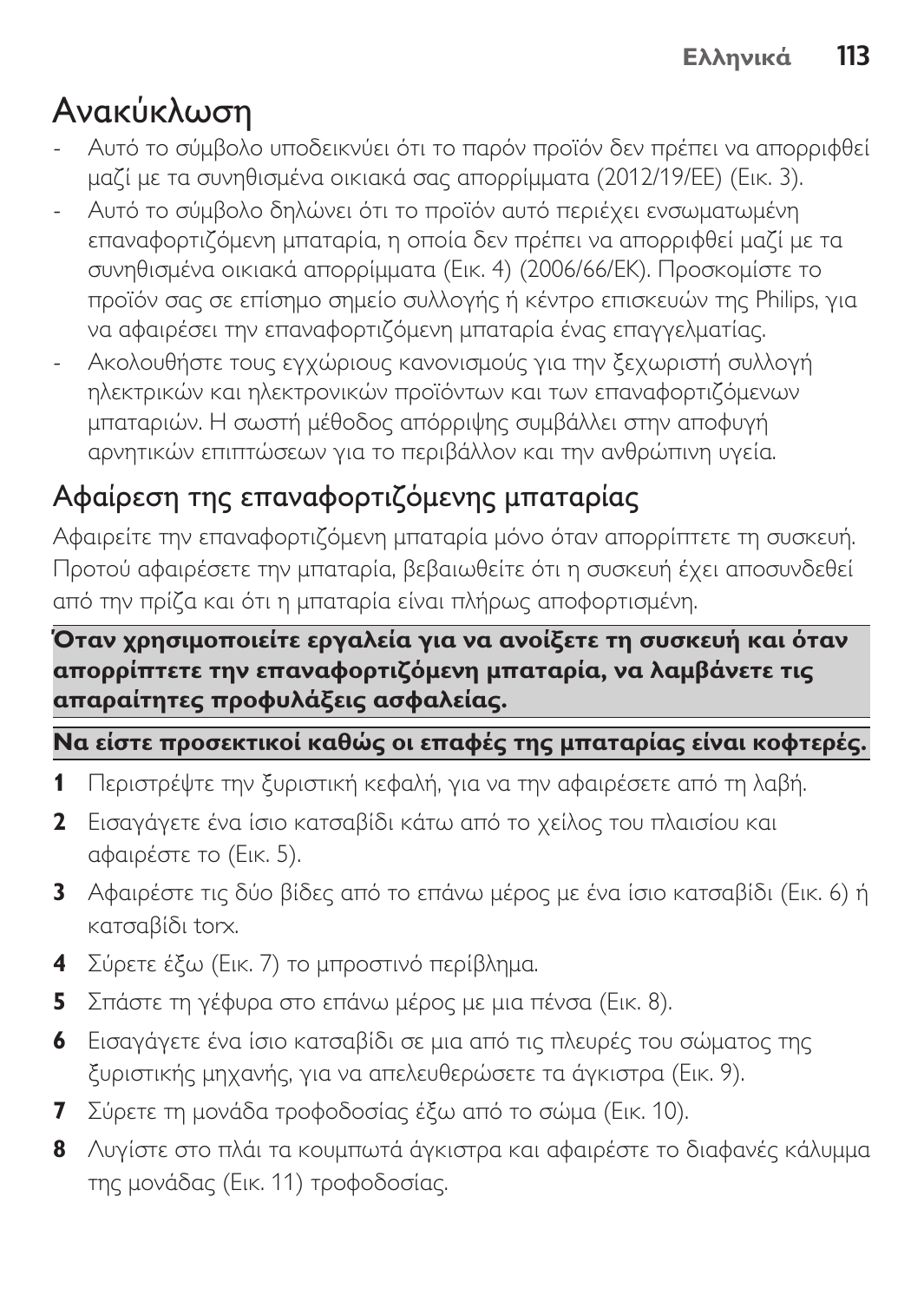# Ανακύκλωση

- Αυτό το σύμβολο υποδεικνύει ότι το παρόν προϊόν δεν πρέπει να απορριφθεί μαζί με τα συνηθισμένα οικιακά σας απορρίμματα (2012/19/ΕΕ) (Εικ. 3).
- Αυτό το σύμβολο δηλώνει ότι το προϊόν αυτό περιέχει ενσωματωμένη επαναφορτιζόμενη μπαταρία, η οποία δεν πρέπει να απορριφθεί μαζί με τα συνηθισμένα οικιακά απορρίμματα (Εικ. 4) (2006/66/ΕΚ). Προσκομίστε το προϊόν σας σε επίσημο σημείο συλλογής ή κέντρο επισκευών της Philips, για να αφαιρέσει την επαναφορτιζόμενη μπαταρία ένας επαγγελματίας.
- Ακολουθήστε τους εγχώριους κανονισμούς για την ξεχωριστή συλλογή ηλεκτρικών και ηλεκτρονικών προϊόντων και των επαναφορτιζόμενων μπαταριών. Η σωστή μέθοδος απόρριψης συμβάλλει στην αποφυγή αρνητικών επιπτώσεων για το περιβάλλον και την ανθρώπινη υγεία.

## Αφαίρεση της επαναφορτιζόμενης μπαταρίας

Αφαιρείτε την επαναφορτιζόμενη μπαταρία μόνο όταν απορρίπτετε τη συσκευή. Προτού αφαιρέσετε την μπαταρία, βεβαιωθείτε ότι η συσκευή έχει αποσυνδεθεί από την πρίζα και ότι η μπαταρία είναι πλήρως αποφορτισμένη.

**Όταν χρησιμοποιείτε εργαλεία για να ανοίξετε τη συσκευή και όταν απορρίπτετε την επαναφορτιζόμενη μπαταρία, να λαμβάνετε τις απαραίτητες προφυλάξεις ασφαλείας.**

**Να είστε προσεκτικοί καθώς οι επαφές της μπαταρίας είναι κοφτερές.**

1. Περιστρέψτε την ξυριστική κεφαλή, για να την αφαιρέσετε από τη λαβή.
2. Εισαγάγετε ένα ίσιο κατσαβίδι κάτω από το χείλος του πλαισίου και αφαιρέστε το (Εικ. 5).
3. Αφαιρέστε τις δύο βίδες από το επάνω μέρος με ένα ίσιο κατσαβίδι (Εικ. 6) ή κατσαβίδι torx.
4. Σύρετε έξω (Εικ. 7) το μπροστινό περίβλημα.
5. Σπάστε τη γέφυρα στο επάνω μέρος με μια πένσα (Εικ. 8).
6. Εισαγάγετε ένα ίσιο κατσαβίδι σε μια από τις πλευρές του σώματος της ξυριστικής μηχανής, για να απελευθερώσετε τα άγκιστρα (Εικ. 9).
7. Σύρετε τη μονάδα τροφοδοσίας έξω από το σώμα (Εικ. 10).
8. Λυγίστε στο πλάι τα κουμπωτά άγκιστρα και αφαιρέστε το διαφανές κάλυμμα της μονάδας (Εικ. 11) τροφοδοσίας.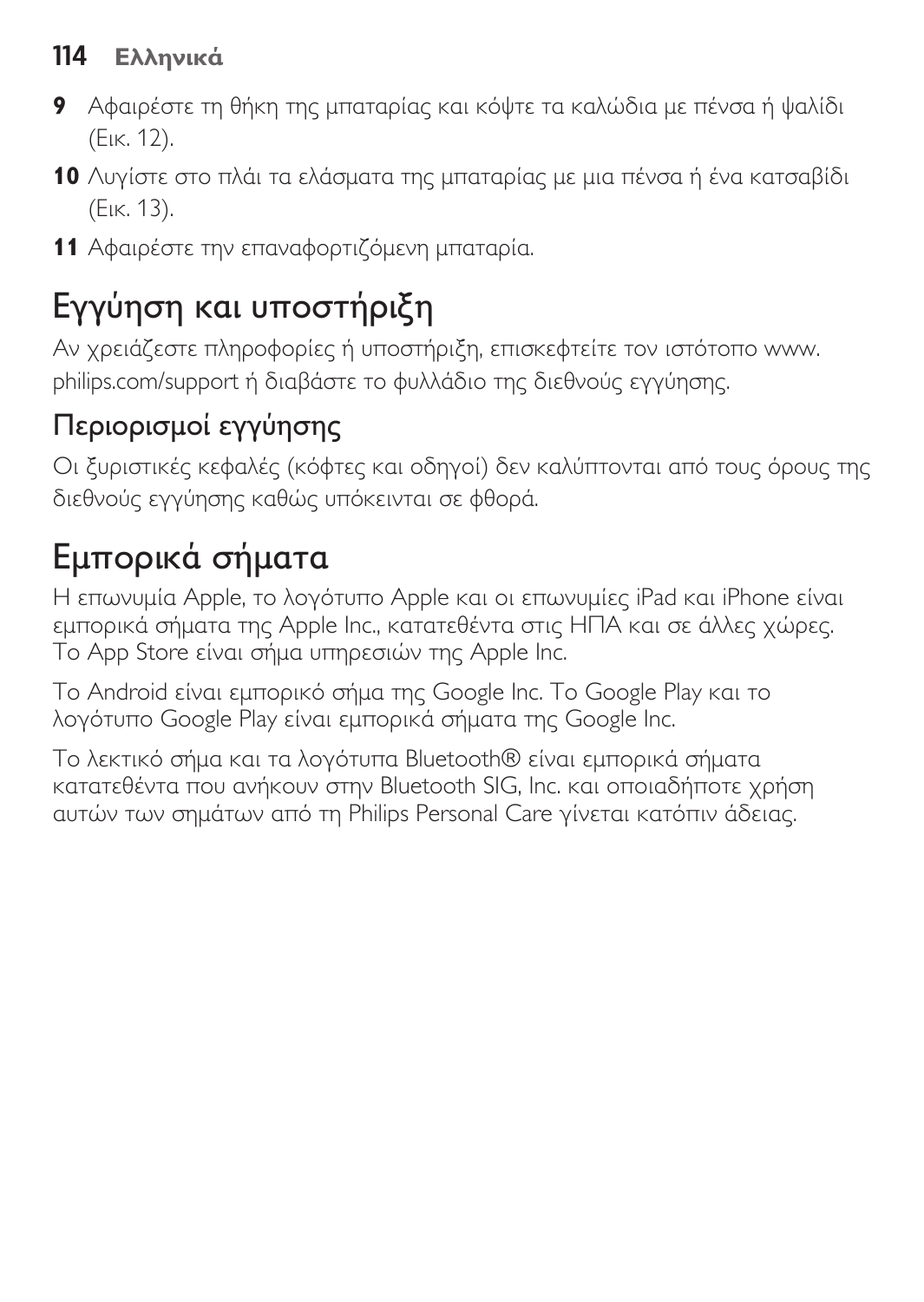9 Αφαιρέστε τη θήκη της μπαταρίας και κόψτε τα καλώδια με πένσα ή ψαλίδι (Εικ. 12).

10 Λυγίστε στο πλάι τα ελάσματα της μπαταρίας με μια πένσα ή ένα κατσαβίδι (Εικ. 13).

11 Αφαιρέστε την επαναφορτιζόμενη μπαταρία.

# Εγγύηση και υποστήριξη

Αν χρειάζεστε πληροφορίες ή υποστήριξη, επισκεφτείτε τον ιστότοπο www.philips.com/support ή διαβάστε το φυλλάδιο της διεθνούς εγγύησης.

## Περιορισμοί εγγύησης

Οι ξυριστικές κεφαλές (κόφτες και οδηγοί) δεν καλύπτονται από τους όρους της διεθνούς εγγύησης καθώς υπόκεινται σε φθορά.

# Εμπορικά σήματα

Η επωνυμία Apple, το λογότυπο Apple και οι επωνυμίες iPad και iPhone είναι εμπορικά σήματα της Apple Inc., κατατεθέντα στις ΗΠΑ και σε άλλες χώρες. Το App Store είναι σήμα υπηρεσιών της Apple Inc.

Το Android είναι εμπορικό σήμα της Google Inc. Το Google Play και το λογότυπο Google Play είναι εμπορικά σήματα της Google Inc.

Το λεκτικό σήμα και τα λογότυπα Bluetooth® είναι εμπορικά σήματα κατατεθέντα που ανήκουν στην Bluetooth SIG, Inc. και οποιαδήποτε χρήση αυτών των σημάτων από τη Philips Personal Care γίνεται κατόπιν άδειας.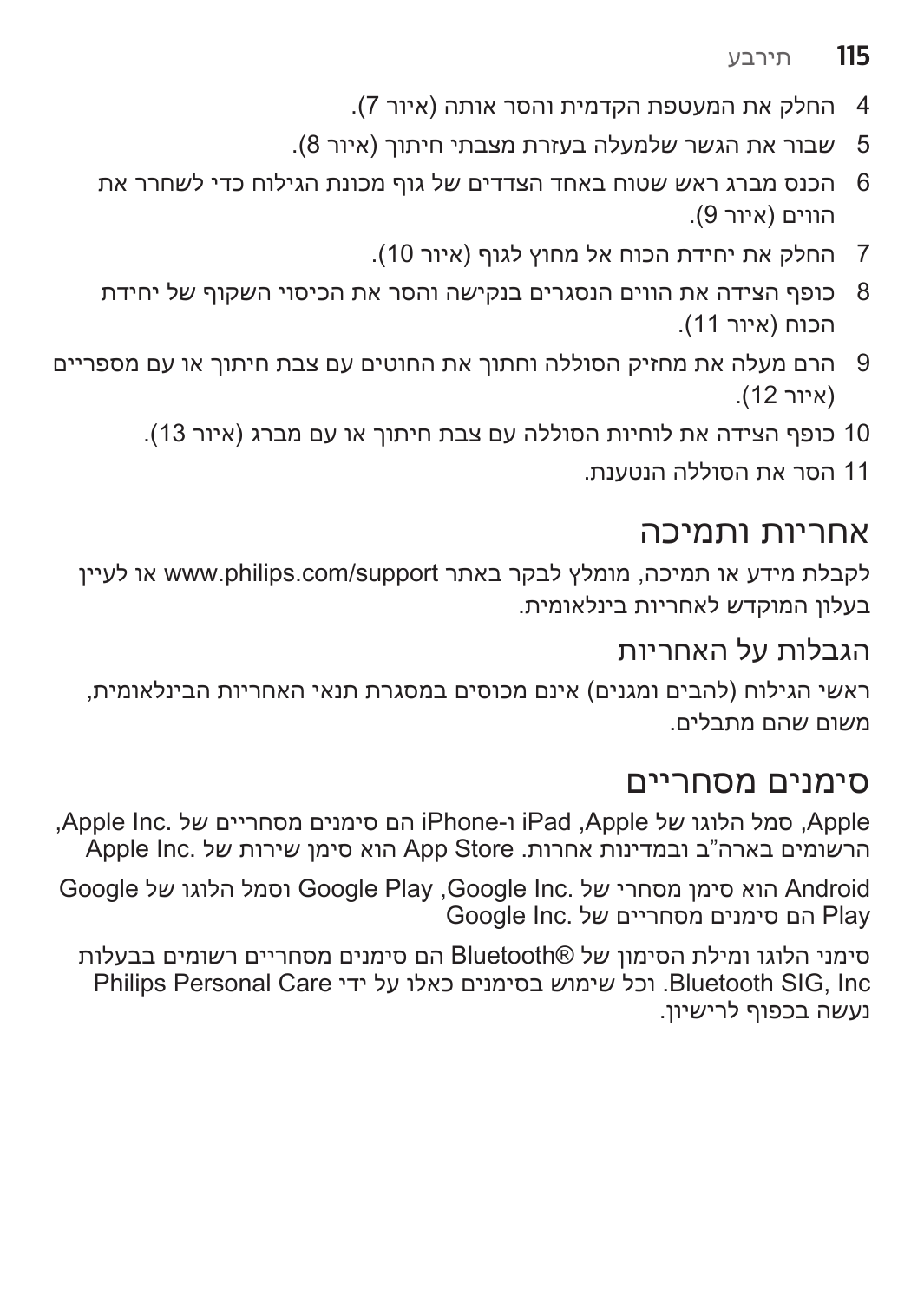4. החלק את המעטפת הקדמית והסר אותה (איור 7).
5. שבור את הגשר שלמעלה בעזרת מצבתי חיתוך (איור 8).
6. הכנס מברג ראש שטוח באחד הצדדים של גוף מכונת הגילוח כדי לשחרר את הווים (איור 9).
7. החלק את יחידת הכוח אל מחוץ לגוף (איור 10).
8. כופף הצידה את הווים הנסגרים בנקישה והסר את הכיסוי השקוף של יחידת הכוח (איור 11).
9. הרם מעלה את מחזיק הסוללה וחתוך את החוטים עם צבת חיתוך או עם מספריים (איור 12).
10. כופף הצידה את לוחיות הסוללה עם צבת חיתוך או עם מברג (איור 13).
11. הסר את הסוללה הנטענת.

## אחריות ותמיכה

לקבלת מידע או תמיכה, מומלץ לבקר באתר www.philips.com/support או לעיין בעלון המוקדש לאחריות בינלאומית.

### הגבלות על האחריות

ראשי הגילוח (להבים ומגנים) אינם מכוסים במסגרת תנאי האחריות הבינלאומית, משום שהם מתבלים.

## סימנים מסחריים

Apple, סמל הלוגו של Apple, iPad ו-iPhone הם סימנים מסחריים של .Apple Inc, הרשומים בארה"ב ובמדינות אחרות. App Store הוא סימן שירות של .Apple Inc

Android הוא סימן מסחרי של .Google Inc, Google Play וסמל הלוגו של Google Play הם סימנים מסחריים של .Google Inc

סימני הלוגו ומילת הסימון של ®Bluetooth הם סימנים מסחריים רשומים בבעלות Bluetooth SIG, Inc. וכל שימוש בסימנים כאלו על ידי Philips Personal Care נעשה בכפוף לרישיון.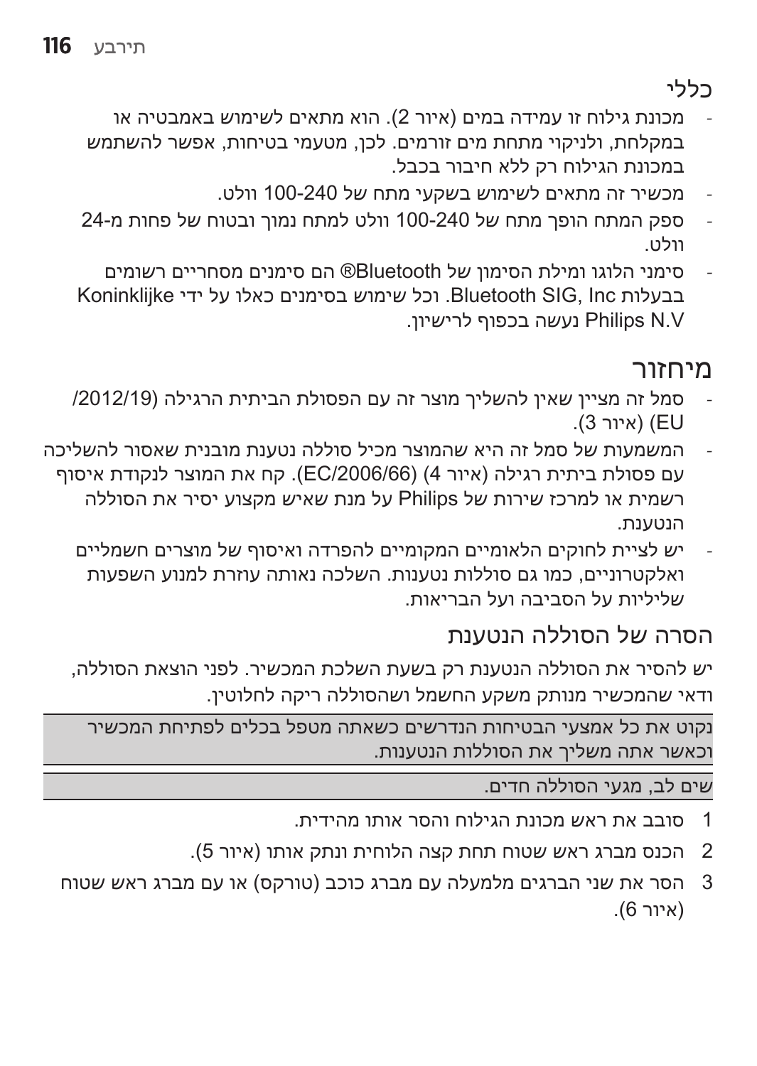## כללי

- מכונת גילוח זו עמידה במים (איור 2). הוא מתאים לשימוש באמבטיה או במקלחת, ולניקוי מתחת מים זורמים. לכן, מטעמי בטיחות, אפשר להשתמש במכונת הגילוח רק ללא חיבור בכבל.
- מכשיר זה מתאים לשימוש בשקעי מתח של 100-240 וולט.
- ספק המתח הופך מתח של 100-240 וולט למתח נמוך ובטוח של פחות מ-24 וולט.
- סימני הלוגו ומילת הסימון של Bluetooth® הם סימנים מסחריים רשומים בבעלות Bluetooth SIG, Inc. וכל שימוש בסימנים כאלו על ידי Koninklijke Philips N.V נעשה בכפוף לרישיון.

## מיחזור

- סמל זה מציין שאין להשליך מוצר זה עם הפסולת הביתית הרגילה (2012/19/EU) (איור 3).
- המשמעות של סמל זה היא שהמוצר מכיל סוללה נטענת מובנית שאסור להשליכה עם פסולת ביתית רגילה (איור 4) (EC/2006/66). קח את המוצר לנקודת איסוף רשמית או למרכז שירות של Philips על מנת שאיש מקצוע יסיר את הסוללה הנטענת.
- יש לציית לחוקים הלאומיים המקומיים להפרדה ואיסוף של מוצרים חשמליים ואלקטרוניים, כמו גם סוללות נטענות. השלכה נאותה עוזרת למנוע השפעות שליליות על הסביבה ועל הבריאות.

### הסרה של הסוללה הנטענת

יש להסיר את הסוללה הנטענת רק בשעת השלכת המכשיר. לפני הוצאת הסוללה, ודאי שהמכשיר מנותק משקע החשמל ושהסוללה ריקה לחלוטין.

נקוט את כל אמצעי הבטיחות הנדרשים כשאתה מטפל בכלים לפתיחת המכשיר וכאשר אתה משליך את הסוללות הנטענות.

שים לב, מגעי הסוללה חדים.

1. סובב את ראש מכונת הגילוח והסר אותו מהידית.
2. הכנס מברג ראש שטוח תחת קצה הלוחית ונתק אותו (איור 5).
3. הסר את שני הברגים מלמעלה עם מברג כוכב (טורקס) או עם מברג ראש שטוח (איור 6).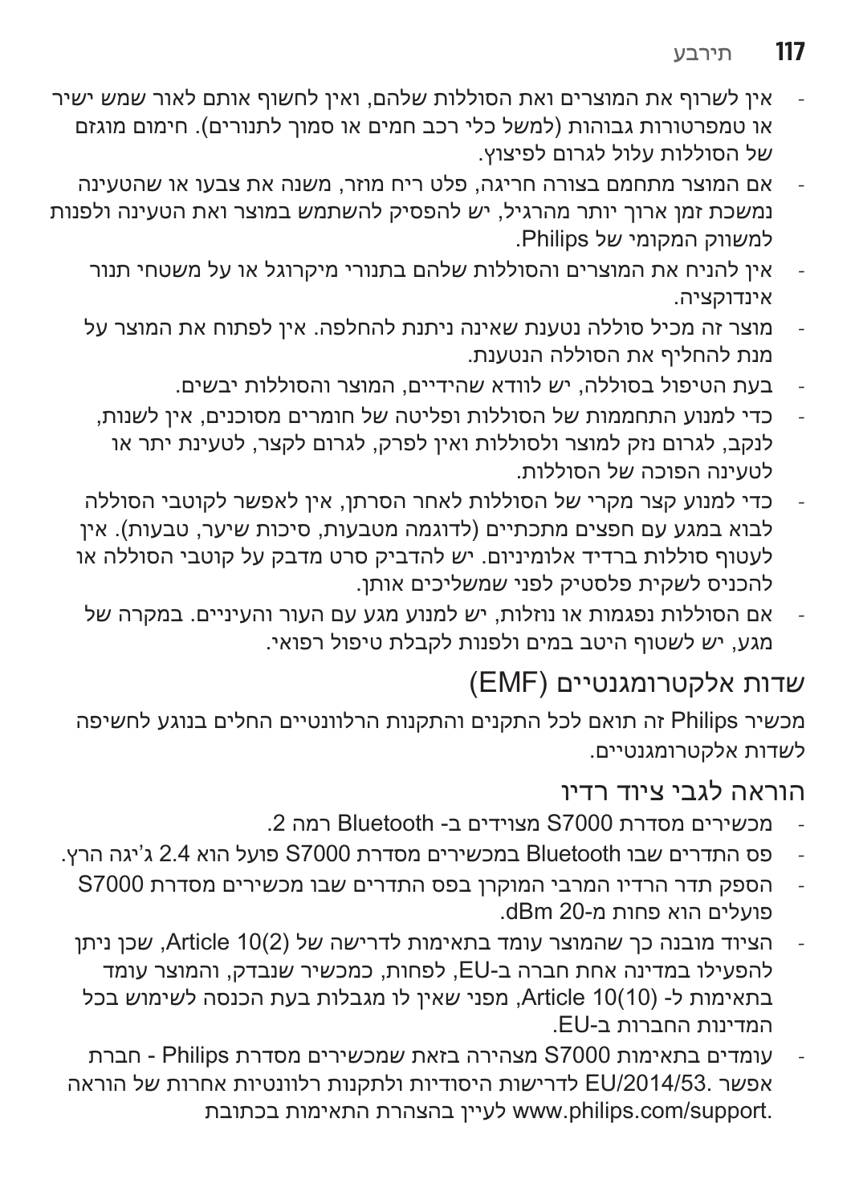- אין לשרוף את המוצרים ואת הסוללות שלהם, ואין לחשוף אותם לאור שמש ישיר או טמפרטורות גבוהות (למשל כלי רכב חמים או סמוך לתנורים). חימום מוגזם של הסוללות עלול לגרום לפיצוץ.
- אם המוצר מתחמם בצורה חריגה, פלט ריח מוזר, משנה את צבעו או שהטעינה נמשכת זמן ארוך יותר מהרגיל, יש להפסיק להשתמש במוצר ואת הטעינה ולפנות למשווק המקומי של Philips.
- אין להניח את המוצרים והסוללות שלהם בתנורי מיקרוגל או על משטחי תנור אינדוקציה.
- מוצר זה מכיל סוללה נטענת שאינה ניתנת להחלפה. אין לפתוח את המוצר על מנת להחליף את הסוללה הנטענת.
- בעת הטיפול בסוללה, יש לוודא שהידיים, המוצר והסוללות יבשים.
- כדי למנוע התחממות של הסוללות ופליטה של חומרים מסוכנים, אין לשנות, לנקב, לגרום נזק למוצר ולסוללות ואין לפרק, לגרום לקצר, לטעינת יתר או לטעינה הפוכה של הסוללות.
- כדי למנוע קצר מקרי של הסוללות לאחר הסרתן, אין לאפשר לקוטבי הסוללה לבוא במגע עם חפצים מתכתיים (לדוגמה מטבעות, סיכות שיער, טבעות). אין לעטוף סוללות ברדיד אלומיניום. יש להדביק סרט מדבק על קוטבי הסוללה או להכניס לשקית פלסטיק לפני שמשליכים אותן.
- אם הסוללות נפגמות או נוזלות, יש למנוע מגע עם העור והעיניים. במקרה של מגע, יש לשטוף היטב במים ולפנות לקבלת טיפול רפואי.

## שדות אלקטרומגנטיים (EMF)

מכשיר Philips זה תואם לכל התקנים והתקנות הרלוונטיים החלים בנוגע לחשיפה לשדות אלקטרומגנטיים.

## הוראה לגבי ציוד רדיו

- מכשירים מסדרת S7000 מצוידים ב- Bluetooth רמה 2.
- פס התדרים שבו Bluetooth במכשירים מסדרת S7000 פועל הוא 2.4 ג'יגה הרץ.
- הספק תדר הרדיו המרבי המוקרן בפס התדרים שבו מכשירים מסדרת S7000 פועלים הוא פחות מ-20 dBm.
- הציוד מובנה כך שהמוצר עומד בתאימות לדרישה של Article 10(2), שכן ניתן להפעילו במדינה אחת חברה ב-EU, לפחות, כמכשיר שנבדק, והמוצר עומד בתאימות ל- Article 10(10), מפני שאין לו מגבלות בעת הכנסה לשימוש בכל המדינות החברות ב-EU.
- עומדים בתאימות S7000 מצהירה בזאת שמכשירים מסדרת Philips - חברת EU/2014/53. לדרישות היסודיות ולתקנות רלוונטיות אחרות של הוראה אפשר www.philips.com/support. לעיין בהצהרת התאימות בכתובת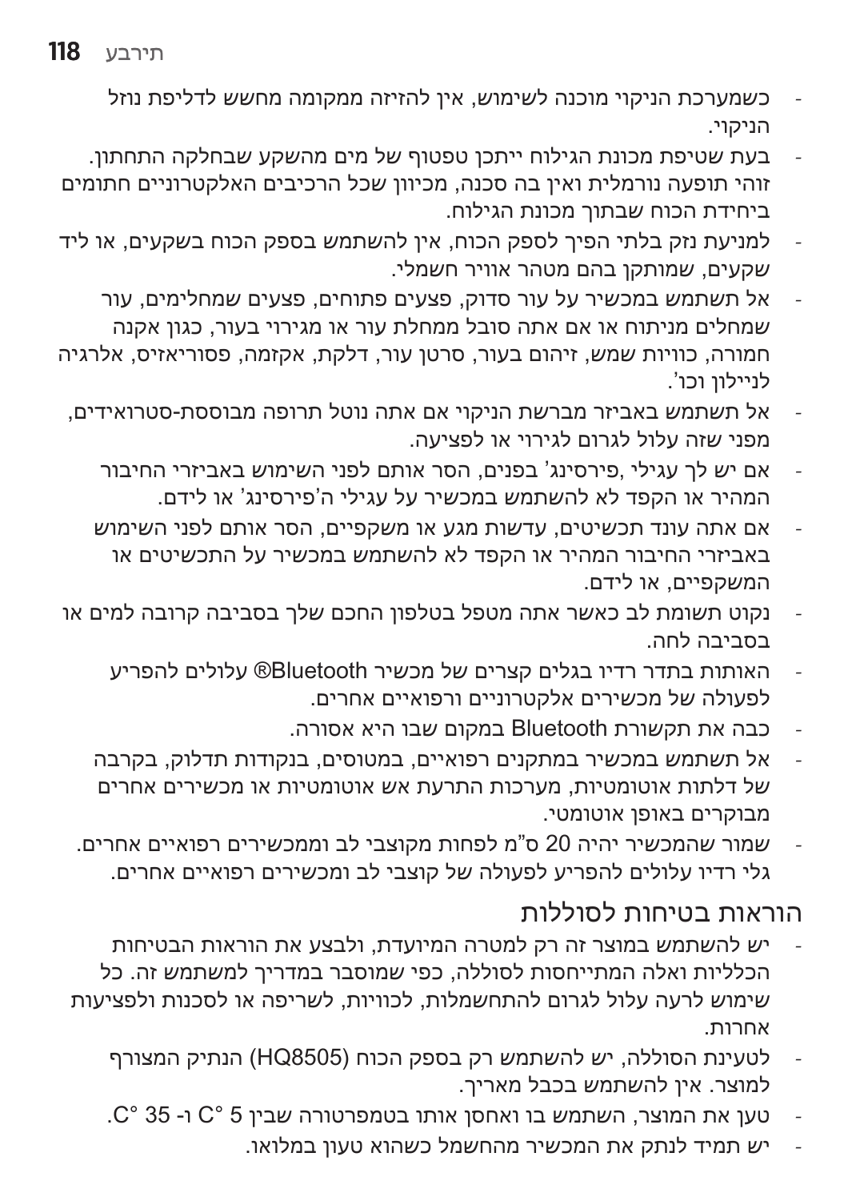- כשמערכת הניקוי מוכנה לשימוש, אין להזיזה ממקומה מחשש לדליפת נוזל הניקוי.
- בעת שטיפת מכונת הגילוח ייתכן טפטוף של מים מהשקע שבחלקה התחתון. זוהי תופעה נורמלית ואין בה סכנה, מכיוון שכל הרכיבים האלקטרוניים חתומים ביחידת הכוח שבתוך מכונת הגילוח.
- למניעת נזק בלתי הפיך לספק הכוח, אין להשתמש בספק הכוח בשקעים, או ליד שקעים, שמותקן בהם מטהר אוויר חשמלי.
- אל תשתמש במכשיר על עור סדוק, פצעים פתוחים, פצעים שמחלימים, עור שמחלים מניתוח או אם אתה סובל ממחלת עור או מגירוי בעור, כגון אקנה חמורה, כוויות שמש, זיהום בעור, סרטן עור, דלקת, אקזמה, פסוריאזיס, אלרגיה לניילון וכו'.
- אל תשתמש באביזר מברשת הניקוי אם אתה נוטל תרופה מבוססת-סטרואידים, מפני שזה עלול לגרום לגירוי או לפציעה.
- אם יש לך עגילי ,פירסינג' בפנים, הסר אותם לפני השימוש באביזרי החיבור המהיר או הקפד לא להשתמש במכשיר על עגילי ה'פירסינג' או לידם.
- אם אתה עונד תכשיטים, עדשות מגע או משקפיים, הסר אותם לפני השימוש באביזרי החיבור המהיר או הקפד לא להשתמש במכשיר על התכשיטים או המשקפיים, או לידם.
- נקוט תשומת לב כאשר אתה מטפל בטלפון החכם שלך בסביבה קרובה למים או בסביבה לחה.
- האותות בתדר רדיו בגלים קצרים של מכשיר Bluetooth® עלולים להפריע לפעולה של מכשירים אלקטרוניים ורפואיים אחרים.
- כבה את תקשורת Bluetooth במקום שבו היא אסורה.
- אל תשתמש במכשיר במתקנים רפואיים, במטוסים, בנקודות תדלוק, בקרבה של דלתות אוטומטיות, מערכות התרעת אש אוטומטיות או מכשירים אחרים מבוקרים באופן אוטומטי.
- שמור שהמכשיר יהיה 20 ס"מ לפחות מקוצבי לב וממכשירים רפואיים אחרים. גלי רדיו עלולים להפריע לפעולה של קוצבי לב ומכשירים רפואיים אחרים.

## הוראות בטיחות לסוללות

- יש להשתמש במוצר זה רק למטרה המיועדת, ולבצע את הוראות הבטיחות הכלליות ואלה המתייחסות לסוללה, כפי שמוסבר במדריך למשתמש זה. כל שימוש לרעה עלול לגרום להתחשמלות, לכוויות, לשריפה או לסכנות ולפציעות אחרות.
- לטעינת הסוללה, יש להשתמש רק בספק הכוח (HQ8505) הנתיק המצורף למוצר. אין להשתמש בכבל מאריך.
- טען את המוצר, השתמש בו ואחסן אותו בטמפרטורה שבין 5 °C ו- 35 °C.
- יש תמיד לנתק את המכשיר מהחשמל כשהוא טעון במלואו.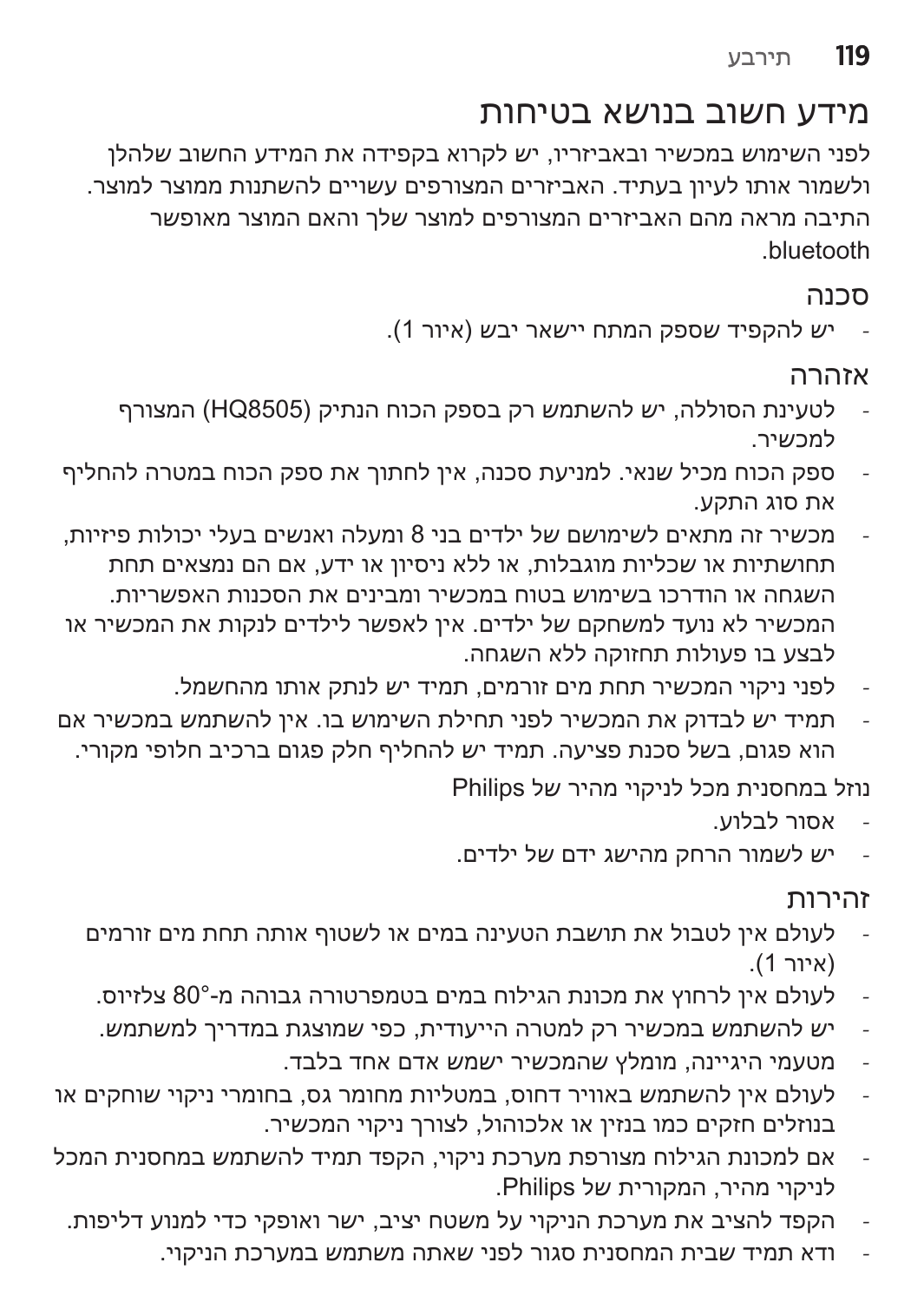# מידע חשוב בנושא בטיחות

לפני השימוש במכשיר ובאביזריו, יש לקרוא בקפידה את המידע החשוב שלהלן ולשמור אותו לעיון בעתיד. האביזרים המצורפים עשויים להשתנות ממוצר למוצר. התיבה מראה מהם האביזרים המצורפים למוצר שלך והאם המוצר מאופשר bluetooth.

## סכנה

- יש להקפיד שספק המתח יישאר יבש (איור 1).

## אזהרה

- לטעינת הסוללה, יש להשתמש רק בספק הכוח הנתיק (HQ8505) המצורף למכשיר.
- ספק הכוח מכיל שנאי. למניעת סכנה, אין לחתוך את ספק הכוח במטרה להחליף את סוג התקע.
- מכשיר זה מתאים לשימושם של ילדים בני 8 ומעלה ואנשים בעלי יכולות פיזיות, תחושתיות או שכליות מוגבלות, או ללא ניסיון או ידע, אם הם נמצאים תחת השגחה או הודרכו בשימוש בטוח במכשיר ומבינים את הסכנות האפשריות. המכשיר לא נועד למשחקם של ילדים. אין לאפשר לילדים לנקות את המכשיר או לבצע בו פעולות תחזוקה ללא השגחה.
- לפני ניקוי המכשיר תחת מים זורמים, תמיד יש לנתק אותו מהחשמל.
- תמיד יש לבדוק את המכשיר לפני תחילת השימוש בו. אין להשתמש במכשיר אם הוא פגום, בשל סכנת פציעה. תמיד יש להחליף חלק פגום ברכיב חלופי מקורי.

נוזל במחסנית מכל לניקוי מהיר של Philips

- אסור לבלוע.
- יש לשמור הרחק מהישג ידם של ילדים.

## זהירות

- לעולם אין לטבול את תושבת הטעינה במים או לשטוף אותה תחת מים זורמים (איור 1).
- לעולם אין לרחוץ את מכונת הגילוח במים בטמפרטורה גבוהה מ-80° צלזיוס.
- יש להשתמש במכשיר רק למטרה הייעודית, כפי שמוצגת במדריך למשתמש.
- מטעמי היגיינה, מומלץ שהמכשיר ישמש אדם אחד בלבד.
- לעולם אין להשתמש באוויר דחוס, במטליות מחומר גס, בחומרי ניקוי שוחקים או בנוזלים חזקים כמו בנזין או אלכוהול, לצורך ניקוי המכשיר.
- אם למכונת הגילוח מצורפת מערכת ניקוי, הקפד תמיד להשתמש במחסנית המכל לניקוי מהיר, המקורית של Philips.
- הקפד להציב את מערכת הניקוי על משטח יציב, ישר ואופקי כדי למנוע דליפות.
- ודא תמיד שבית המחסנית סגור לפני שאתה משתמש במערכת הניקוי.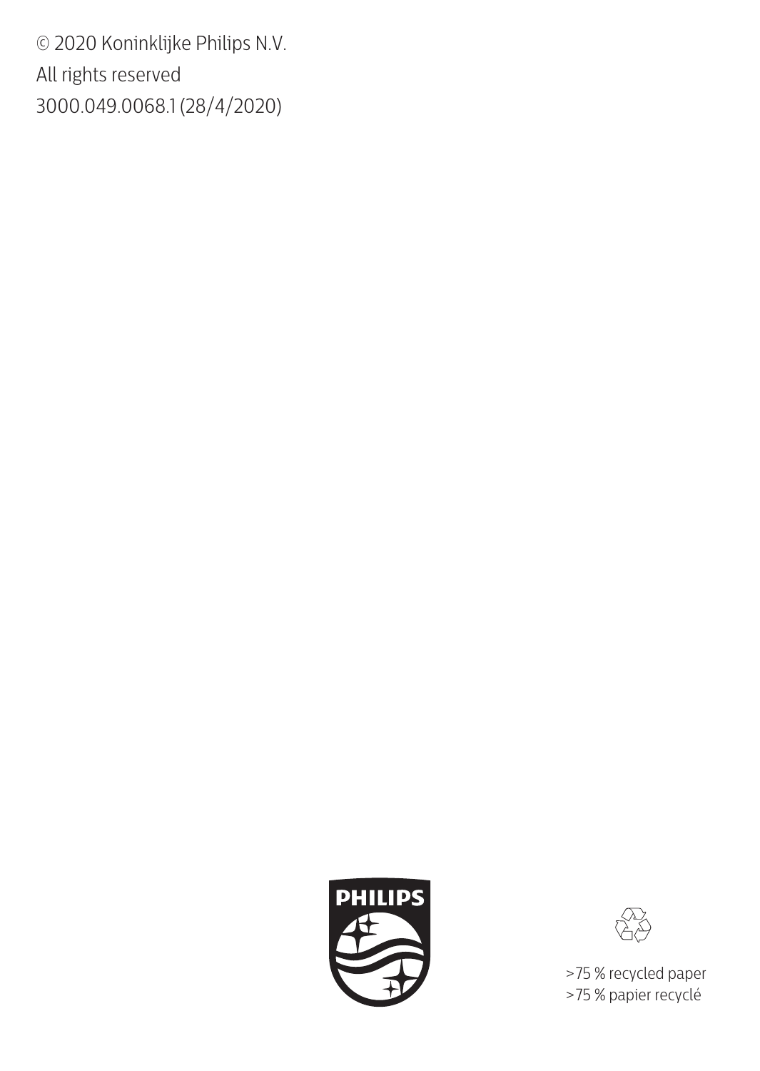© 2020 Koninklijke Philips N.V.

All rights reserved

3000.049.0068.1 (28/4/2020)

>75 % recycled paper

>75 % papier recyclé